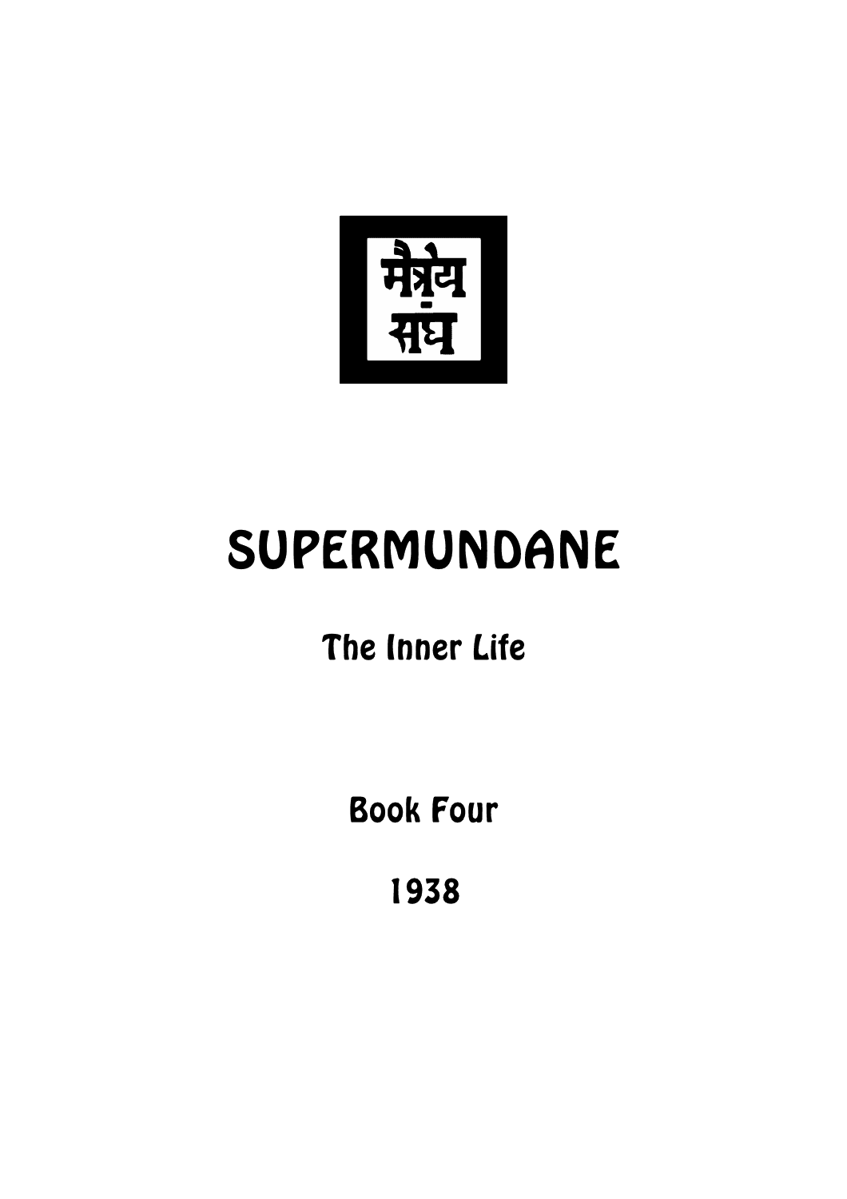मैत्रेय
संघ

# SUPERMUNDANE

## The Inner Life

Book Four

1938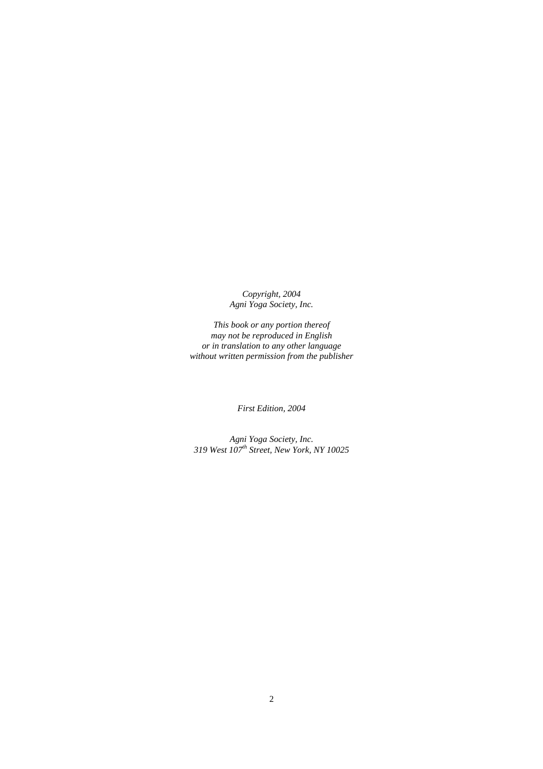*Copyright, 2004*
*Agni Yoga Society, Inc.*

*This book or any portion thereof*
*may not be reproduced in English*
*or in translation to any other language*
*without written permission from the publisher*

*First Edition, 2004*

*Agni Yoga Society, Inc.*
*319 West 107th Street, New York, NY 10025*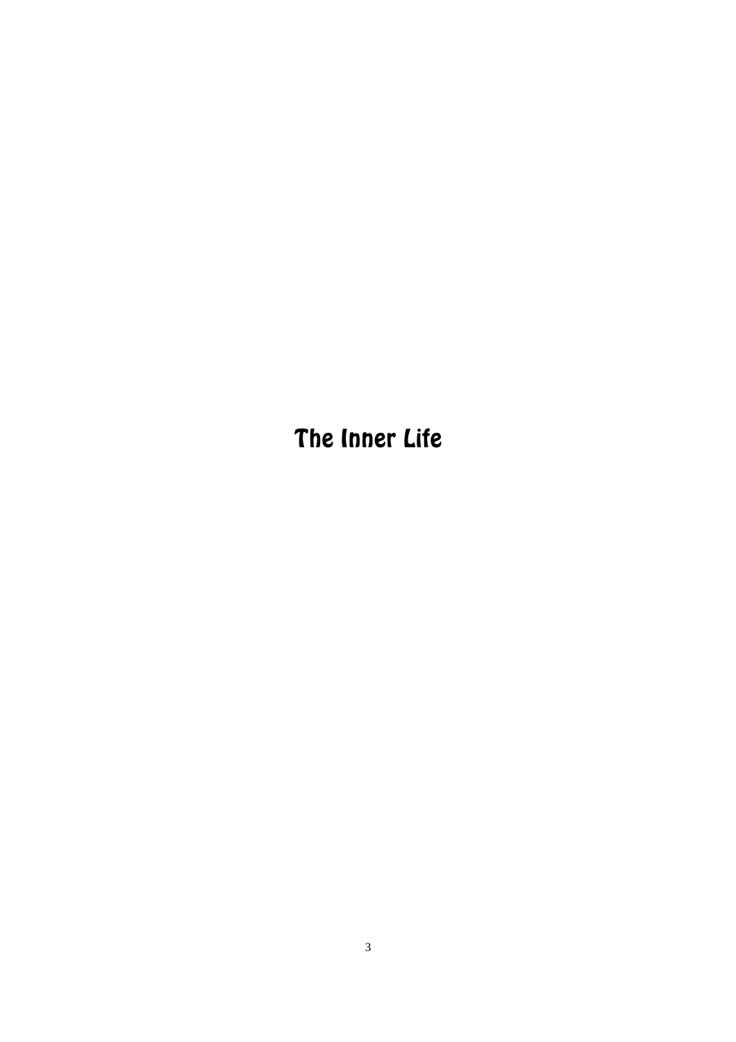# The Inner Life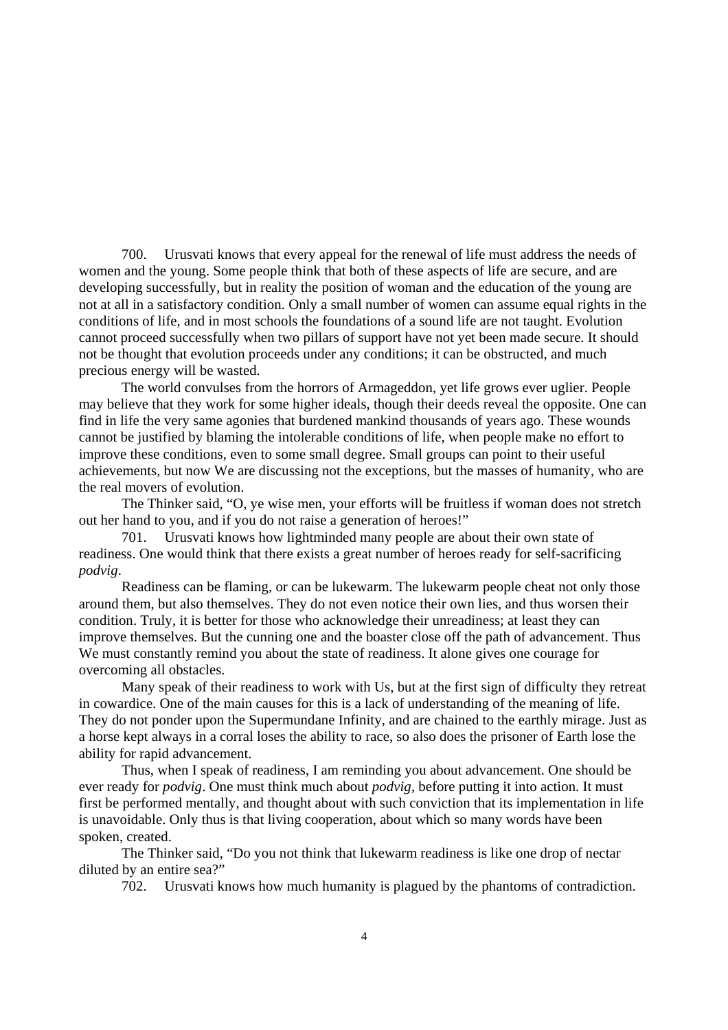700. Urusvati knows that every appeal for the renewal of life must address the needs of women and the young. Some people think that both of these aspects of life are secure, and are developing successfully, but in reality the position of woman and the education of the young are not at all in a satisfactory condition. Only a small number of women can assume equal rights in the conditions of life, and in most schools the foundations of a sound life are not taught. Evolution cannot proceed successfully when two pillars of support have not yet been made secure. It should not be thought that evolution proceeds under any conditions; it can be obstructed, and much precious energy will be wasted.

The world convulses from the horrors of Armageddon, yet life grows ever uglier. People may believe that they work for some higher ideals, though their deeds reveal the opposite. One can find in life the very same agonies that burdened mankind thousands of years ago. These wounds cannot be justified by blaming the intolerable conditions of life, when people make no effort to improve these conditions, even to some small degree. Small groups can point to their useful achievements, but now We are discussing not the exceptions, but the masses of humanity, who are the real movers of evolution.

The Thinker said, "O, ye wise men, your efforts will be fruitless if woman does not stretch out her hand to you, and if you do not raise a generation of heroes!"

701. Urusvati knows how lightminded many people are about their own state of readiness. One would think that there exists a great number of heroes ready for self-sacrificing *podvig*.

Readiness can be flaming, or can be lukewarm. The lukewarm people cheat not only those around them, but also themselves. They do not even notice their own lies, and thus worsen their condition. Truly, it is better for those who acknowledge their unreadiness; at least they can improve themselves. But the cunning one and the boaster close off the path of advancement. Thus We must constantly remind you about the state of readiness. It alone gives one courage for overcoming all obstacles.

Many speak of their readiness to work with Us, but at the first sign of difficulty they retreat in cowardice. One of the main causes for this is a lack of understanding of the meaning of life. They do not ponder upon the Supermundane Infinity, and are chained to the earthly mirage. Just as a horse kept always in a corral loses the ability to race, so also does the prisoner of Earth lose the ability for rapid advancement.

Thus, when I speak of readiness, I am reminding you about advancement. One should be ever ready for *podvig*. One must think much about *podvig*, before putting it into action. It must first be performed mentally, and thought about with such conviction that its implementation in life is unavoidable. Only thus is that living cooperation, about which so many words have been spoken, created.

The Thinker said, "Do you not think that lukewarm readiness is like one drop of nectar diluted by an entire sea?"

702. Urusvati knows how much humanity is plagued by the phantoms of contradiction.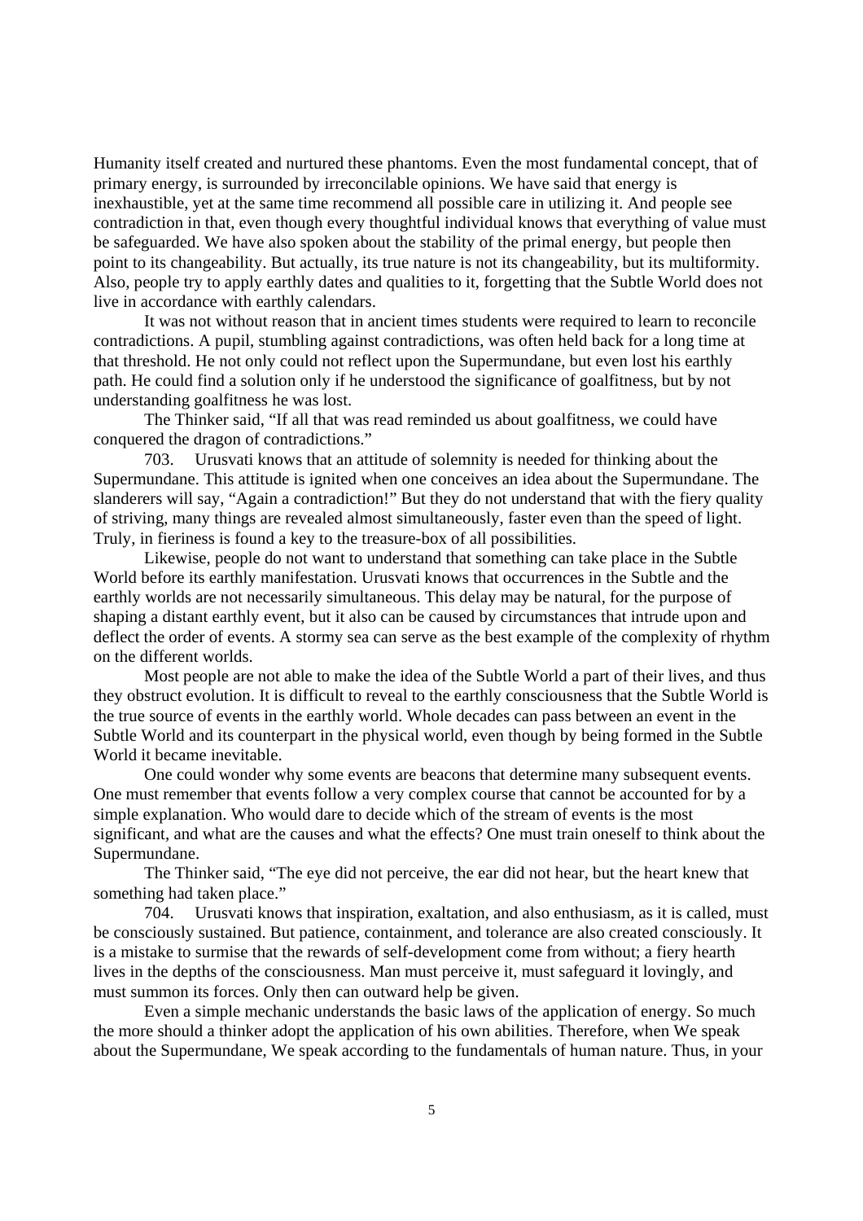Humanity itself created and nurtured these phantoms. Even the most fundamental concept, that of primary energy, is surrounded by irreconcilable opinions. We have said that energy is inexhaustible, yet at the same time recommend all possible care in utilizing it. And people see contradiction in that, even though every thoughtful individual knows that everything of value must be safeguarded. We have also spoken about the stability of the primal energy, but people then point to its changeability. But actually, its true nature is not its changeability, but its multiformity. Also, people try to apply earthly dates and qualities to it, forgetting that the Subtle World does not live in accordance with earthly calendars.

It was not without reason that in ancient times students were required to learn to reconcile contradictions. A pupil, stumbling against contradictions, was often held back for a long time at that threshold. He not only could not reflect upon the Supermundane, but even lost his earthly path. He could find a solution only if he understood the significance of goalfitness, but by not understanding goalfitness he was lost.

The Thinker said, "If all that was read reminded us about goalfitness, we could have conquered the dragon of contradictions."

703. Urusvati knows that an attitude of solemnity is needed for thinking about the Supermundane. This attitude is ignited when one conceives an idea about the Supermundane. The slanderers will say, "Again a contradiction!" But they do not understand that with the fiery quality of striving, many things are revealed almost simultaneously, faster even than the speed of light. Truly, in fieriness is found a key to the treasure-box of all possibilities.

Likewise, people do not want to understand that something can take place in the Subtle World before its earthly manifestation. Urusvati knows that occurrences in the Subtle and the earthly worlds are not necessarily simultaneous. This delay may be natural, for the purpose of shaping a distant earthly event, but it also can be caused by circumstances that intrude upon and deflect the order of events. A stormy sea can serve as the best example of the complexity of rhythm on the different worlds.

Most people are not able to make the idea of the Subtle World a part of their lives, and thus they obstruct evolution. It is difficult to reveal to the earthly consciousness that the Subtle World is the true source of events in the earthly world. Whole decades can pass between an event in the Subtle World and its counterpart in the physical world, even though by being formed in the Subtle World it became inevitable.

One could wonder why some events are beacons that determine many subsequent events. One must remember that events follow a very complex course that cannot be accounted for by a simple explanation. Who would dare to decide which of the stream of events is the most significant, and what are the causes and what the effects? One must train oneself to think about the Supermundane.

The Thinker said, "The eye did not perceive, the ear did not hear, but the heart knew that something had taken place."

704. Urusvati knows that inspiration, exaltation, and also enthusiasm, as it is called, must be consciously sustained. But patience, containment, and tolerance are also created consciously. It is a mistake to surmise that the rewards of self-development come from without; a fiery hearth lives in the depths of the consciousness. Man must perceive it, must safeguard it lovingly, and must summon its forces. Only then can outward help be given.

Even a simple mechanic understands the basic laws of the application of energy. So much the more should a thinker adopt the application of his own abilities. Therefore, when We speak about the Supermundane, We speak according to the fundamentals of human nature. Thus, in your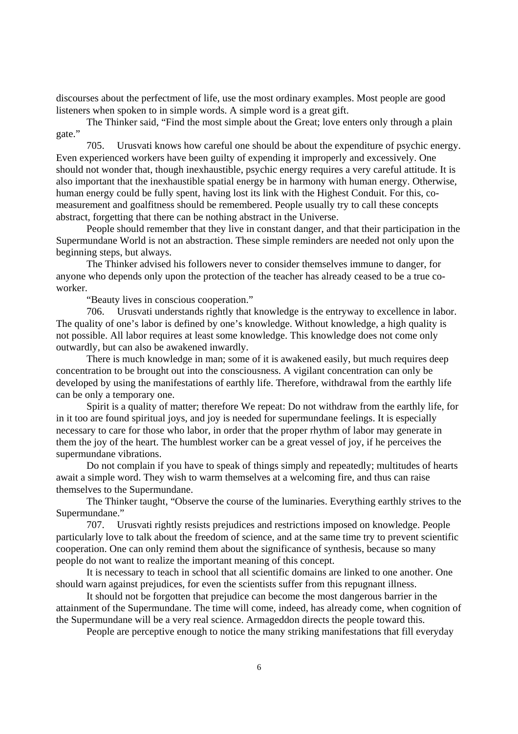discourses about the perfectment of life, use the most ordinary examples. Most people are good listeners when spoken to in simple words. A simple word is a great gift.

The Thinker said, "Find the most simple about the Great; love enters only through a plain gate."

705. Urusvati knows how careful one should be about the expenditure of psychic energy. Even experienced workers have been guilty of expending it improperly and excessively. One should not wonder that, though inexhaustible, psychic energy requires a very careful attitude. It is also important that the inexhaustible spatial energy be in harmony with human energy. Otherwise, human energy could be fully spent, having lost its link with the Highest Conduit. For this, co-measurement and goalfitness should be remembered. People usually try to call these concepts abstract, forgetting that there can be nothing abstract in the Universe.

People should remember that they live in constant danger, and that their participation in the Supermundane World is not an abstraction. These simple reminders are needed not only upon the beginning steps, but always.

The Thinker advised his followers never to consider themselves immune to danger, for anyone who depends only upon the protection of the teacher has already ceased to be a true co-worker.

"Beauty lives in conscious cooperation."

706. Urusvati understands rightly that knowledge is the entryway to excellence in labor. The quality of one's labor is defined by one's knowledge. Without knowledge, a high quality is not possible. All labor requires at least some knowledge. This knowledge does not come only outwardly, but can also be awakened inwardly.

There is much knowledge in man; some of it is awakened easily, but much requires deep concentration to be brought out into the consciousness. A vigilant concentration can only be developed by using the manifestations of earthly life. Therefore, withdrawal from the earthly life can be only a temporary one.

Spirit is a quality of matter; therefore We repeat: Do not withdraw from the earthly life, for in it too are found spiritual joys, and joy is needed for supermundane feelings. It is especially necessary to care for those who labor, in order that the proper rhythm of labor may generate in them the joy of the heart. The humblest worker can be a great vessel of joy, if he perceives the supermundane vibrations.

Do not complain if you have to speak of things simply and repeatedly; multitudes of hearts await a simple word. They wish to warm themselves at a welcoming fire, and thus can raise themselves to the Supermundane.

The Thinker taught, "Observe the course of the luminaries. Everything earthly strives to the Supermundane."

707. Urusvati rightly resists prejudices and restrictions imposed on knowledge. People particularly love to talk about the freedom of science, and at the same time try to prevent scientific cooperation. One can only remind them about the significance of synthesis, because so many people do not want to realize the important meaning of this concept.

It is necessary to teach in school that all scientific domains are linked to one another. One should warn against prejudices, for even the scientists suffer from this repugnant illness.

It should not be forgotten that prejudice can become the most dangerous barrier in the attainment of the Supermundane. The time will come, indeed, has already come, when cognition of the Supermundane will be a very real science. Armageddon directs the people toward this.

People are perceptive enough to notice the many striking manifestations that fill everyday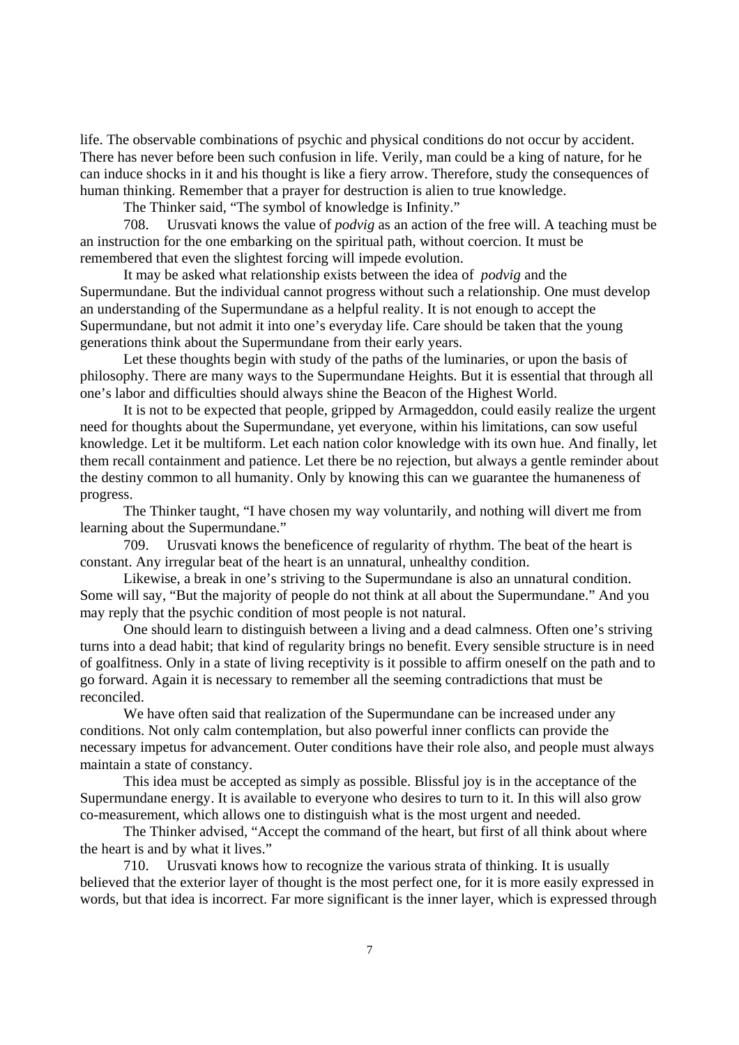life. The observable combinations of psychic and physical conditions do not occur by accident. There has never before been such confusion in life. Verily, man could be a king of nature, for he can induce shocks in it and his thought is like a fiery arrow. Therefore, study the consequences of human thinking. Remember that a prayer for destruction is alien to true knowledge.

The Thinker said, "The symbol of knowledge is Infinity."

708. Urusvati knows the value of *podvig* as an action of the free will. A teaching must be an instruction for the one embarking on the spiritual path, without coercion. It must be remembered that even the slightest forcing will impede evolution.

It may be asked what relationship exists between the idea of *podvig* and the Supermundane. But the individual cannot progress without such a relationship. One must develop an understanding of the Supermundane as a helpful reality. It is not enough to accept the Supermundane, but not admit it into one's everyday life. Care should be taken that the young generations think about the Supermundane from their early years.

Let these thoughts begin with study of the paths of the luminaries, or upon the basis of philosophy. There are many ways to the Supermundane Heights. But it is essential that through all one's labor and difficulties should always shine the Beacon of the Highest World.

It is not to be expected that people, gripped by Armageddon, could easily realize the urgent need for thoughts about the Supermundane, yet everyone, within his limitations, can sow useful knowledge. Let it be multiform. Let each nation color knowledge with its own hue. And finally, let them recall containment and patience. Let there be no rejection, but always a gentle reminder about the destiny common to all humanity. Only by knowing this can we guarantee the humaneness of progress.

The Thinker taught, "I have chosen my way voluntarily, and nothing will divert me from learning about the Supermundane."

709. Urusvati knows the beneficence of regularity of rhythm. The beat of the heart is constant. Any irregular beat of the heart is an unnatural, unhealthy condition.

Likewise, a break in one's striving to the Supermundane is also an unnatural condition. Some will say, "But the majority of people do not think at all about the Supermundane." And you may reply that the psychic condition of most people is not natural.

One should learn to distinguish between a living and a dead calmness. Often one's striving turns into a dead habit; that kind of regularity brings no benefit. Every sensible structure is in need of goalfitness. Only in a state of living receptivity is it possible to affirm oneself on the path and to go forward. Again it is necessary to remember all the seeming contradictions that must be reconciled.

We have often said that realization of the Supermundane can be increased under any conditions. Not only calm contemplation, but also powerful inner conflicts can provide the necessary impetus for advancement. Outer conditions have their role also, and people must always maintain a state of constancy.

This idea must be accepted as simply as possible. Blissful joy is in the acceptance of the Supermundane energy. It is available to everyone who desires to turn to it. In this will also grow co-measurement, which allows one to distinguish what is the most urgent and needed.

The Thinker advised, "Accept the command of the heart, but first of all think about where the heart is and by what it lives."

710. Urusvati knows how to recognize the various strata of thinking. It is usually believed that the exterior layer of thought is the most perfect one, for it is more easily expressed in words, but that idea is incorrect. Far more significant is the inner layer, which is expressed through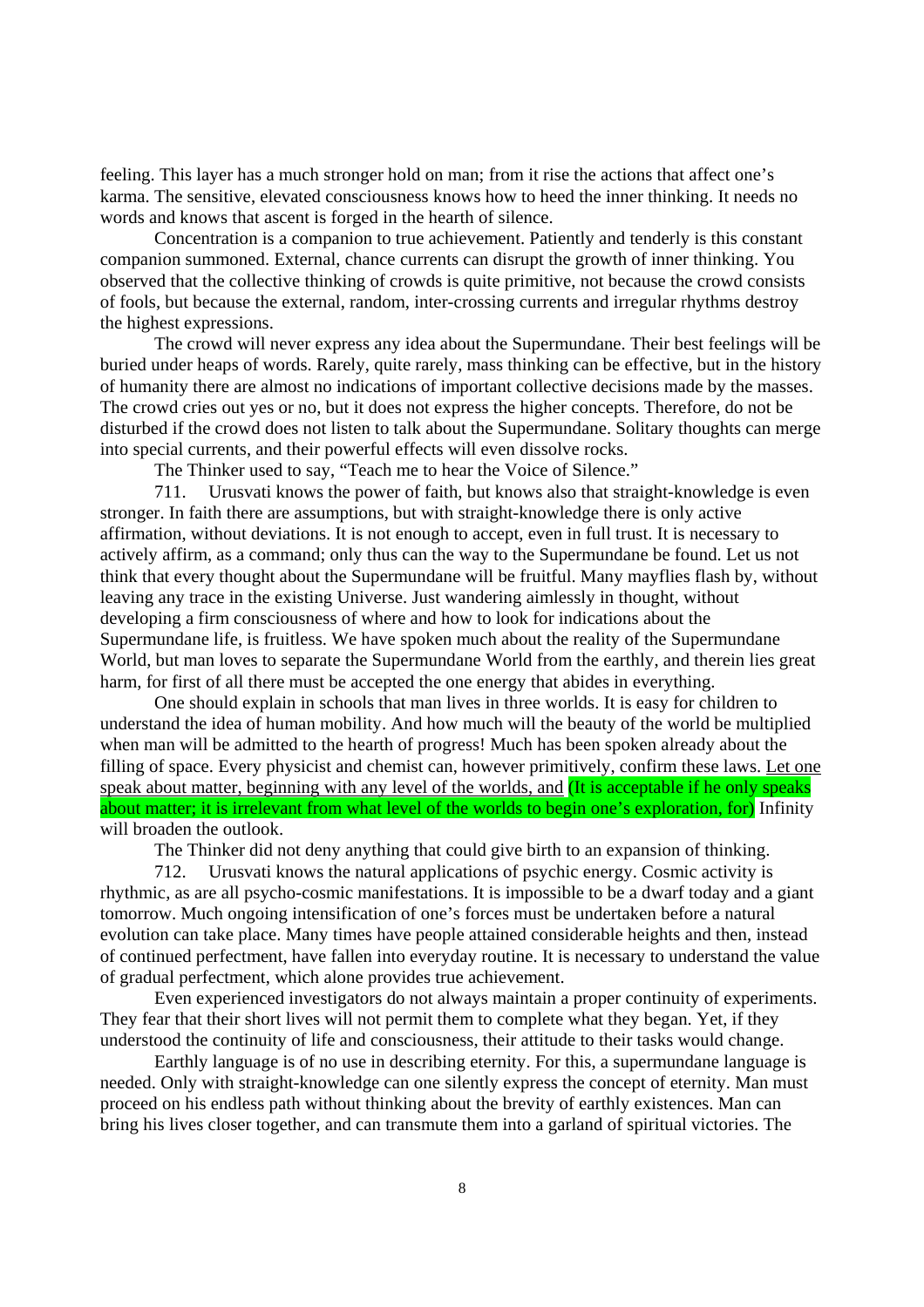feeling. This layer has a much stronger hold on man; from it rise the actions that affect one's karma. The sensitive, elevated consciousness knows how to heed the inner thinking. It needs no words and knows that ascent is forged in the hearth of silence.

Concentration is a companion to true achievement. Patiently and tenderly is this constant companion summoned. External, chance currents can disrupt the growth of inner thinking. You observed that the collective thinking of crowds is quite primitive, not because the crowd consists of fools, but because the external, random, inter-crossing currents and irregular rhythms destroy the highest expressions.

The crowd will never express any idea about the Supermundane. Their best feelings will be buried under heaps of words. Rarely, quite rarely, mass thinking can be effective, but in the history of humanity there are almost no indications of important collective decisions made by the masses. The crowd cries out yes or no, but it does not express the higher concepts. Therefore, do not be disturbed if the crowd does not listen to talk about the Supermundane. Solitary thoughts can merge into special currents, and their powerful effects will even dissolve rocks.

The Thinker used to say, "Teach me to hear the Voice of Silence."

711. Urusvati knows the power of faith, but knows also that straight-knowledge is even stronger. In faith there are assumptions, but with straight-knowledge there is only active affirmation, without deviations. It is not enough to accept, even in full trust. It is necessary to actively affirm, as a command; only thus can the way to the Supermundane be found. Let us not think that every thought about the Supermundane will be fruitful. Many mayflies flash by, without leaving any trace in the existing Universe. Just wandering aimlessly in thought, without developing a firm consciousness of where and how to look for indications about the Supermundane life, is fruitless. We have spoken much about the reality of the Supermundane World, but man loves to separate the Supermundane World from the earthly, and therein lies great harm, for first of all there must be accepted the one energy that abides in everything.

One should explain in schools that man lives in three worlds. It is easy for children to understand the idea of human mobility. And how much will the beauty of the world be multiplied when man will be admitted to the hearth of progress! Much has been spoken already about the filling of space. Every physicist and chemist can, however primitively, confirm these laws. Let one speak about matter, beginning with any level of the worlds, and (It is acceptable if he only speaks about matter; it is irrelevant from what level of the worlds to begin one's exploration, for) Infinity will broaden the outlook.

The Thinker did not deny anything that could give birth to an expansion of thinking.

712. Urusvati knows the natural applications of psychic energy. Cosmic activity is rhythmic, as are all psycho-cosmic manifestations. It is impossible to be a dwarf today and a giant tomorrow. Much ongoing intensification of one's forces must be undertaken before a natural evolution can take place. Many times have people attained considerable heights and then, instead of continued perfectment, have fallen into everyday routine. It is necessary to understand the value of gradual perfectment, which alone provides true achievement.

Even experienced investigators do not always maintain a proper continuity of experiments. They fear that their short lives will not permit them to complete what they began. Yet, if they understood the continuity of life and consciousness, their attitude to their tasks would change.

Earthly language is of no use in describing eternity. For this, a supermundane language is needed. Only with straight-knowledge can one silently express the concept of eternity. Man must proceed on his endless path without thinking about the brevity of earthly existences. Man can bring his lives closer together, and can transmute them into a garland of spiritual victories. The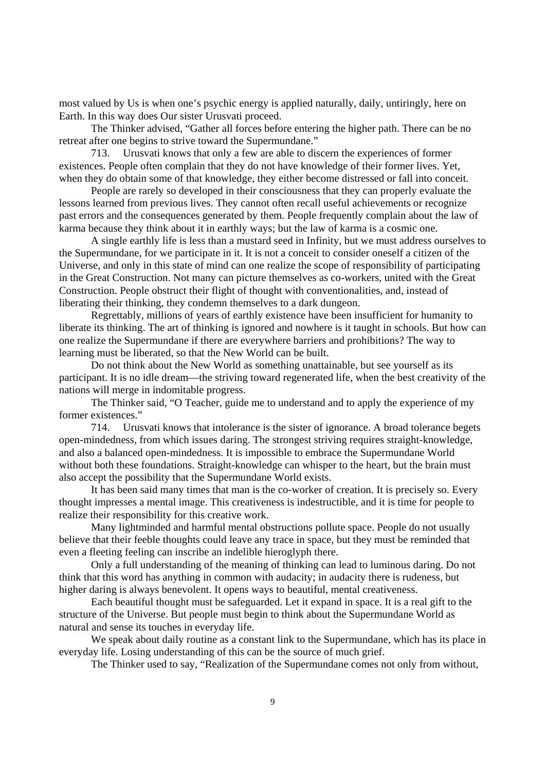most valued by Us is when one's psychic energy is applied naturally, daily, untiringly, here on Earth. In this way does Our sister Urusvati proceed.

The Thinker advised, "Gather all forces before entering the higher path. There can be no retreat after one begins to strive toward the Supermundane."

713. Urusvati knows that only a few are able to discern the experiences of former existences. People often complain that they do not have knowledge of their former lives. Yet, when they do obtain some of that knowledge, they either become distressed or fall into conceit.

People are rarely so developed in their consciousness that they can properly evaluate the lessons learned from previous lives. They cannot often recall useful achievements or recognize past errors and the consequences generated by them. People frequently complain about the law of karma because they think about it in earthly ways; but the law of karma is a cosmic one.

A single earthly life is less than a mustard seed in Infinity, but we must address ourselves to the Supermundane, for we participate in it. It is not a conceit to consider oneself a citizen of the Universe, and only in this state of mind can one realize the scope of responsibility of participating in the Great Construction. Not many can picture themselves as co-workers, united with the Great Construction. People obstruct their flight of thought with conventionalities, and, instead of liberating their thinking, they condemn themselves to a dark dungeon.

Regrettably, millions of years of earthly existence have been insufficient for humanity to liberate its thinking. The art of thinking is ignored and nowhere is it taught in schools. But how can one realize the Supermundane if there are everywhere barriers and prohibitions? The way to learning must be liberated, so that the New World can be built.

Do not think about the New World as something unattainable, but see yourself as its participant. It is no idle dream—the striving toward regenerated life, when the best creativity of the nations will merge in indomitable progress.

The Thinker said, "O Teacher, guide me to understand and to apply the experience of my former existences."

714. Urusvati knows that intolerance is the sister of ignorance. A broad tolerance begets open-mindedness, from which issues daring. The strongest striving requires straight-knowledge, and also a balanced open-mindedness. It is impossible to embrace the Supermundane World without both these foundations. Straight-knowledge can whisper to the heart, but the brain must also accept the possibility that the Supermundane World exists.

It has been said many times that man is the co-worker of creation. It is precisely so. Every thought impresses a mental image. This creativeness is indestructible, and it is time for people to realize their responsibility for this creative work.

Many lightminded and harmful mental obstructions pollute space. People do not usually believe that their feeble thoughts could leave any trace in space, but they must be reminded that even a fleeting feeling can inscribe an indelible hieroglyph there.

Only a full understanding of the meaning of thinking can lead to luminous daring. Do not think that this word has anything in common with audacity; in audacity there is rudeness, but higher daring is always benevolent. It opens ways to beautiful, mental creativeness.

Each beautiful thought must be safeguarded. Let it expand in space. It is a real gift to the structure of the Universe. But people must begin to think about the Supermundane World as natural and sense its touches in everyday life.

We speak about daily routine as a constant link to the Supermundane, which has its place in everyday life. Losing understanding of this can be the source of much grief.

The Thinker used to say, "Realization of the Supermundane comes not only from without,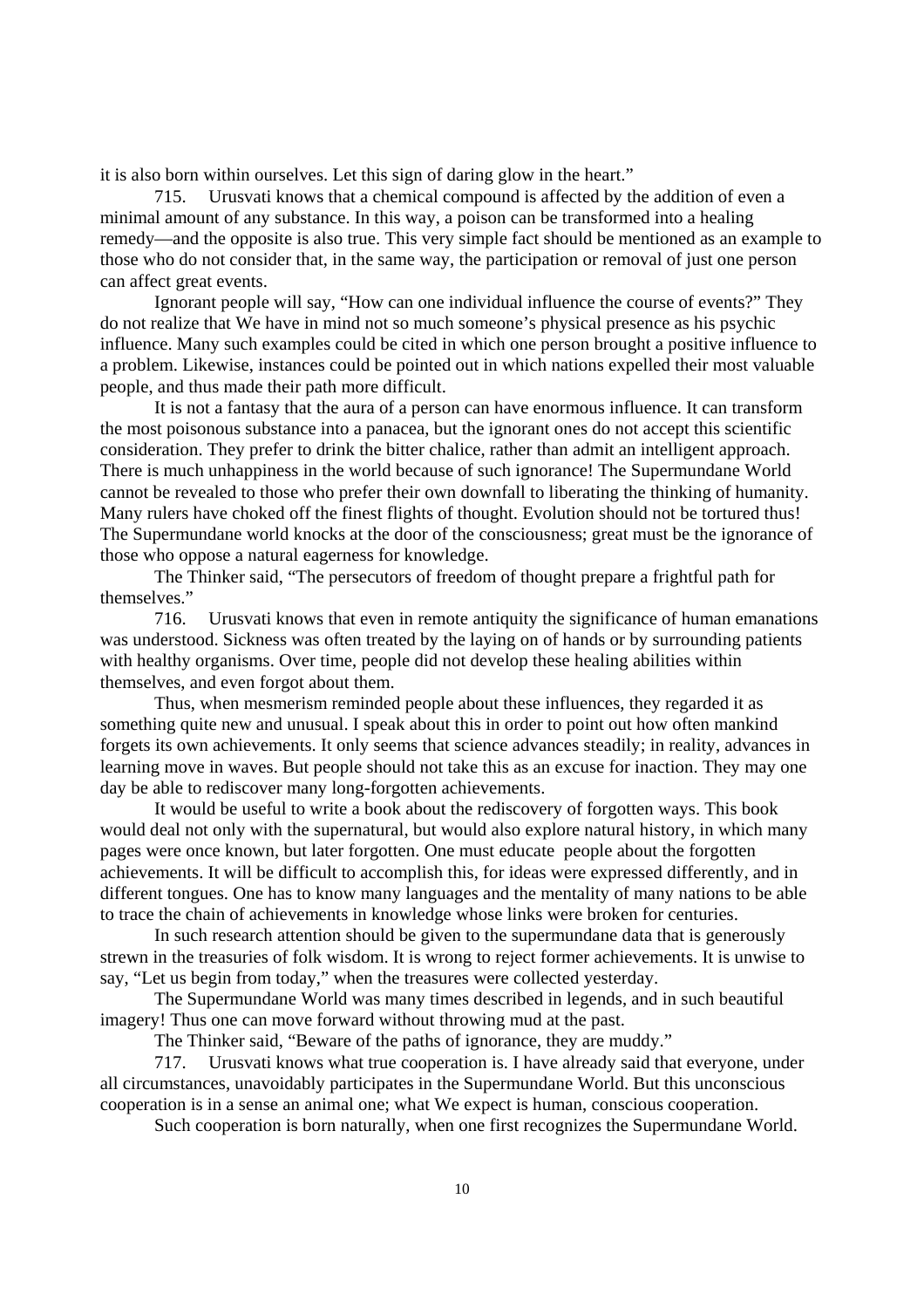it is also born within ourselves. Let this sign of daring glow in the heart."

715. Urusvati knows that a chemical compound is affected by the addition of even a minimal amount of any substance. In this way, a poison can be transformed into a healing remedy—and the opposite is also true. This very simple fact should be mentioned as an example to those who do not consider that, in the same way, the participation or removal of just one person can affect great events.

Ignorant people will say, "How can one individual influence the course of events?" They do not realize that We have in mind not so much someone's physical presence as his psychic influence. Many such examples could be cited in which one person brought a positive influence to a problem. Likewise, instances could be pointed out in which nations expelled their most valuable people, and thus made their path more difficult.

It is not a fantasy that the aura of a person can have enormous influence. It can transform the most poisonous substance into a panacea, but the ignorant ones do not accept this scientific consideration. They prefer to drink the bitter chalice, rather than admit an intelligent approach. There is much unhappiness in the world because of such ignorance! The Supermundane World cannot be revealed to those who prefer their own downfall to liberating the thinking of humanity. Many rulers have choked off the finest flights of thought. Evolution should not be tortured thus! The Supermundane world knocks at the door of the consciousness; great must be the ignorance of those who oppose a natural eagerness for knowledge.

The Thinker said, "The persecutors of freedom of thought prepare a frightful path for themselves."

716. Urusvati knows that even in remote antiquity the significance of human emanations was understood. Sickness was often treated by the laying on of hands or by surrounding patients with healthy organisms. Over time, people did not develop these healing abilities within themselves, and even forgot about them.

Thus, when mesmerism reminded people about these influences, they regarded it as something quite new and unusual. I speak about this in order to point out how often mankind forgets its own achievements. It only seems that science advances steadily; in reality, advances in learning move in waves. But people should not take this as an excuse for inaction. They may one day be able to rediscover many long-forgotten achievements.

It would be useful to write a book about the rediscovery of forgotten ways. This book would deal not only with the supernatural, but would also explore natural history, in which many pages were once known, but later forgotten. One must educate people about the forgotten achievements. It will be difficult to accomplish this, for ideas were expressed differently, and in different tongues. One has to know many languages and the mentality of many nations to be able to trace the chain of achievements in knowledge whose links were broken for centuries.

In such research attention should be given to the supermundane data that is generously strewn in the treasuries of folk wisdom. It is wrong to reject former achievements. It is unwise to say, "Let us begin from today," when the treasures were collected yesterday.

The Supermundane World was many times described in legends, and in such beautiful imagery! Thus one can move forward without throwing mud at the past.

The Thinker said, "Beware of the paths of ignorance, they are muddy."

717. Urusvati knows what true cooperation is. I have already said that everyone, under all circumstances, unavoidably participates in the Supermundane World. But this unconscious cooperation is in a sense an animal one; what We expect is human, conscious cooperation.

Such cooperation is born naturally, when one first recognizes the Supermundane World.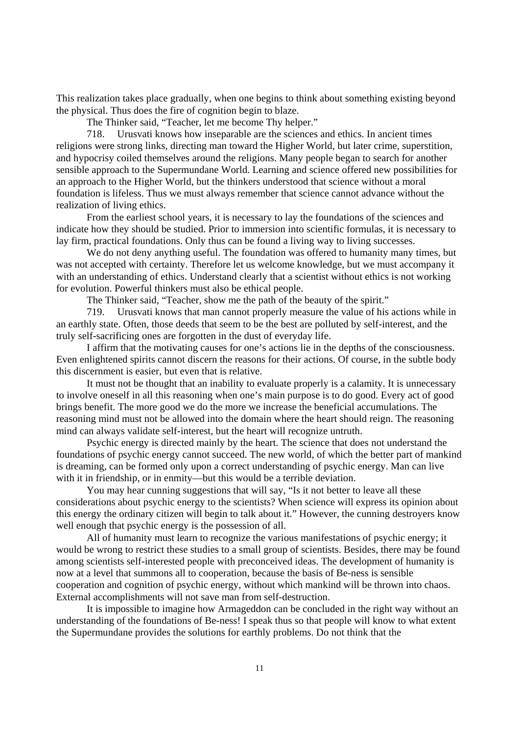This realization takes place gradually, when one begins to think about something existing beyond the physical. Thus does the fire of cognition begin to blaze.

The Thinker said, "Teacher, let me become Thy helper."

718. Urusvati knows how inseparable are the sciences and ethics. In ancient times religions were strong links, directing man toward the Higher World, but later crime, superstition, and hypocrisy coiled themselves around the religions. Many people began to search for another sensible approach to the Supermundane World. Learning and science offered new possibilities for an approach to the Higher World, but the thinkers understood that science without a moral foundation is lifeless. Thus we must always remember that science cannot advance without the realization of living ethics.

From the earliest school years, it is necessary to lay the foundations of the sciences and indicate how they should be studied. Prior to immersion into scientific formulas, it is necessary to lay firm, practical foundations. Only thus can be found a living way to living successes.

We do not deny anything useful. The foundation was offered to humanity many times, but was not accepted with certainty. Therefore let us welcome knowledge, but we must accompany it with an understanding of ethics. Understand clearly that a scientist without ethics is not working for evolution. Powerful thinkers must also be ethical people.

The Thinker said, "Teacher, show me the path of the beauty of the spirit."

719. Urusvati knows that man cannot properly measure the value of his actions while in an earthly state. Often, those deeds that seem to be the best are polluted by self-interest, and the truly self-sacrificing ones are forgotten in the dust of everyday life.

I affirm that the motivating causes for one's actions lie in the depths of the consciousness. Even enlightened spirits cannot discern the reasons for their actions. Of course, in the subtle body this discernment is easier, but even that is relative.

It must not be thought that an inability to evaluate properly is a calamity. It is unnecessary to involve oneself in all this reasoning when one's main purpose is to do good. Every act of good brings benefit. The more good we do the more we increase the beneficial accumulations. The reasoning mind must not be allowed into the domain where the heart should reign. The reasoning mind can always validate self-interest, but the heart will recognize untruth.

Psychic energy is directed mainly by the heart. The science that does not understand the foundations of psychic energy cannot succeed. The new world, of which the better part of mankind is dreaming, can be formed only upon a correct understanding of psychic energy. Man can live with it in friendship, or in enmity—but this would be a terrible deviation.

You may hear cunning suggestions that will say, "Is it not better to leave all these considerations about psychic energy to the scientists? When science will express its opinion about this energy the ordinary citizen will begin to talk about it." However, the cunning destroyers know well enough that psychic energy is the possession of all.

All of humanity must learn to recognize the various manifestations of psychic energy; it would be wrong to restrict these studies to a small group of scientists. Besides, there may be found among scientists self-interested people with preconceived ideas. The development of humanity is now at a level that summons all to cooperation, because the basis of Be-ness is sensible cooperation and cognition of psychic energy, without which mankind will be thrown into chaos. External accomplishments will not save man from self-destruction.

It is impossible to imagine how Armageddon can be concluded in the right way without an understanding of the foundations of Be-ness! I speak thus so that people will know to what extent the Supermundane provides the solutions for earthly problems. Do not think that the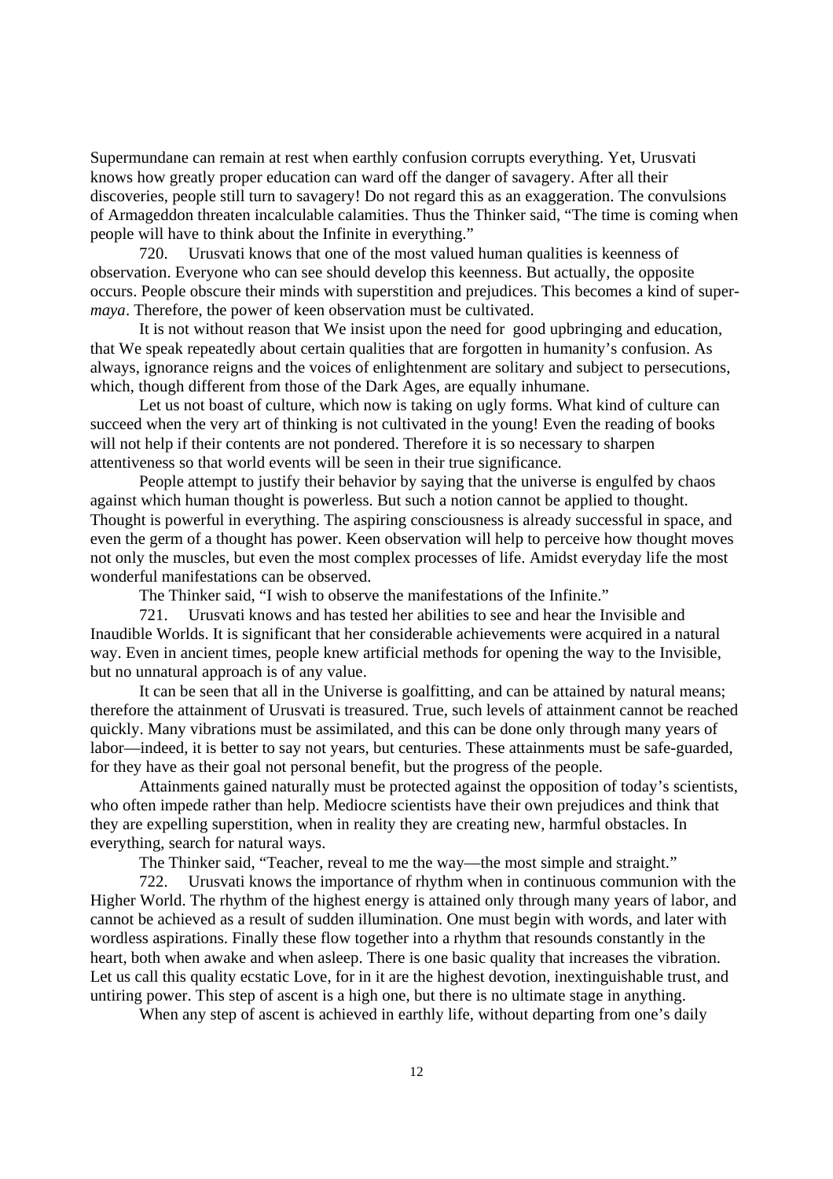Supermundane can remain at rest when earthly confusion corrupts everything. Yet, Urusvati knows how greatly proper education can ward off the danger of savagery. After all their discoveries, people still turn to savagery! Do not regard this as an exaggeration. The convulsions of Armageddon threaten incalculable calamities. Thus the Thinker said, "The time is coming when people will have to think about the Infinite in everything."

720. Urusvati knows that one of the most valued human qualities is keenness of observation. Everyone who can see should develop this keenness. But actually, the opposite occurs. People obscure their minds with superstition and prejudices. This becomes a kind of super-*maya*. Therefore, the power of keen observation must be cultivated.

It is not without reason that We insist upon the need for good upbringing and education, that We speak repeatedly about certain qualities that are forgotten in humanity's confusion. As always, ignorance reigns and the voices of enlightenment are solitary and subject to persecutions, which, though different from those of the Dark Ages, are equally inhumane.

Let us not boast of culture, which now is taking on ugly forms. What kind of culture can succeed when the very art of thinking is not cultivated in the young! Even the reading of books will not help if their contents are not pondered. Therefore it is so necessary to sharpen attentiveness so that world events will be seen in their true significance.

People attempt to justify their behavior by saying that the universe is engulfed by chaos against which human thought is powerless. But such a notion cannot be applied to thought. Thought is powerful in everything. The aspiring consciousness is already successful in space, and even the germ of a thought has power. Keen observation will help to perceive how thought moves not only the muscles, but even the most complex processes of life. Amidst everyday life the most wonderful manifestations can be observed.

The Thinker said, "I wish to observe the manifestations of the Infinite."

721. Urusvati knows and has tested her abilities to see and hear the Invisible and Inaudible Worlds. It is significant that her considerable achievements were acquired in a natural way. Even in ancient times, people knew artificial methods for opening the way to the Invisible, but no unnatural approach is of any value.

It can be seen that all in the Universe is goalfitting, and can be attained by natural means; therefore the attainment of Urusvati is treasured. True, such levels of attainment cannot be reached quickly. Many vibrations must be assimilated, and this can be done only through many years of labor—indeed, it is better to say not years, but centuries. These attainments must be safe-guarded, for they have as their goal not personal benefit, but the progress of the people.

Attainments gained naturally must be protected against the opposition of today's scientists, who often impede rather than help. Mediocre scientists have their own prejudices and think that they are expelling superstition, when in reality they are creating new, harmful obstacles. In everything, search for natural ways.

The Thinker said, "Teacher, reveal to me the way—the most simple and straight."

722. Urusvati knows the importance of rhythm when in continuous communion with the Higher World. The rhythm of the highest energy is attained only through many years of labor, and cannot be achieved as a result of sudden illumination. One must begin with words, and later with wordless aspirations. Finally these flow together into a rhythm that resounds constantly in the heart, both when awake and when asleep. There is one basic quality that increases the vibration. Let us call this quality ecstatic Love, for in it are the highest devotion, inextinguishable trust, and untiring power. This step of ascent is a high one, but there is no ultimate stage in anything.

When any step of ascent is achieved in earthly life, without departing from one's daily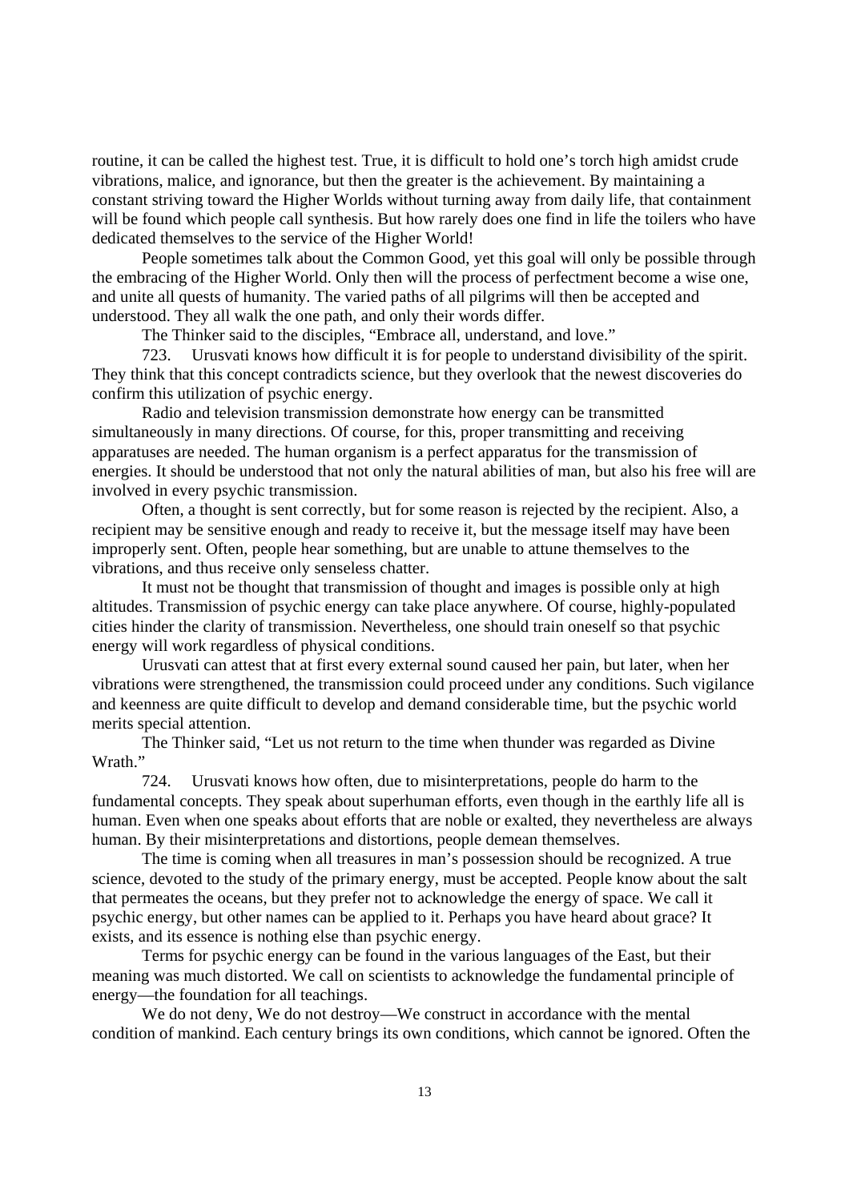routine, it can be called the highest test. True, it is difficult to hold one's torch high amidst crude vibrations, malice, and ignorance, but then the greater is the achievement. By maintaining a constant striving toward the Higher Worlds without turning away from daily life, that containment will be found which people call synthesis. But how rarely does one find in life the toilers who have dedicated themselves to the service of the Higher World!

People sometimes talk about the Common Good, yet this goal will only be possible through the embracing of the Higher World. Only then will the process of perfectment become a wise one, and unite all quests of humanity. The varied paths of all pilgrims will then be accepted and understood. They all walk the one path, and only their words differ.

The Thinker said to the disciples, "Embrace all, understand, and love."

723. Urusvati knows how difficult it is for people to understand divisibility of the spirit. They think that this concept contradicts science, but they overlook that the newest discoveries do confirm this utilization of psychic energy.

Radio and television transmission demonstrate how energy can be transmitted simultaneously in many directions. Of course, for this, proper transmitting and receiving apparatuses are needed. The human organism is a perfect apparatus for the transmission of energies. It should be understood that not only the natural abilities of man, but also his free will are involved in every psychic transmission.

Often, a thought is sent correctly, but for some reason is rejected by the recipient. Also, a recipient may be sensitive enough and ready to receive it, but the message itself may have been improperly sent. Often, people hear something, but are unable to attune themselves to the vibrations, and thus receive only senseless chatter.

It must not be thought that transmission of thought and images is possible only at high altitudes. Transmission of psychic energy can take place anywhere. Of course, highly-populated cities hinder the clarity of transmission. Nevertheless, one should train oneself so that psychic energy will work regardless of physical conditions.

Urusvati can attest that at first every external sound caused her pain, but later, when her vibrations were strengthened, the transmission could proceed under any conditions. Such vigilance and keenness are quite difficult to develop and demand considerable time, but the psychic world merits special attention.

The Thinker said, "Let us not return to the time when thunder was regarded as Divine Wrath."

724. Urusvati knows how often, due to misinterpretations, people do harm to the fundamental concepts. They speak about superhuman efforts, even though in the earthly life all is human. Even when one speaks about efforts that are noble or exalted, they nevertheless are always human. By their misinterpretations and distortions, people demean themselves.

The time is coming when all treasures in man's possession should be recognized. A true science, devoted to the study of the primary energy, must be accepted. People know about the salt that permeates the oceans, but they prefer not to acknowledge the energy of space. We call it psychic energy, but other names can be applied to it. Perhaps you have heard about grace? It exists, and its essence is nothing else than psychic energy.

Terms for psychic energy can be found in the various languages of the East, but their meaning was much distorted. We call on scientists to acknowledge the fundamental principle of energy—the foundation for all teachings.

We do not deny, We do not destroy—We construct in accordance with the mental condition of mankind. Each century brings its own conditions, which cannot be ignored. Often the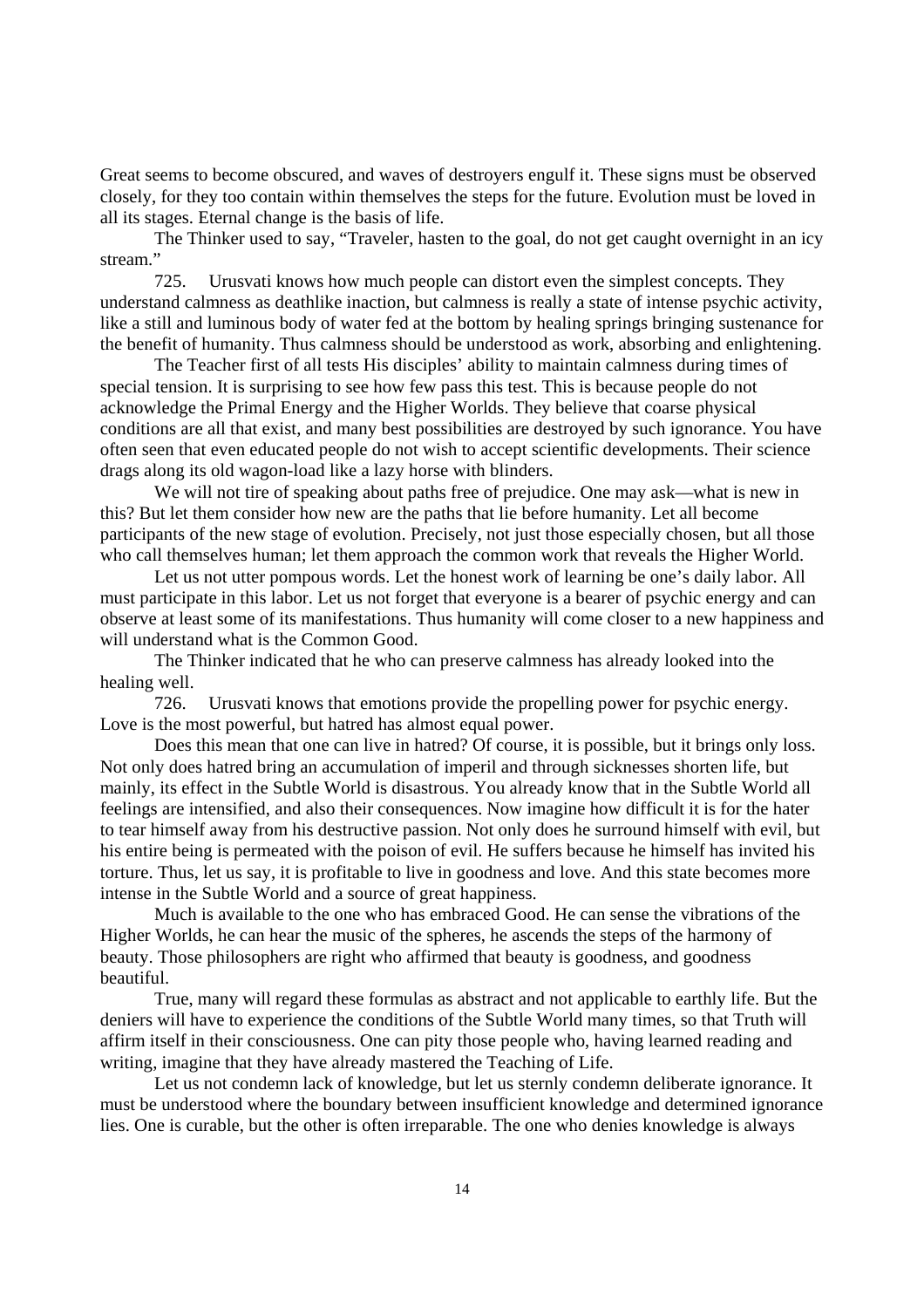Great seems to become obscured, and waves of destroyers engulf it. These signs must be observed closely, for they too contain within themselves the steps for the future. Evolution must be loved in all its stages. Eternal change is the basis of life.

The Thinker used to say, "Traveler, hasten to the goal, do not get caught overnight in an icy stream."

725. Urusvati knows how much people can distort even the simplest concepts. They understand calmness as deathlike inaction, but calmness is really a state of intense psychic activity, like a still and luminous body of water fed at the bottom by healing springs bringing sustenance for the benefit of humanity. Thus calmness should be understood as work, absorbing and enlightening.

The Teacher first of all tests His disciples' ability to maintain calmness during times of special tension. It is surprising to see how few pass this test. This is because people do not acknowledge the Primal Energy and the Higher Worlds. They believe that coarse physical conditions are all that exist, and many best possibilities are destroyed by such ignorance. You have often seen that even educated people do not wish to accept scientific developments. Their science drags along its old wagon-load like a lazy horse with blinders.

We will not tire of speaking about paths free of prejudice. One may ask—what is new in this? But let them consider how new are the paths that lie before humanity. Let all become participants of the new stage of evolution. Precisely, not just those especially chosen, but all those who call themselves human; let them approach the common work that reveals the Higher World.

Let us not utter pompous words. Let the honest work of learning be one's daily labor. All must participate in this labor. Let us not forget that everyone is a bearer of psychic energy and can observe at least some of its manifestations. Thus humanity will come closer to a new happiness and will understand what is the Common Good.

The Thinker indicated that he who can preserve calmness has already looked into the healing well.

726. Urusvati knows that emotions provide the propelling power for psychic energy. Love is the most powerful, but hatred has almost equal power.

Does this mean that one can live in hatred? Of course, it is possible, but it brings only loss. Not only does hatred bring an accumulation of imperil and through sicknesses shorten life, but mainly, its effect in the Subtle World is disastrous. You already know that in the Subtle World all feelings are intensified, and also their consequences. Now imagine how difficult it is for the hater to tear himself away from his destructive passion. Not only does he surround himself with evil, but his entire being is permeated with the poison of evil. He suffers because he himself has invited his torture. Thus, let us say, it is profitable to live in goodness and love. And this state becomes more intense in the Subtle World and a source of great happiness.

Much is available to the one who has embraced Good. He can sense the vibrations of the Higher Worlds, he can hear the music of the spheres, he ascends the steps of the harmony of beauty. Those philosophers are right who affirmed that beauty is goodness, and goodness beautiful.

True, many will regard these formulas as abstract and not applicable to earthly life. But the deniers will have to experience the conditions of the Subtle World many times, so that Truth will affirm itself in their consciousness. One can pity those people who, having learned reading and writing, imagine that they have already mastered the Teaching of Life.

Let us not condemn lack of knowledge, but let us sternly condemn deliberate ignorance. It must be understood where the boundary between insufficient knowledge and determined ignorance lies. One is curable, but the other is often irreparable. The one who denies knowledge is always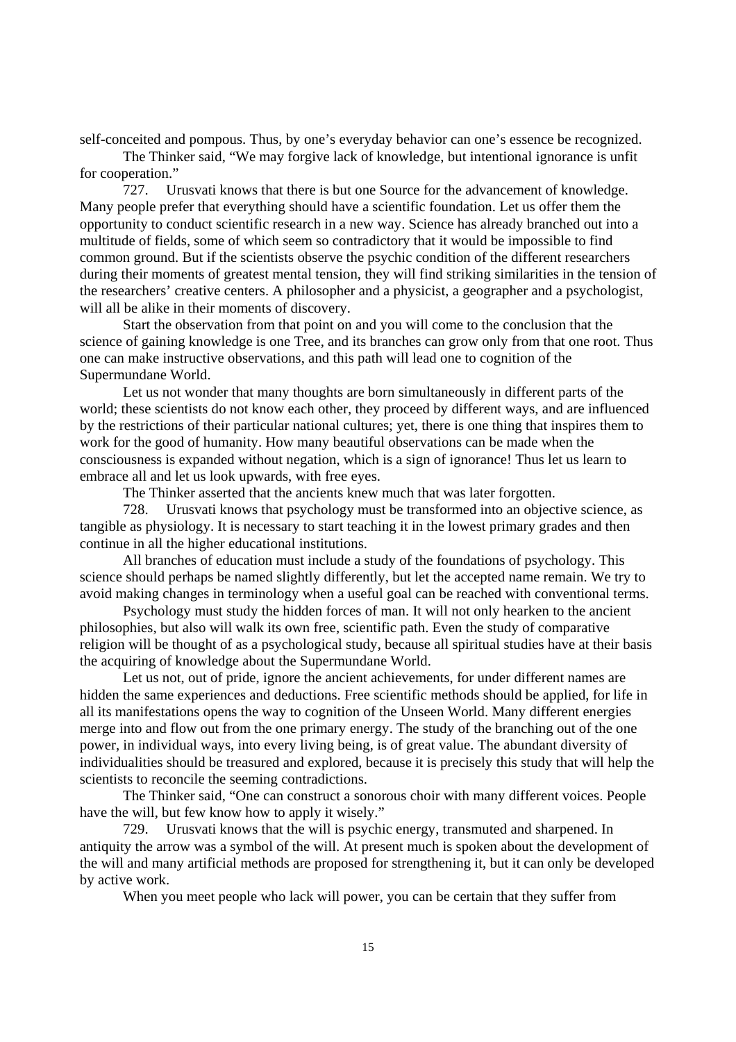self-conceited and pompous. Thus, by one's everyday behavior can one's essence be recognized.

The Thinker said, "We may forgive lack of knowledge, but intentional ignorance is unfit for cooperation."

727. Urusvati knows that there is but one Source for the advancement of knowledge. Many people prefer that everything should have a scientific foundation. Let us offer them the opportunity to conduct scientific research in a new way. Science has already branched out into a multitude of fields, some of which seem so contradictory that it would be impossible to find common ground. But if the scientists observe the psychic condition of the different researchers during their moments of greatest mental tension, they will find striking similarities in the tension of the researchers' creative centers. A philosopher and a physicist, a geographer and a psychologist, will all be alike in their moments of discovery.

Start the observation from that point on and you will come to the conclusion that the science of gaining knowledge is one Tree, and its branches can grow only from that one root. Thus one can make instructive observations, and this path will lead one to cognition of the Supermundane World.

Let us not wonder that many thoughts are born simultaneously in different parts of the world; these scientists do not know each other, they proceed by different ways, and are influenced by the restrictions of their particular national cultures; yet, there is one thing that inspires them to work for the good of humanity. How many beautiful observations can be made when the consciousness is expanded without negation, which is a sign of ignorance! Thus let us learn to embrace all and let us look upwards, with free eyes.

The Thinker asserted that the ancients knew much that was later forgotten.

728. Urusvati knows that psychology must be transformed into an objective science, as tangible as physiology. It is necessary to start teaching it in the lowest primary grades and then continue in all the higher educational institutions.

All branches of education must include a study of the foundations of psychology. This science should perhaps be named slightly differently, but let the accepted name remain. We try to avoid making changes in terminology when a useful goal can be reached with conventional terms.

Psychology must study the hidden forces of man. It will not only hearken to the ancient philosophies, but also will walk its own free, scientific path. Even the study of comparative religion will be thought of as a psychological study, because all spiritual studies have at their basis the acquiring of knowledge about the Supermundane World.

Let us not, out of pride, ignore the ancient achievements, for under different names are hidden the same experiences and deductions. Free scientific methods should be applied, for life in all its manifestations opens the way to cognition of the Unseen World. Many different energies merge into and flow out from the one primary energy. The study of the branching out of the one power, in individual ways, into every living being, is of great value. The abundant diversity of individualities should be treasured and explored, because it is precisely this study that will help the scientists to reconcile the seeming contradictions.

The Thinker said, "One can construct a sonorous choir with many different voices. People have the will, but few know how to apply it wisely."

729. Urusvati knows that the will is psychic energy, transmuted and sharpened. In antiquity the arrow was a symbol of the will. At present much is spoken about the development of the will and many artificial methods are proposed for strengthening it, but it can only be developed by active work.

When you meet people who lack will power, you can be certain that they suffer from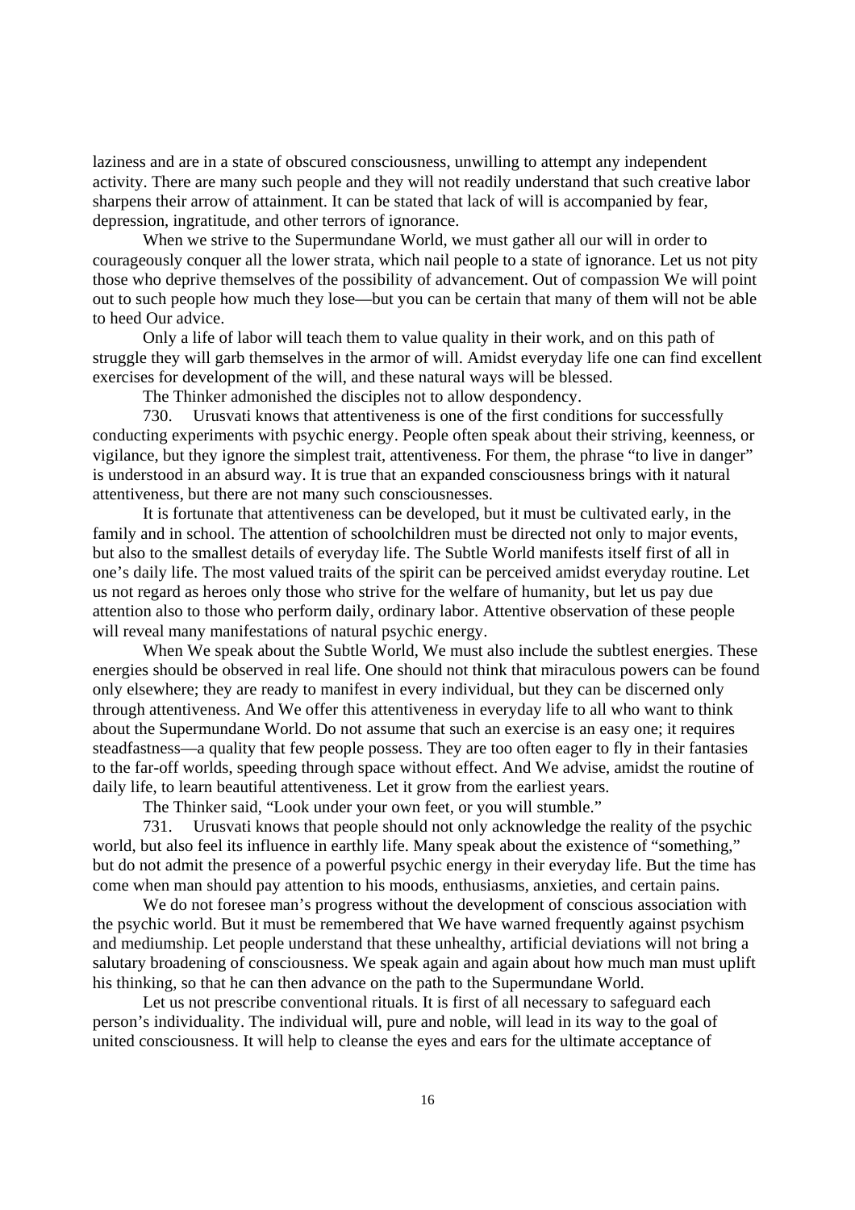laziness and are in a state of obscured consciousness, unwilling to attempt any independent activity. There are many such people and they will not readily understand that such creative labor sharpens their arrow of attainment. It can be stated that lack of will is accompanied by fear, depression, ingratitude, and other terrors of ignorance.

When we strive to the Supermundane World, we must gather all our will in order to courageously conquer all the lower strata, which nail people to a state of ignorance. Let us not pity those who deprive themselves of the possibility of advancement. Out of compassion We will point out to such people how much they lose—but you can be certain that many of them will not be able to heed Our advice.

Only a life of labor will teach them to value quality in their work, and on this path of struggle they will garb themselves in the armor of will. Amidst everyday life one can find excellent exercises for development of the will, and these natural ways will be blessed.

The Thinker admonished the disciples not to allow despondency.

730. Urusvati knows that attentiveness is one of the first conditions for successfully conducting experiments with psychic energy. People often speak about their striving, keenness, or vigilance, but they ignore the simplest trait, attentiveness. For them, the phrase "to live in danger" is understood in an absurd way. It is true that an expanded consciousness brings with it natural attentiveness, but there are not many such consciousnesses.

It is fortunate that attentiveness can be developed, but it must be cultivated early, in the family and in school. The attention of schoolchildren must be directed not only to major events, but also to the smallest details of everyday life. The Subtle World manifests itself first of all in one's daily life. The most valued traits of the spirit can be perceived amidst everyday routine. Let us not regard as heroes only those who strive for the welfare of humanity, but let us pay due attention also to those who perform daily, ordinary labor. Attentive observation of these people will reveal many manifestations of natural psychic energy.

When We speak about the Subtle World, We must also include the subtlest energies. These energies should be observed in real life. One should not think that miraculous powers can be found only elsewhere; they are ready to manifest in every individual, but they can be discerned only through attentiveness. And We offer this attentiveness in everyday life to all who want to think about the Supermundane World. Do not assume that such an exercise is an easy one; it requires steadfastness—a quality that few people possess. They are too often eager to fly in their fantasies to the far-off worlds, speeding through space without effect. And We advise, amidst the routine of daily life, to learn beautiful attentiveness. Let it grow from the earliest years.

The Thinker said, "Look under your own feet, or you will stumble."

731. Urusvati knows that people should not only acknowledge the reality of the psychic world, but also feel its influence in earthly life. Many speak about the existence of "something," but do not admit the presence of a powerful psychic energy in their everyday life. But the time has come when man should pay attention to his moods, enthusiasms, anxieties, and certain pains.

We do not foresee man's progress without the development of conscious association with the psychic world. But it must be remembered that We have warned frequently against psychism and mediumship. Let people understand that these unhealthy, artificial deviations will not bring a salutary broadening of consciousness. We speak again and again about how much man must uplift his thinking, so that he can then advance on the path to the Supermundane World.

Let us not prescribe conventional rituals. It is first of all necessary to safeguard each person's individuality. The individual will, pure and noble, will lead in its way to the goal of united consciousness. It will help to cleanse the eyes and ears for the ultimate acceptance of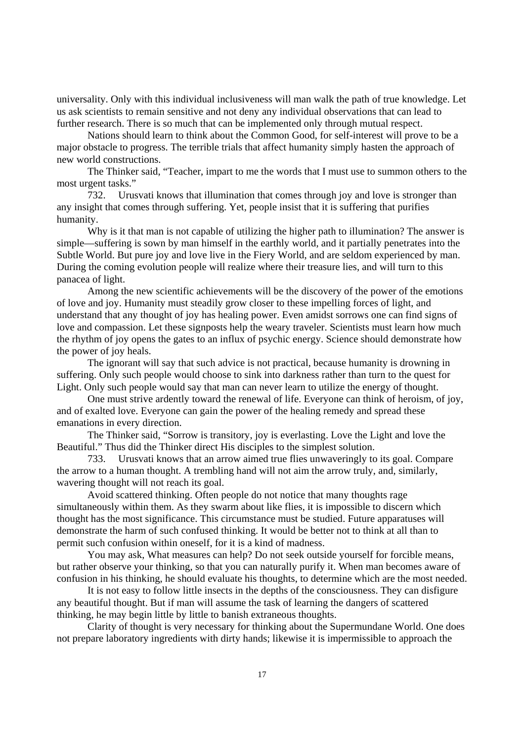universality. Only with this individual inclusiveness will man walk the path of true knowledge. Let us ask scientists to remain sensitive and not deny any individual observations that can lead to further research. There is so much that can be implemented only through mutual respect.

Nations should learn to think about the Common Good, for self-interest will prove to be a major obstacle to progress. The terrible trials that affect humanity simply hasten the approach of new world constructions.

The Thinker said, "Teacher, impart to me the words that I must use to summon others to the most urgent tasks."

732. Urusvati knows that illumination that comes through joy and love is stronger than any insight that comes through suffering. Yet, people insist that it is suffering that purifies humanity.

Why is it that man is not capable of utilizing the higher path to illumination? The answer is simple—suffering is sown by man himself in the earthly world, and it partially penetrates into the Subtle World. But pure joy and love live in the Fiery World, and are seldom experienced by man. During the coming evolution people will realize where their treasure lies, and will turn to this panacea of light.

Among the new scientific achievements will be the discovery of the power of the emotions of love and joy. Humanity must steadily grow closer to these impelling forces of light, and understand that any thought of joy has healing power. Even amidst sorrows one can find signs of love and compassion. Let these signposts help the weary traveler. Scientists must learn how much the rhythm of joy opens the gates to an influx of psychic energy. Science should demonstrate how the power of joy heals.

The ignorant will say that such advice is not practical, because humanity is drowning in suffering. Only such people would choose to sink into darkness rather than turn to the quest for Light. Only such people would say that man can never learn to utilize the energy of thought.

One must strive ardently toward the renewal of life. Everyone can think of heroism, of joy, and of exalted love. Everyone can gain the power of the healing remedy and spread these emanations in every direction.

The Thinker said, "Sorrow is transitory, joy is everlasting. Love the Light and love the Beautiful." Thus did the Thinker direct His disciples to the simplest solution.

733. Urusvati knows that an arrow aimed true flies unwaveringly to its goal. Compare the arrow to a human thought. A trembling hand will not aim the arrow truly, and, similarly, wavering thought will not reach its goal.

Avoid scattered thinking. Often people do not notice that many thoughts rage simultaneously within them. As they swarm about like flies, it is impossible to discern which thought has the most significance. This circumstance must be studied. Future apparatuses will demonstrate the harm of such confused thinking. It would be better not to think at all than to permit such confusion within oneself, for it is a kind of madness.

You may ask, What measures can help? Do not seek outside yourself for forcible means, but rather observe your thinking, so that you can naturally purify it. When man becomes aware of confusion in his thinking, he should evaluate his thoughts, to determine which are the most needed.

It is not easy to follow little insects in the depths of the consciousness. They can disfigure any beautiful thought. But if man will assume the task of learning the dangers of scattered thinking, he may begin little by little to banish extraneous thoughts.

Clarity of thought is very necessary for thinking about the Supermundane World. One does not prepare laboratory ingredients with dirty hands; likewise it is impermissible to approach the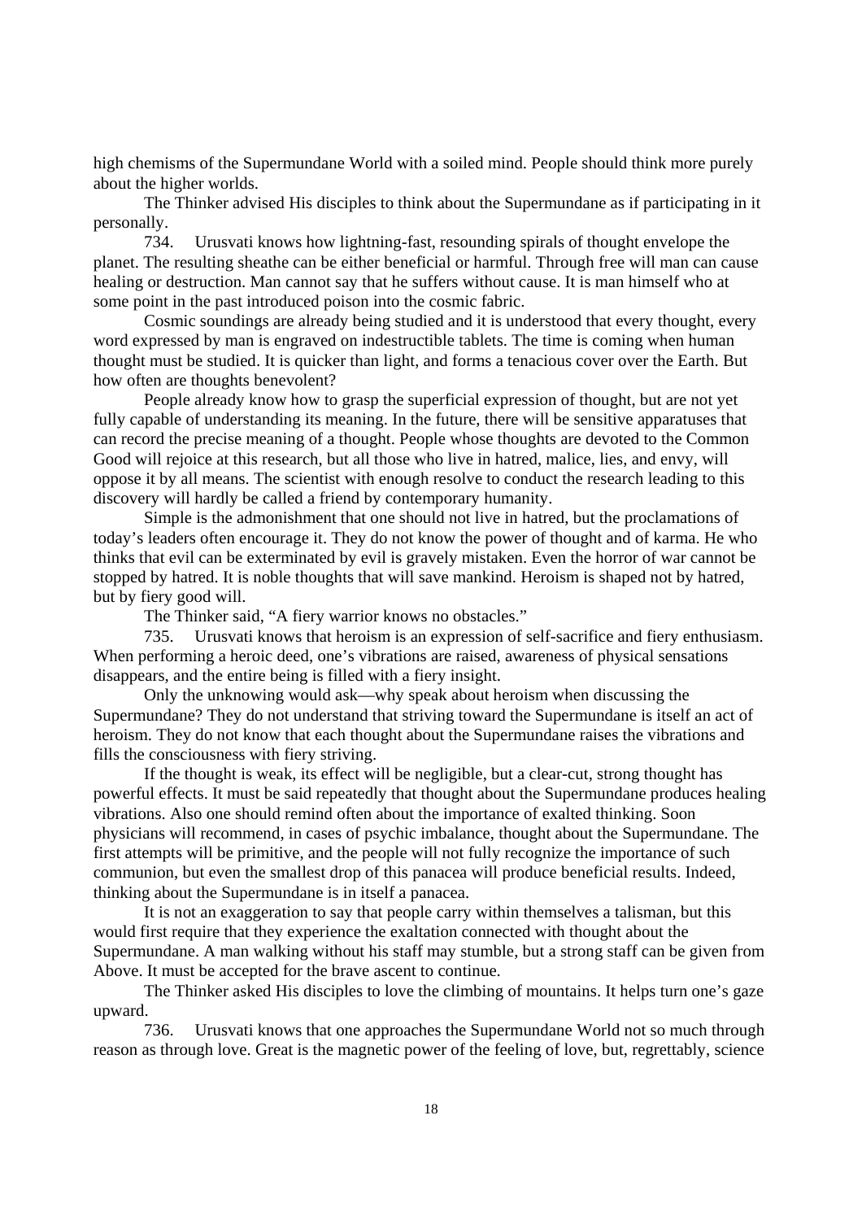high chemisms of the Supermundane World with a soiled mind. People should think more purely about the higher worlds.

The Thinker advised His disciples to think about the Supermundane as if participating in it personally.

734. Urusvati knows how lightning-fast, resounding spirals of thought envelope the planet. The resulting sheathe can be either beneficial or harmful. Through free will man can cause healing or destruction. Man cannot say that he suffers without cause. It is man himself who at some point in the past introduced poison into the cosmic fabric.

Cosmic soundings are already being studied and it is understood that every thought, every word expressed by man is engraved on indestructible tablets. The time is coming when human thought must be studied. It is quicker than light, and forms a tenacious cover over the Earth. But how often are thoughts benevolent?

People already know how to grasp the superficial expression of thought, but are not yet fully capable of understanding its meaning. In the future, there will be sensitive apparatuses that can record the precise meaning of a thought. People whose thoughts are devoted to the Common Good will rejoice at this research, but all those who live in hatred, malice, lies, and envy, will oppose it by all means. The scientist with enough resolve to conduct the research leading to this discovery will hardly be called a friend by contemporary humanity.

Simple is the admonishment that one should not live in hatred, but the proclamations of today's leaders often encourage it. They do not know the power of thought and of karma. He who thinks that evil can be exterminated by evil is gravely mistaken. Even the horror of war cannot be stopped by hatred. It is noble thoughts that will save mankind. Heroism is shaped not by hatred, but by fiery good will.

The Thinker said, "A fiery warrior knows no obstacles."

735. Urusvati knows that heroism is an expression of self-sacrifice and fiery enthusiasm. When performing a heroic deed, one's vibrations are raised, awareness of physical sensations disappears, and the entire being is filled with a fiery insight.

Only the unknowing would ask—why speak about heroism when discussing the Supermundane? They do not understand that striving toward the Supermundane is itself an act of heroism. They do not know that each thought about the Supermundane raises the vibrations and fills the consciousness with fiery striving.

If the thought is weak, its effect will be negligible, but a clear-cut, strong thought has powerful effects. It must be said repeatedly that thought about the Supermundane produces healing vibrations. Also one should remind often about the importance of exalted thinking. Soon physicians will recommend, in cases of psychic imbalance, thought about the Supermundane. The first attempts will be primitive, and the people will not fully recognize the importance of such communion, but even the smallest drop of this panacea will produce beneficial results. Indeed, thinking about the Supermundane is in itself a panacea.

It is not an exaggeration to say that people carry within themselves a talisman, but this would first require that they experience the exaltation connected with thought about the Supermundane. A man walking without his staff may stumble, but a strong staff can be given from Above. It must be accepted for the brave ascent to continue.

The Thinker asked His disciples to love the climbing of mountains. It helps turn one's gaze upward.

736. Urusvati knows that one approaches the Supermundane World not so much through reason as through love. Great is the magnetic power of the feeling of love, but, regrettably, science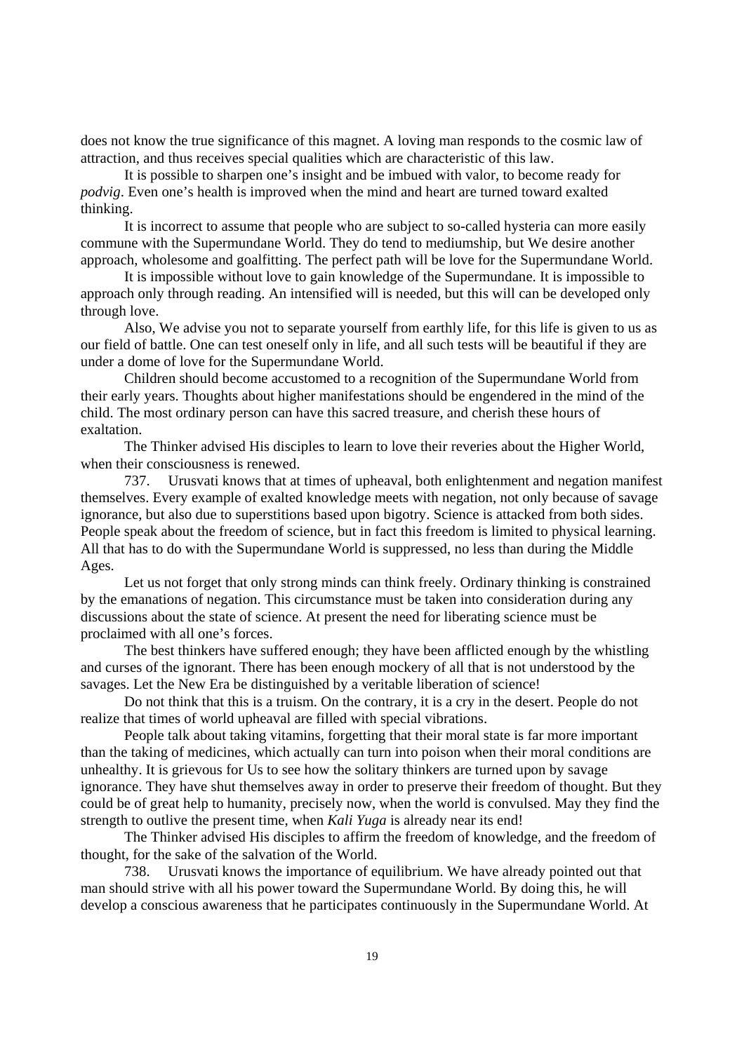does not know the true significance of this magnet. A loving man responds to the cosmic law of attraction, and thus receives special qualities which are characteristic of this law.

It is possible to sharpen one's insight and be imbued with valor, to become ready for *podvig*. Even one's health is improved when the mind and heart are turned toward exalted thinking.

It is incorrect to assume that people who are subject to so-called hysteria can more easily commune with the Supermundane World. They do tend to mediumship, but We desire another approach, wholesome and goalfitting. The perfect path will be love for the Supermundane World.

It is impossible without love to gain knowledge of the Supermundane. It is impossible to approach only through reading. An intensified will is needed, but this will can be developed only through love.

Also, We advise you not to separate yourself from earthly life, for this life is given to us as our field of battle. One can test oneself only in life, and all such tests will be beautiful if they are under a dome of love for the Supermundane World.

Children should become accustomed to a recognition of the Supermundane World from their early years. Thoughts about higher manifestations should be engendered in the mind of the child. The most ordinary person can have this sacred treasure, and cherish these hours of exaltation.

The Thinker advised His disciples to learn to love their reveries about the Higher World, when their consciousness is renewed.

737. Urusvati knows that at times of upheaval, both enlightenment and negation manifest themselves. Every example of exalted knowledge meets with negation, not only because of savage ignorance, but also due to superstitions based upon bigotry. Science is attacked from both sides. People speak about the freedom of science, but in fact this freedom is limited to physical learning. All that has to do with the Supermundane World is suppressed, no less than during the Middle Ages.

Let us not forget that only strong minds can think freely. Ordinary thinking is constrained by the emanations of negation. This circumstance must be taken into consideration during any discussions about the state of science. At present the need for liberating science must be proclaimed with all one's forces.

The best thinkers have suffered enough; they have been afflicted enough by the whistling and curses of the ignorant. There has been enough mockery of all that is not understood by the savages. Let the New Era be distinguished by a veritable liberation of science!

Do not think that this is a truism. On the contrary, it is a cry in the desert. People do not realize that times of world upheaval are filled with special vibrations.

People talk about taking vitamins, forgetting that their moral state is far more important than the taking of medicines, which actually can turn into poison when their moral conditions are unhealthy. It is grievous for Us to see how the solitary thinkers are turned upon by savage ignorance. They have shut themselves away in order to preserve their freedom of thought. But they could be of great help to humanity, precisely now, when the world is convulsed. May they find the strength to outlive the present time, when *Kali Yuga* is already near its end!

The Thinker advised His disciples to affirm the freedom of knowledge, and the freedom of thought, for the sake of the salvation of the World.

738. Urusvati knows the importance of equilibrium. We have already pointed out that man should strive with all his power toward the Supermundane World. By doing this, he will develop a conscious awareness that he participates continuously in the Supermundane World. At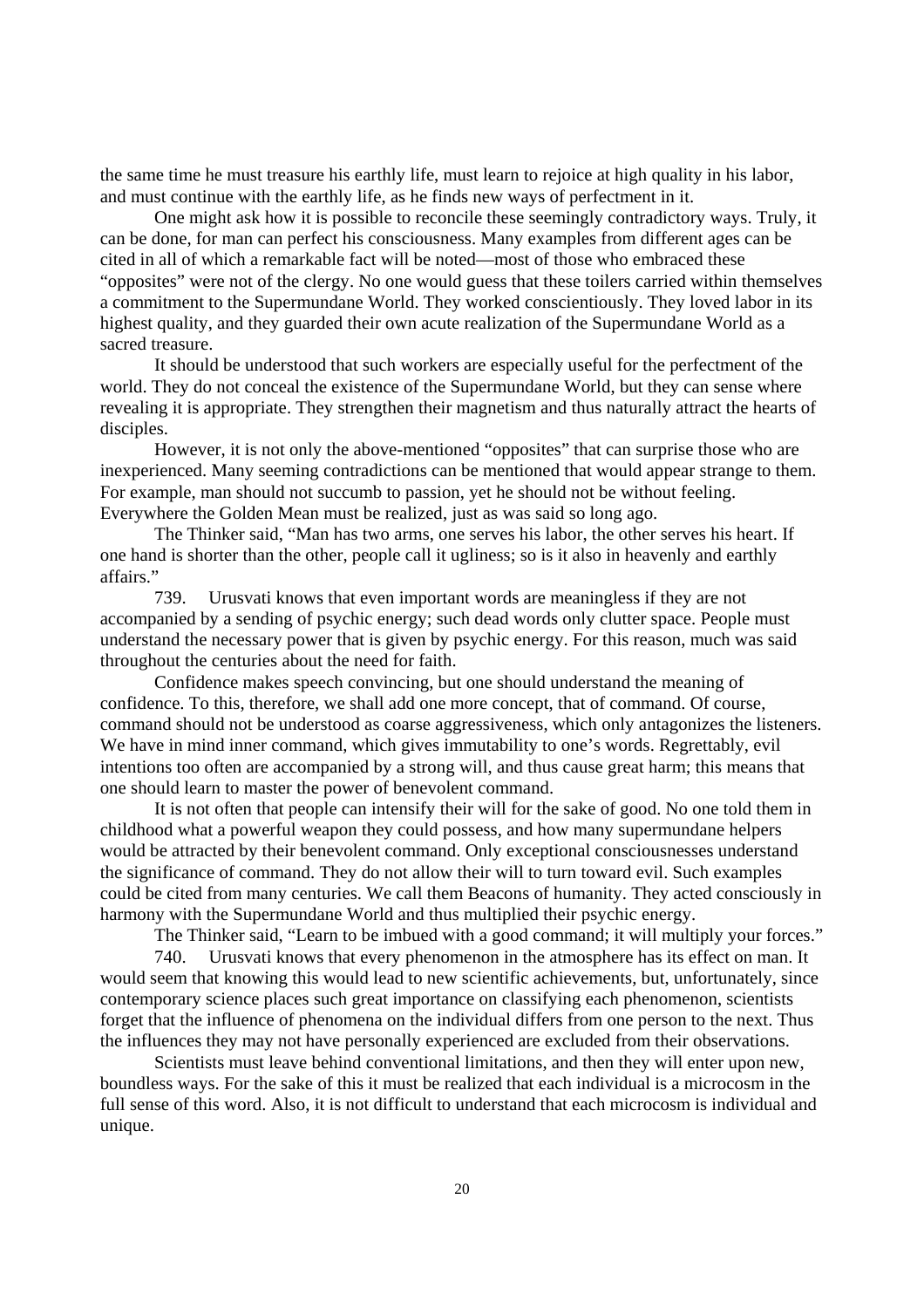the same time he must treasure his earthly life, must learn to rejoice at high quality in his labor, and must continue with the earthly life, as he finds new ways of perfectment in it.

One might ask how it is possible to reconcile these seemingly contradictory ways. Truly, it can be done, for man can perfect his consciousness. Many examples from different ages can be cited in all of which a remarkable fact will be noted—most of those who embraced these "opposites" were not of the clergy. No one would guess that these toilers carried within themselves a commitment to the Supermundane World. They worked conscientiously. They loved labor in its highest quality, and they guarded their own acute realization of the Supermundane World as a sacred treasure.

It should be understood that such workers are especially useful for the perfectment of the world. They do not conceal the existence of the Supermundane World, but they can sense where revealing it is appropriate. They strengthen their magnetism and thus naturally attract the hearts of disciples.

However, it is not only the above-mentioned "opposites" that can surprise those who are inexperienced. Many seeming contradictions can be mentioned that would appear strange to them. For example, man should not succumb to passion, yet he should not be without feeling. Everywhere the Golden Mean must be realized, just as was said so long ago.

The Thinker said, "Man has two arms, one serves his labor, the other serves his heart. If one hand is shorter than the other, people call it ugliness; so is it also in heavenly and earthly affairs."

739. Urusvati knows that even important words are meaningless if they are not accompanied by a sending of psychic energy; such dead words only clutter space. People must understand the necessary power that is given by psychic energy. For this reason, much was said throughout the centuries about the need for faith.

Confidence makes speech convincing, but one should understand the meaning of confidence. To this, therefore, we shall add one more concept, that of command. Of course, command should not be understood as coarse aggressiveness, which only antagonizes the listeners. We have in mind inner command, which gives immutability to one's words. Regrettably, evil intentions too often are accompanied by a strong will, and thus cause great harm; this means that one should learn to master the power of benevolent command.

It is not often that people can intensify their will for the sake of good. No one told them in childhood what a powerful weapon they could possess, and how many supermundane helpers would be attracted by their benevolent command. Only exceptional consciousnesses understand the significance of command. They do not allow their will to turn toward evil. Such examples could be cited from many centuries. We call them Beacons of humanity. They acted consciously in harmony with the Supermundane World and thus multiplied their psychic energy.

The Thinker said, "Learn to be imbued with a good command; it will multiply your forces."

740. Urusvati knows that every phenomenon in the atmosphere has its effect on man. It would seem that knowing this would lead to new scientific achievements, but, unfortunately, since contemporary science places such great importance on classifying each phenomenon, scientists forget that the influence of phenomena on the individual differs from one person to the next. Thus the influences they may not have personally experienced are excluded from their observations.

Scientists must leave behind conventional limitations, and then they will enter upon new, boundless ways. For the sake of this it must be realized that each individual is a microcosm in the full sense of this word. Also, it is not difficult to understand that each microcosm is individual and unique.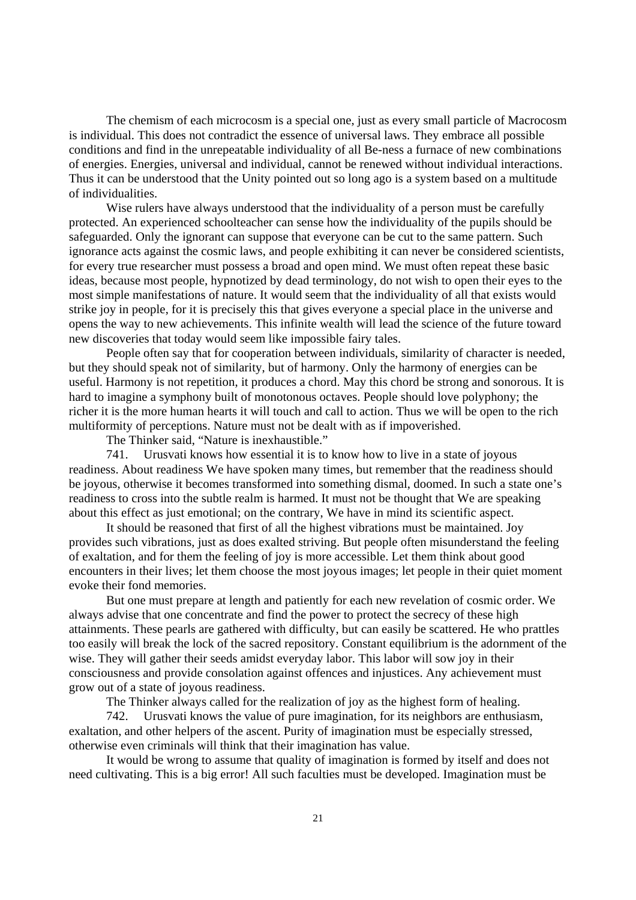The chemism of each microcosm is a special one, just as every small particle of Macrocosm is individual. This does not contradict the essence of universal laws. They embrace all possible conditions and find in the unrepeatable individuality of all Be-ness a furnace of new combinations of energies. Energies, universal and individual, cannot be renewed without individual interactions. Thus it can be understood that the Unity pointed out so long ago is a system based on a multitude of individualities.

Wise rulers have always understood that the individuality of a person must be carefully protected. An experienced schoolteacher can sense how the individuality of the pupils should be safeguarded. Only the ignorant can suppose that everyone can be cut to the same pattern. Such ignorance acts against the cosmic laws, and people exhibiting it can never be considered scientists, for every true researcher must possess a broad and open mind. We must often repeat these basic ideas, because most people, hypnotized by dead terminology, do not wish to open their eyes to the most simple manifestations of nature. It would seem that the individuality of all that exists would strike joy in people, for it is precisely this that gives everyone a special place in the universe and opens the way to new achievements. This infinite wealth will lead the science of the future toward new discoveries that today would seem like impossible fairy tales.

People often say that for cooperation between individuals, similarity of character is needed, but they should speak not of similarity, but of harmony. Only the harmony of energies can be useful. Harmony is not repetition, it produces a chord. May this chord be strong and sonorous. It is hard to imagine a symphony built of monotonous octaves. People should love polyphony; the richer it is the more human hearts it will touch and call to action. Thus we will be open to the rich multiformity of perceptions. Nature must not be dealt with as if impoverished.

The Thinker said, “Nature is inexhaustible.”

741. Urusvati knows how essential it is to know how to live in a state of joyous readiness. About readiness We have spoken many times, but remember that the readiness should be joyous, otherwise it becomes transformed into something dismal, doomed. In such a state one’s readiness to cross into the subtle realm is harmed. It must not be thought that We are speaking about this effect as just emotional; on the contrary, We have in mind its scientific aspect.

It should be reasoned that first of all the highest vibrations must be maintained. Joy provides such vibrations, just as does exalted striving. But people often misunderstand the feeling of exaltation, and for them the feeling of joy is more accessible. Let them think about good encounters in their lives; let them choose the most joyous images; let people in their quiet moment evoke their fond memories.

But one must prepare at length and patiently for each new revelation of cosmic order. We always advise that one concentrate and find the power to protect the secrecy of these high attainments. These pearls are gathered with difficulty, but can easily be scattered. He who prattles too easily will break the lock of the sacred repository. Constant equilibrium is the adornment of the wise. They will gather their seeds amidst everyday labor. This labor will sow joy in their consciousness and provide consolation against offences and injustices. Any achievement must grow out of a state of joyous readiness.

The Thinker always called for the realization of joy as the highest form of healing.

742. Urusvati knows the value of pure imagination, for its neighbors are enthusiasm, exaltation, and other helpers of the ascent. Purity of imagination must be especially stressed, otherwise even criminals will think that their imagination has value.

It would be wrong to assume that quality of imagination is formed by itself and does not need cultivating. This is a big error! All such faculties must be developed. Imagination must be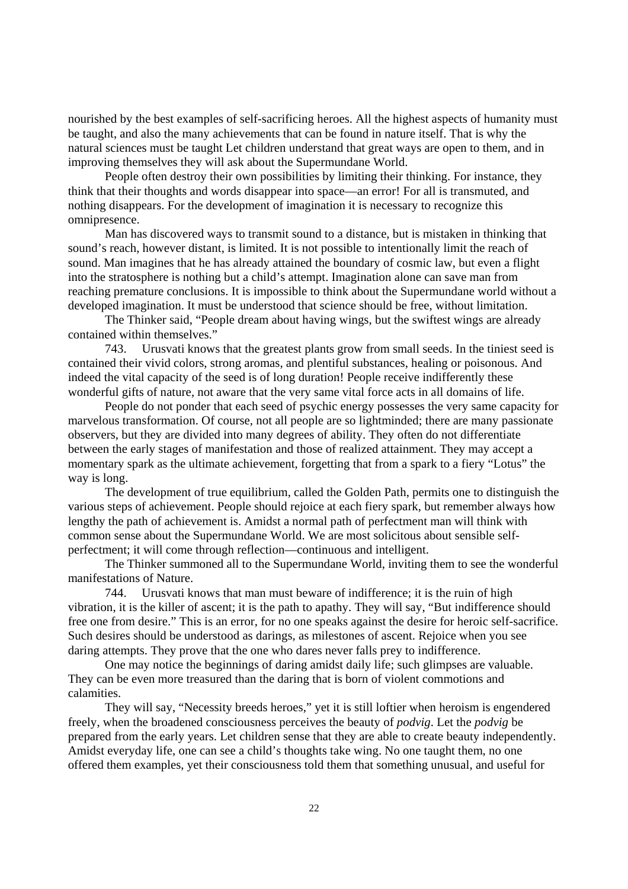nourished by the best examples of self-sacrificing heroes. All the highest aspects of humanity must be taught, and also the many achievements that can be found in nature itself. That is why the natural sciences must be taught Let children understand that great ways are open to them, and in improving themselves they will ask about the Supermundane World.

People often destroy their own possibilities by limiting their thinking. For instance, they think that their thoughts and words disappear into space—an error! For all is transmuted, and nothing disappears. For the development of imagination it is necessary to recognize this omnipresence.

Man has discovered ways to transmit sound to a distance, but is mistaken in thinking that sound's reach, however distant, is limited. It is not possible to intentionally limit the reach of sound. Man imagines that he has already attained the boundary of cosmic law, but even a flight into the stratosphere is nothing but a child's attempt. Imagination alone can save man from reaching premature conclusions. It is impossible to think about the Supermundane world without a developed imagination. It must be understood that science should be free, without limitation.

The Thinker said, "People dream about having wings, but the swiftest wings are already contained within themselves."

743. Urusvati knows that the greatest plants grow from small seeds. In the tiniest seed is contained their vivid colors, strong aromas, and plentiful substances, healing or poisonous. And indeed the vital capacity of the seed is of long duration! People receive indifferently these wonderful gifts of nature, not aware that the very same vital force acts in all domains of life.

People do not ponder that each seed of psychic energy possesses the very same capacity for marvelous transformation. Of course, not all people are so lightminded; there are many passionate observers, but they are divided into many degrees of ability. They often do not differentiate between the early stages of manifestation and those of realized attainment. They may accept a momentary spark as the ultimate achievement, forgetting that from a spark to a fiery "Lotus" the way is long.

The development of true equilibrium, called the Golden Path, permits one to distinguish the various steps of achievement. People should rejoice at each fiery spark, but remember always how lengthy the path of achievement is. Amidst a normal path of perfectment man will think with common sense about the Supermundane World. We are most solicitous about sensible self-perfectment; it will come through reflection—continuous and intelligent.

The Thinker summoned all to the Supermundane World, inviting them to see the wonderful manifestations of Nature.

744. Urusvati knows that man must beware of indifference; it is the ruin of high vibration, it is the killer of ascent; it is the path to apathy. They will say, "But indifference should free one from desire." This is an error, for no one speaks against the desire for heroic self-sacrifice. Such desires should be understood as darings, as milestones of ascent. Rejoice when you see daring attempts. They prove that the one who dares never falls prey to indifference.

One may notice the beginnings of daring amidst daily life; such glimpses are valuable. They can be even more treasured than the daring that is born of violent commotions and calamities.

They will say, "Necessity breeds heroes," yet it is still loftier when heroism is engendered freely, when the broadened consciousness perceives the beauty of *podvig*. Let the *podvig* be prepared from the early years. Let children sense that they are able to create beauty independently. Amidst everyday life, one can see a child's thoughts take wing. No one taught them, no one offered them examples, yet their consciousness told them that something unusual, and useful for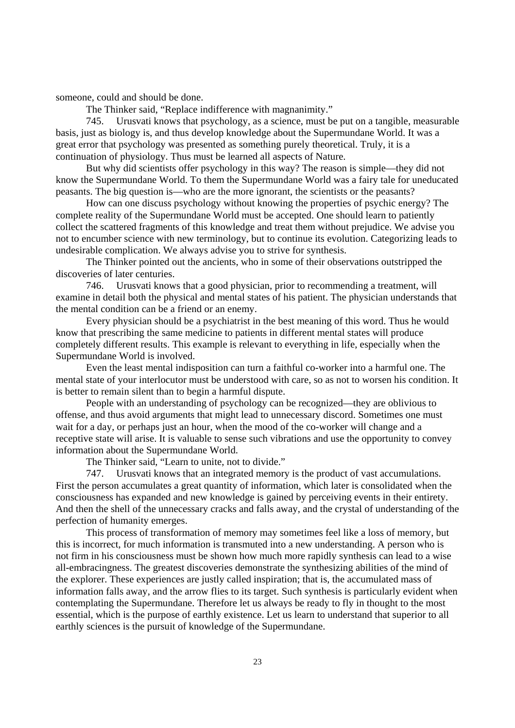someone, could and should be done.

The Thinker said, "Replace indifference with magnanimity."

745. Urusvati knows that psychology, as a science, must be put on a tangible, measurable basis, just as biology is, and thus develop knowledge about the Supermundane World. It was a great error that psychology was presented as something purely theoretical. Truly, it is a continuation of physiology. Thus must be learned all aspects of Nature.

But why did scientists offer psychology in this way? The reason is simple—they did not know the Supermundane World. To them the Supermundane World was a fairy tale for uneducated peasants. The big question is—who are the more ignorant, the scientists or the peasants?

How can one discuss psychology without knowing the properties of psychic energy? The complete reality of the Supermundane World must be accepted. One should learn to patiently collect the scattered fragments of this knowledge and treat them without prejudice. We advise you not to encumber science with new terminology, but to continue its evolution. Categorizing leads to undesirable complication. We always advise you to strive for synthesis.

The Thinker pointed out the ancients, who in some of their observations outstripped the discoveries of later centuries.

746. Urusvati knows that a good physician, prior to recommending a treatment, will examine in detail both the physical and mental states of his patient. The physician understands that the mental condition can be a friend or an enemy.

Every physician should be a psychiatrist in the best meaning of this word. Thus he would know that prescribing the same medicine to patients in different mental states will produce completely different results. This example is relevant to everything in life, especially when the Supermundane World is involved.

Even the least mental indisposition can turn a faithful co-worker into a harmful one. The mental state of your interlocutor must be understood with care, so as not to worsen his condition. It is better to remain silent than to begin a harmful dispute.

People with an understanding of psychology can be recognized—they are oblivious to offense, and thus avoid arguments that might lead to unnecessary discord. Sometimes one must wait for a day, or perhaps just an hour, when the mood of the co-worker will change and a receptive state will arise. It is valuable to sense such vibrations and use the opportunity to convey information about the Supermundane World.

The Thinker said, "Learn to unite, not to divide."

747. Urusvati knows that an integrated memory is the product of vast accumulations. First the person accumulates a great quantity of information, which later is consolidated when the consciousness has expanded and new knowledge is gained by perceiving events in their entirety. And then the shell of the unnecessary cracks and falls away, and the crystal of understanding of the perfection of humanity emerges.

This process of transformation of memory may sometimes feel like a loss of memory, but this is incorrect, for much information is transmuted into a new understanding. A person who is not firm in his consciousness must be shown how much more rapidly synthesis can lead to a wise all-embracingness. The greatest discoveries demonstrate the synthesizing abilities of the mind of the explorer. These experiences are justly called inspiration; that is, the accumulated mass of information falls away, and the arrow flies to its target. Such synthesis is particularly evident when contemplating the Supermundane. Therefore let us always be ready to fly in thought to the most essential, which is the purpose of earthly existence. Let us learn to understand that superior to all earthly sciences is the pursuit of knowledge of the Supermundane.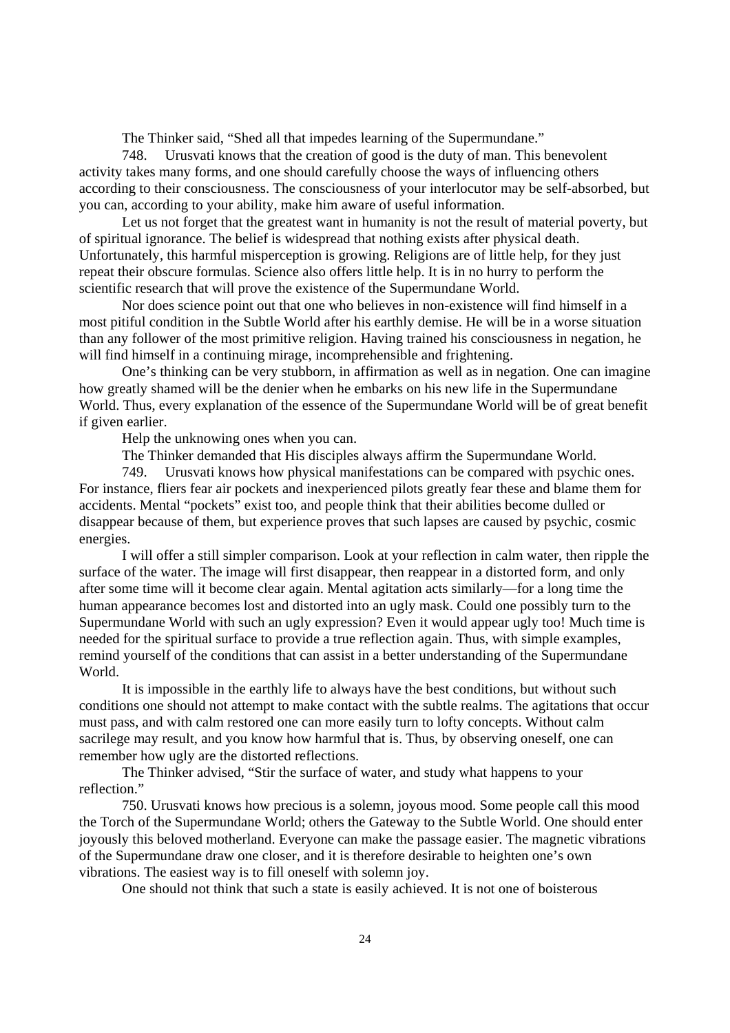The Thinker said, "Shed all that impedes learning of the Supermundane."

748. Urusvati knows that the creation of good is the duty of man. This benevolent activity takes many forms, and one should carefully choose the ways of influencing others according to their consciousness. The consciousness of your interlocutor may be self-absorbed, but you can, according to your ability, make him aware of useful information.

Let us not forget that the greatest want in humanity is not the result of material poverty, but of spiritual ignorance. The belief is widespread that nothing exists after physical death. Unfortunately, this harmful misperception is growing. Religions are of little help, for they just repeat their obscure formulas. Science also offers little help. It is in no hurry to perform the scientific research that will prove the existence of the Supermundane World.

Nor does science point out that one who believes in non-existence will find himself in a most pitiful condition in the Subtle World after his earthly demise. He will be in a worse situation than any follower of the most primitive religion. Having trained his consciousness in negation, he will find himself in a continuing mirage, incomprehensible and frightening.

One's thinking can be very stubborn, in affirmation as well as in negation. One can imagine how greatly shamed will be the denier when he embarks on his new life in the Supermundane World. Thus, every explanation of the essence of the Supermundane World will be of great benefit if given earlier.

Help the unknowing ones when you can.

The Thinker demanded that His disciples always affirm the Supermundane World.

749. Urusvati knows how physical manifestations can be compared with psychic ones. For instance, fliers fear air pockets and inexperienced pilots greatly fear these and blame them for accidents. Mental "pockets" exist too, and people think that their abilities become dulled or disappear because of them, but experience proves that such lapses are caused by psychic, cosmic energies.

I will offer a still simpler comparison. Look at your reflection in calm water, then ripple the surface of the water. The image will first disappear, then reappear in a distorted form, and only after some time will it become clear again. Mental agitation acts similarly—for a long time the human appearance becomes lost and distorted into an ugly mask. Could one possibly turn to the Supermundane World with such an ugly expression? Even it would appear ugly too! Much time is needed for the spiritual surface to provide a true reflection again. Thus, with simple examples, remind yourself of the conditions that can assist in a better understanding of the Supermundane World.

It is impossible in the earthly life to always have the best conditions, but without such conditions one should not attempt to make contact with the subtle realms. The agitations that occur must pass, and with calm restored one can more easily turn to lofty concepts. Without calm sacrilege may result, and you know how harmful that is. Thus, by observing oneself, one can remember how ugly are the distorted reflections.

The Thinker advised, "Stir the surface of water, and study what happens to your reflection."

750. Urusvati knows how precious is a solemn, joyous mood. Some people call this mood the Torch of the Supermundane World; others the Gateway to the Subtle World. One should enter joyously this beloved motherland. Everyone can make the passage easier. The magnetic vibrations of the Supermundane draw one closer, and it is therefore desirable to heighten one's own vibrations. The easiest way is to fill oneself with solemn joy.

One should not think that such a state is easily achieved. It is not one of boisterous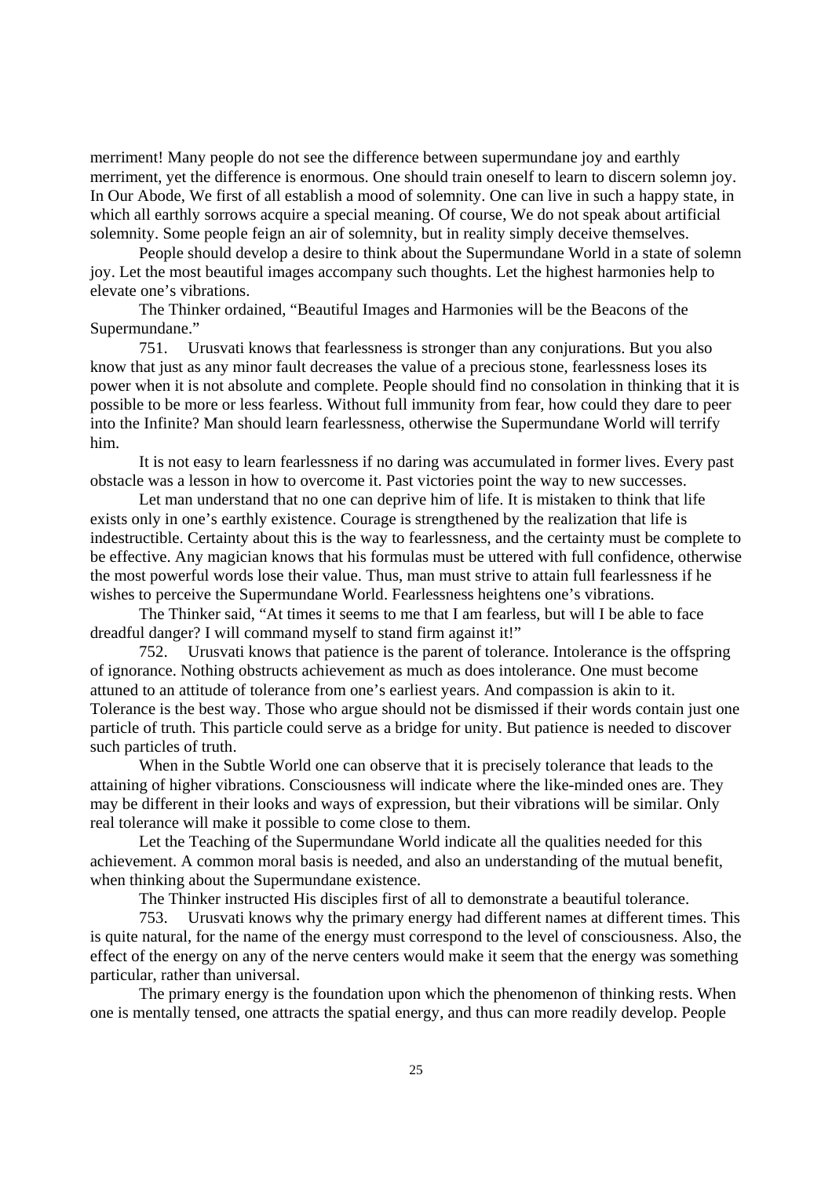merriment! Many people do not see the difference between supermundane joy and earthly merriment, yet the difference is enormous. One should train oneself to learn to discern solemn joy. In Our Abode, We first of all establish a mood of solemnity. One can live in such a happy state, in which all earthly sorrows acquire a special meaning. Of course, We do not speak about artificial solemnity. Some people feign an air of solemnity, but in reality simply deceive themselves.

People should develop a desire to think about the Supermundane World in a state of solemn joy. Let the most beautiful images accompany such thoughts. Let the highest harmonies help to elevate one's vibrations.

The Thinker ordained, "Beautiful Images and Harmonies will be the Beacons of the Supermundane."

751. Urusvati knows that fearlessness is stronger than any conjurations. But you also know that just as any minor fault decreases the value of a precious stone, fearlessness loses its power when it is not absolute and complete. People should find no consolation in thinking that it is possible to be more or less fearless. Without full immunity from fear, how could they dare to peer into the Infinite? Man should learn fearlessness, otherwise the Supermundane World will terrify him.

It is not easy to learn fearlessness if no daring was accumulated in former lives. Every past obstacle was a lesson in how to overcome it. Past victories point the way to new successes.

Let man understand that no one can deprive him of life. It is mistaken to think that life exists only in one's earthly existence. Courage is strengthened by the realization that life is indestructible. Certainty about this is the way to fearlessness, and the certainty must be complete to be effective. Any magician knows that his formulas must be uttered with full confidence, otherwise the most powerful words lose their value. Thus, man must strive to attain full fearlessness if he wishes to perceive the Supermundane World. Fearlessness heightens one's vibrations.

The Thinker said, "At times it seems to me that I am fearless, but will I be able to face dreadful danger? I will command myself to stand firm against it!"

752. Urusvati knows that patience is the parent of tolerance. Intolerance is the offspring of ignorance. Nothing obstructs achievement as much as does intolerance. One must become attuned to an attitude of tolerance from one's earliest years. And compassion is akin to it. Tolerance is the best way. Those who argue should not be dismissed if their words contain just one particle of truth. This particle could serve as a bridge for unity. But patience is needed to discover such particles of truth.

When in the Subtle World one can observe that it is precisely tolerance that leads to the attaining of higher vibrations. Consciousness will indicate where the like-minded ones are. They may be different in their looks and ways of expression, but their vibrations will be similar. Only real tolerance will make it possible to come close to them.

Let the Teaching of the Supermundane World indicate all the qualities needed for this achievement. A common moral basis is needed, and also an understanding of the mutual benefit, when thinking about the Supermundane existence.

The Thinker instructed His disciples first of all to demonstrate a beautiful tolerance.

753. Urusvati knows why the primary energy had different names at different times. This is quite natural, for the name of the energy must correspond to the level of consciousness. Also, the effect of the energy on any of the nerve centers would make it seem that the energy was something particular, rather than universal.

The primary energy is the foundation upon which the phenomenon of thinking rests. When one is mentally tensed, one attracts the spatial energy, and thus can more readily develop. People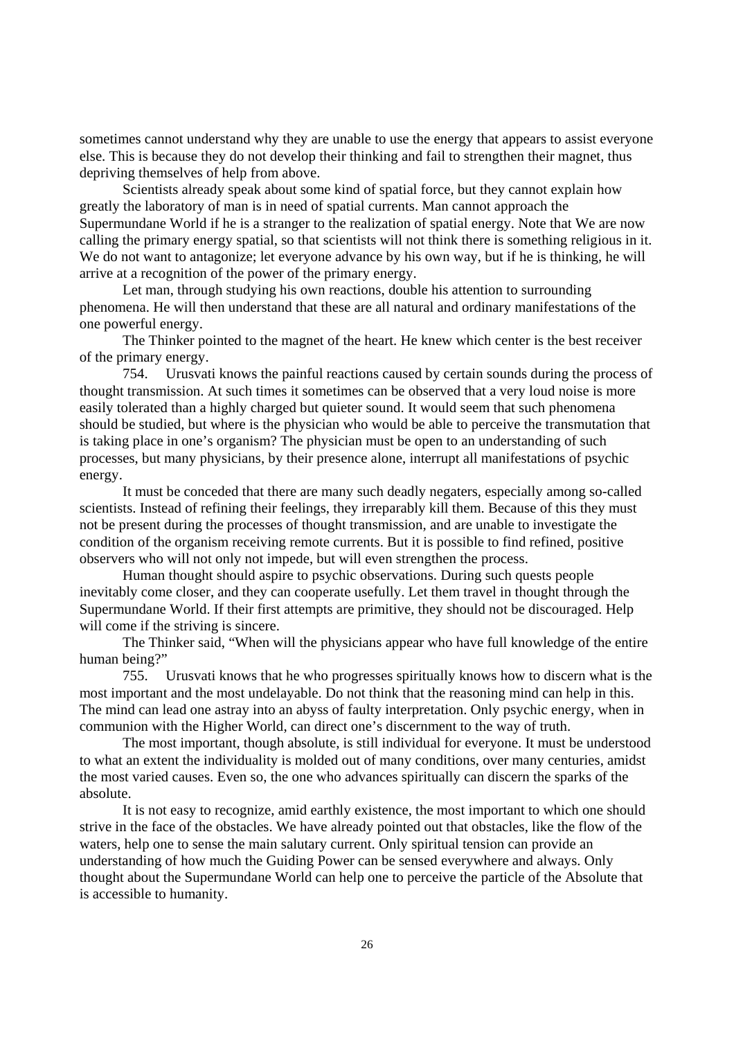sometimes cannot understand why they are unable to use the energy that appears to assist everyone else. This is because they do not develop their thinking and fail to strengthen their magnet, thus depriving themselves of help from above.

Scientists already speak about some kind of spatial force, but they cannot explain how greatly the laboratory of man is in need of spatial currents. Man cannot approach the Supermundane World if he is a stranger to the realization of spatial energy. Note that We are now calling the primary energy spatial, so that scientists will not think there is something religious in it. We do not want to antagonize; let everyone advance by his own way, but if he is thinking, he will arrive at a recognition of the power of the primary energy.

Let man, through studying his own reactions, double his attention to surrounding phenomena. He will then understand that these are all natural and ordinary manifestations of the one powerful energy.

The Thinker pointed to the magnet of the heart. He knew which center is the best receiver of the primary energy.

754. Urusvati knows the painful reactions caused by certain sounds during the process of thought transmission. At such times it sometimes can be observed that a very loud noise is more easily tolerated than a highly charged but quieter sound. It would seem that such phenomena should be studied, but where is the physician who would be able to perceive the transmutation that is taking place in one's organism? The physician must be open to an understanding of such processes, but many physicians, by their presence alone, interrupt all manifestations of psychic energy.

It must be conceded that there are many such deadly negaters, especially among so-called scientists. Instead of refining their feelings, they irreparably kill them. Because of this they must not be present during the processes of thought transmission, and are unable to investigate the condition of the organism receiving remote currents. But it is possible to find refined, positive observers who will not only not impede, but will even strengthen the process.

Human thought should aspire to psychic observations. During such quests people inevitably come closer, and they can cooperate usefully. Let them travel in thought through the Supermundane World. If their first attempts are primitive, they should not be discouraged. Help will come if the striving is sincere.

The Thinker said, "When will the physicians appear who have full knowledge of the entire human being?"

755. Urusvati knows that he who progresses spiritually knows how to discern what is the most important and the most undelayable. Do not think that the reasoning mind can help in this. The mind can lead one astray into an abyss of faulty interpretation. Only psychic energy, when in communion with the Higher World, can direct one's discernment to the way of truth.

The most important, though absolute, is still individual for everyone. It must be understood to what an extent the individuality is molded out of many conditions, over many centuries, amidst the most varied causes. Even so, the one who advances spiritually can discern the sparks of the absolute.

It is not easy to recognize, amid earthly existence, the most important to which one should strive in the face of the obstacles. We have already pointed out that obstacles, like the flow of the waters, help one to sense the main salutary current. Only spiritual tension can provide an understanding of how much the Guiding Power can be sensed everywhere and always. Only thought about the Supermundane World can help one to perceive the particle of the Absolute that is accessible to humanity.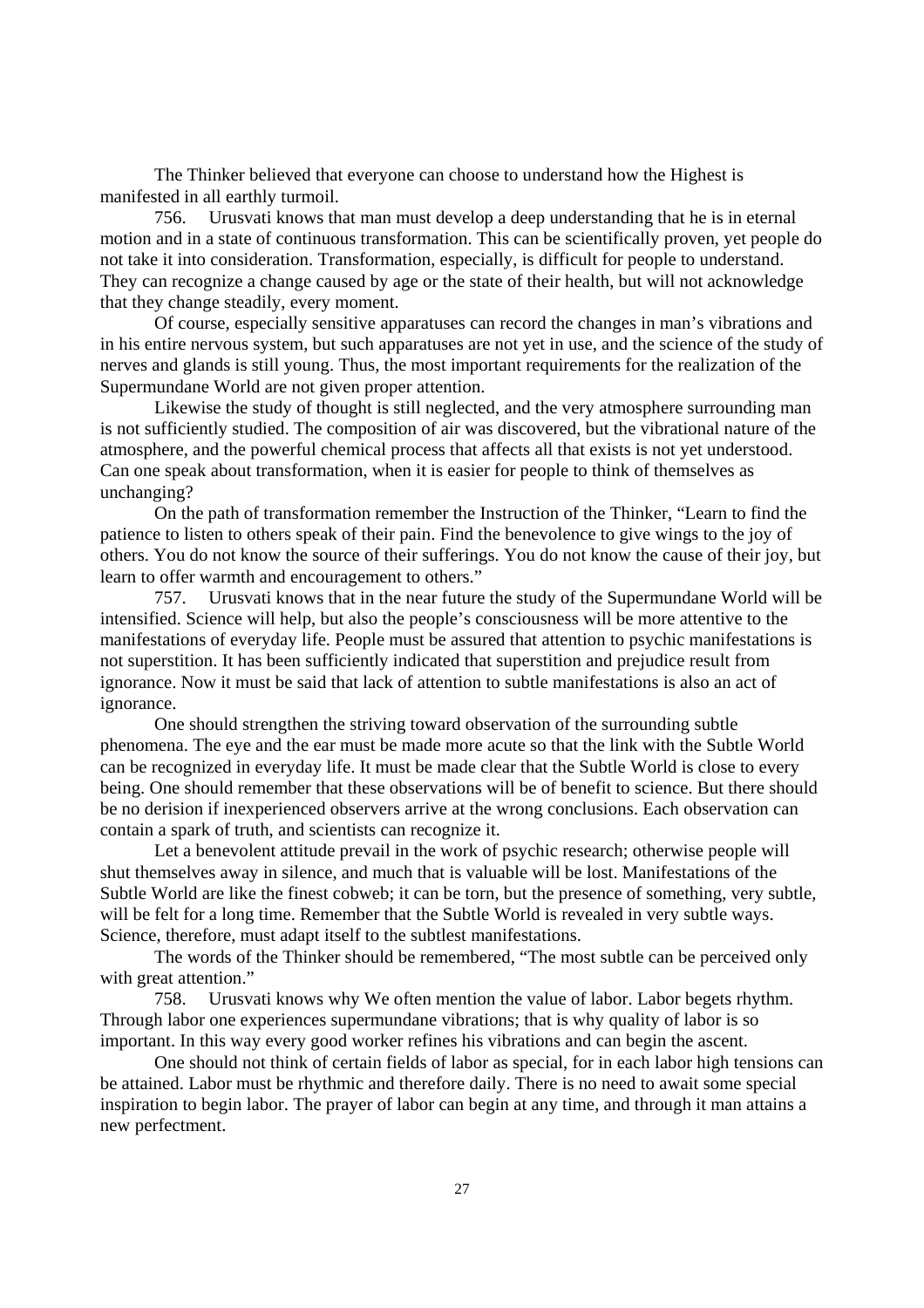The Thinker believed that everyone can choose to understand how the Highest is manifested in all earthly turmoil.

756. Urusvati knows that man must develop a deep understanding that he is in eternal motion and in a state of continuous transformation. This can be scientifically proven, yet people do not take it into consideration. Transformation, especially, is difficult for people to understand. They can recognize a change caused by age or the state of their health, but will not acknowledge that they change steadily, every moment.

Of course, especially sensitive apparatuses can record the changes in man's vibrations and in his entire nervous system, but such apparatuses are not yet in use, and the science of the study of nerves and glands is still young. Thus, the most important requirements for the realization of the Supermundane World are not given proper attention.

Likewise the study of thought is still neglected, and the very atmosphere surrounding man is not sufficiently studied. The composition of air was discovered, but the vibrational nature of the atmosphere, and the powerful chemical process that affects all that exists is not yet understood. Can one speak about transformation, when it is easier for people to think of themselves as unchanging?

On the path of transformation remember the Instruction of the Thinker, "Learn to find the patience to listen to others speak of their pain. Find the benevolence to give wings to the joy of others. You do not know the source of their sufferings. You do not know the cause of their joy, but learn to offer warmth and encouragement to others."

757. Urusvati knows that in the near future the study of the Supermundane World will be intensified. Science will help, but also the people's consciousness will be more attentive to the manifestations of everyday life. People must be assured that attention to psychic manifestations is not superstition. It has been sufficiently indicated that superstition and prejudice result from ignorance. Now it must be said that lack of attention to subtle manifestations is also an act of ignorance.

One should strengthen the striving toward observation of the surrounding subtle phenomena. The eye and the ear must be made more acute so that the link with the Subtle World can be recognized in everyday life. It must be made clear that the Subtle World is close to every being. One should remember that these observations will be of benefit to science. But there should be no derision if inexperienced observers arrive at the wrong conclusions. Each observation can contain a spark of truth, and scientists can recognize it.

Let a benevolent attitude prevail in the work of psychic research; otherwise people will shut themselves away in silence, and much that is valuable will be lost. Manifestations of the Subtle World are like the finest cobweb; it can be torn, but the presence of something, very subtle, will be felt for a long time. Remember that the Subtle World is revealed in very subtle ways. Science, therefore, must adapt itself to the subtlest manifestations.

The words of the Thinker should be remembered, "The most subtle can be perceived only with great attention."

758. Urusvati knows why We often mention the value of labor. Labor begets rhythm. Through labor one experiences supermundane vibrations; that is why quality of labor is so important. In this way every good worker refines his vibrations and can begin the ascent.

One should not think of certain fields of labor as special, for in each labor high tensions can be attained. Labor must be rhythmic and therefore daily. There is no need to await some special inspiration to begin labor. The prayer of labor can begin at any time, and through it man attains a new perfectment.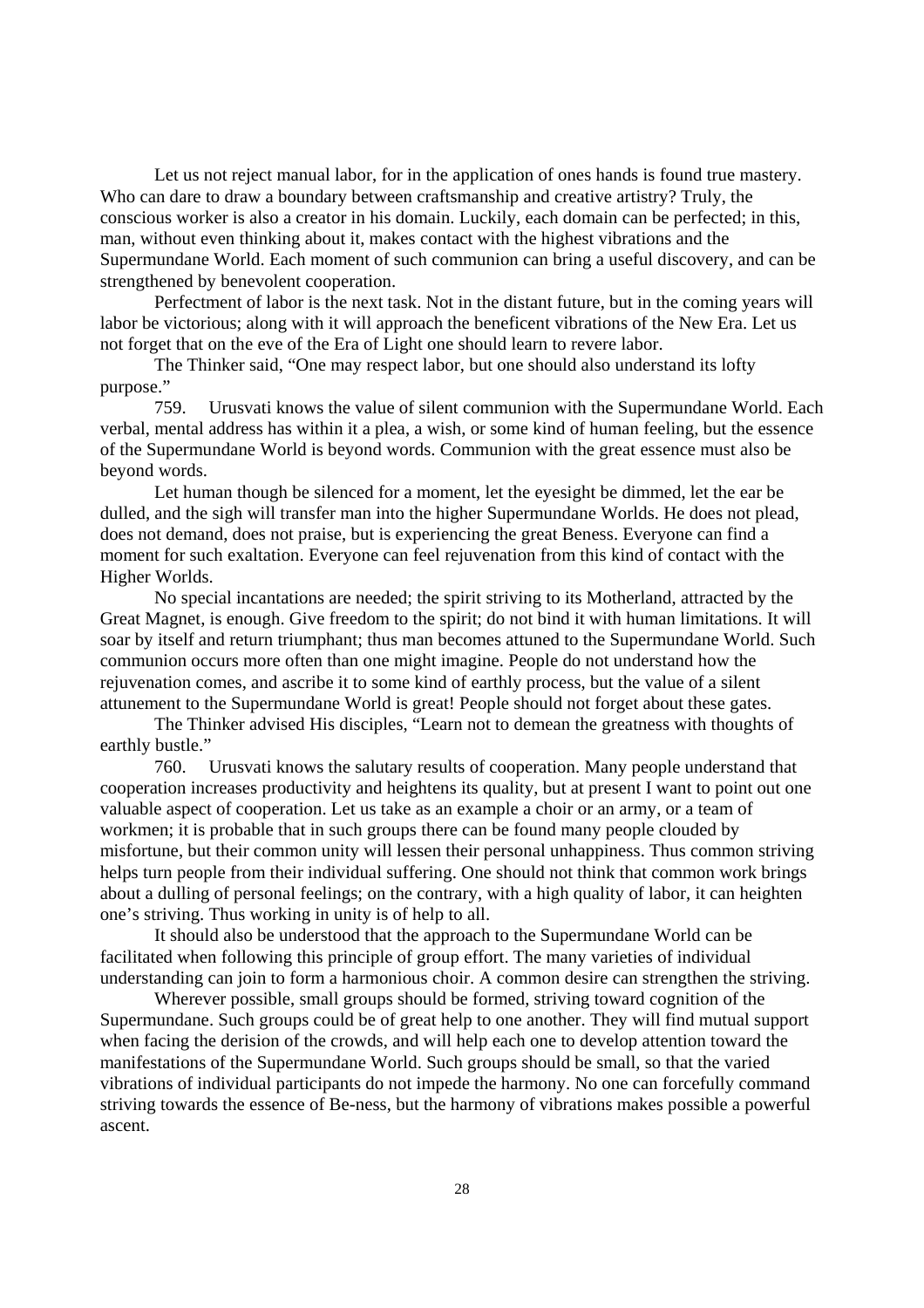Let us not reject manual labor, for in the application of ones hands is found true mastery. Who can dare to draw a boundary between craftsmanship and creative artistry? Truly, the conscious worker is also a creator in his domain. Luckily, each domain can be perfected; in this, man, without even thinking about it, makes contact with the highest vibrations and the Supermundane World. Each moment of such communion can bring a useful discovery, and can be strengthened by benevolent cooperation.

Perfectment of labor is the next task. Not in the distant future, but in the coming years will labor be victorious; along with it will approach the beneficent vibrations of the New Era. Let us not forget that on the eve of the Era of Light one should learn to revere labor.

The Thinker said, "One may respect labor, but one should also understand its lofty purpose."

759. Urusvati knows the value of silent communion with the Supermundane World. Each verbal, mental address has within it a plea, a wish, or some kind of human feeling, but the essence of the Supermundane World is beyond words. Communion with the great essence must also be beyond words.

Let human though be silenced for a moment, let the eyesight be dimmed, let the ear be dulled, and the sigh will transfer man into the higher Supermundane Worlds. He does not plead, does not demand, does not praise, but is experiencing the great Beness. Everyone can find a moment for such exaltation. Everyone can feel rejuvenation from this kind of contact with the Higher Worlds.

No special incantations are needed; the spirit striving to its Motherland, attracted by the Great Magnet, is enough. Give freedom to the spirit; do not bind it with human limitations. It will soar by itself and return triumphant; thus man becomes attuned to the Supermundane World. Such communion occurs more often than one might imagine. People do not understand how the rejuvenation comes, and ascribe it to some kind of earthly process, but the value of a silent attunement to the Supermundane World is great! People should not forget about these gates.

The Thinker advised His disciples, "Learn not to demean the greatness with thoughts of earthly bustle."

760. Urusvati knows the salutary results of cooperation. Many people understand that cooperation increases productivity and heightens its quality, but at present I want to point out one valuable aspect of cooperation. Let us take as an example a choir or an army, or a team of workmen; it is probable that in such groups there can be found many people clouded by misfortune, but their common unity will lessen their personal unhappiness. Thus common striving helps turn people from their individual suffering. One should not think that common work brings about a dulling of personal feelings; on the contrary, with a high quality of labor, it can heighten one's striving. Thus working in unity is of help to all.

It should also be understood that the approach to the Supermundane World can be facilitated when following this principle of group effort. The many varieties of individual understanding can join to form a harmonious choir. A common desire can strengthen the striving.

Wherever possible, small groups should be formed, striving toward cognition of the Supermundane. Such groups could be of great help to one another. They will find mutual support when facing the derision of the crowds, and will help each one to develop attention toward the manifestations of the Supermundane World. Such groups should be small, so that the varied vibrations of individual participants do not impede the harmony. No one can forcefully command striving towards the essence of Be-ness, but the harmony of vibrations makes possible a powerful ascent.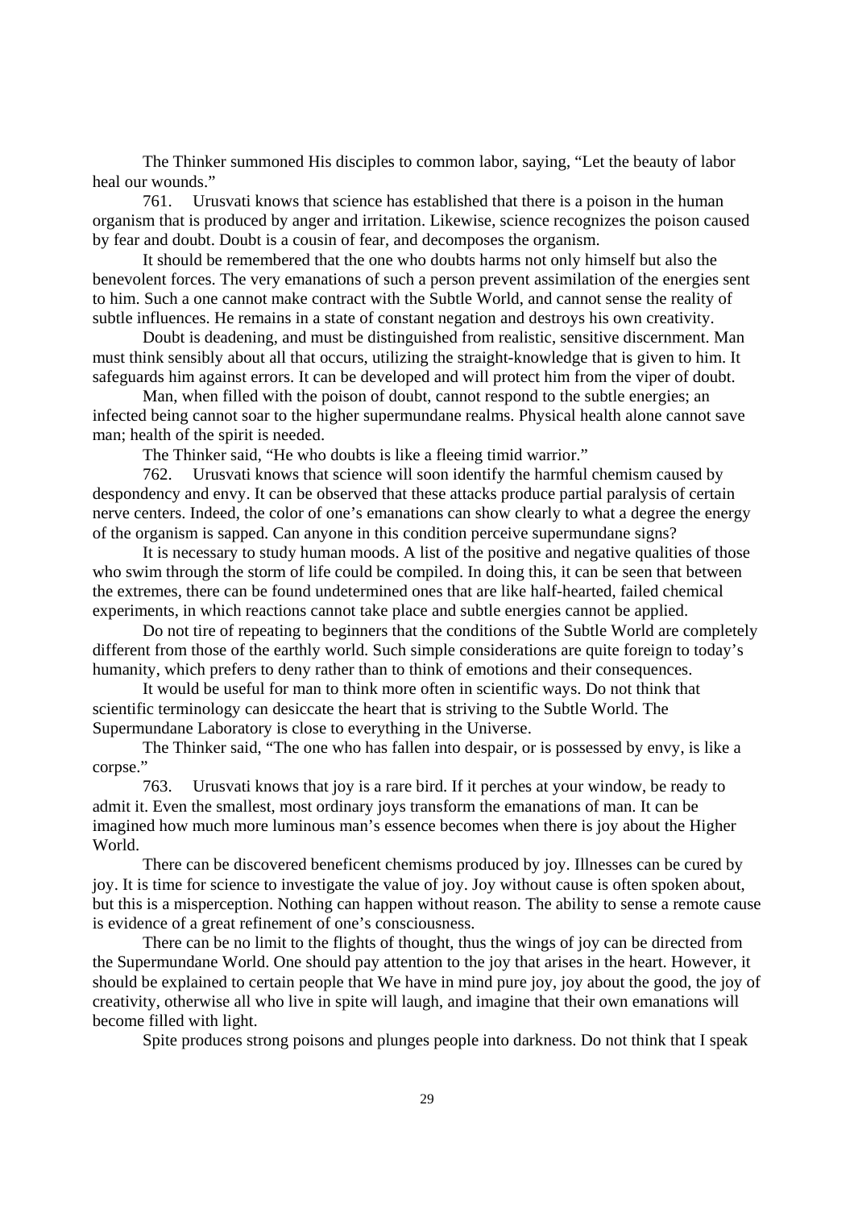The Thinker summoned His disciples to common labor, saying, "Let the beauty of labor heal our wounds."

761. Urusvati knows that science has established that there is a poison in the human organism that is produced by anger and irritation. Likewise, science recognizes the poison caused by fear and doubt. Doubt is a cousin of fear, and decomposes the organism.

It should be remembered that the one who doubts harms not only himself but also the benevolent forces. The very emanations of such a person prevent assimilation of the energies sent to him. Such a one cannot make contract with the Subtle World, and cannot sense the reality of subtle influences. He remains in a state of constant negation and destroys his own creativity.

Doubt is deadening, and must be distinguished from realistic, sensitive discernment. Man must think sensibly about all that occurs, utilizing the straight-knowledge that is given to him. It safeguards him against errors. It can be developed and will protect him from the viper of doubt.

Man, when filled with the poison of doubt, cannot respond to the subtle energies; an infected being cannot soar to the higher supermundane realms. Physical health alone cannot save man; health of the spirit is needed.

The Thinker said, "He who doubts is like a fleeing timid warrior."

762. Urusvati knows that science will soon identify the harmful chemism caused by despondency and envy. It can be observed that these attacks produce partial paralysis of certain nerve centers. Indeed, the color of one's emanations can show clearly to what a degree the energy of the organism is sapped. Can anyone in this condition perceive supermundane signs?

It is necessary to study human moods. A list of the positive and negative qualities of those who swim through the storm of life could be compiled. In doing this, it can be seen that between the extremes, there can be found undetermined ones that are like half-hearted, failed chemical experiments, in which reactions cannot take place and subtle energies cannot be applied.

Do not tire of repeating to beginners that the conditions of the Subtle World are completely different from those of the earthly world. Such simple considerations are quite foreign to today's humanity, which prefers to deny rather than to think of emotions and their consequences.

It would be useful for man to think more often in scientific ways. Do not think that scientific terminology can desiccate the heart that is striving to the Subtle World. The Supermundane Laboratory is close to everything in the Universe.

The Thinker said, "The one who has fallen into despair, or is possessed by envy, is like a corpse."

763. Urusvati knows that joy is a rare bird. If it perches at your window, be ready to admit it. Even the smallest, most ordinary joys transform the emanations of man. It can be imagined how much more luminous man's essence becomes when there is joy about the Higher World.

There can be discovered beneficent chemisms produced by joy. Illnesses can be cured by joy. It is time for science to investigate the value of joy. Joy without cause is often spoken about, but this is a misperception. Nothing can happen without reason. The ability to sense a remote cause is evidence of a great refinement of one's consciousness.

There can be no limit to the flights of thought, thus the wings of joy can be directed from the Supermundane World. One should pay attention to the joy that arises in the heart. However, it should be explained to certain people that We have in mind pure joy, joy about the good, the joy of creativity, otherwise all who live in spite will laugh, and imagine that their own emanations will become filled with light.

Spite produces strong poisons and plunges people into darkness. Do not think that I speak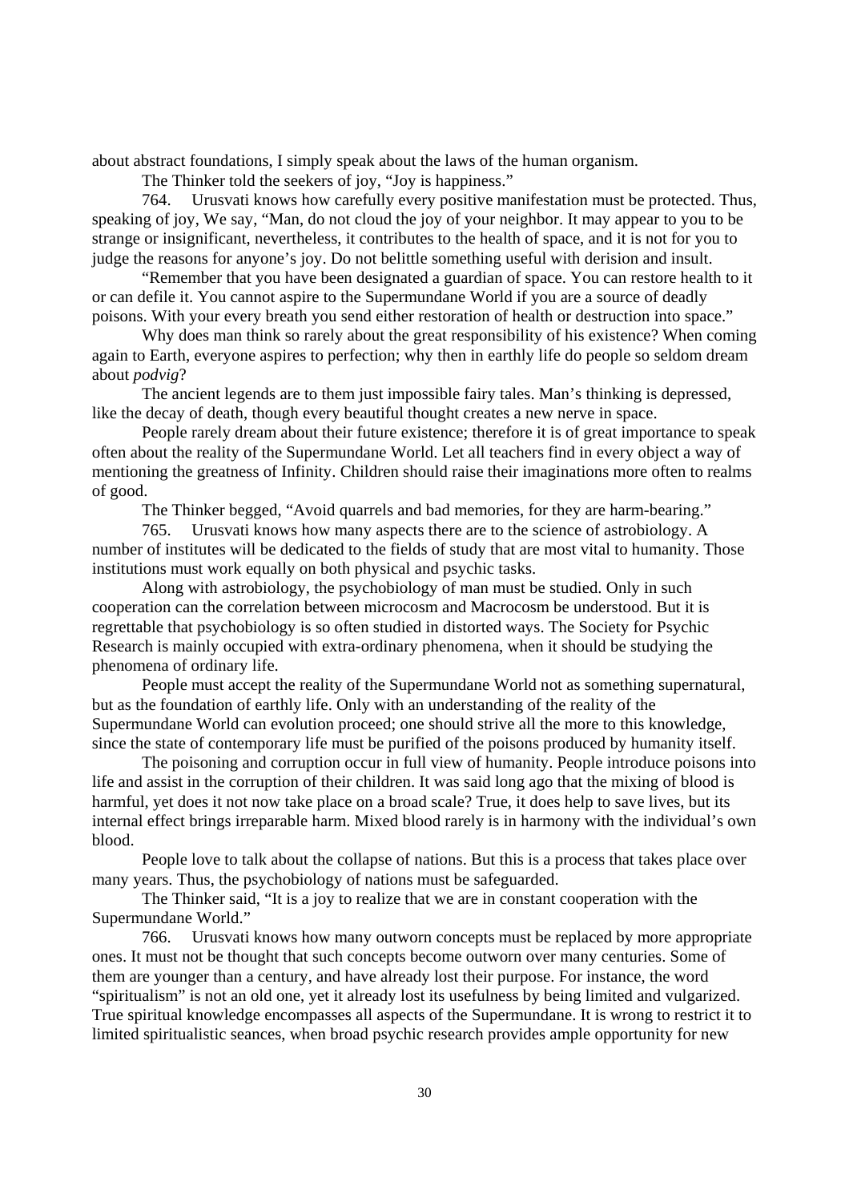about abstract foundations, I simply speak about the laws of the human organism.

The Thinker told the seekers of joy, "Joy is happiness."

764. Urusvati knows how carefully every positive manifestation must be protected. Thus, speaking of joy, We say, "Man, do not cloud the joy of your neighbor. It may appear to you to be strange or insignificant, nevertheless, it contributes to the health of space, and it is not for you to judge the reasons for anyone's joy. Do not belittle something useful with derision and insult.

"Remember that you have been designated a guardian of space. You can restore health to it or can defile it. You cannot aspire to the Supermundane World if you are a source of deadly poisons. With your every breath you send either restoration of health or destruction into space."

Why does man think so rarely about the great responsibility of his existence? When coming again to Earth, everyone aspires to perfection; why then in earthly life do people so seldom dream about *podvig*?

The ancient legends are to them just impossible fairy tales. Man's thinking is depressed, like the decay of death, though every beautiful thought creates a new nerve in space.

People rarely dream about their future existence; therefore it is of great importance to speak often about the reality of the Supermundane World. Let all teachers find in every object a way of mentioning the greatness of Infinity. Children should raise their imaginations more often to realms of good.

The Thinker begged, "Avoid quarrels and bad memories, for they are harm-bearing."

765. Urusvati knows how many aspects there are to the science of astrobiology. A number of institutes will be dedicated to the fields of study that are most vital to humanity. Those institutions must work equally on both physical and psychic tasks.

Along with astrobiology, the psychobiology of man must be studied. Only in such cooperation can the correlation between microcosm and Macrocosm be understood. But it is regrettable that psychobiology is so often studied in distorted ways. The Society for Psychic Research is mainly occupied with extra-ordinary phenomena, when it should be studying the phenomena of ordinary life.

People must accept the reality of the Supermundane World not as something supernatural, but as the foundation of earthly life. Only with an understanding of the reality of the Supermundane World can evolution proceed; one should strive all the more to this knowledge, since the state of contemporary life must be purified of the poisons produced by humanity itself.

The poisoning and corruption occur in full view of humanity. People introduce poisons into life and assist in the corruption of their children. It was said long ago that the mixing of blood is harmful, yet does it not now take place on a broad scale? True, it does help to save lives, but its internal effect brings irreparable harm. Mixed blood rarely is in harmony with the individual's own blood.

People love to talk about the collapse of nations. But this is a process that takes place over many years. Thus, the psychobiology of nations must be safeguarded.

The Thinker said, "It is a joy to realize that we are in constant cooperation with the Supermundane World."

766. Urusvati knows how many outworn concepts must be replaced by more appropriate ones. It must not be thought that such concepts become outworn over many centuries. Some of them are younger than a century, and have already lost their purpose. For instance, the word "spiritualism" is not an old one, yet it already lost its usefulness by being limited and vulgarized. True spiritual knowledge encompasses all aspects of the Supermundane. It is wrong to restrict it to limited spiritualistic seances, when broad psychic research provides ample opportunity for new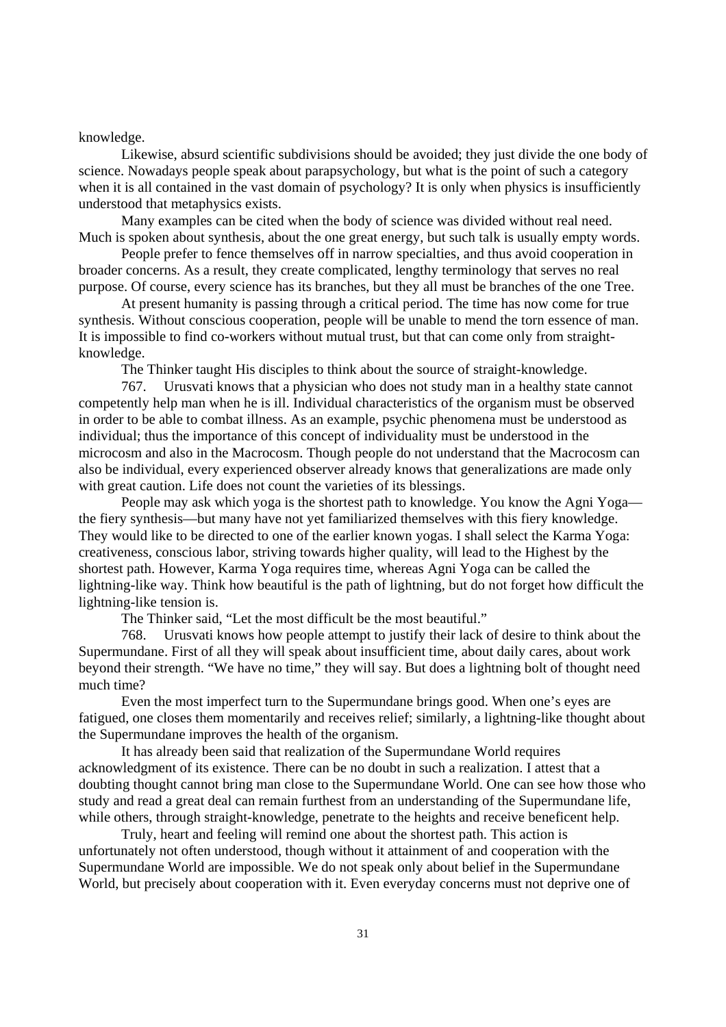knowledge.

Likewise, absurd scientific subdivisions should be avoided; they just divide the one body of science. Nowadays people speak about parapsychology, but what is the point of such a category when it is all contained in the vast domain of psychology? It is only when physics is insufficiently understood that metaphysics exists.

Many examples can be cited when the body of science was divided without real need. Much is spoken about synthesis, about the one great energy, but such talk is usually empty words.

People prefer to fence themselves off in narrow specialties, and thus avoid cooperation in broader concerns. As a result, they create complicated, lengthy terminology that serves no real purpose. Of course, every science has its branches, but they all must be branches of the one Tree.

At present humanity is passing through a critical period. The time has now come for true synthesis. Without conscious cooperation, people will be unable to mend the torn essence of man. It is impossible to find co-workers without mutual trust, but that can come only from straight-knowledge.

The Thinker taught His disciples to think about the source of straight-knowledge.

767. Urusvati knows that a physician who does not study man in a healthy state cannot competently help man when he is ill. Individual characteristics of the organism must be observed in order to be able to combat illness. As an example, psychic phenomena must be understood as individual; thus the importance of this concept of individuality must be understood in the microcosm and also in the Macrocosm. Though people do not understand that the Macrocosm can also be individual, every experienced observer already knows that generalizations are made only with great caution. Life does not count the varieties of its blessings.

People may ask which yoga is the shortest path to knowledge. You know the Agni Yoga—the fiery synthesis—but many have not yet familiarized themselves with this fiery knowledge. They would like to be directed to one of the earlier known yogas. I shall select the Karma Yoga: creativeness, conscious labor, striving towards higher quality, will lead to the Highest by the shortest path. However, Karma Yoga requires time, whereas Agni Yoga can be called the lightning-like way. Think how beautiful is the path of lightning, but do not forget how difficult the lightning-like tension is.

The Thinker said, "Let the most difficult be the most beautiful."

768. Urusvati knows how people attempt to justify their lack of desire to think about the Supermundane. First of all they will speak about insufficient time, about daily cares, about work beyond their strength. "We have no time," they will say. But does a lightning bolt of thought need much time?

Even the most imperfect turn to the Supermundane brings good. When one's eyes are fatigued, one closes them momentarily and receives relief; similarly, a lightning-like thought about the Supermundane improves the health of the organism.

It has already been said that realization of the Supermundane World requires acknowledgment of its existence. There can be no doubt in such a realization. I attest that a doubting thought cannot bring man close to the Supermundane World. One can see how those who study and read a great deal can remain furthest from an understanding of the Supermundane life, while others, through straight-knowledge, penetrate to the heights and receive beneficent help.

Truly, heart and feeling will remind one about the shortest path. This action is unfortunately not often understood, though without it attainment of and cooperation with the Supermundane World are impossible. We do not speak only about belief in the Supermundane World, but precisely about cooperation with it. Even everyday concerns must not deprive one of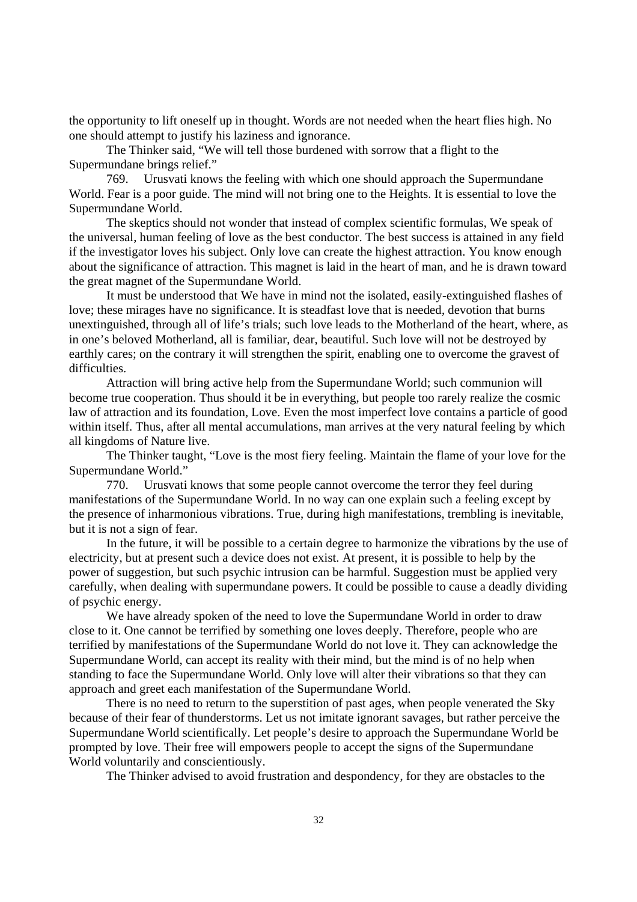the opportunity to lift oneself up in thought. Words are not needed when the heart flies high. No one should attempt to justify his laziness and ignorance.

The Thinker said, "We will tell those burdened with sorrow that a flight to the Supermundane brings relief."

769. Urusvati knows the feeling with which one should approach the Supermundane World. Fear is a poor guide. The mind will not bring one to the Heights. It is essential to love the Supermundane World.

The skeptics should not wonder that instead of complex scientific formulas, We speak of the universal, human feeling of love as the best conductor. The best success is attained in any field if the investigator loves his subject. Only love can create the highest attraction. You know enough about the significance of attraction. This magnet is laid in the heart of man, and he is drawn toward the great magnet of the Supermundane World.

It must be understood that We have in mind not the isolated, easily-extinguished flashes of love; these mirages have no significance. It is steadfast love that is needed, devotion that burns unextinguished, through all of life's trials; such love leads to the Motherland of the heart, where, as in one's beloved Motherland, all is familiar, dear, beautiful. Such love will not be destroyed by earthly cares; on the contrary it will strengthen the spirit, enabling one to overcome the gravest of difficulties.

Attraction will bring active help from the Supermundane World; such communion will become true cooperation. Thus should it be in everything, but people too rarely realize the cosmic law of attraction and its foundation, Love. Even the most imperfect love contains a particle of good within itself. Thus, after all mental accumulations, man arrives at the very natural feeling by which all kingdoms of Nature live.

The Thinker taught, "Love is the most fiery feeling. Maintain the flame of your love for the Supermundane World."

770. Urusvati knows that some people cannot overcome the terror they feel during manifestations of the Supermundane World. In no way can one explain such a feeling except by the presence of inharmonious vibrations. True, during high manifestations, trembling is inevitable, but it is not a sign of fear.

In the future, it will be possible to a certain degree to harmonize the vibrations by the use of electricity, but at present such a device does not exist. At present, it is possible to help by the power of suggestion, but such psychic intrusion can be harmful. Suggestion must be applied very carefully, when dealing with supermundane powers. It could be possible to cause a deadly dividing of psychic energy.

We have already spoken of the need to love the Supermundane World in order to draw close to it. One cannot be terrified by something one loves deeply. Therefore, people who are terrified by manifestations of the Supermundane World do not love it. They can acknowledge the Supermundane World, can accept its reality with their mind, but the mind is of no help when standing to face the Supermundane World. Only love will alter their vibrations so that they can approach and greet each manifestation of the Supermundane World.

There is no need to return to the superstition of past ages, when people venerated the Sky because of their fear of thunderstorms. Let us not imitate ignorant savages, but rather perceive the Supermundane World scientifically. Let people's desire to approach the Supermundane World be prompted by love. Their free will empowers people to accept the signs of the Supermundane World voluntarily and conscientiously.

The Thinker advised to avoid frustration and despondency, for they are obstacles to the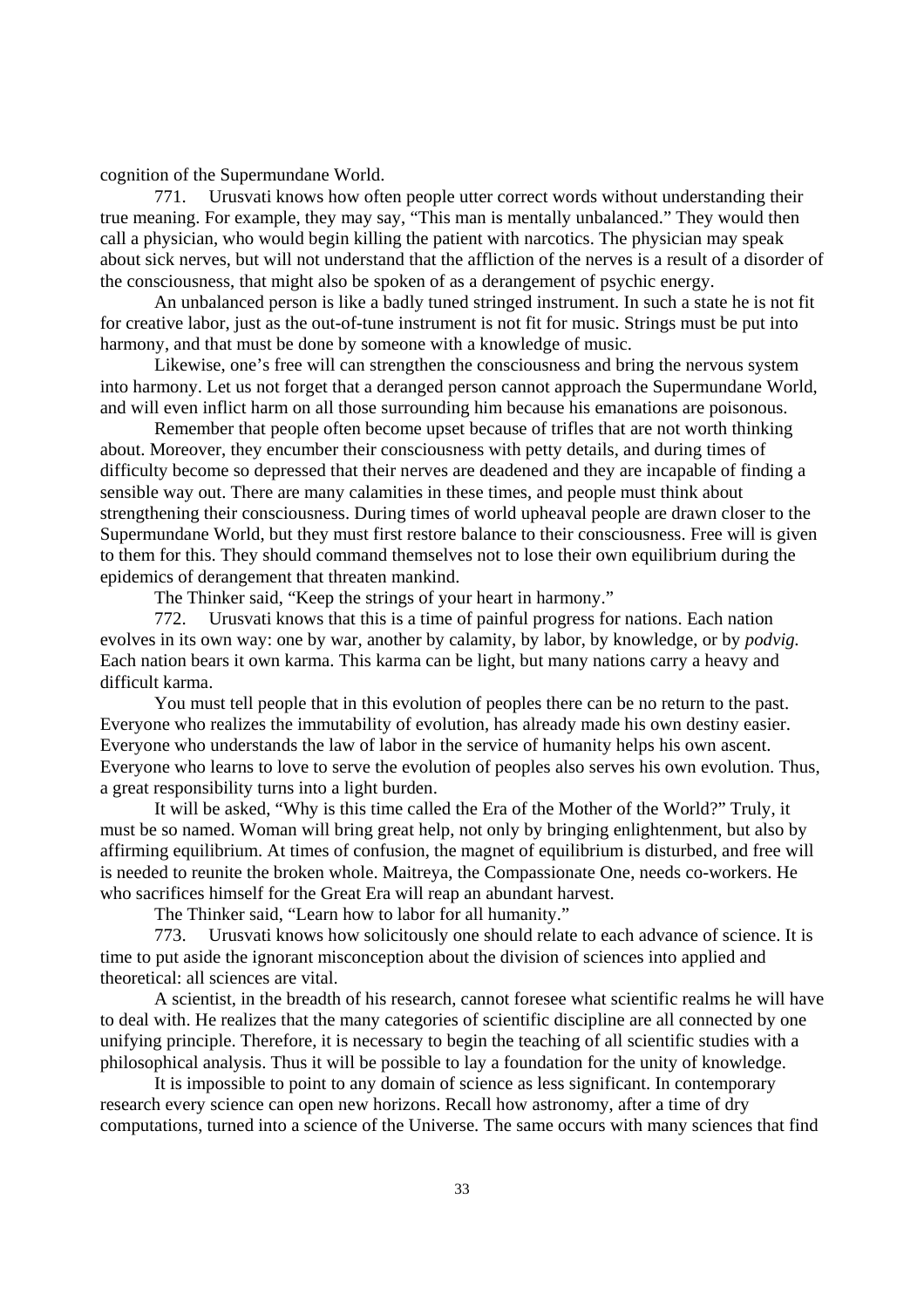cognition of the Supermundane World.

771. Urusvati knows how often people utter correct words without understanding their true meaning. For example, they may say, "This man is mentally unbalanced." They would then call a physician, who would begin killing the patient with narcotics. The physician may speak about sick nerves, but will not understand that the affliction of the nerves is a result of a disorder of the consciousness, that might also be spoken of as a derangement of psychic energy.

An unbalanced person is like a badly tuned stringed instrument. In such a state he is not fit for creative labor, just as the out-of-tune instrument is not fit for music. Strings must be put into harmony, and that must be done by someone with a knowledge of music.

Likewise, one's free will can strengthen the consciousness and bring the nervous system into harmony. Let us not forget that a deranged person cannot approach the Supermundane World, and will even inflict harm on all those surrounding him because his emanations are poisonous.

Remember that people often become upset because of trifles that are not worth thinking about. Moreover, they encumber their consciousness with petty details, and during times of difficulty become so depressed that their nerves are deadened and they are incapable of finding a sensible way out. There are many calamities in these times, and people must think about strengthening their consciousness. During times of world upheaval people are drawn closer to the Supermundane World, but they must first restore balance to their consciousness. Free will is given to them for this. They should command themselves not to lose their own equilibrium during the epidemics of derangement that threaten mankind.

The Thinker said, "Keep the strings of your heart in harmony."

772. Urusvati knows that this is a time of painful progress for nations. Each nation evolves in its own way: one by war, another by calamity, by labor, by knowledge, or by *podvig.* Each nation bears it own karma. This karma can be light, but many nations carry a heavy and difficult karma.

You must tell people that in this evolution of peoples there can be no return to the past. Everyone who realizes the immutability of evolution, has already made his own destiny easier. Everyone who understands the law of labor in the service of humanity helps his own ascent. Everyone who learns to love to serve the evolution of peoples also serves his own evolution. Thus, a great responsibility turns into a light burden.

It will be asked, "Why is this time called the Era of the Mother of the World?" Truly, it must be so named. Woman will bring great help, not only by bringing enlightenment, but also by affirming equilibrium. At times of confusion, the magnet of equilibrium is disturbed, and free will is needed to reunite the broken whole. Maitreya, the Compassionate One, needs co-workers. He who sacrifices himself for the Great Era will reap an abundant harvest.

The Thinker said, "Learn how to labor for all humanity."

773. Urusvati knows how solicitously one should relate to each advance of science. It is time to put aside the ignorant misconception about the division of sciences into applied and theoretical: all sciences are vital.

A scientist, in the breadth of his research, cannot foresee what scientific realms he will have to deal with. He realizes that the many categories of scientific discipline are all connected by one unifying principle. Therefore, it is necessary to begin the teaching of all scientific studies with a philosophical analysis. Thus it will be possible to lay a foundation for the unity of knowledge.

It is impossible to point to any domain of science as less significant. In contemporary research every science can open new horizons. Recall how astronomy, after a time of dry computations, turned into a science of the Universe. The same occurs with many sciences that find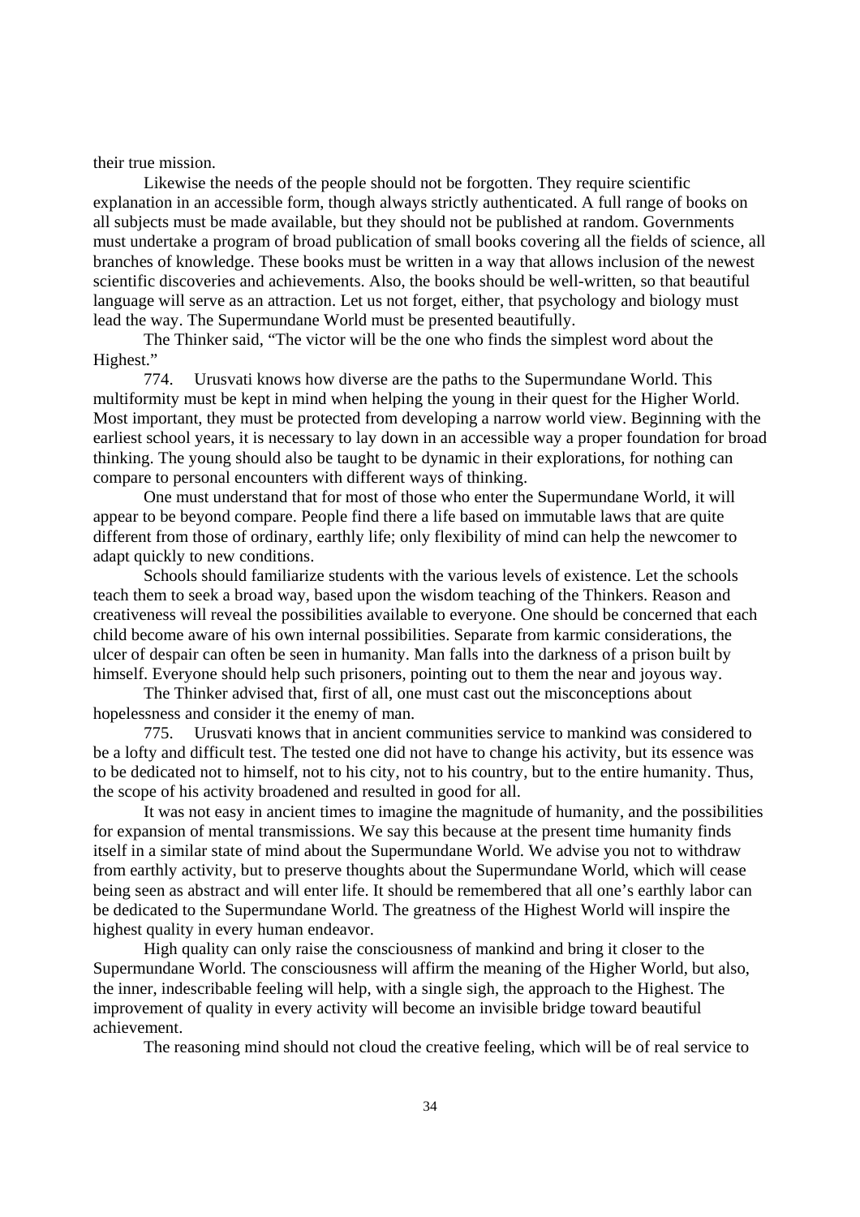their true mission.

Likewise the needs of the people should not be forgotten. They require scientific explanation in an accessible form, though always strictly authenticated. A full range of books on all subjects must be made available, but they should not be published at random. Governments must undertake a program of broad publication of small books covering all the fields of science, all branches of knowledge. These books must be written in a way that allows inclusion of the newest scientific discoveries and achievements. Also, the books should be well-written, so that beautiful language will serve as an attraction. Let us not forget, either, that psychology and biology must lead the way. The Supermundane World must be presented beautifully.

The Thinker said, "The victor will be the one who finds the simplest word about the Highest."

774. Urusvati knows how diverse are the paths to the Supermundane World. This multiformity must be kept in mind when helping the young in their quest for the Higher World. Most important, they must be protected from developing a narrow world view. Beginning with the earliest school years, it is necessary to lay down in an accessible way a proper foundation for broad thinking. The young should also be taught to be dynamic in their explorations, for nothing can compare to personal encounters with different ways of thinking.

One must understand that for most of those who enter the Supermundane World, it will appear to be beyond compare. People find there a life based on immutable laws that are quite different from those of ordinary, earthly life; only flexibility of mind can help the newcomer to adapt quickly to new conditions.

Schools should familiarize students with the various levels of existence. Let the schools teach them to seek a broad way, based upon the wisdom teaching of the Thinkers. Reason and creativeness will reveal the possibilities available to everyone. One should be concerned that each child become aware of his own internal possibilities. Separate from karmic considerations, the ulcer of despair can often be seen in humanity. Man falls into the darkness of a prison built by himself. Everyone should help such prisoners, pointing out to them the near and joyous way.

The Thinker advised that, first of all, one must cast out the misconceptions about hopelessness and consider it the enemy of man.

775. Urusvati knows that in ancient communities service to mankind was considered to be a lofty and difficult test. The tested one did not have to change his activity, but its essence was to be dedicated not to himself, not to his city, not to his country, but to the entire humanity. Thus, the scope of his activity broadened and resulted in good for all.

It was not easy in ancient times to imagine the magnitude of humanity, and the possibilities for expansion of mental transmissions. We say this because at the present time humanity finds itself in a similar state of mind about the Supermundane World. We advise you not to withdraw from earthly activity, but to preserve thoughts about the Supermundane World, which will cease being seen as abstract and will enter life. It should be remembered that all one's earthly labor can be dedicated to the Supermundane World. The greatness of the Highest World will inspire the highest quality in every human endeavor.

High quality can only raise the consciousness of mankind and bring it closer to the Supermundane World. The consciousness will affirm the meaning of the Higher World, but also, the inner, indescribable feeling will help, with a single sigh, the approach to the Highest. The improvement of quality in every activity will become an invisible bridge toward beautiful achievement.

The reasoning mind should not cloud the creative feeling, which will be of real service to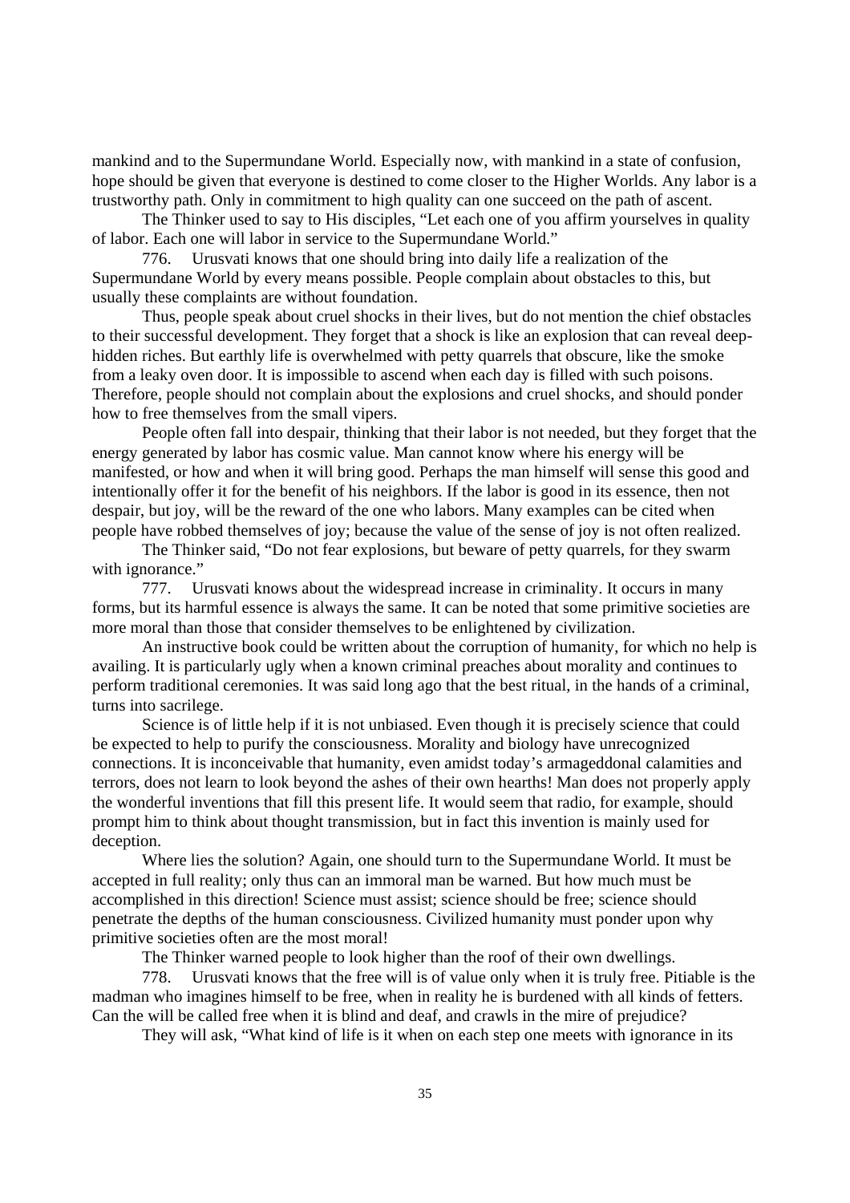mankind and to the Supermundane World. Especially now, with mankind in a state of confusion, hope should be given that everyone is destined to come closer to the Higher Worlds. Any labor is a trustworthy path. Only in commitment to high quality can one succeed on the path of ascent.

The Thinker used to say to His disciples, "Let each one of you affirm yourselves in quality of labor. Each one will labor in service to the Supermundane World."

776. Urusvati knows that one should bring into daily life a realization of the Supermundane World by every means possible. People complain about obstacles to this, but usually these complaints are without foundation.

Thus, people speak about cruel shocks in their lives, but do not mention the chief obstacles to their successful development. They forget that a shock is like an explosion that can reveal deep-hidden riches. But earthly life is overwhelmed with petty quarrels that obscure, like the smoke from a leaky oven door. It is impossible to ascend when each day is filled with such poisons. Therefore, people should not complain about the explosions and cruel shocks, and should ponder how to free themselves from the small vipers.

People often fall into despair, thinking that their labor is not needed, but they forget that the energy generated by labor has cosmic value. Man cannot know where his energy will be manifested, or how and when it will bring good. Perhaps the man himself will sense this good and intentionally offer it for the benefit of his neighbors. If the labor is good in its essence, then not despair, but joy, will be the reward of the one who labors. Many examples can be cited when people have robbed themselves of joy; because the value of the sense of joy is not often realized.

The Thinker said, "Do not fear explosions, but beware of petty quarrels, for they swarm with ignorance."

777. Urusvati knows about the widespread increase in criminality. It occurs in many forms, but its harmful essence is always the same. It can be noted that some primitive societies are more moral than those that consider themselves to be enlightened by civilization.

An instructive book could be written about the corruption of humanity, for which no help is availing. It is particularly ugly when a known criminal preaches about morality and continues to perform traditional ceremonies. It was said long ago that the best ritual, in the hands of a criminal, turns into sacrilege.

Science is of little help if it is not unbiased. Even though it is precisely science that could be expected to help to purify the consciousness. Morality and biology have unrecognized connections. It is inconceivable that humanity, even amidst today's armageddonal calamities and terrors, does not learn to look beyond the ashes of their own hearths! Man does not properly apply the wonderful inventions that fill this present life. It would seem that radio, for example, should prompt him to think about thought transmission, but in fact this invention is mainly used for deception.

Where lies the solution? Again, one should turn to the Supermundane World. It must be accepted in full reality; only thus can an immoral man be warned. But how much must be accomplished in this direction! Science must assist; science should be free; science should penetrate the depths of the human consciousness. Civilized humanity must ponder upon why primitive societies often are the most moral!

The Thinker warned people to look higher than the roof of their own dwellings.

778. Urusvati knows that the free will is of value only when it is truly free. Pitiable is the madman who imagines himself to be free, when in reality he is burdened with all kinds of fetters. Can the will be called free when it is blind and deaf, and crawls in the mire of prejudice?

They will ask, "What kind of life is it when on each step one meets with ignorance in its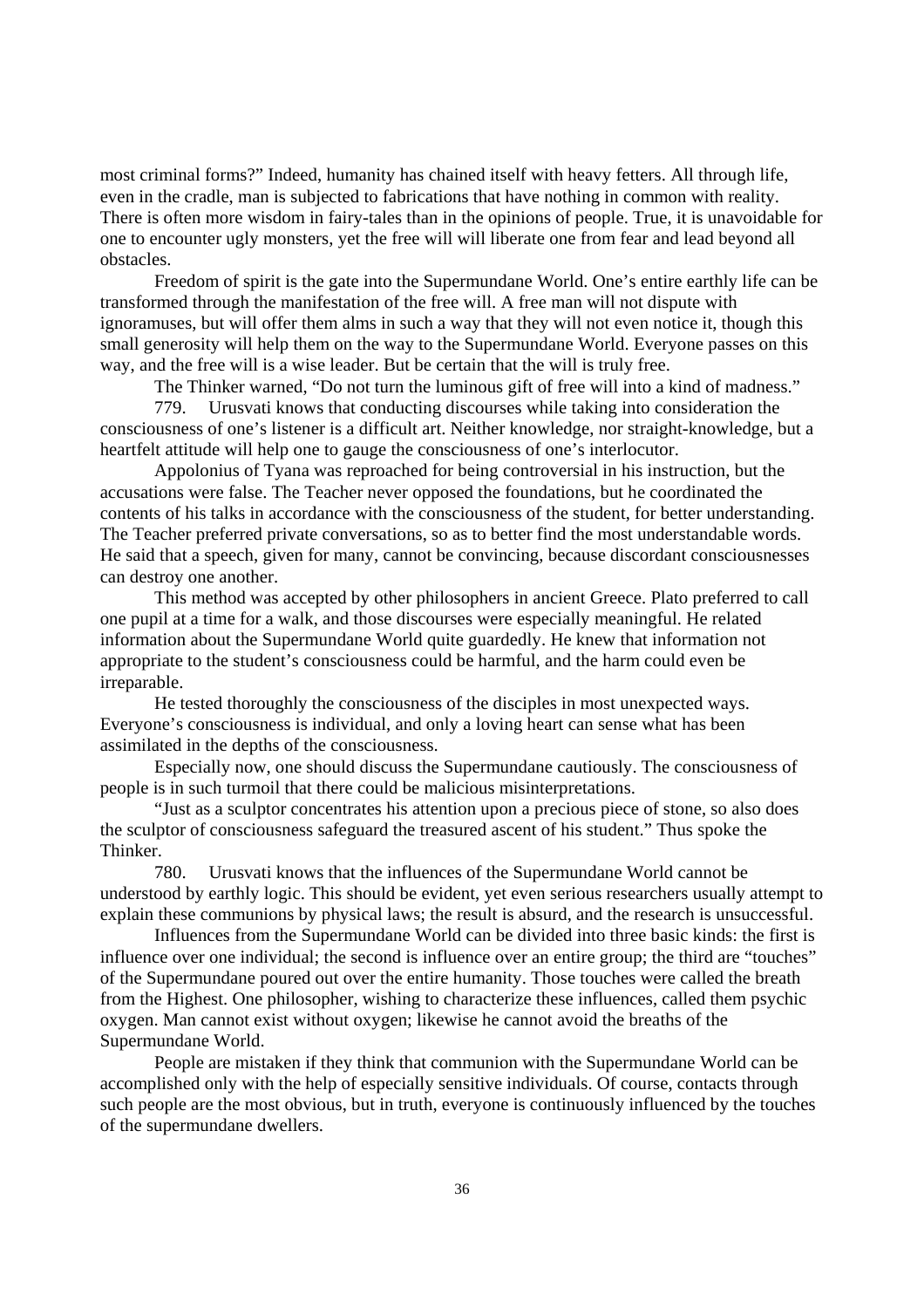most criminal forms?" Indeed, humanity has chained itself with heavy fetters. All through life, even in the cradle, man is subjected to fabrications that have nothing in common with reality. There is often more wisdom in fairy-tales than in the opinions of people. True, it is unavoidable for one to encounter ugly monsters, yet the free will will liberate one from fear and lead beyond all obstacles.

Freedom of spirit is the gate into the Supermundane World. One's entire earthly life can be transformed through the manifestation of the free will. A free man will not dispute with ignoramuses, but will offer them alms in such a way that they will not even notice it, though this small generosity will help them on the way to the Supermundane World. Everyone passes on this way, and the free will is a wise leader. But be certain that the will is truly free.

The Thinker warned, "Do not turn the luminous gift of free will into a kind of madness."

779. Urusvati knows that conducting discourses while taking into consideration the consciousness of one's listener is a difficult art. Neither knowledge, nor straight-knowledge, but a heartfelt attitude will help one to gauge the consciousness of one's interlocutor.

Appolonius of Tyana was reproached for being controversial in his instruction, but the accusations were false. The Teacher never opposed the foundations, but he coordinated the contents of his talks in accordance with the consciousness of the student, for better understanding. The Teacher preferred private conversations, so as to better find the most understandable words. He said that a speech, given for many, cannot be convincing, because discordant consciousnesses can destroy one another.

This method was accepted by other philosophers in ancient Greece. Plato preferred to call one pupil at a time for a walk, and those discourses were especially meaningful. He related information about the Supermundane World quite guardedly. He knew that information not appropriate to the student's consciousness could be harmful, and the harm could even be irreparable.

He tested thoroughly the consciousness of the disciples in most unexpected ways. Everyone's consciousness is individual, and only a loving heart can sense what has been assimilated in the depths of the consciousness.

Especially now, one should discuss the Supermundane cautiously. The consciousness of people is in such turmoil that there could be malicious misinterpretations.

"Just as a sculptor concentrates his attention upon a precious piece of stone, so also does the sculptor of consciousness safeguard the treasured ascent of his student." Thus spoke the Thinker.

780. Urusvati knows that the influences of the Supermundane World cannot be understood by earthly logic. This should be evident, yet even serious researchers usually attempt to explain these communions by physical laws; the result is absurd, and the research is unsuccessful.

Influences from the Supermundane World can be divided into three basic kinds: the first is influence over one individual; the second is influence over an entire group; the third are "touches" of the Supermundane poured out over the entire humanity. Those touches were called the breath from the Highest. One philosopher, wishing to characterize these influences, called them psychic oxygen. Man cannot exist without oxygen; likewise he cannot avoid the breaths of the Supermundane World.

People are mistaken if they think that communion with the Supermundane World can be accomplished only with the help of especially sensitive individuals. Of course, contacts through such people are the most obvious, but in truth, everyone is continuously influenced by the touches of the supermundane dwellers.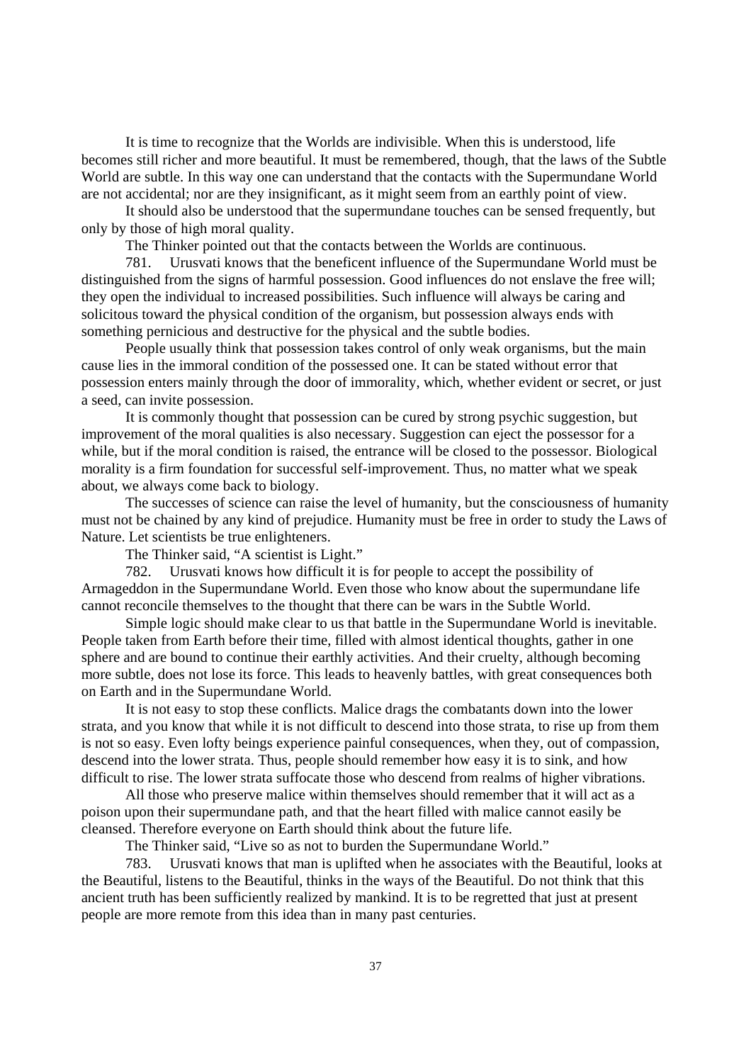It is time to recognize that the Worlds are indivisible. When this is understood, life becomes still richer and more beautiful. It must be remembered, though, that the laws of the Subtle World are subtle. In this way one can understand that the contacts with the Supermundane World are not accidental; nor are they insignificant, as it might seem from an earthly point of view.

It should also be understood that the supermundane touches can be sensed frequently, but only by those of high moral quality.

The Thinker pointed out that the contacts between the Worlds are continuous.

781. Urusvati knows that the beneficent influence of the Supermundane World must be distinguished from the signs of harmful possession. Good influences do not enslave the free will; they open the individual to increased possibilities. Such influence will always be caring and solicitous toward the physical condition of the organism, but possession always ends with something pernicious and destructive for the physical and the subtle bodies.

People usually think that possession takes control of only weak organisms, but the main cause lies in the immoral condition of the possessed one. It can be stated without error that possession enters mainly through the door of immorality, which, whether evident or secret, or just a seed, can invite possession.

It is commonly thought that possession can be cured by strong psychic suggestion, but improvement of the moral qualities is also necessary. Suggestion can eject the possessor for a while, but if the moral condition is raised, the entrance will be closed to the possessor. Biological morality is a firm foundation for successful self-improvement. Thus, no matter what we speak about, we always come back to biology.

The successes of science can raise the level of humanity, but the consciousness of humanity must not be chained by any kind of prejudice. Humanity must be free in order to study the Laws of Nature. Let scientists be true enlighteners.

The Thinker said, "A scientist is Light."

782. Urusvati knows how difficult it is for people to accept the possibility of Armageddon in the Supermundane World. Even those who know about the supermundane life cannot reconcile themselves to the thought that there can be wars in the Subtle World.

Simple logic should make clear to us that battle in the Supermundane World is inevitable. People taken from Earth before their time, filled with almost identical thoughts, gather in one sphere and are bound to continue their earthly activities. And their cruelty, although becoming more subtle, does not lose its force. This leads to heavenly battles, with great consequences both on Earth and in the Supermundane World.

It is not easy to stop these conflicts. Malice drags the combatants down into the lower strata, and you know that while it is not difficult to descend into those strata, to rise up from them is not so easy. Even lofty beings experience painful consequences, when they, out of compassion, descend into the lower strata. Thus, people should remember how easy it is to sink, and how difficult to rise. The lower strata suffocate those who descend from realms of higher vibrations.

All those who preserve malice within themselves should remember that it will act as a poison upon their supermundane path, and that the heart filled with malice cannot easily be cleansed. Therefore everyone on Earth should think about the future life.

The Thinker said, "Live so as not to burden the Supermundane World."

783. Urusvati knows that man is uplifted when he associates with the Beautiful, looks at the Beautiful, listens to the Beautiful, thinks in the ways of the Beautiful. Do not think that this ancient truth has been sufficiently realized by mankind. It is to be regretted that just at present people are more remote from this idea than in many past centuries.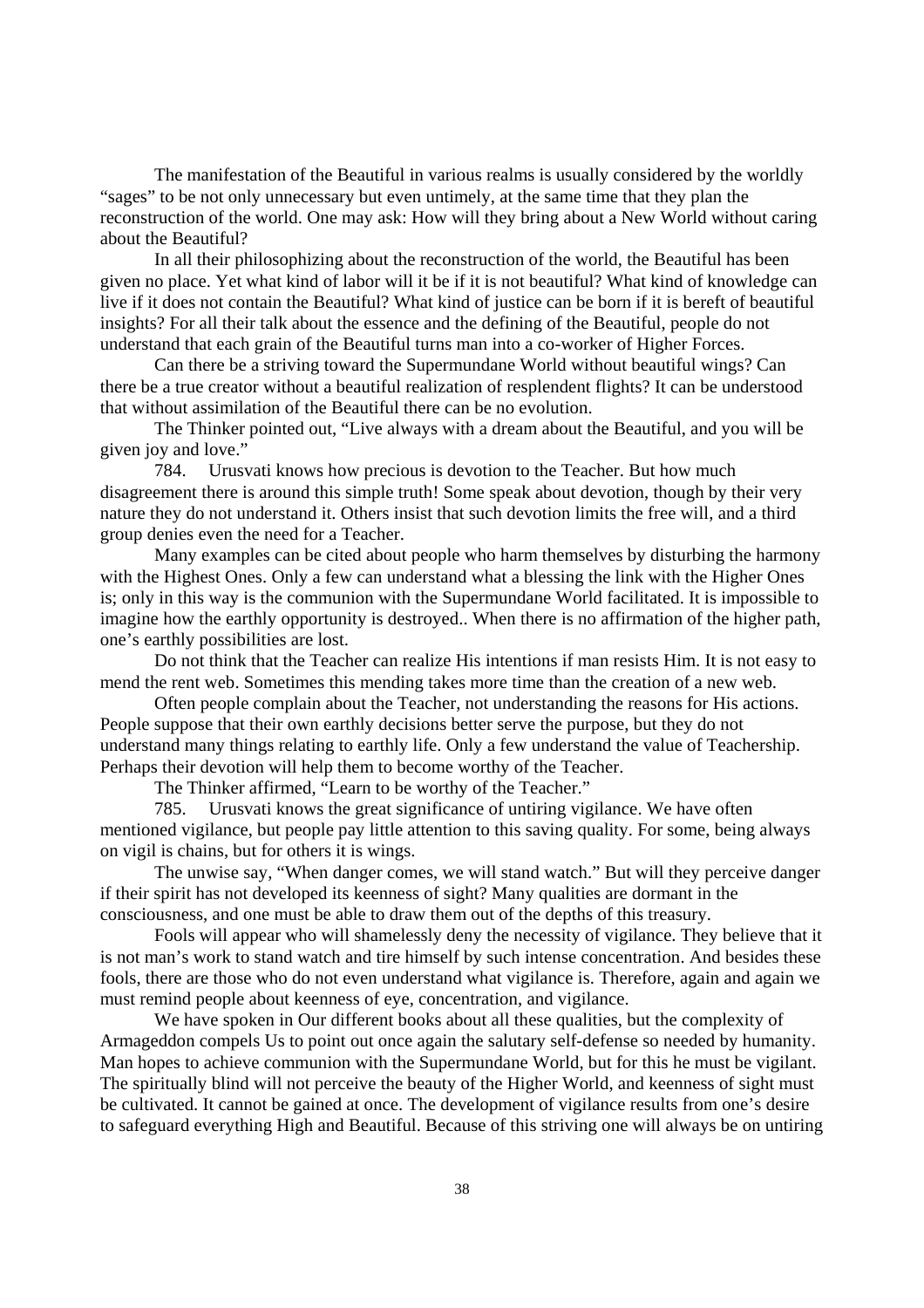The manifestation of the Beautiful in various realms is usually considered by the worldly "sages" to be not only unnecessary but even untimely, at the same time that they plan the reconstruction of the world. One may ask: How will they bring about a New World without caring about the Beautiful?

In all their philosophizing about the reconstruction of the world, the Beautiful has been given no place. Yet what kind of labor will it be if it is not beautiful? What kind of knowledge can live if it does not contain the Beautiful? What kind of justice can be born if it is bereft of beautiful insights? For all their talk about the essence and the defining of the Beautiful, people do not understand that each grain of the Beautiful turns man into a co-worker of Higher Forces.

Can there be a striving toward the Supermundane World without beautiful wings? Can there be a true creator without a beautiful realization of resplendent flights? It can be understood that without assimilation of the Beautiful there can be no evolution.

The Thinker pointed out, "Live always with a dream about the Beautiful, and you will be given joy and love."

784. Urusvati knows how precious is devotion to the Teacher. But how much disagreement there is around this simple truth! Some speak about devotion, though by their very nature they do not understand it. Others insist that such devotion limits the free will, and a third group denies even the need for a Teacher.

Many examples can be cited about people who harm themselves by disturbing the harmony with the Highest Ones. Only a few can understand what a blessing the link with the Higher Ones is; only in this way is the communion with the Supermundane World facilitated. It is impossible to imagine how the earthly opportunity is destroyed.. When there is no affirmation of the higher path, one's earthly possibilities are lost.

Do not think that the Teacher can realize His intentions if man resists Him. It is not easy to mend the rent web. Sometimes this mending takes more time than the creation of a new web.

Often people complain about the Teacher, not understanding the reasons for His actions. People suppose that their own earthly decisions better serve the purpose, but they do not understand many things relating to earthly life. Only a few understand the value of Teachership. Perhaps their devotion will help them to become worthy of the Teacher.

The Thinker affirmed, "Learn to be worthy of the Teacher."

785. Urusvati knows the great significance of untiring vigilance. We have often mentioned vigilance, but people pay little attention to this saving quality. For some, being always on vigil is chains, but for others it is wings.

The unwise say, "When danger comes, we will stand watch." But will they perceive danger if their spirit has not developed its keenness of sight? Many qualities are dormant in the consciousness, and one must be able to draw them out of the depths of this treasury.

Fools will appear who will shamelessly deny the necessity of vigilance. They believe that it is not man's work to stand watch and tire himself by such intense concentration. And besides these fools, there are those who do not even understand what vigilance is. Therefore, again and again we must remind people about keenness of eye, concentration, and vigilance.

We have spoken in Our different books about all these qualities, but the complexity of Armageddon compels Us to point out once again the salutary self-defense so needed by humanity. Man hopes to achieve communion with the Supermundane World, but for this he must be vigilant. The spiritually blind will not perceive the beauty of the Higher World, and keenness of sight must be cultivated. It cannot be gained at once. The development of vigilance results from one's desire to safeguard everything High and Beautiful. Because of this striving one will always be on untiring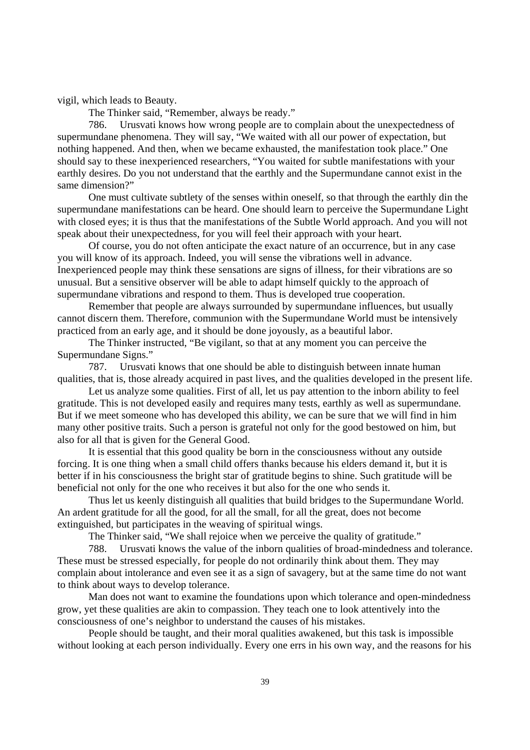vigil, which leads to Beauty.

The Thinker said, "Remember, always be ready."

786. Urusvati knows how wrong people are to complain about the unexpectedness of supermundane phenomena. They will say, "We waited with all our power of expectation, but nothing happened. And then, when we became exhausted, the manifestation took place." One should say to these inexperienced researchers, "You waited for subtle manifestations with your earthly desires. Do you not understand that the earthly and the Supermundane cannot exist in the same dimension?"

One must cultivate subtlety of the senses within oneself, so that through the earthly din the supermundane manifestations can be heard. One should learn to perceive the Supermundane Light with closed eyes; it is thus that the manifestations of the Subtle World approach. And you will not speak about their unexpectedness, for you will feel their approach with your heart.

Of course, you do not often anticipate the exact nature of an occurrence, but in any case you will know of its approach. Indeed, you will sense the vibrations well in advance. Inexperienced people may think these sensations are signs of illness, for their vibrations are so unusual. But a sensitive observer will be able to adapt himself quickly to the approach of supermundane vibrations and respond to them. Thus is developed true cooperation.

Remember that people are always surrounded by supermundane influences, but usually cannot discern them. Therefore, communion with the Supermundane World must be intensively practiced from an early age, and it should be done joyously, as a beautiful labor.

The Thinker instructed, "Be vigilant, so that at any moment you can perceive the Supermundane Signs."

787. Urusvati knows that one should be able to distinguish between innate human qualities, that is, those already acquired in past lives, and the qualities developed in the present life.

Let us analyze some qualities. First of all, let us pay attention to the inborn ability to feel gratitude. This is not developed easily and requires many tests, earthly as well as supermundane. But if we meet someone who has developed this ability, we can be sure that we will find in him many other positive traits. Such a person is grateful not only for the good bestowed on him, but also for all that is given for the General Good.

It is essential that this good quality be born in the consciousness without any outside forcing. It is one thing when a small child offers thanks because his elders demand it, but it is better if in his consciousness the bright star of gratitude begins to shine. Such gratitude will be beneficial not only for the one who receives it but also for the one who sends it.

Thus let us keenly distinguish all qualities that build bridges to the Supermundane World. An ardent gratitude for all the good, for all the small, for all the great, does not become extinguished, but participates in the weaving of spiritual wings.

The Thinker said, "We shall rejoice when we perceive the quality of gratitude."

788. Urusvati knows the value of the inborn qualities of broad-mindedness and tolerance. These must be stressed especially, for people do not ordinarily think about them. They may complain about intolerance and even see it as a sign of savagery, but at the same time do not want to think about ways to develop tolerance.

Man does not want to examine the foundations upon which tolerance and open-mindedness grow, yet these qualities are akin to compassion. They teach one to look attentively into the consciousness of one's neighbor to understand the causes of his mistakes.

People should be taught, and their moral qualities awakened, but this task is impossible without looking at each person individually. Every one errs in his own way, and the reasons for his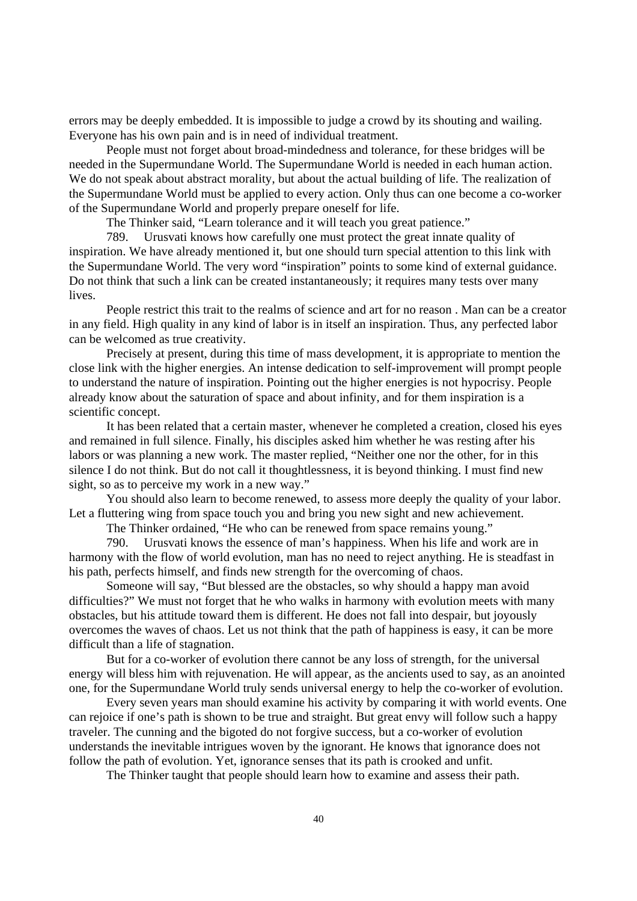errors may be deeply embedded. It is impossible to judge a crowd by its shouting and wailing. Everyone has his own pain and is in need of individual treatment.

People must not forget about broad-mindedness and tolerance, for these bridges will be needed in the Supermundane World. The Supermundane World is needed in each human action. We do not speak about abstract morality, but about the actual building of life. The realization of the Supermundane World must be applied to every action. Only thus can one become a co-worker of the Supermundane World and properly prepare oneself for life.

The Thinker said, "Learn tolerance and it will teach you great patience."

789. Urusvati knows how carefully one must protect the great innate quality of inspiration. We have already mentioned it, but one should turn special attention to this link with the Supermundane World. The very word "inspiration" points to some kind of external guidance. Do not think that such a link can be created instantaneously; it requires many tests over many lives.

People restrict this trait to the realms of science and art for no reason . Man can be a creator in any field. High quality in any kind of labor is in itself an inspiration. Thus, any perfected labor can be welcomed as true creativity.

Precisely at present, during this time of mass development, it is appropriate to mention the close link with the higher energies. An intense dedication to self-improvement will prompt people to understand the nature of inspiration. Pointing out the higher energies is not hypocrisy. People already know about the saturation of space and about infinity, and for them inspiration is a scientific concept.

It has been related that a certain master, whenever he completed a creation, closed his eyes and remained in full silence. Finally, his disciples asked him whether he was resting after his labors or was planning a new work. The master replied, "Neither one nor the other, for in this silence I do not think. But do not call it thoughtlessness, it is beyond thinking. I must find new sight, so as to perceive my work in a new way."

You should also learn to become renewed, to assess more deeply the quality of your labor. Let a fluttering wing from space touch you and bring you new sight and new achievement.

The Thinker ordained, "He who can be renewed from space remains young."

790. Urusvati knows the essence of man's happiness. When his life and work are in harmony with the flow of world evolution, man has no need to reject anything. He is steadfast in his path, perfects himself, and finds new strength for the overcoming of chaos.

Someone will say, "But blessed are the obstacles, so why should a happy man avoid difficulties?" We must not forget that he who walks in harmony with evolution meets with many obstacles, but his attitude toward them is different. He does not fall into despair, but joyously overcomes the waves of chaos. Let us not think that the path of happiness is easy, it can be more difficult than a life of stagnation.

But for a co-worker of evolution there cannot be any loss of strength, for the universal energy will bless him with rejuvenation. He will appear, as the ancients used to say, as an anointed one, for the Supermundane World truly sends universal energy to help the co-worker of evolution.

Every seven years man should examine his activity by comparing it with world events. One can rejoice if one's path is shown to be true and straight. But great envy will follow such a happy traveler. The cunning and the bigoted do not forgive success, but a co-worker of evolution understands the inevitable intrigues woven by the ignorant. He knows that ignorance does not follow the path of evolution. Yet, ignorance senses that its path is crooked and unfit.

The Thinker taught that people should learn how to examine and assess their path.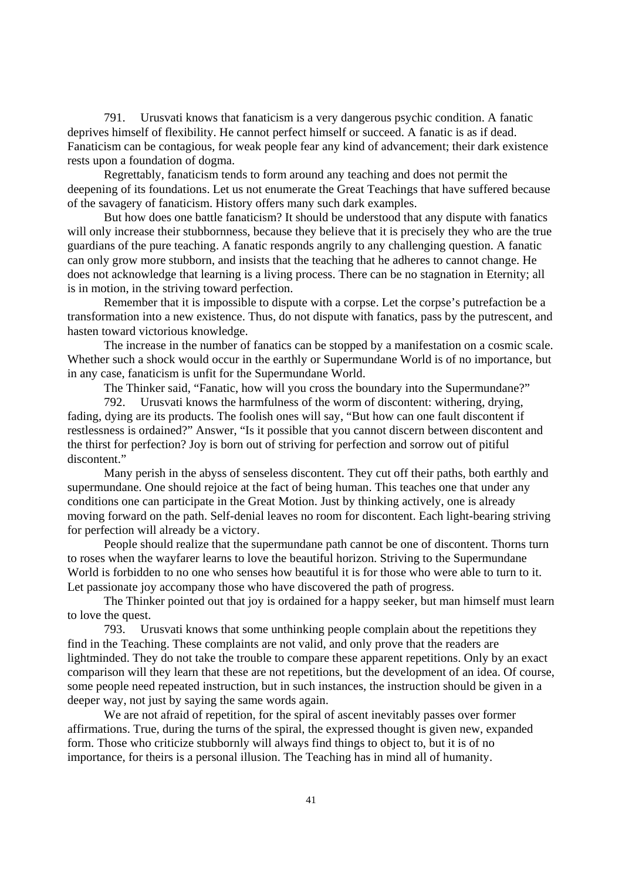791. Urusvati knows that fanaticism is a very dangerous psychic condition. A fanatic deprives himself of flexibility. He cannot perfect himself or succeed. A fanatic is as if dead. Fanaticism can be contagious, for weak people fear any kind of advancement; their dark existence rests upon a foundation of dogma.

Regrettably, fanaticism tends to form around any teaching and does not permit the deepening of its foundations. Let us not enumerate the Great Teachings that have suffered because of the savagery of fanaticism. History offers many such dark examples.

But how does one battle fanaticism? It should be understood that any dispute with fanatics will only increase their stubbornness, because they believe that it is precisely they who are the true guardians of the pure teaching. A fanatic responds angrily to any challenging question. A fanatic can only grow more stubborn, and insists that the teaching that he adheres to cannot change. He does not acknowledge that learning is a living process. There can be no stagnation in Eternity; all is in motion, in the striving toward perfection.

Remember that it is impossible to dispute with a corpse. Let the corpse's putrefaction be a transformation into a new existence. Thus, do not dispute with fanatics, pass by the putrescent, and hasten toward victorious knowledge.

The increase in the number of fanatics can be stopped by a manifestation on a cosmic scale. Whether such a shock would occur in the earthly or Supermundane World is of no importance, but in any case, fanaticism is unfit for the Supermundane World.

The Thinker said, "Fanatic, how will you cross the boundary into the Supermundane?"

792. Urusvati knows the harmfulness of the worm of discontent: withering, drying, fading, dying are its products. The foolish ones will say, "But how can one fault discontent if restlessness is ordained?" Answer, "Is it possible that you cannot discern between discontent and the thirst for perfection? Joy is born out of striving for perfection and sorrow out of pitiful discontent."

Many perish in the abyss of senseless discontent. They cut off their paths, both earthly and supermundane. One should rejoice at the fact of being human. This teaches one that under any conditions one can participate in the Great Motion. Just by thinking actively, one is already moving forward on the path. Self-denial leaves no room for discontent. Each light-bearing striving for perfection will already be a victory.

People should realize that the supermundane path cannot be one of discontent. Thorns turn to roses when the wayfarer learns to love the beautiful horizon. Striving to the Supermundane World is forbidden to no one who senses how beautiful it is for those who were able to turn to it. Let passionate joy accompany those who have discovered the path of progress.

The Thinker pointed out that joy is ordained for a happy seeker, but man himself must learn to love the quest.

793. Urusvati knows that some unthinking people complain about the repetitions they find in the Teaching. These complaints are not valid, and only prove that the readers are lightminded. They do not take the trouble to compare these apparent repetitions. Only by an exact comparison will they learn that these are not repetitions, but the development of an idea. Of course, some people need repeated instruction, but in such instances, the instruction should be given in a deeper way, not just by saying the same words again.

We are not afraid of repetition, for the spiral of ascent inevitably passes over former affirmations. True, during the turns of the spiral, the expressed thought is given new, expanded form. Those who criticize stubbornly will always find things to object to, but it is of no importance, for theirs is a personal illusion. The Teaching has in mind all of humanity.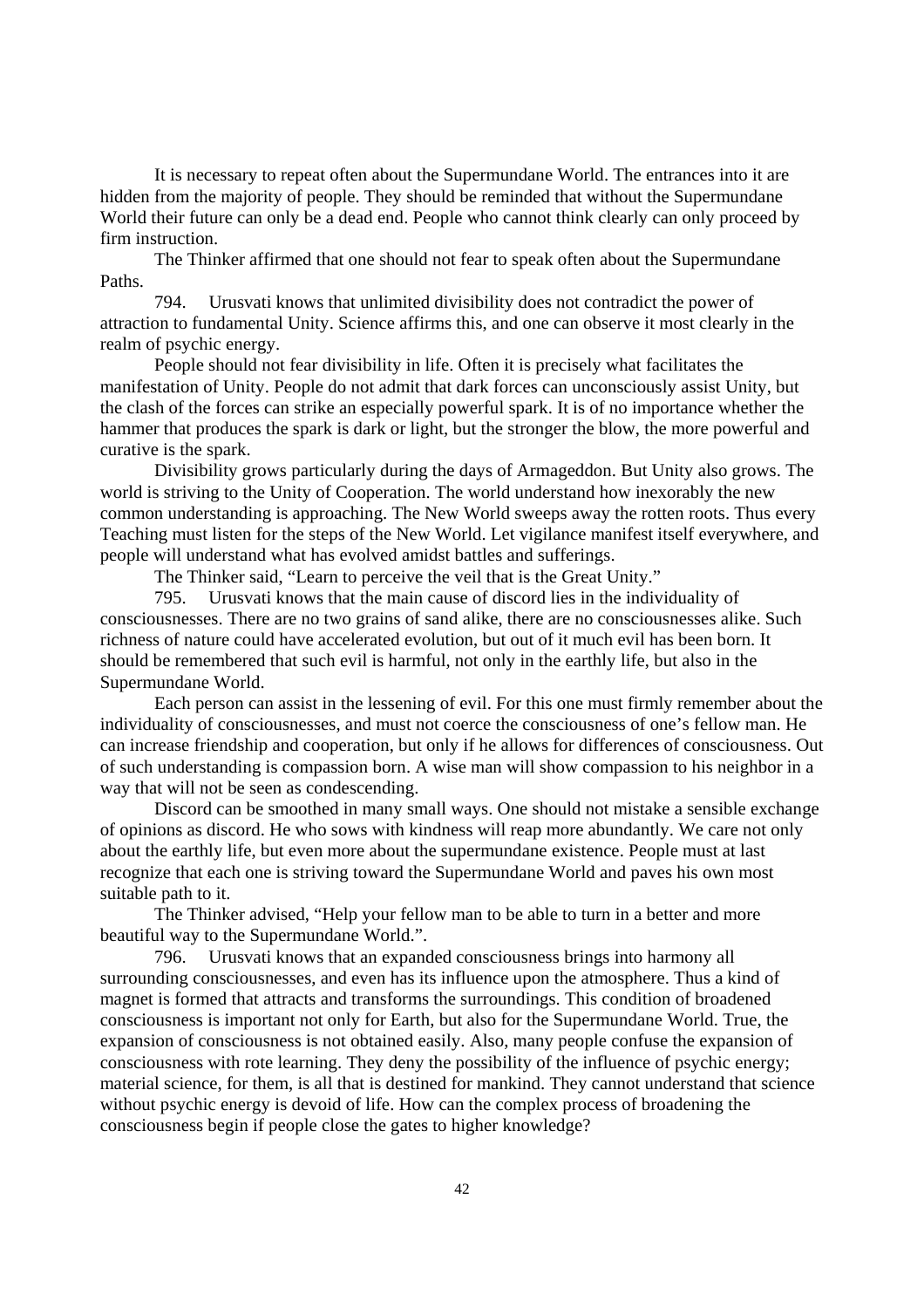It is necessary to repeat often about the Supermundane World. The entrances into it are hidden from the majority of people. They should be reminded that without the Supermundane World their future can only be a dead end. People who cannot think clearly can only proceed by firm instruction.

The Thinker affirmed that one should not fear to speak often about the Supermundane Paths.

794. Urusvati knows that unlimited divisibility does not contradict the power of attraction to fundamental Unity. Science affirms this, and one can observe it most clearly in the realm of psychic energy.

People should not fear divisibility in life. Often it is precisely what facilitates the manifestation of Unity. People do not admit that dark forces can unconsciously assist Unity, but the clash of the forces can strike an especially powerful spark. It is of no importance whether the hammer that produces the spark is dark or light, but the stronger the blow, the more powerful and curative is the spark.

Divisibility grows particularly during the days of Armageddon. But Unity also grows. The world is striving to the Unity of Cooperation. The world understand how inexorably the new common understanding is approaching. The New World sweeps away the rotten roots. Thus every Teaching must listen for the steps of the New World. Let vigilance manifest itself everywhere, and people will understand what has evolved amidst battles and sufferings.

The Thinker said, "Learn to perceive the veil that is the Great Unity."

795. Urusvati knows that the main cause of discord lies in the individuality of consciousnesses. There are no two grains of sand alike, there are no consciousnesses alike. Such richness of nature could have accelerated evolution, but out of it much evil has been born. It should be remembered that such evil is harmful, not only in the earthly life, but also in the Supermundane World.

Each person can assist in the lessening of evil. For this one must firmly remember about the individuality of consciousnesses, and must not coerce the consciousness of one's fellow man. He can increase friendship and cooperation, but only if he allows for differences of consciousness. Out of such understanding is compassion born. A wise man will show compassion to his neighbor in a way that will not be seen as condescending.

Discord can be smoothed in many small ways. One should not mistake a sensible exchange of opinions as discord. He who sows with kindness will reap more abundantly. We care not only about the earthly life, but even more about the supermundane existence. People must at last recognize that each one is striving toward the Supermundane World and paves his own most suitable path to it.

The Thinker advised, "Help your fellow man to be able to turn in a better and more beautiful way to the Supermundane World.".

796. Urusvati knows that an expanded consciousness brings into harmony all surrounding consciousnesses, and even has its influence upon the atmosphere. Thus a kind of magnet is formed that attracts and transforms the surroundings. This condition of broadened consciousness is important not only for Earth, but also for the Supermundane World. True, the expansion of consciousness is not obtained easily. Also, many people confuse the expansion of consciousness with rote learning. They deny the possibility of the influence of psychic energy; material science, for them, is all that is destined for mankind. They cannot understand that science without psychic energy is devoid of life. How can the complex process of broadening the consciousness begin if people close the gates to higher knowledge?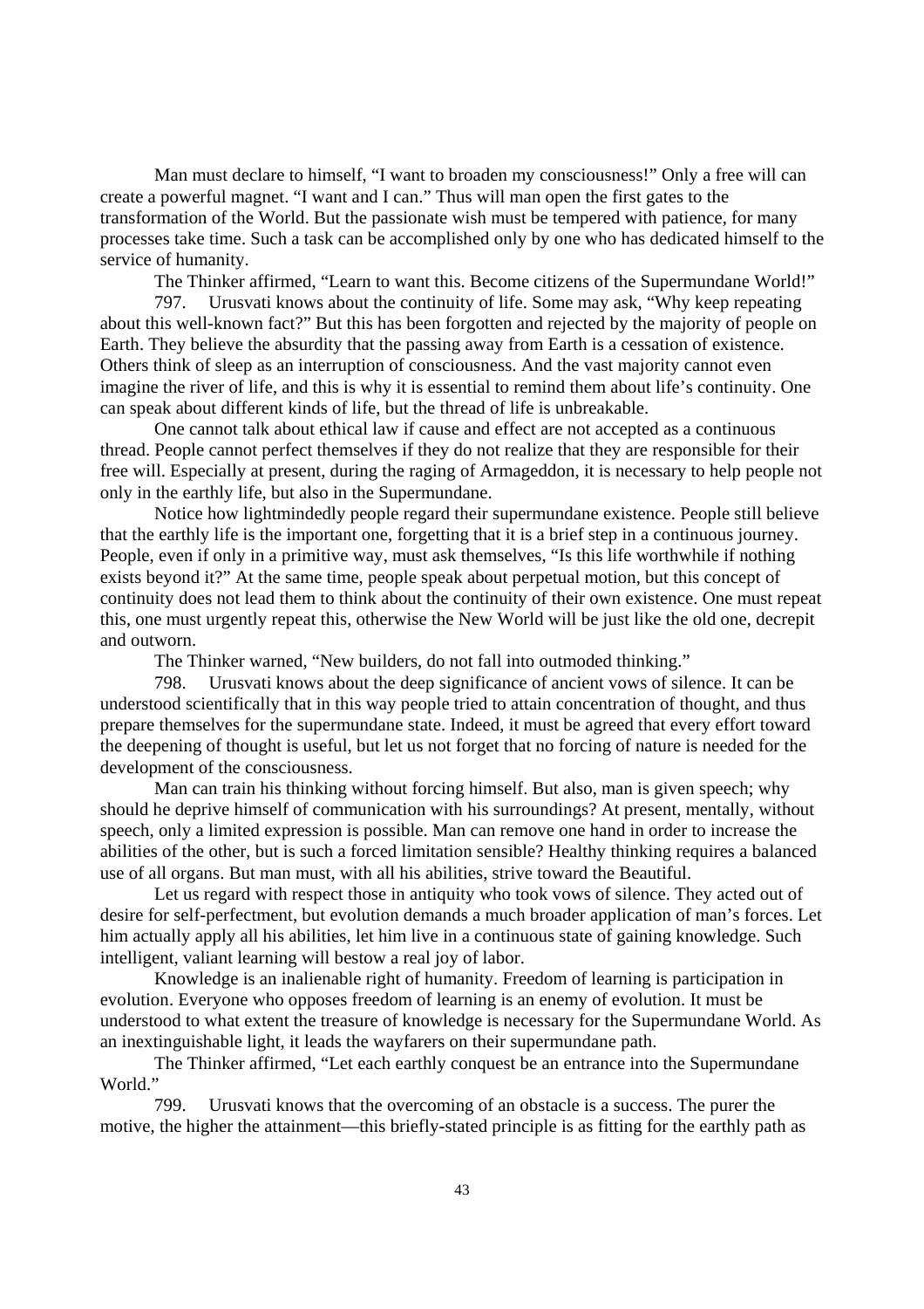Man must declare to himself, "I want to broaden my consciousness!" Only a free will can create a powerful magnet. "I want and I can." Thus will man open the first gates to the transformation of the World. But the passionate wish must be tempered with patience, for many processes take time. Such a task can be accomplished only by one who has dedicated himself to the service of humanity.

The Thinker affirmed, "Learn to want this. Become citizens of the Supermundane World!"

797. Urusvati knows about the continuity of life. Some may ask, "Why keep repeating about this well-known fact?" But this has been forgotten and rejected by the majority of people on Earth. They believe the absurdity that the passing away from Earth is a cessation of existence. Others think of sleep as an interruption of consciousness. And the vast majority cannot even imagine the river of life, and this is why it is essential to remind them about life's continuity. One can speak about different kinds of life, but the thread of life is unbreakable.

One cannot talk about ethical law if cause and effect are not accepted as a continuous thread. People cannot perfect themselves if they do not realize that they are responsible for their free will. Especially at present, during the raging of Armageddon, it is necessary to help people not only in the earthly life, but also in the Supermundane.

Notice how lightmindedly people regard their supermundane existence. People still believe that the earthly life is the important one, forgetting that it is a brief step in a continuous journey. People, even if only in a primitive way, must ask themselves, "Is this life worthwhile if nothing exists beyond it?" At the same time, people speak about perpetual motion, but this concept of continuity does not lead them to think about the continuity of their own existence. One must repeat this, one must urgently repeat this, otherwise the New World will be just like the old one, decrepit and outworn.

The Thinker warned, "New builders, do not fall into outmoded thinking."

798. Urusvati knows about the deep significance of ancient vows of silence. It can be understood scientifically that in this way people tried to attain concentration of thought, and thus prepare themselves for the supermundane state. Indeed, it must be agreed that every effort toward the deepening of thought is useful, but let us not forget that no forcing of nature is needed for the development of the consciousness.

Man can train his thinking without forcing himself. But also, man is given speech; why should he deprive himself of communication with his surroundings? At present, mentally, without speech, only a limited expression is possible. Man can remove one hand in order to increase the abilities of the other, but is such a forced limitation sensible? Healthy thinking requires a balanced use of all organs. But man must, with all his abilities, strive toward the Beautiful.

Let us regard with respect those in antiquity who took vows of silence. They acted out of desire for self-perfectment, but evolution demands a much broader application of man's forces. Let him actually apply all his abilities, let him live in a continuous state of gaining knowledge. Such intelligent, valiant learning will bestow a real joy of labor.

Knowledge is an inalienable right of humanity. Freedom of learning is participation in evolution. Everyone who opposes freedom of learning is an enemy of evolution. It must be understood to what extent the treasure of knowledge is necessary for the Supermundane World. As an inextinguishable light, it leads the wayfarers on their supermundane path.

The Thinker affirmed, "Let each earthly conquest be an entrance into the Supermundane World."

799. Urusvati knows that the overcoming of an obstacle is a success. The purer the motive, the higher the attainment—this briefly-stated principle is as fitting for the earthly path as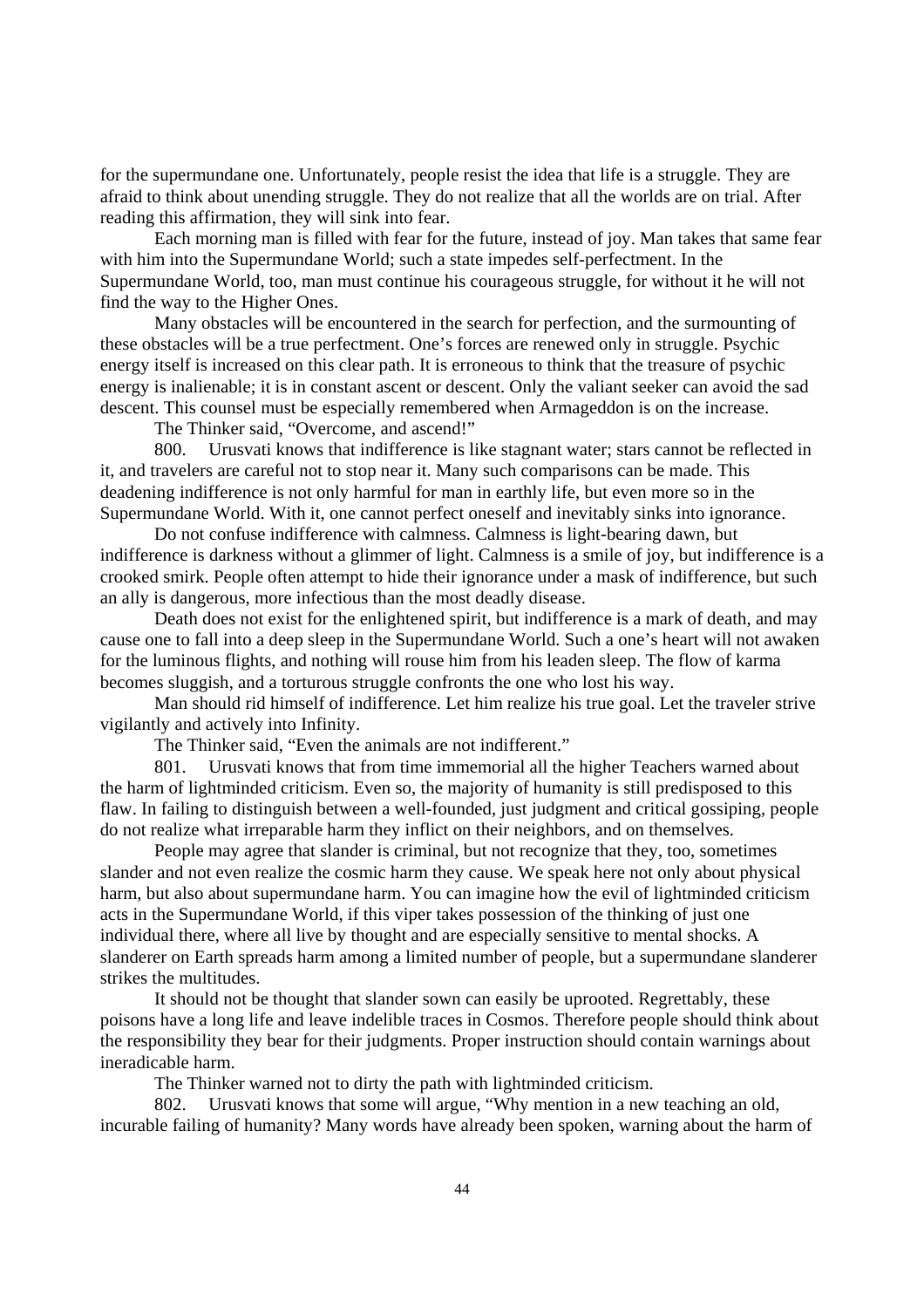for the supermundane one. Unfortunately, people resist the idea that life is a struggle. They are afraid to think about unending struggle. They do not realize that all the worlds are on trial. After reading this affirmation, they will sink into fear.

Each morning man is filled with fear for the future, instead of joy. Man takes that same fear with him into the Supermundane World; such a state impedes self-perfectment. In the Supermundane World, too, man must continue his courageous struggle, for without it he will not find the way to the Higher Ones.

Many obstacles will be encountered in the search for perfection, and the surmounting of these obstacles will be a true perfectment. One's forces are renewed only in struggle. Psychic energy itself is increased on this clear path. It is erroneous to think that the treasure of psychic energy is inalienable; it is in constant ascent or descent. Only the valiant seeker can avoid the sad descent. This counsel must be especially remembered when Armageddon is on the increase.

The Thinker said, "Overcome, and ascend!"

800. Urusvati knows that indifference is like stagnant water; stars cannot be reflected in it, and travelers are careful not to stop near it. Many such comparisons can be made. This deadening indifference is not only harmful for man in earthly life, but even more so in the Supermundane World. With it, one cannot perfect oneself and inevitably sinks into ignorance.

Do not confuse indifference with calmness. Calmness is light-bearing dawn, but indifference is darkness without a glimmer of light. Calmness is a smile of joy, but indifference is a crooked smirk. People often attempt to hide their ignorance under a mask of indifference, but such an ally is dangerous, more infectious than the most deadly disease.

Death does not exist for the enlightened spirit, but indifference is a mark of death, and may cause one to fall into a deep sleep in the Supermundane World. Such a one's heart will not awaken for the luminous flights, and nothing will rouse him from his leaden sleep. The flow of karma becomes sluggish, and a torturous struggle confronts the one who lost his way.

Man should rid himself of indifference. Let him realize his true goal. Let the traveler strive vigilantly and actively into Infinity.

The Thinker said, "Even the animals are not indifferent."

801. Urusvati knows that from time immemorial all the higher Teachers warned about the harm of lightminded criticism. Even so, the majority of humanity is still predisposed to this flaw. In failing to distinguish between a well-founded, just judgment and critical gossiping, people do not realize what irreparable harm they inflict on their neighbors, and on themselves.

People may agree that slander is criminal, but not recognize that they, too, sometimes slander and not even realize the cosmic harm they cause. We speak here not only about physical harm, but also about supermundane harm. You can imagine how the evil of lightminded criticism acts in the Supermundane World, if this viper takes possession of the thinking of just one individual there, where all live by thought and are especially sensitive to mental shocks. A slanderer on Earth spreads harm among a limited number of people, but a supermundane slanderer strikes the multitudes.

It should not be thought that slander sown can easily be uprooted. Regrettably, these poisons have a long life and leave indelible traces in Cosmos. Therefore people should think about the responsibility they bear for their judgments. Proper instruction should contain warnings about ineradicable harm.

The Thinker warned not to dirty the path with lightminded criticism.

802. Urusvati knows that some will argue, "Why mention in a new teaching an old, incurable failing of humanity? Many words have already been spoken, warning about the harm of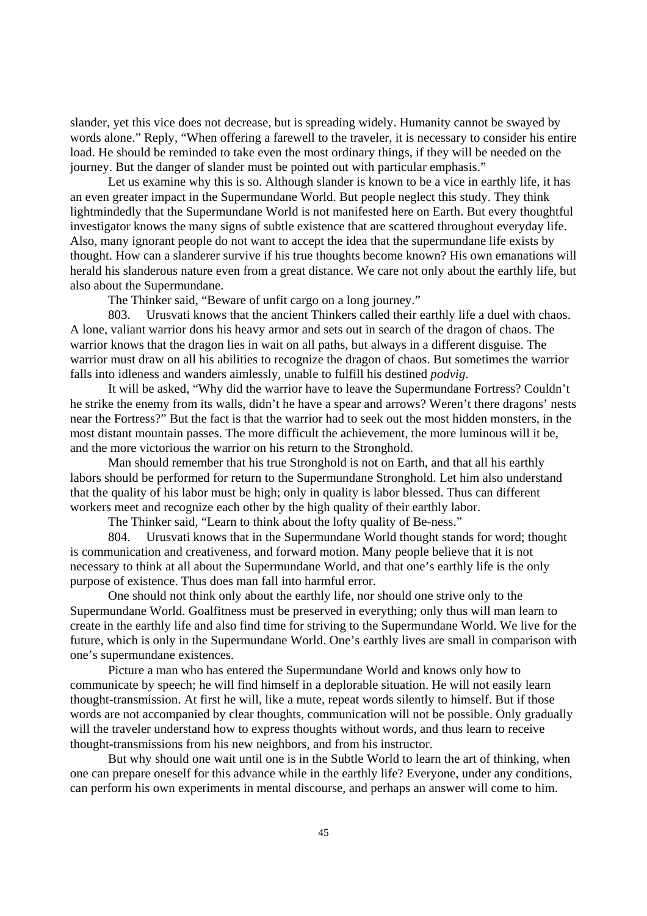slander, yet this vice does not decrease, but is spreading widely. Humanity cannot be swayed by words alone." Reply, "When offering a farewell to the traveler, it is necessary to consider his entire load. He should be reminded to take even the most ordinary things, if they will be needed on the journey. But the danger of slander must be pointed out with particular emphasis."

Let us examine why this is so. Although slander is known to be a vice in earthly life, it has an even greater impact in the Supermundane World. But people neglect this study. They think lightmindedly that the Supermundane World is not manifested here on Earth. But every thoughtful investigator knows the many signs of subtle existence that are scattered throughout everyday life. Also, many ignorant people do not want to accept the idea that the supermundane life exists by thought. How can a slanderer survive if his true thoughts become known? His own emanations will herald his slanderous nature even from a great distance. We care not only about the earthly life, but also about the Supermundane.

The Thinker said, "Beware of unfit cargo on a long journey."

803. Urusvati knows that the ancient Thinkers called their earthly life a duel with chaos. A lone, valiant warrior dons his heavy armor and sets out in search of the dragon of chaos. The warrior knows that the dragon lies in wait on all paths, but always in a different disguise. The warrior must draw on all his abilities to recognize the dragon of chaos. But sometimes the warrior falls into idleness and wanders aimlessly, unable to fulfill his destined *podvig*.

It will be asked, "Why did the warrior have to leave the Supermundane Fortress? Couldn't he strike the enemy from its walls, didn't he have a spear and arrows? Weren't there dragons' nests near the Fortress?" But the fact is that the warrior had to seek out the most hidden monsters, in the most distant mountain passes. The more difficult the achievement, the more luminous will it be, and the more victorious the warrior on his return to the Stronghold.

Man should remember that his true Stronghold is not on Earth, and that all his earthly labors should be performed for return to the Supermundane Stronghold. Let him also understand that the quality of his labor must be high; only in quality is labor blessed. Thus can different workers meet and recognize each other by the high quality of their earthly labor.

The Thinker said, "Learn to think about the lofty quality of Be-ness."

804. Urusvati knows that in the Supermundane World thought stands for word; thought is communication and creativeness, and forward motion. Many people believe that it is not necessary to think at all about the Supermundane World, and that one's earthly life is the only purpose of existence. Thus does man fall into harmful error.

One should not think only about the earthly life, nor should one strive only to the Supermundane World. Goalfitness must be preserved in everything; only thus will man learn to create in the earthly life and also find time for striving to the Supermundane World. We live for the future, which is only in the Supermundane World. One's earthly lives are small in comparison with one's supermundane existences.

Picture a man who has entered the Supermundane World and knows only how to communicate by speech; he will find himself in a deplorable situation. He will not easily learn thought-transmission. At first he will, like a mute, repeat words silently to himself. But if those words are not accompanied by clear thoughts, communication will not be possible. Only gradually will the traveler understand how to express thoughts without words, and thus learn to receive thought-transmissions from his new neighbors, and from his instructor.

But why should one wait until one is in the Subtle World to learn the art of thinking, when one can prepare oneself for this advance while in the earthly life? Everyone, under any conditions, can perform his own experiments in mental discourse, and perhaps an answer will come to him.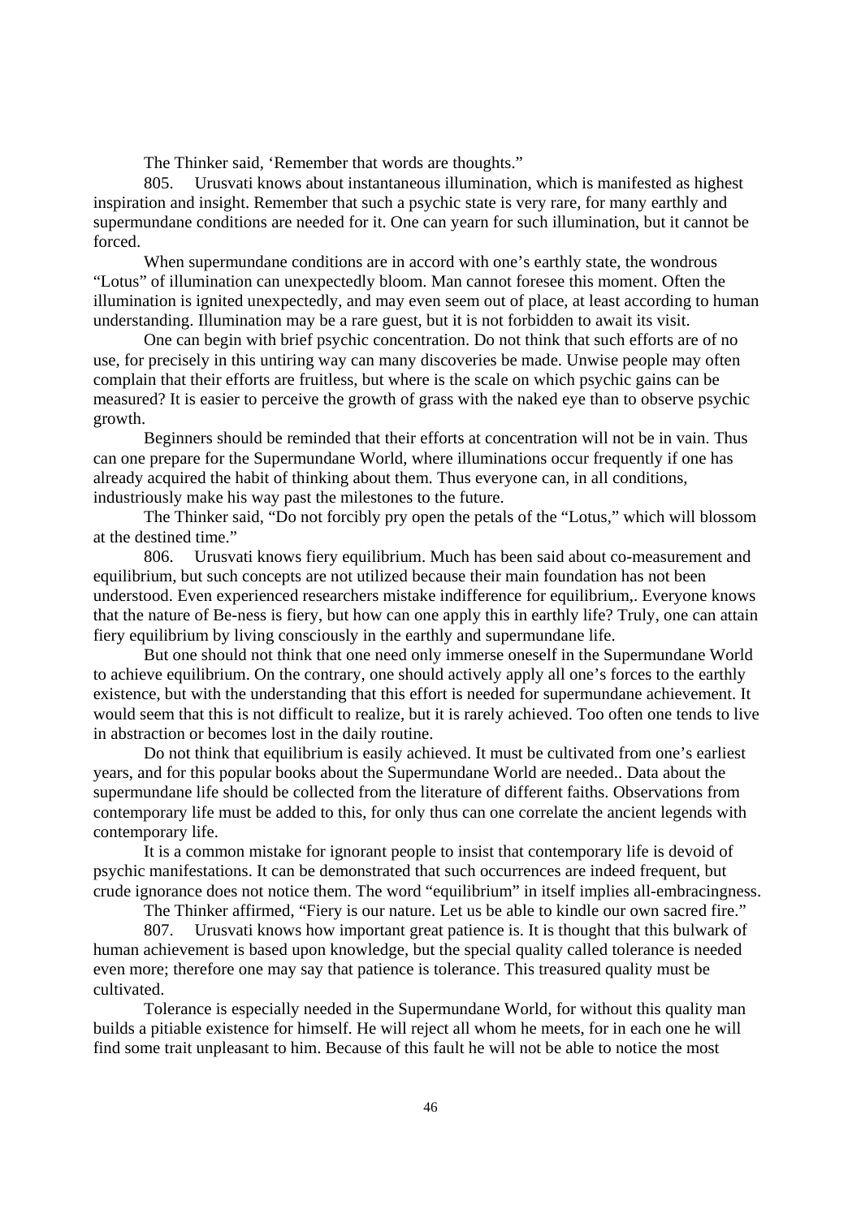The Thinker said, 'Remember that words are thoughts."

805. Urusvati knows about instantaneous illumination, which is manifested as highest inspiration and insight. Remember that such a psychic state is very rare, for many earthly and supermundane conditions are needed for it. One can yearn for such illumination, but it cannot be forced.

When supermundane conditions are in accord with one's earthly state, the wondrous "Lotus" of illumination can unexpectedly bloom. Man cannot foresee this moment. Often the illumination is ignited unexpectedly, and may even seem out of place, at least according to human understanding. Illumination may be a rare guest, but it is not forbidden to await its visit.

One can begin with brief psychic concentration. Do not think that such efforts are of no use, for precisely in this untiring way can many discoveries be made. Unwise people may often complain that their efforts are fruitless, but where is the scale on which psychic gains can be measured? It is easier to perceive the growth of grass with the naked eye than to observe psychic growth.

Beginners should be reminded that their efforts at concentration will not be in vain. Thus can one prepare for the Supermundane World, where illuminations occur frequently if one has already acquired the habit of thinking about them. Thus everyone can, in all conditions, industriously make his way past the milestones to the future.

The Thinker said, "Do not forcibly pry open the petals of the "Lotus," which will blossom at the destined time."

806. Urusvati knows fiery equilibrium. Much has been said about co-measurement and equilibrium, but such concepts are not utilized because their main foundation has not been understood. Even experienced researchers mistake indifference for equilibrium,. Everyone knows that the nature of Be-ness is fiery, but how can one apply this in earthly life? Truly, one can attain fiery equilibrium by living consciously in the earthly and supermundane life.

But one should not think that one need only immerse oneself in the Supermundane World to achieve equilibrium. On the contrary, one should actively apply all one's forces to the earthly existence, but with the understanding that this effort is needed for supermundane achievement. It would seem that this is not difficult to realize, but it is rarely achieved. Too often one tends to live in abstraction or becomes lost in the daily routine.

Do not think that equilibrium is easily achieved. It must be cultivated from one's earliest years, and for this popular books about the Supermundane World are needed.. Data about the supermundane life should be collected from the literature of different faiths. Observations from contemporary life must be added to this, for only thus can one correlate the ancient legends with contemporary life.

It is a common mistake for ignorant people to insist that contemporary life is devoid of psychic manifestations. It can be demonstrated that such occurrences are indeed frequent, but crude ignorance does not notice them. The word "equilibrium" in itself implies all-embracingness.

The Thinker affirmed, "Fiery is our nature. Let us be able to kindle our own sacred fire."

807. Urusvati knows how important great patience is. It is thought that this bulwark of human achievement is based upon knowledge, but the special quality called tolerance is needed even more; therefore one may say that patience is tolerance. This treasured quality must be cultivated.

Tolerance is especially needed in the Supermundane World, for without this quality man builds a pitiable existence for himself. He will reject all whom he meets, for in each one he will find some trait unpleasant to him. Because of this fault he will not be able to notice the most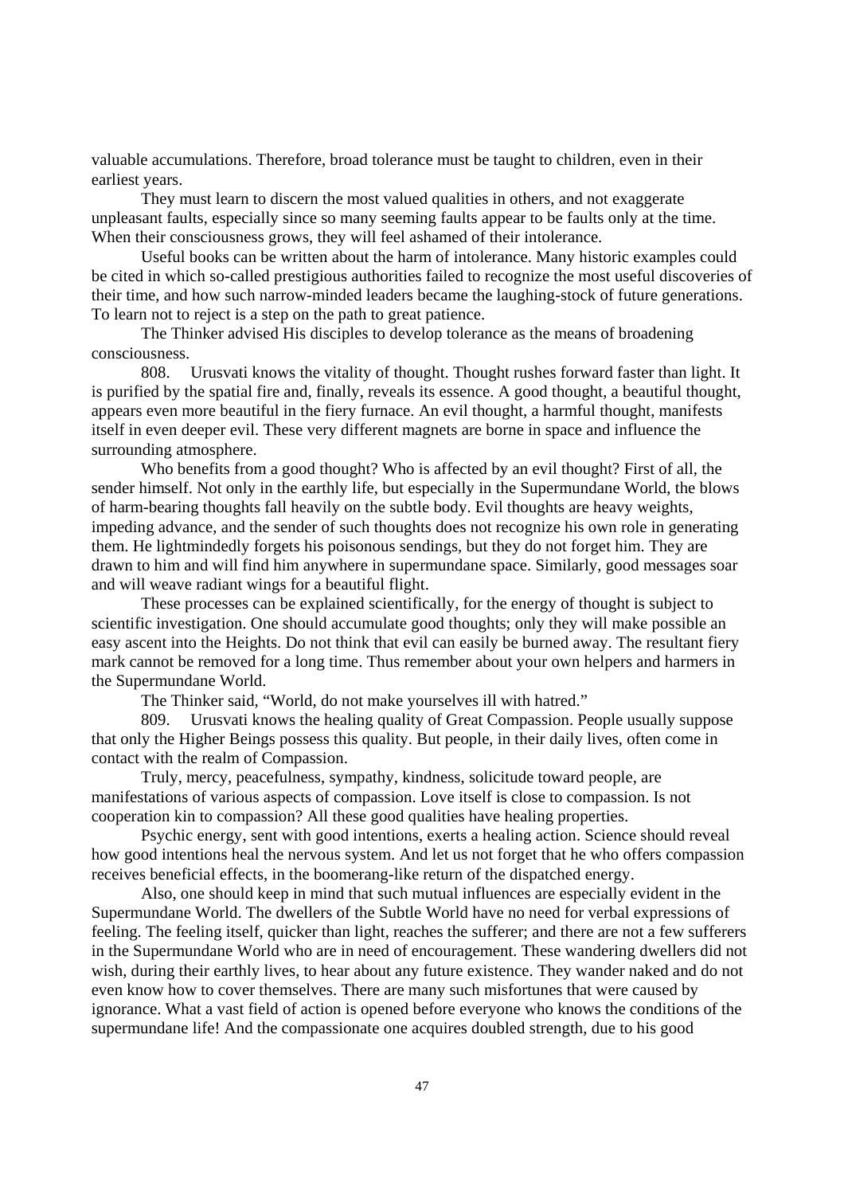valuable accumulations. Therefore, broad tolerance must be taught to children, even in their earliest years.

They must learn to discern the most valued qualities in others, and not exaggerate unpleasant faults, especially since so many seeming faults appear to be faults only at the time. When their consciousness grows, they will feel ashamed of their intolerance.

Useful books can be written about the harm of intolerance. Many historic examples could be cited in which so-called prestigious authorities failed to recognize the most useful discoveries of their time, and how such narrow-minded leaders became the laughing-stock of future generations. To learn not to reject is a step on the path to great patience.

The Thinker advised His disciples to develop tolerance as the means of broadening consciousness.

808. Urusvati knows the vitality of thought. Thought rushes forward faster than light. It is purified by the spatial fire and, finally, reveals its essence. A good thought, a beautiful thought, appears even more beautiful in the fiery furnace. An evil thought, a harmful thought, manifests itself in even deeper evil. These very different magnets are borne in space and influence the surrounding atmosphere.

Who benefits from a good thought? Who is affected by an evil thought? First of all, the sender himself. Not only in the earthly life, but especially in the Supermundane World, the blows of harm-bearing thoughts fall heavily on the subtle body. Evil thoughts are heavy weights, impeding advance, and the sender of such thoughts does not recognize his own role in generating them. He lightmindedly forgets his poisonous sendings, but they do not forget him. They are drawn to him and will find him anywhere in supermundane space. Similarly, good messages soar and will weave radiant wings for a beautiful flight.

These processes can be explained scientifically, for the energy of thought is subject to scientific investigation. One should accumulate good thoughts; only they will make possible an easy ascent into the Heights. Do not think that evil can easily be burned away. The resultant fiery mark cannot be removed for a long time. Thus remember about your own helpers and harmers in the Supermundane World.

The Thinker said, "World, do not make yourselves ill with hatred."

809. Urusvati knows the healing quality of Great Compassion. People usually suppose that only the Higher Beings possess this quality. But people, in their daily lives, often come in contact with the realm of Compassion.

Truly, mercy, peacefulness, sympathy, kindness, solicitude toward people, are manifestations of various aspects of compassion. Love itself is close to compassion. Is not cooperation kin to compassion? All these good qualities have healing properties.

Psychic energy, sent with good intentions, exerts a healing action. Science should reveal how good intentions heal the nervous system. And let us not forget that he who offers compassion receives beneficial effects, in the boomerang-like return of the dispatched energy.

Also, one should keep in mind that such mutual influences are especially evident in the Supermundane World. The dwellers of the Subtle World have no need for verbal expressions of feeling. The feeling itself, quicker than light, reaches the sufferer; and there are not a few sufferers in the Supermundane World who are in need of encouragement. These wandering dwellers did not wish, during their earthly lives, to hear about any future existence. They wander naked and do not even know how to cover themselves. There are many such misfortunes that were caused by ignorance. What a vast field of action is opened before everyone who knows the conditions of the supermundane life! And the compassionate one acquires doubled strength, due to his good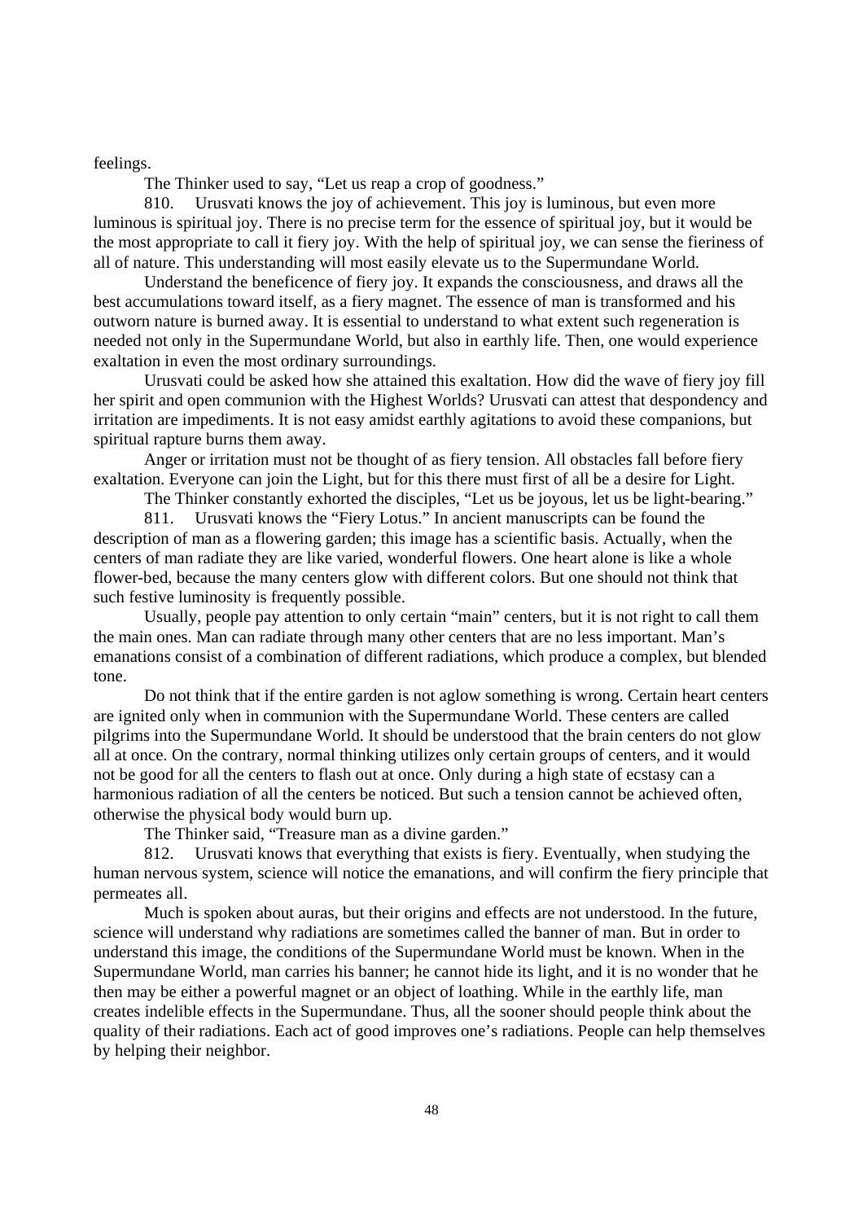feelings.

The Thinker used to say, "Let us reap a crop of goodness."

810. Urusvati knows the joy of achievement. This joy is luminous, but even more luminous is spiritual joy. There is no precise term for the essence of spiritual joy, but it would be the most appropriate to call it fiery joy. With the help of spiritual joy, we can sense the fieriness of all of nature. This understanding will most easily elevate us to the Supermundane World.

Understand the beneficence of fiery joy. It expands the consciousness, and draws all the best accumulations toward itself, as a fiery magnet. The essence of man is transformed and his outworn nature is burned away. It is essential to understand to what extent such regeneration is needed not only in the Supermundane World, but also in earthly life. Then, one would experience exaltation in even the most ordinary surroundings.

Urusvati could be asked how she attained this exaltation. How did the wave of fiery joy fill her spirit and open communion with the Highest Worlds? Urusvati can attest that despondency and irritation are impediments. It is not easy amidst earthly agitations to avoid these companions, but spiritual rapture burns them away.

Anger or irritation must not be thought of as fiery tension. All obstacles fall before fiery exaltation. Everyone can join the Light, but for this there must first of all be a desire for Light.

The Thinker constantly exhorted the disciples, "Let us be joyous, let us be light-bearing."

811. Urusvati knows the "Fiery Lotus." In ancient manuscripts can be found the description of man as a flowering garden; this image has a scientific basis. Actually, when the centers of man radiate they are like varied, wonderful flowers. One heart alone is like a whole flower-bed, because the many centers glow with different colors. But one should not think that such festive luminosity is frequently possible.

Usually, people pay attention to only certain "main" centers, but it is not right to call them the main ones. Man can radiate through many other centers that are no less important. Man's emanations consist of a combination of different radiations, which produce a complex, but blended tone.

Do not think that if the entire garden is not aglow something is wrong. Certain heart centers are ignited only when in communion with the Supermundane World. These centers are called pilgrims into the Supermundane World. It should be understood that the brain centers do not glow all at once. On the contrary, normal thinking utilizes only certain groups of centers, and it would not be good for all the centers to flash out at once. Only during a high state of ecstasy can a harmonious radiation of all the centers be noticed. But such a tension cannot be achieved often, otherwise the physical body would burn up.

The Thinker said, "Treasure man as a divine garden."

812. Urusvati knows that everything that exists is fiery. Eventually, when studying the human nervous system, science will notice the emanations, and will confirm the fiery principle that permeates all.

Much is spoken about auras, but their origins and effects are not understood. In the future, science will understand why radiations are sometimes called the banner of man. But in order to understand this image, the conditions of the Supermundane World must be known. When in the Supermundane World, man carries his banner; he cannot hide its light, and it is no wonder that he then may be either a powerful magnet or an object of loathing. While in the earthly life, man creates indelible effects in the Supermundane. Thus, all the sooner should people think about the quality of their radiations. Each act of good improves one's radiations. People can help themselves by helping their neighbor.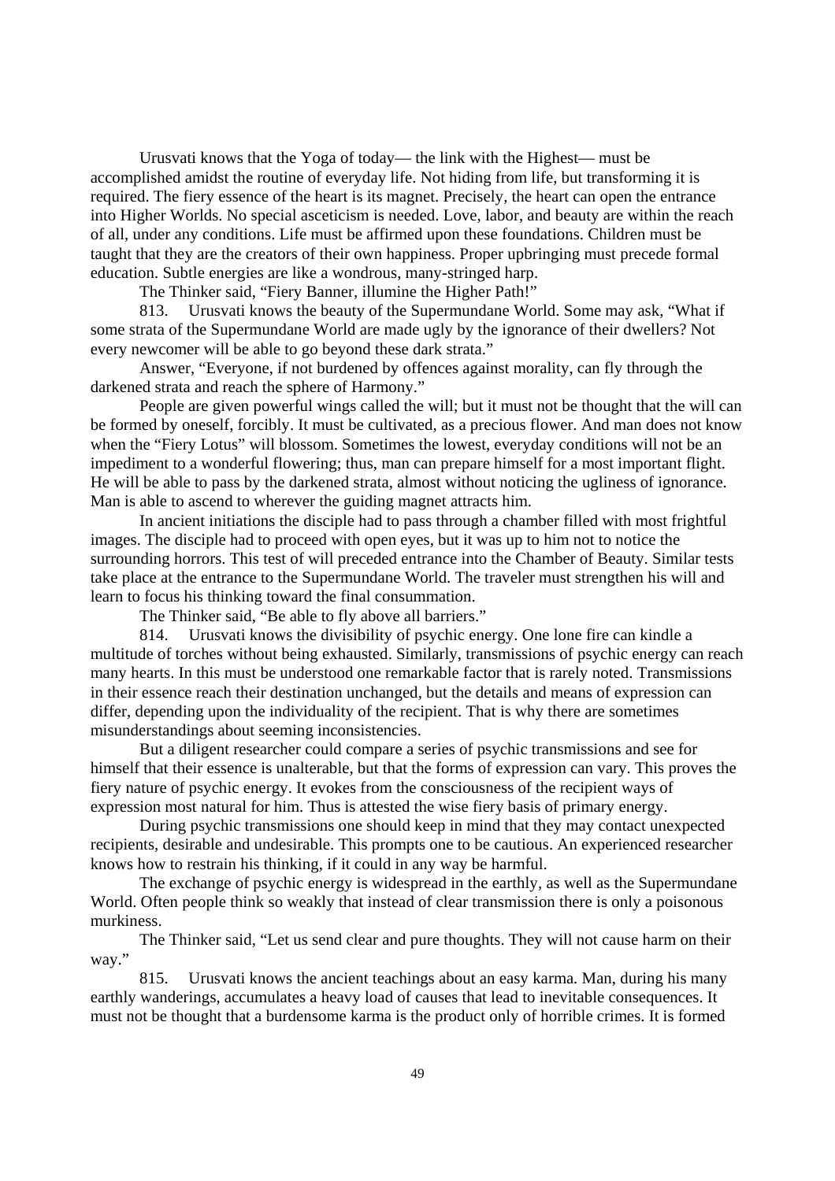Urusvati knows that the Yoga of today— the link with the Highest— must be accomplished amidst the routine of everyday life. Not hiding from life, but transforming it is required. The fiery essence of the heart is its magnet. Precisely, the heart can open the entrance into Higher Worlds. No special asceticism is needed. Love, labor, and beauty are within the reach of all, under any conditions. Life must be affirmed upon these foundations. Children must be taught that they are the creators of their own happiness. Proper upbringing must precede formal education. Subtle energies are like a wondrous, many-stringed harp.

The Thinker said, "Fiery Banner, illumine the Higher Path!"

813. Urusvati knows the beauty of the Supermundane World. Some may ask, "What if some strata of the Supermundane World are made ugly by the ignorance of their dwellers? Not every newcomer will be able to go beyond these dark strata."

Answer, "Everyone, if not burdened by offences against morality, can fly through the darkened strata and reach the sphere of Harmony."

People are given powerful wings called the will; but it must not be thought that the will can be formed by oneself, forcibly. It must be cultivated, as a precious flower. And man does not know when the "Fiery Lotus" will blossom. Sometimes the lowest, everyday conditions will not be an impediment to a wonderful flowering; thus, man can prepare himself for a most important flight. He will be able to pass by the darkened strata, almost without noticing the ugliness of ignorance. Man is able to ascend to wherever the guiding magnet attracts him.

In ancient initiations the disciple had to pass through a chamber filled with most frightful images. The disciple had to proceed with open eyes, but it was up to him not to notice the surrounding horrors. This test of will preceded entrance into the Chamber of Beauty. Similar tests take place at the entrance to the Supermundane World. The traveler must strengthen his will and learn to focus his thinking toward the final consummation.

The Thinker said, "Be able to fly above all barriers."

814. Urusvati knows the divisibility of psychic energy. One lone fire can kindle a multitude of torches without being exhausted. Similarly, transmissions of psychic energy can reach many hearts. In this must be understood one remarkable factor that is rarely noted. Transmissions in their essence reach their destination unchanged, but the details and means of expression can differ, depending upon the individuality of the recipient. That is why there are sometimes misunderstandings about seeming inconsistencies.

But a diligent researcher could compare a series of psychic transmissions and see for himself that their essence is unalterable, but that the forms of expression can vary. This proves the fiery nature of psychic energy. It evokes from the consciousness of the recipient ways of expression most natural for him. Thus is attested the wise fiery basis of primary energy.

During psychic transmissions one should keep in mind that they may contact unexpected recipients, desirable and undesirable. This prompts one to be cautious. An experienced researcher knows how to restrain his thinking, if it could in any way be harmful.

The exchange of psychic energy is widespread in the earthly, as well as the Supermundane World. Often people think so weakly that instead of clear transmission there is only a poisonous murkiness.

The Thinker said, "Let us send clear and pure thoughts. They will not cause harm on their way."

815. Urusvati knows the ancient teachings about an easy karma. Man, during his many earthly wanderings, accumulates a heavy load of causes that lead to inevitable consequences. It must not be thought that a burdensome karma is the product only of horrible crimes. It is formed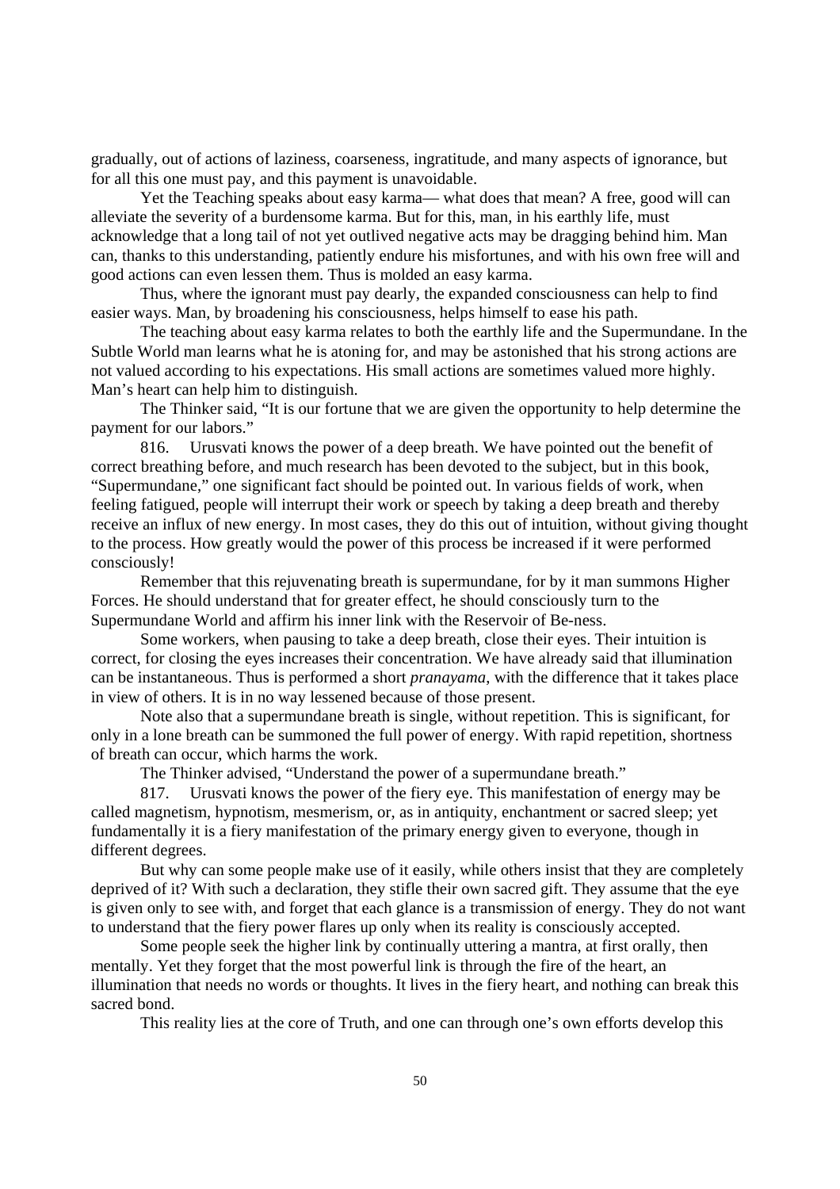gradually, out of actions of laziness, coarseness, ingratitude, and many aspects of ignorance, but for all this one must pay, and this payment is unavoidable.

Yet the Teaching speaks about easy karma— what does that mean? A free, good will can alleviate the severity of a burdensome karma. But for this, man, in his earthly life, must acknowledge that a long tail of not yet outlived negative acts may be dragging behind him. Man can, thanks to this understanding, patiently endure his misfortunes, and with his own free will and good actions can even lessen them. Thus is molded an easy karma.

Thus, where the ignorant must pay dearly, the expanded consciousness can help to find easier ways. Man, by broadening his consciousness, helps himself to ease his path.

The teaching about easy karma relates to both the earthly life and the Supermundane. In the Subtle World man learns what he is atoning for, and may be astonished that his strong actions are not valued according to his expectations. His small actions are sometimes valued more highly. Man's heart can help him to distinguish.

The Thinker said, "It is our fortune that we are given the opportunity to help determine the payment for our labors."

816. Urusvati knows the power of a deep breath. We have pointed out the benefit of correct breathing before, and much research has been devoted to the subject, but in this book, "Supermundane," one significant fact should be pointed out. In various fields of work, when feeling fatigued, people will interrupt their work or speech by taking a deep breath and thereby receive an influx of new energy. In most cases, they do this out of intuition, without giving thought to the process. How greatly would the power of this process be increased if it were performed consciously!

Remember that this rejuvenating breath is supermundane, for by it man summons Higher Forces. He should understand that for greater effect, he should consciously turn to the Supermundane World and affirm his inner link with the Reservoir of Be-ness.

Some workers, when pausing to take a deep breath, close their eyes. Their intuition is correct, for closing the eyes increases their concentration. We have already said that illumination can be instantaneous. Thus is performed a short *pranayama*, with the difference that it takes place in view of others. It is in no way lessened because of those present.

Note also that a supermundane breath is single, without repetition. This is significant, for only in a lone breath can be summoned the full power of energy. With rapid repetition, shortness of breath can occur, which harms the work.

The Thinker advised, "Understand the power of a supermundane breath."

817. Urusvati knows the power of the fiery eye. This manifestation of energy may be called magnetism, hypnotism, mesmerism, or, as in antiquity, enchantment or sacred sleep; yet fundamentally it is a fiery manifestation of the primary energy given to everyone, though in different degrees.

But why can some people make use of it easily, while others insist that they are completely deprived of it? With such a declaration, they stifle their own sacred gift. They assume that the eye is given only to see with, and forget that each glance is a transmission of energy. They do not want to understand that the fiery power flares up only when its reality is consciously accepted.

Some people seek the higher link by continually uttering a mantra, at first orally, then mentally. Yet they forget that the most powerful link is through the fire of the heart, an illumination that needs no words or thoughts. It lives in the fiery heart, and nothing can break this sacred bond.

This reality lies at the core of Truth, and one can through one's own efforts develop this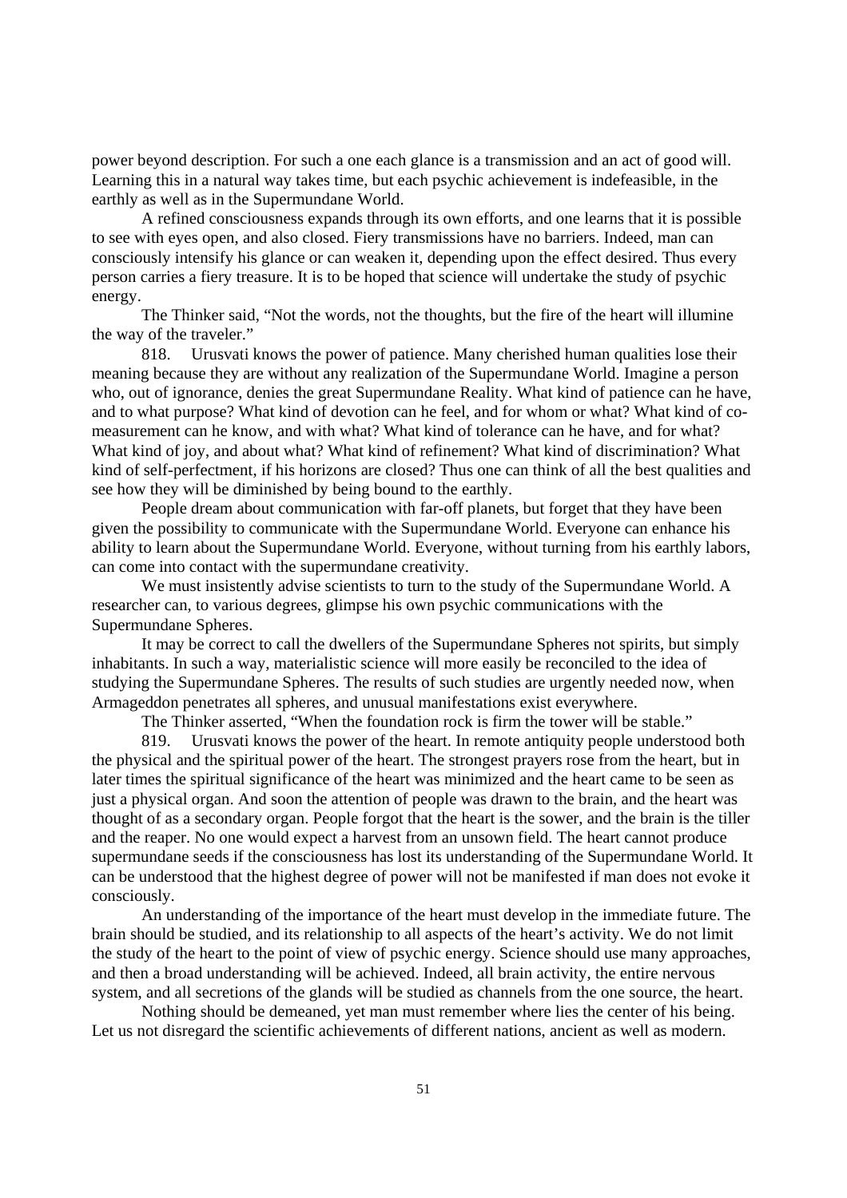power beyond description. For such a one each glance is a transmission and an act of good will. Learning this in a natural way takes time, but each psychic achievement is indefeasible, in the earthly as well as in the Supermundane World.

A refined consciousness expands through its own efforts, and one learns that it is possible to see with eyes open, and also closed. Fiery transmissions have no barriers. Indeed, man can consciously intensify his glance or can weaken it, depending upon the effect desired. Thus every person carries a fiery treasure. It is to be hoped that science will undertake the study of psychic energy.

The Thinker said, "Not the words, not the thoughts, but the fire of the heart will illumine the way of the traveler."

818. Urusvati knows the power of patience. Many cherished human qualities lose their meaning because they are without any realization of the Supermundane World. Imagine a person who, out of ignorance, denies the great Supermundane Reality. What kind of patience can he have, and to what purpose? What kind of devotion can he feel, and for whom or what? What kind of co-measurement can he know, and with what? What kind of tolerance can he have, and for what? What kind of joy, and about what? What kind of refinement? What kind of discrimination? What kind of self-perfectment, if his horizons are closed? Thus one can think of all the best qualities and see how they will be diminished by being bound to the earthly.

People dream about communication with far-off planets, but forget that they have been given the possibility to communicate with the Supermundane World. Everyone can enhance his ability to learn about the Supermundane World. Everyone, without turning from his earthly labors, can come into contact with the supermundane creativity.

We must insistently advise scientists to turn to the study of the Supermundane World. A researcher can, to various degrees, glimpse his own psychic communications with the Supermundane Spheres.

It may be correct to call the dwellers of the Supermundane Spheres not spirits, but simply inhabitants. In such a way, materialistic science will more easily be reconciled to the idea of studying the Supermundane Spheres. The results of such studies are urgently needed now, when Armageddon penetrates all spheres, and unusual manifestations exist everywhere.

The Thinker asserted, "When the foundation rock is firm the tower will be stable."

819. Urusvati knows the power of the heart. In remote antiquity people understood both the physical and the spiritual power of the heart. The strongest prayers rose from the heart, but in later times the spiritual significance of the heart was minimized and the heart came to be seen as just a physical organ. And soon the attention of people was drawn to the brain, and the heart was thought of as a secondary organ. People forgot that the heart is the sower, and the brain is the tiller and the reaper. No one would expect a harvest from an unsown field. The heart cannot produce supermundane seeds if the consciousness has lost its understanding of the Supermundane World. It can be understood that the highest degree of power will not be manifested if man does not evoke it consciously.

An understanding of the importance of the heart must develop in the immediate future. The brain should be studied, and its relationship to all aspects of the heart's activity. We do not limit the study of the heart to the point of view of psychic energy. Science should use many approaches, and then a broad understanding will be achieved. Indeed, all brain activity, the entire nervous system, and all secretions of the glands will be studied as channels from the one source, the heart.

Nothing should be demeaned, yet man must remember where lies the center of his being. Let us not disregard the scientific achievements of different nations, ancient as well as modern.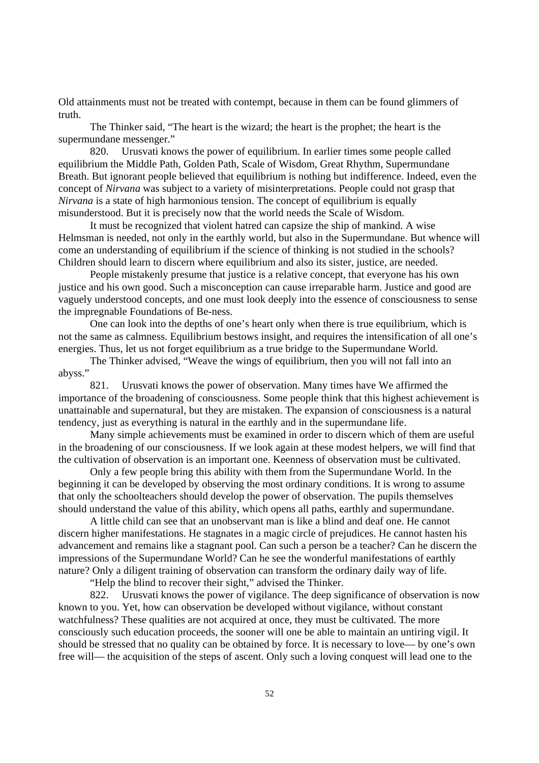Old attainments must not be treated with contempt, because in them can be found glimmers of truth.

The Thinker said, "The heart is the wizard; the heart is the prophet; the heart is the supermundane messenger."

820. Urusvati knows the power of equilibrium. In earlier times some people called equilibrium the Middle Path, Golden Path, Scale of Wisdom, Great Rhythm, Supermundane Breath. But ignorant people believed that equilibrium is nothing but indifference. Indeed, even the concept of *Nirvana* was subject to a variety of misinterpretations. People could not grasp that *Nirvana* is a state of high harmonious tension. The concept of equilibrium is equally misunderstood. But it is precisely now that the world needs the Scale of Wisdom.

It must be recognized that violent hatred can capsize the ship of mankind. A wise Helmsman is needed, not only in the earthly world, but also in the Supermundane. But whence will come an understanding of equilibrium if the science of thinking is not studied in the schools? Children should learn to discern where equilibrium and also its sister, justice, are needed.

People mistakenly presume that justice is a relative concept, that everyone has his own justice and his own good. Such a misconception can cause irreparable harm. Justice and good are vaguely understood concepts, and one must look deeply into the essence of consciousness to sense the impregnable Foundations of Be-ness.

One can look into the depths of one's heart only when there is true equilibrium, which is not the same as calmness. Equilibrium bestows insight, and requires the intensification of all one's energies. Thus, let us not forget equilibrium as a true bridge to the Supermundane World.

The Thinker advised, "Weave the wings of equilibrium, then you will not fall into an abyss."

821. Urusvati knows the power of observation. Many times have We affirmed the importance of the broadening of consciousness. Some people think that this highest achievement is unattainable and supernatural, but they are mistaken. The expansion of consciousness is a natural tendency, just as everything is natural in the earthly and in the supermundane life.

Many simple achievements must be examined in order to discern which of them are useful in the broadening of our consciousness. If we look again at these modest helpers, we will find that the cultivation of observation is an important one. Keenness of observation must be cultivated.

Only a few people bring this ability with them from the Supermundane World. In the beginning it can be developed by observing the most ordinary conditions. It is wrong to assume that only the schoolteachers should develop the power of observation. The pupils themselves should understand the value of this ability, which opens all paths, earthly and supermundane.

A little child can see that an unobservant man is like a blind and deaf one. He cannot discern higher manifestations. He stagnates in a magic circle of prejudices. He cannot hasten his advancement and remains like a stagnant pool. Can such a person be a teacher? Can he discern the impressions of the Supermundane World? Can he see the wonderful manifestations of earthly nature? Only a diligent training of observation can transform the ordinary daily way of life.

"Help the blind to recover their sight," advised the Thinker.

822. Urusvati knows the power of vigilance. The deep significance of observation is now known to you. Yet, how can observation be developed without vigilance, without constant watchfulness? These qualities are not acquired at once, they must be cultivated. The more consciously such education proceeds, the sooner will one be able to maintain an untiring vigil. It should be stressed that no quality can be obtained by force. It is necessary to love— by one's own free will— the acquisition of the steps of ascent. Only such a loving conquest will lead one to the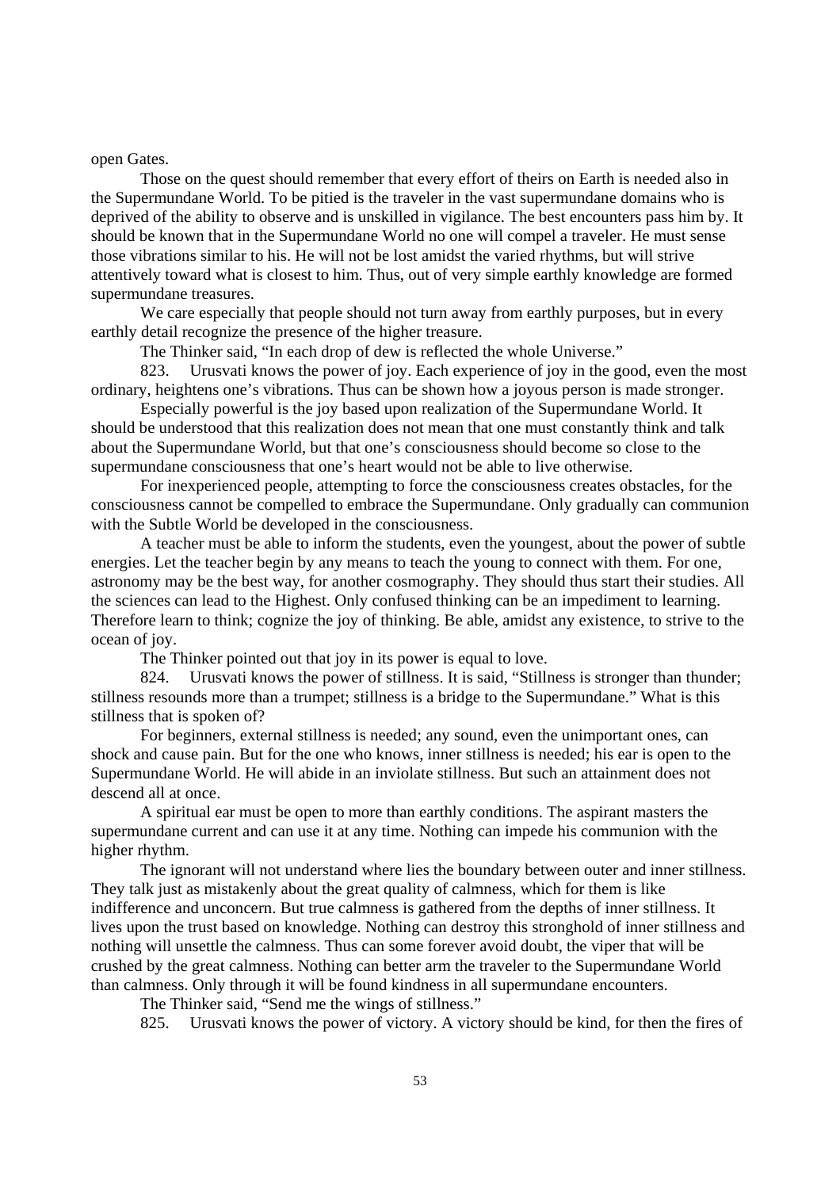open Gates.

Those on the quest should remember that every effort of theirs on Earth is needed also in the Supermundane World. To be pitied is the traveler in the vast supermundane domains who is deprived of the ability to observe and is unskilled in vigilance. The best encounters pass him by. It should be known that in the Supermundane World no one will compel a traveler. He must sense those vibrations similar to his. He will not be lost amidst the varied rhythms, but will strive attentively toward what is closest to him. Thus, out of very simple earthly knowledge are formed supermundane treasures.

We care especially that people should not turn away from earthly purposes, but in every earthly detail recognize the presence of the higher treasure.

The Thinker said, "In each drop of dew is reflected the whole Universe."

823. Urusvati knows the power of joy. Each experience of joy in the good, even the most ordinary, heightens one's vibrations. Thus can be shown how a joyous person is made stronger.

Especially powerful is the joy based upon realization of the Supermundane World. It should be understood that this realization does not mean that one must constantly think and talk about the Supermundane World, but that one's consciousness should become so close to the supermundane consciousness that one's heart would not be able to live otherwise.

For inexperienced people, attempting to force the consciousness creates obstacles, for the consciousness cannot be compelled to embrace the Supermundane. Only gradually can communion with the Subtle World be developed in the consciousness.

A teacher must be able to inform the students, even the youngest, about the power of subtle energies. Let the teacher begin by any means to teach the young to connect with them. For one, astronomy may be the best way, for another cosmography. They should thus start their studies. All the sciences can lead to the Highest. Only confused thinking can be an impediment to learning. Therefore learn to think; cognize the joy of thinking. Be able, amidst any existence, to strive to the ocean of joy.

The Thinker pointed out that joy in its power is equal to love.

824. Urusvati knows the power of stillness. It is said, "Stillness is stronger than thunder; stillness resounds more than a trumpet; stillness is a bridge to the Supermundane." What is this stillness that is spoken of?

For beginners, external stillness is needed; any sound, even the unimportant ones, can shock and cause pain. But for the one who knows, inner stillness is needed; his ear is open to the Supermundane World. He will abide in an inviolate stillness. But such an attainment does not descend all at once.

A spiritual ear must be open to more than earthly conditions. The aspirant masters the supermundane current and can use it at any time. Nothing can impede his communion with the higher rhythm.

The ignorant will not understand where lies the boundary between outer and inner stillness. They talk just as mistakenly about the great quality of calmness, which for them is like indifference and unconcern. But true calmness is gathered from the depths of inner stillness. It lives upon the trust based on knowledge. Nothing can destroy this stronghold of inner stillness and nothing will unsettle the calmness. Thus can some forever avoid doubt, the viper that will be crushed by the great calmness. Nothing can better arm the traveler to the Supermundane World than calmness. Only through it will be found kindness in all supermundane encounters.

The Thinker said, "Send me the wings of stillness."

825. Urusvati knows the power of victory. A victory should be kind, for then the fires of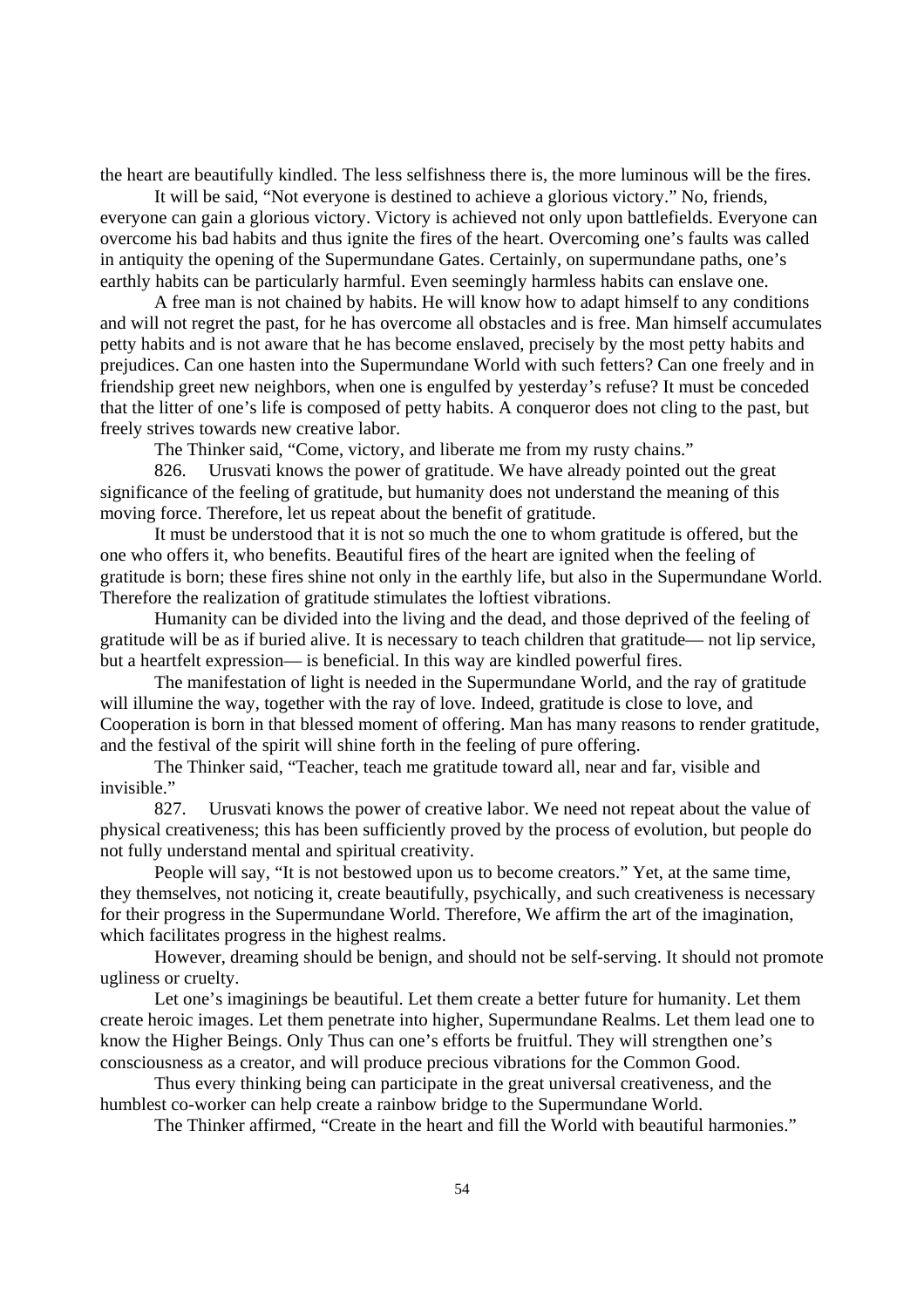the heart are beautifully kindled. The less selfishness there is, the more luminous will be the fires.

It will be said, "Not everyone is destined to achieve a glorious victory." No, friends, everyone can gain a glorious victory. Victory is achieved not only upon battlefields. Everyone can overcome his bad habits and thus ignite the fires of the heart. Overcoming one's faults was called in antiquity the opening of the Supermundane Gates. Certainly, on supermundane paths, one's earthly habits can be particularly harmful. Even seemingly harmless habits can enslave one.

A free man is not chained by habits. He will know how to adapt himself to any conditions and will not regret the past, for he has overcome all obstacles and is free. Man himself accumulates petty habits and is not aware that he has become enslaved, precisely by the most petty habits and prejudices. Can one hasten into the Supermundane World with such fetters? Can one freely and in friendship greet new neighbors, when one is engulfed by yesterday's refuse? It must be conceded that the litter of one's life is composed of petty habits. A conqueror does not cling to the past, but freely strives towards new creative labor.

The Thinker said, "Come, victory, and liberate me from my rusty chains."

826. Urusvati knows the power of gratitude. We have already pointed out the great significance of the feeling of gratitude, but humanity does not understand the meaning of this moving force. Therefore, let us repeat about the benefit of gratitude.

It must be understood that it is not so much the one to whom gratitude is offered, but the one who offers it, who benefits. Beautiful fires of the heart are ignited when the feeling of gratitude is born; these fires shine not only in the earthly life, but also in the Supermundane World. Therefore the realization of gratitude stimulates the loftiest vibrations.

Humanity can be divided into the living and the dead, and those deprived of the feeling of gratitude will be as if buried alive. It is necessary to teach children that gratitude— not lip service, but a heartfelt expression— is beneficial. In this way are kindled powerful fires.

The manifestation of light is needed in the Supermundane World, and the ray of gratitude will illumine the way, together with the ray of love. Indeed, gratitude is close to love, and Cooperation is born in that blessed moment of offering. Man has many reasons to render gratitude, and the festival of the spirit will shine forth in the feeling of pure offering.

The Thinker said, "Teacher, teach me gratitude toward all, near and far, visible and invisible."

827. Urusvati knows the power of creative labor. We need not repeat about the value of physical creativeness; this has been sufficiently proved by the process of evolution, but people do not fully understand mental and spiritual creativity.

People will say, "It is not bestowed upon us to become creators." Yet, at the same time, they themselves, not noticing it, create beautifully, psychically, and such creativeness is necessary for their progress in the Supermundane World. Therefore, We affirm the art of the imagination, which facilitates progress in the highest realms.

However, dreaming should be benign, and should not be self-serving. It should not promote ugliness or cruelty.

Let one's imaginings be beautiful. Let them create a better future for humanity. Let them create heroic images. Let them penetrate into higher, Supermundane Realms. Let them lead one to know the Higher Beings. Only Thus can one's efforts be fruitful. They will strengthen one's consciousness as a creator, and will produce precious vibrations for the Common Good.

Thus every thinking being can participate in the great universal creativeness, and the humblest co-worker can help create a rainbow bridge to the Supermundane World.

The Thinker affirmed, "Create in the heart and fill the World with beautiful harmonies."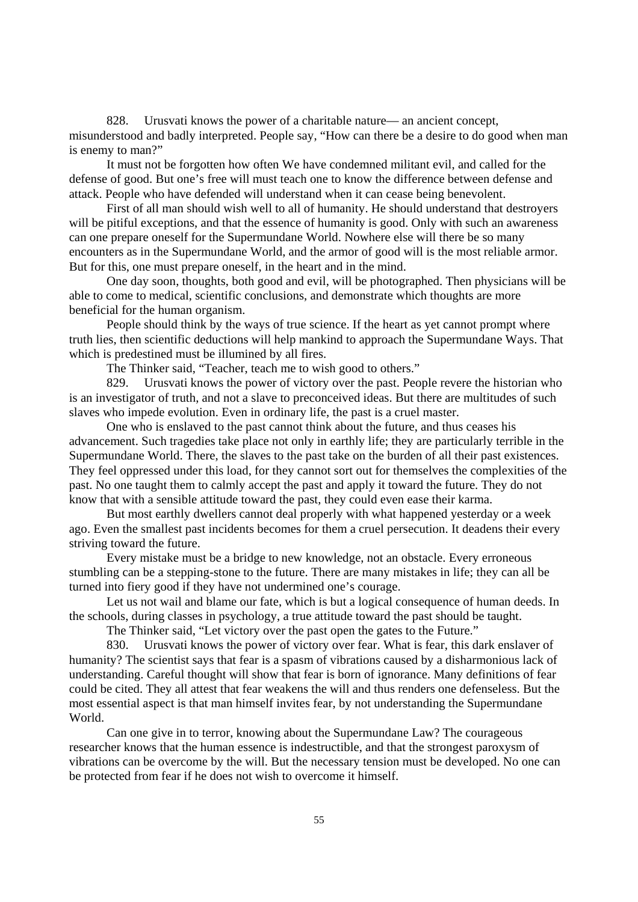828. Urusvati knows the power of a charitable nature— an ancient concept, misunderstood and badly interpreted. People say, "How can there be a desire to do good when man is enemy to man?"

It must not be forgotten how often We have condemned militant evil, and called for the defense of good. But one's free will must teach one to know the difference between defense and attack. People who have defended will understand when it can cease being benevolent.

First of all man should wish well to all of humanity. He should understand that destroyers will be pitiful exceptions, and that the essence of humanity is good. Only with such an awareness can one prepare oneself for the Supermundane World. Nowhere else will there be so many encounters as in the Supermundane World, and the armor of good will is the most reliable armor. But for this, one must prepare oneself, in the heart and in the mind.

One day soon, thoughts, both good and evil, will be photographed. Then physicians will be able to come to medical, scientific conclusions, and demonstrate which thoughts are more beneficial for the human organism.

People should think by the ways of true science. If the heart as yet cannot prompt where truth lies, then scientific deductions will help mankind to approach the Supermundane Ways. That which is predestined must be illumined by all fires.

The Thinker said, "Teacher, teach me to wish good to others."

829. Urusvati knows the power of victory over the past. People revere the historian who is an investigator of truth, and not a slave to preconceived ideas. But there are multitudes of such slaves who impede evolution. Even in ordinary life, the past is a cruel master.

One who is enslaved to the past cannot think about the future, and thus ceases his advancement. Such tragedies take place not only in earthly life; they are particularly terrible in the Supermundane World. There, the slaves to the past take on the burden of all their past existences. They feel oppressed under this load, for they cannot sort out for themselves the complexities of the past. No one taught them to calmly accept the past and apply it toward the future. They do not know that with a sensible attitude toward the past, they could even ease their karma.

But most earthly dwellers cannot deal properly with what happened yesterday or a week ago. Even the smallest past incidents becomes for them a cruel persecution. It deadens their every striving toward the future.

Every mistake must be a bridge to new knowledge, not an obstacle. Every erroneous stumbling can be a stepping-stone to the future. There are many mistakes in life; they can all be turned into fiery good if they have not undermined one's courage.

Let us not wail and blame our fate, which is but a logical consequence of human deeds. In the schools, during classes in psychology, a true attitude toward the past should be taught.

The Thinker said, "Let victory over the past open the gates to the Future."

830. Urusvati knows the power of victory over fear. What is fear, this dark enslaver of humanity? The scientist says that fear is a spasm of vibrations caused by a disharmonious lack of understanding. Careful thought will show that fear is born of ignorance. Many definitions of fear could be cited. They all attest that fear weakens the will and thus renders one defenseless. But the most essential aspect is that man himself invites fear, by not understanding the Supermundane World.

Can one give in to terror, knowing about the Supermundane Law? The courageous researcher knows that the human essence is indestructible, and that the strongest paroxysm of vibrations can be overcome by the will. But the necessary tension must be developed. No one can be protected from fear if he does not wish to overcome it himself.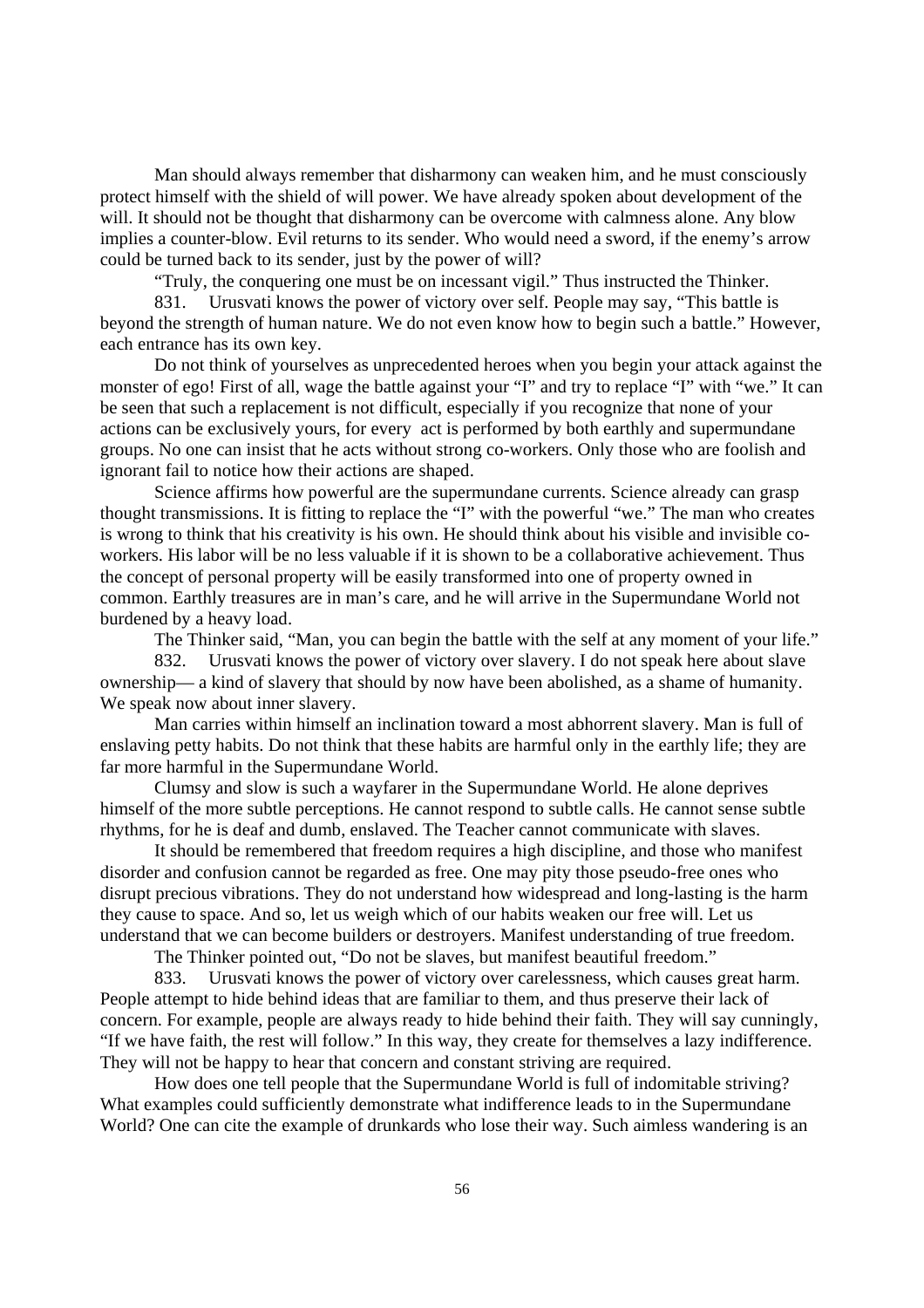Man should always remember that disharmony can weaken him, and he must consciously protect himself with the shield of will power. We have already spoken about development of the will. It should not be thought that disharmony can be overcome with calmness alone. Any blow implies a counter-blow. Evil returns to its sender. Who would need a sword, if the enemy's arrow could be turned back to its sender, just by the power of will?

"Truly, the conquering one must be on incessant vigil." Thus instructed the Thinker.

831. Urusvati knows the power of victory over self. People may say, "This battle is beyond the strength of human nature. We do not even know how to begin such a battle." However, each entrance has its own key.

Do not think of yourselves as unprecedented heroes when you begin your attack against the monster of ego! First of all, wage the battle against your "I" and try to replace "I" with "we." It can be seen that such a replacement is not difficult, especially if you recognize that none of your actions can be exclusively yours, for every act is performed by both earthly and supermundane groups. No one can insist that he acts without strong co-workers. Only those who are foolish and ignorant fail to notice how their actions are shaped.

Science affirms how powerful are the supermundane currents. Science already can grasp thought transmissions. It is fitting to replace the "I" with the powerful "we." The man who creates is wrong to think that his creativity is his own. He should think about his visible and invisible co-workers. His labor will be no less valuable if it is shown to be a collaborative achievement. Thus the concept of personal property will be easily transformed into one of property owned in common. Earthly treasures are in man's care, and he will arrive in the Supermundane World not burdened by a heavy load.

The Thinker said, "Man, you can begin the battle with the self at any moment of your life."

832. Urusvati knows the power of victory over slavery. I do not speak here about slave ownership— a kind of slavery that should by now have been abolished, as a shame of humanity. We speak now about inner slavery.

Man carries within himself an inclination toward a most abhorrent slavery. Man is full of enslaving petty habits. Do not think that these habits are harmful only in the earthly life; they are far more harmful in the Supermundane World.

Clumsy and slow is such a wayfarer in the Supermundane World. He alone deprives himself of the more subtle perceptions. He cannot respond to subtle calls. He cannot sense subtle rhythms, for he is deaf and dumb, enslaved. The Teacher cannot communicate with slaves.

It should be remembered that freedom requires a high discipline, and those who manifest disorder and confusion cannot be regarded as free. One may pity those pseudo-free ones who disrupt precious vibrations. They do not understand how widespread and long-lasting is the harm they cause to space. And so, let us weigh which of our habits weaken our free will. Let us understand that we can become builders or destroyers. Manifest understanding of true freedom.

The Thinker pointed out, "Do not be slaves, but manifest beautiful freedom."

833. Urusvati knows the power of victory over carelessness, which causes great harm. People attempt to hide behind ideas that are familiar to them, and thus preserve their lack of concern. For example, people are always ready to hide behind their faith. They will say cunningly, "If we have faith, the rest will follow." In this way, they create for themselves a lazy indifference. They will not be happy to hear that concern and constant striving are required.

How does one tell people that the Supermundane World is full of indomitable striving? What examples could sufficiently demonstrate what indifference leads to in the Supermundane World? One can cite the example of drunkards who lose their way. Such aimless wandering is an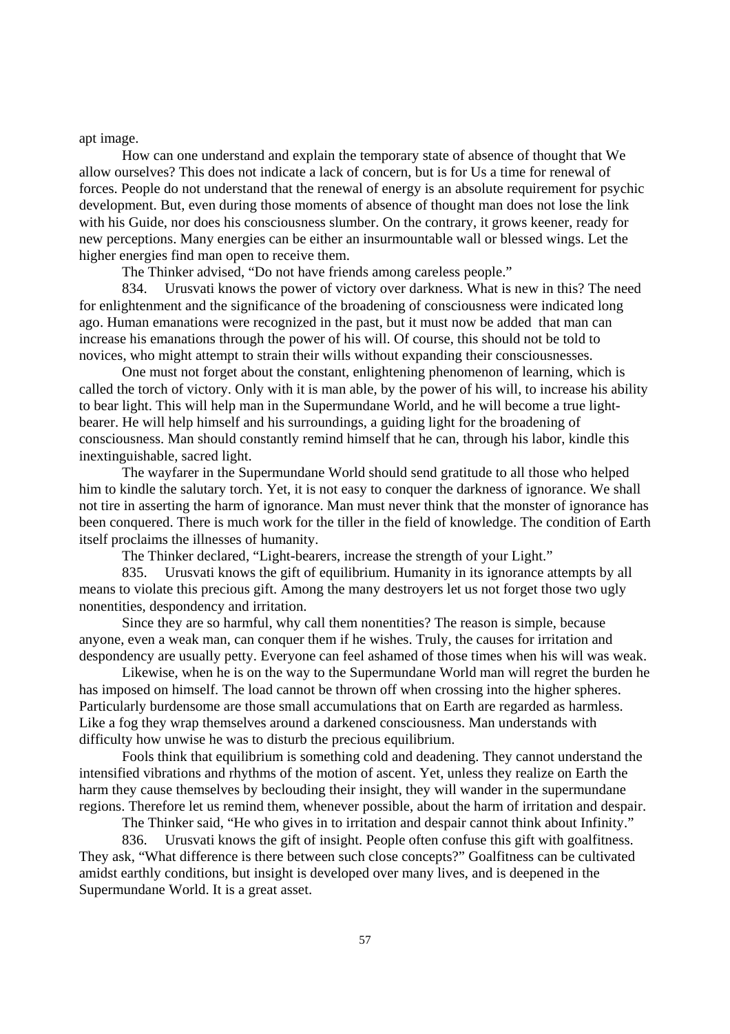apt image.

How can one understand and explain the temporary state of absence of thought that We allow ourselves? This does not indicate a lack of concern, but is for Us a time for renewal of forces. People do not understand that the renewal of energy is an absolute requirement for psychic development. But, even during those moments of absence of thought man does not lose the link with his Guide, nor does his consciousness slumber. On the contrary, it grows keener, ready for new perceptions. Many energies can be either an insurmountable wall or blessed wings. Let the higher energies find man open to receive them.

The Thinker advised, "Do not have friends among careless people."

834. Urusvati knows the power of victory over darkness. What is new in this? The need for enlightenment and the significance of the broadening of consciousness were indicated long ago. Human emanations were recognized in the past, but it must now be added that man can increase his emanations through the power of his will. Of course, this should not be told to novices, who might attempt to strain their wills without expanding their consciousnesses.

One must not forget about the constant, enlightening phenomenon of learning, which is called the torch of victory. Only with it is man able, by the power of his will, to increase his ability to bear light. This will help man in the Supermundane World, and he will become a true light-bearer. He will help himself and his surroundings, a guiding light for the broadening of consciousness. Man should constantly remind himself that he can, through his labor, kindle this inextinguishable, sacred light.

The wayfarer in the Supermundane World should send gratitude to all those who helped him to kindle the salutary torch. Yet, it is not easy to conquer the darkness of ignorance. We shall not tire in asserting the harm of ignorance. Man must never think that the monster of ignorance has been conquered. There is much work for the tiller in the field of knowledge. The condition of Earth itself proclaims the illnesses of humanity.

The Thinker declared, "Light-bearers, increase the strength of your Light."

835. Urusvati knows the gift of equilibrium. Humanity in its ignorance attempts by all means to violate this precious gift. Among the many destroyers let us not forget those two ugly nonentities, despondency and irritation.

Since they are so harmful, why call them nonentities? The reason is simple, because anyone, even a weak man, can conquer them if he wishes. Truly, the causes for irritation and despondency are usually petty. Everyone can feel ashamed of those times when his will was weak.

Likewise, when he is on the way to the Supermundane World man will regret the burden he has imposed on himself. The load cannot be thrown off when crossing into the higher spheres. Particularly burdensome are those small accumulations that on Earth are regarded as harmless. Like a fog they wrap themselves around a darkened consciousness. Man understands with difficulty how unwise he was to disturb the precious equilibrium.

Fools think that equilibrium is something cold and deadening. They cannot understand the intensified vibrations and rhythms of the motion of ascent. Yet, unless they realize on Earth the harm they cause themselves by beclouding their insight, they will wander in the supermundane regions. Therefore let us remind them, whenever possible, about the harm of irritation and despair.

The Thinker said, "He who gives in to irritation and despair cannot think about Infinity."

836. Urusvati knows the gift of insight. People often confuse this gift with goalfitness. They ask, "What difference is there between such close concepts?" Goalfitness can be cultivated amidst earthly conditions, but insight is developed over many lives, and is deepened in the Supermundane World. It is a great asset.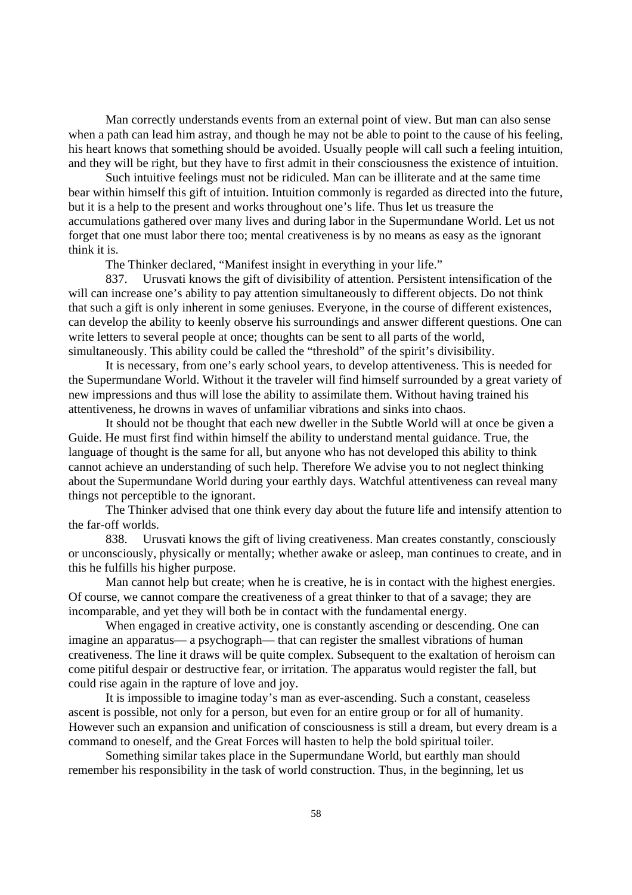Man correctly understands events from an external point of view. But man can also sense when a path can lead him astray, and though he may not be able to point to the cause of his feeling, his heart knows that something should be avoided. Usually people will call such a feeling intuition, and they will be right, but they have to first admit in their consciousness the existence of intuition.

Such intuitive feelings must not be ridiculed. Man can be illiterate and at the same time bear within himself this gift of intuition. Intuition commonly is regarded as directed into the future, but it is a help to the present and works throughout one's life. Thus let us treasure the accumulations gathered over many lives and during labor in the Supermundane World. Let us not forget that one must labor there too; mental creativeness is by no means as easy as the ignorant think it is.

The Thinker declared, "Manifest insight in everything in your life."

837. Urusvati knows the gift of divisibility of attention. Persistent intensification of the will can increase one's ability to pay attention simultaneously to different objects. Do not think that such a gift is only inherent in some geniuses. Everyone, in the course of different existences, can develop the ability to keenly observe his surroundings and answer different questions. One can write letters to several people at once; thoughts can be sent to all parts of the world, simultaneously. This ability could be called the "threshold" of the spirit's divisibility.

It is necessary, from one's early school years, to develop attentiveness. This is needed for the Supermundane World. Without it the traveler will find himself surrounded by a great variety of new impressions and thus will lose the ability to assimilate them. Without having trained his attentiveness, he drowns in waves of unfamiliar vibrations and sinks into chaos.

It should not be thought that each new dweller in the Subtle World will at once be given a Guide. He must first find within himself the ability to understand mental guidance. True, the language of thought is the same for all, but anyone who has not developed this ability to think cannot achieve an understanding of such help. Therefore We advise you to not neglect thinking about the Supermundane World during your earthly days. Watchful attentiveness can reveal many things not perceptible to the ignorant.

The Thinker advised that one think every day about the future life and intensify attention to the far-off worlds.

838. Urusvati knows the gift of living creativeness. Man creates constantly, consciously or unconsciously, physically or mentally; whether awake or asleep, man continues to create, and in this he fulfills his higher purpose.

Man cannot help but create; when he is creative, he is in contact with the highest energies. Of course, we cannot compare the creativeness of a great thinker to that of a savage; they are incomparable, and yet they will both be in contact with the fundamental energy.

When engaged in creative activity, one is constantly ascending or descending. One can imagine an apparatus— a psychograph— that can register the smallest vibrations of human creativeness. The line it draws will be quite complex. Subsequent to the exaltation of heroism can come pitiful despair or destructive fear, or irritation. The apparatus would register the fall, but could rise again in the rapture of love and joy.

It is impossible to imagine today's man as ever-ascending. Such a constant, ceaseless ascent is possible, not only for a person, but even for an entire group or for all of humanity. However such an expansion and unification of consciousness is still a dream, but every dream is a command to oneself, and the Great Forces will hasten to help the bold spiritual toiler.

Something similar takes place in the Supermundane World, but earthly man should remember his responsibility in the task of world construction. Thus, in the beginning, let us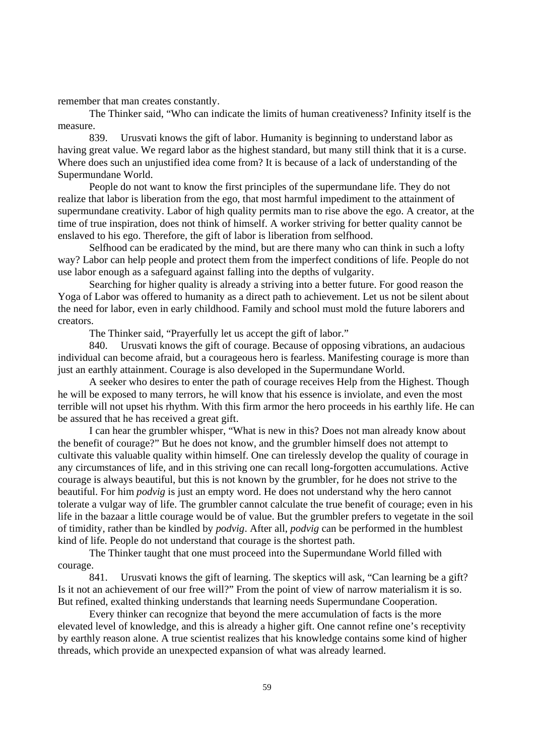remember that man creates constantly.

The Thinker said, "Who can indicate the limits of human creativeness? Infinity itself is the measure.

839. Urusvati knows the gift of labor. Humanity is beginning to understand labor as having great value. We regard labor as the highest standard, but many still think that it is a curse. Where does such an unjustified idea come from? It is because of a lack of understanding of the Supermundane World.

People do not want to know the first principles of the supermundane life. They do not realize that labor is liberation from the ego, that most harmful impediment to the attainment of supermundane creativity. Labor of high quality permits man to rise above the ego. A creator, at the time of true inspiration, does not think of himself. A worker striving for better quality cannot be enslaved to his ego. Therefore, the gift of labor is liberation from selfhood.

Selfhood can be eradicated by the mind, but are there many who can think in such a lofty way? Labor can help people and protect them from the imperfect conditions of life. People do not use labor enough as a safeguard against falling into the depths of vulgarity.

Searching for higher quality is already a striving into a better future. For good reason the Yoga of Labor was offered to humanity as a direct path to achievement. Let us not be silent about the need for labor, even in early childhood. Family and school must mold the future laborers and creators.

The Thinker said, "Prayerfully let us accept the gift of labor."

840. Urusvati knows the gift of courage. Because of opposing vibrations, an audacious individual can become afraid, but a courageous hero is fearless. Manifesting courage is more than just an earthly attainment. Courage is also developed in the Supermundane World.

A seeker who desires to enter the path of courage receives Help from the Highest. Though he will be exposed to many terrors, he will know that his essence is inviolate, and even the most terrible will not upset his rhythm. With this firm armor the hero proceeds in his earthly life. He can be assured that he has received a great gift.

I can hear the grumbler whisper, "What is new in this? Does not man already know about the benefit of courage?" But he does not know, and the grumbler himself does not attempt to cultivate this valuable quality within himself. One can tirelessly develop the quality of courage in any circumstances of life, and in this striving one can recall long-forgotten accumulations. Active courage is always beautiful, but this is not known by the grumbler, for he does not strive to the beautiful. For him *podvig* is just an empty word. He does not understand why the hero cannot tolerate a vulgar way of life. The grumbler cannot calculate the true benefit of courage; even in his life in the bazaar a little courage would be of value. But the grumbler prefers to vegetate in the soil of timidity, rather than be kindled by *podvig*. After all, *podvig* can be performed in the humblest kind of life. People do not understand that courage is the shortest path.

The Thinker taught that one must proceed into the Supermundane World filled with courage.

841. Urusvati knows the gift of learning. The skeptics will ask, "Can learning be a gift? Is it not an achievement of our free will?" From the point of view of narrow materialism it is so. But refined, exalted thinking understands that learning needs Supermundane Cooperation.

Every thinker can recognize that beyond the mere accumulation of facts is the more elevated level of knowledge, and this is already a higher gift. One cannot refine one's receptivity by earthly reason alone. A true scientist realizes that his knowledge contains some kind of higher threads, which provide an unexpected expansion of what was already learned.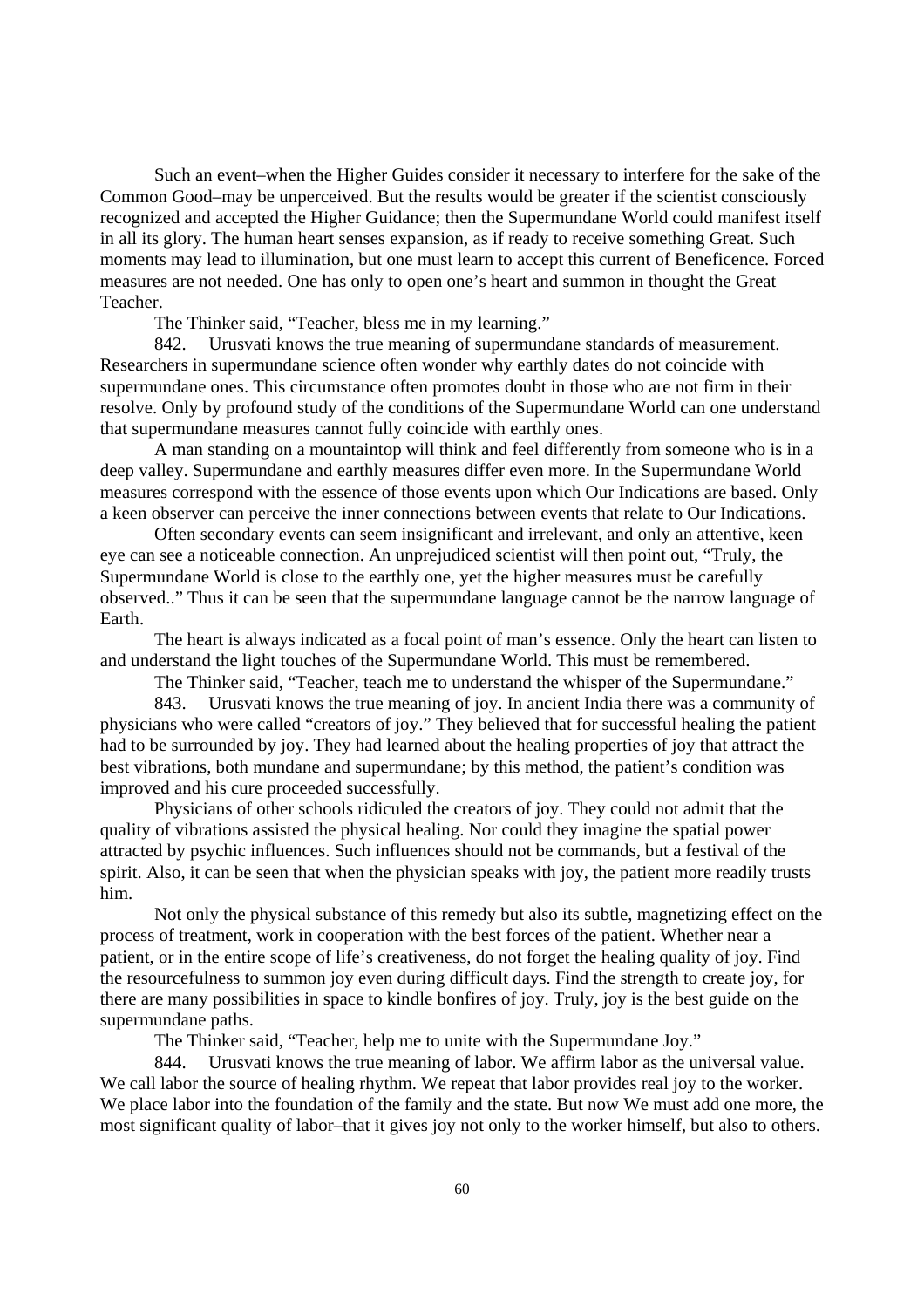Such an event–when the Higher Guides consider it necessary to interfere for the sake of the Common Good–may be unperceived. But the results would be greater if the scientist consciously recognized and accepted the Higher Guidance; then the Supermundane World could manifest itself in all its glory. The human heart senses expansion, as if ready to receive something Great. Such moments may lead to illumination, but one must learn to accept this current of Beneficence. Forced measures are not needed. One has only to open one's heart and summon in thought the Great Teacher.

The Thinker said, "Teacher, bless me in my learning."

842. Urusvati knows the true meaning of supermundane standards of measurement. Researchers in supermundane science often wonder why earthly dates do not coincide with supermundane ones. This circumstance often promotes doubt in those who are not firm in their resolve. Only by profound study of the conditions of the Supermundane World can one understand that supermundane measures cannot fully coincide with earthly ones.

A man standing on a mountaintop will think and feel differently from someone who is in a deep valley. Supermundane and earthly measures differ even more. In the Supermundane World measures correspond with the essence of those events upon which Our Indications are based. Only a keen observer can perceive the inner connections between events that relate to Our Indications.

Often secondary events can seem insignificant and irrelevant, and only an attentive, keen eye can see a noticeable connection. An unprejudiced scientist will then point out, "Truly, the Supermundane World is close to the earthly one, yet the higher measures must be carefully observed.." Thus it can be seen that the supermundane language cannot be the narrow language of Earth.

The heart is always indicated as a focal point of man's essence. Only the heart can listen to and understand the light touches of the Supermundane World. This must be remembered.

The Thinker said, "Teacher, teach me to understand the whisper of the Supermundane."

843. Urusvati knows the true meaning of joy. In ancient India there was a community of physicians who were called "creators of joy." They believed that for successful healing the patient had to be surrounded by joy. They had learned about the healing properties of joy that attract the best vibrations, both mundane and supermundane; by this method, the patient's condition was improved and his cure proceeded successfully.

Physicians of other schools ridiculed the creators of joy. They could not admit that the quality of vibrations assisted the physical healing. Nor could they imagine the spatial power attracted by psychic influences. Such influences should not be commands, but a festival of the spirit. Also, it can be seen that when the physician speaks with joy, the patient more readily trusts him.

Not only the physical substance of this remedy but also its subtle, magnetizing effect on the process of treatment, work in cooperation with the best forces of the patient. Whether near a patient, or in the entire scope of life's creativeness, do not forget the healing quality of joy. Find the resourcefulness to summon joy even during difficult days. Find the strength to create joy, for there are many possibilities in space to kindle bonfires of joy. Truly, joy is the best guide on the supermundane paths.

The Thinker said, "Teacher, help me to unite with the Supermundane Joy."

844. Urusvati knows the true meaning of labor. We affirm labor as the universal value. We call labor the source of healing rhythm. We repeat that labor provides real joy to the worker. We place labor into the foundation of the family and the state. But now We must add one more, the most significant quality of labor–that it gives joy not only to the worker himself, but also to others.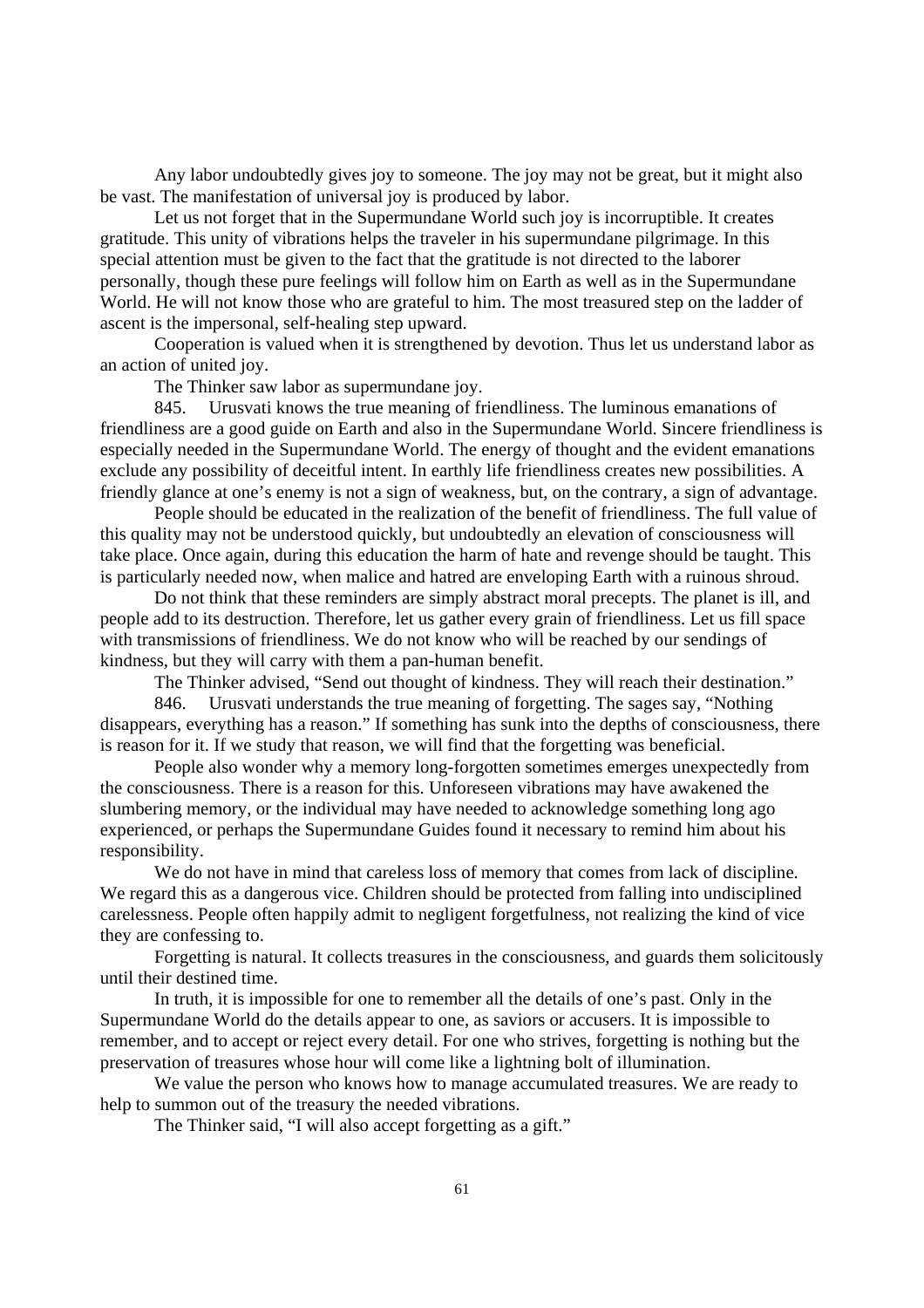Any labor undoubtedly gives joy to someone. The joy may not be great, but it might also be vast. The manifestation of universal joy is produced by labor.

Let us not forget that in the Supermundane World such joy is incorruptible. It creates gratitude. This unity of vibrations helps the traveler in his supermundane pilgrimage. In this special attention must be given to the fact that the gratitude is not directed to the laborer personally, though these pure feelings will follow him on Earth as well as in the Supermundane World. He will not know those who are grateful to him. The most treasured step on the ladder of ascent is the impersonal, self-healing step upward.

Cooperation is valued when it is strengthened by devotion. Thus let us understand labor as an action of united joy.

The Thinker saw labor as supermundane joy.

845. Urusvati knows the true meaning of friendliness. The luminous emanations of friendliness are a good guide on Earth and also in the Supermundane World. Sincere friendliness is especially needed in the Supermundane World. The energy of thought and the evident emanations exclude any possibility of deceitful intent. In earthly life friendliness creates new possibilities. A friendly glance at one's enemy is not a sign of weakness, but, on the contrary, a sign of advantage.

People should be educated in the realization of the benefit of friendliness. The full value of this quality may not be understood quickly, but undoubtedly an elevation of consciousness will take place. Once again, during this education the harm of hate and revenge should be taught. This is particularly needed now, when malice and hatred are enveloping Earth with a ruinous shroud.

Do not think that these reminders are simply abstract moral precepts. The planet is ill, and people add to its destruction. Therefore, let us gather every grain of friendliness. Let us fill space with transmissions of friendliness. We do not know who will be reached by our sendings of kindness, but they will carry with them a pan-human benefit.

The Thinker advised, "Send out thought of kindness. They will reach their destination."

846. Urusvati understands the true meaning of forgetting. The sages say, "Nothing disappears, everything has a reason." If something has sunk into the depths of consciousness, there is reason for it. If we study that reason, we will find that the forgetting was beneficial.

People also wonder why a memory long-forgotten sometimes emerges unexpectedly from the consciousness. There is a reason for this. Unforeseen vibrations may have awakened the slumbering memory, or the individual may have needed to acknowledge something long ago experienced, or perhaps the Supermundane Guides found it necessary to remind him about his responsibility.

We do not have in mind that careless loss of memory that comes from lack of discipline. We regard this as a dangerous vice. Children should be protected from falling into undisciplined carelessness. People often happily admit to negligent forgetfulness, not realizing the kind of vice they are confessing to.

Forgetting is natural. It collects treasures in the consciousness, and guards them solicitously until their destined time.

In truth, it is impossible for one to remember all the details of one's past. Only in the Supermundane World do the details appear to one, as saviors or accusers. It is impossible to remember, and to accept or reject every detail. For one who strives, forgetting is nothing but the preservation of treasures whose hour will come like a lightning bolt of illumination.

We value the person who knows how to manage accumulated treasures. We are ready to help to summon out of the treasury the needed vibrations.

The Thinker said, "I will also accept forgetting as a gift."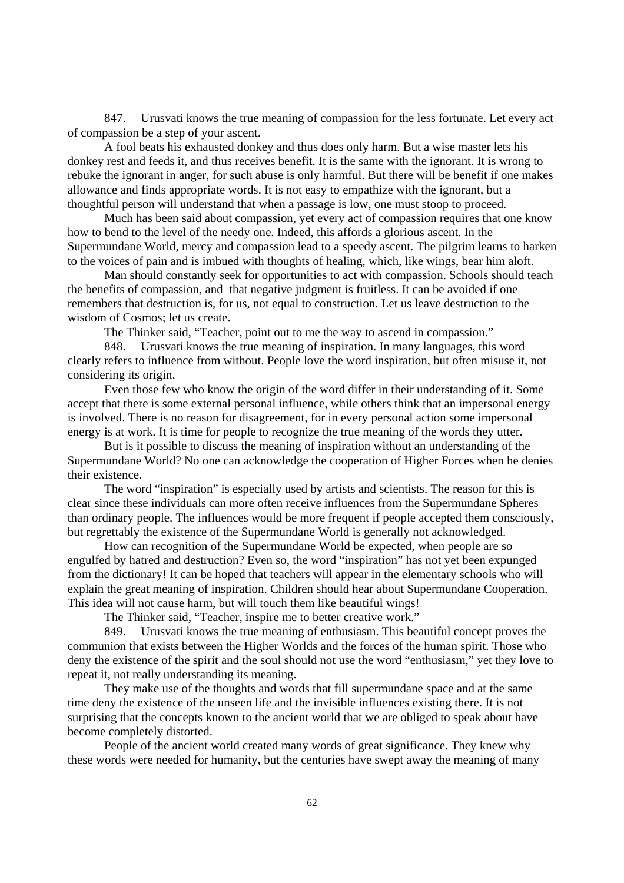847. Urusvati knows the true meaning of compassion for the less fortunate. Let every act of compassion be a step of your ascent.

A fool beats his exhausted donkey and thus does only harm. But a wise master lets his donkey rest and feeds it, and thus receives benefit. It is the same with the ignorant. It is wrong to rebuke the ignorant in anger, for such abuse is only harmful. But there will be benefit if one makes allowance and finds appropriate words. It is not easy to empathize with the ignorant, but a thoughtful person will understand that when a passage is low, one must stoop to proceed.

Much has been said about compassion, yet every act of compassion requires that one know how to bend to the level of the needy one. Indeed, this affords a glorious ascent. In the Supermundane World, mercy and compassion lead to a speedy ascent. The pilgrim learns to harken to the voices of pain and is imbued with thoughts of healing, which, like wings, bear him aloft.

Man should constantly seek for opportunities to act with compassion. Schools should teach the benefits of compassion, and that negative judgment is fruitless. It can be avoided if one remembers that destruction is, for us, not equal to construction. Let us leave destruction to the wisdom of Cosmos; let us create.

The Thinker said, "Teacher, point out to me the way to ascend in compassion."

848. Urusvati knows the true meaning of inspiration. In many languages, this word clearly refers to influence from without. People love the word inspiration, but often misuse it, not considering its origin.

Even those few who know the origin of the word differ in their understanding of it. Some accept that there is some external personal influence, while others think that an impersonal energy is involved. There is no reason for disagreement, for in every personal action some impersonal energy is at work. It is time for people to recognize the true meaning of the words they utter.

But is it possible to discuss the meaning of inspiration without an understanding of the Supermundane World? No one can acknowledge the cooperation of Higher Forces when he denies their existence.

The word "inspiration" is especially used by artists and scientists. The reason for this is clear since these individuals can more often receive influences from the Supermundane Spheres than ordinary people. The influences would be more frequent if people accepted them consciously, but regrettably the existence of the Supermundane World is generally not acknowledged.

How can recognition of the Supermundane World be expected, when people are so engulfed by hatred and destruction? Even so, the word "inspiration" has not yet been expunged from the dictionary! It can be hoped that teachers will appear in the elementary schools who will explain the great meaning of inspiration. Children should hear about Supermundane Cooperation. This idea will not cause harm, but will touch them like beautiful wings!

The Thinker said, "Teacher, inspire me to better creative work."

849. Urusvati knows the true meaning of enthusiasm. This beautiful concept proves the communion that exists between the Higher Worlds and the forces of the human spirit. Those who deny the existence of the spirit and the soul should not use the word "enthusiasm," yet they love to repeat it, not really understanding its meaning.

They make use of the thoughts and words that fill supermundane space and at the same time deny the existence of the unseen life and the invisible influences existing there. It is not surprising that the concepts known to the ancient world that we are obliged to speak about have become completely distorted.

People of the ancient world created many words of great significance. They knew why these words were needed for humanity, but the centuries have swept away the meaning of many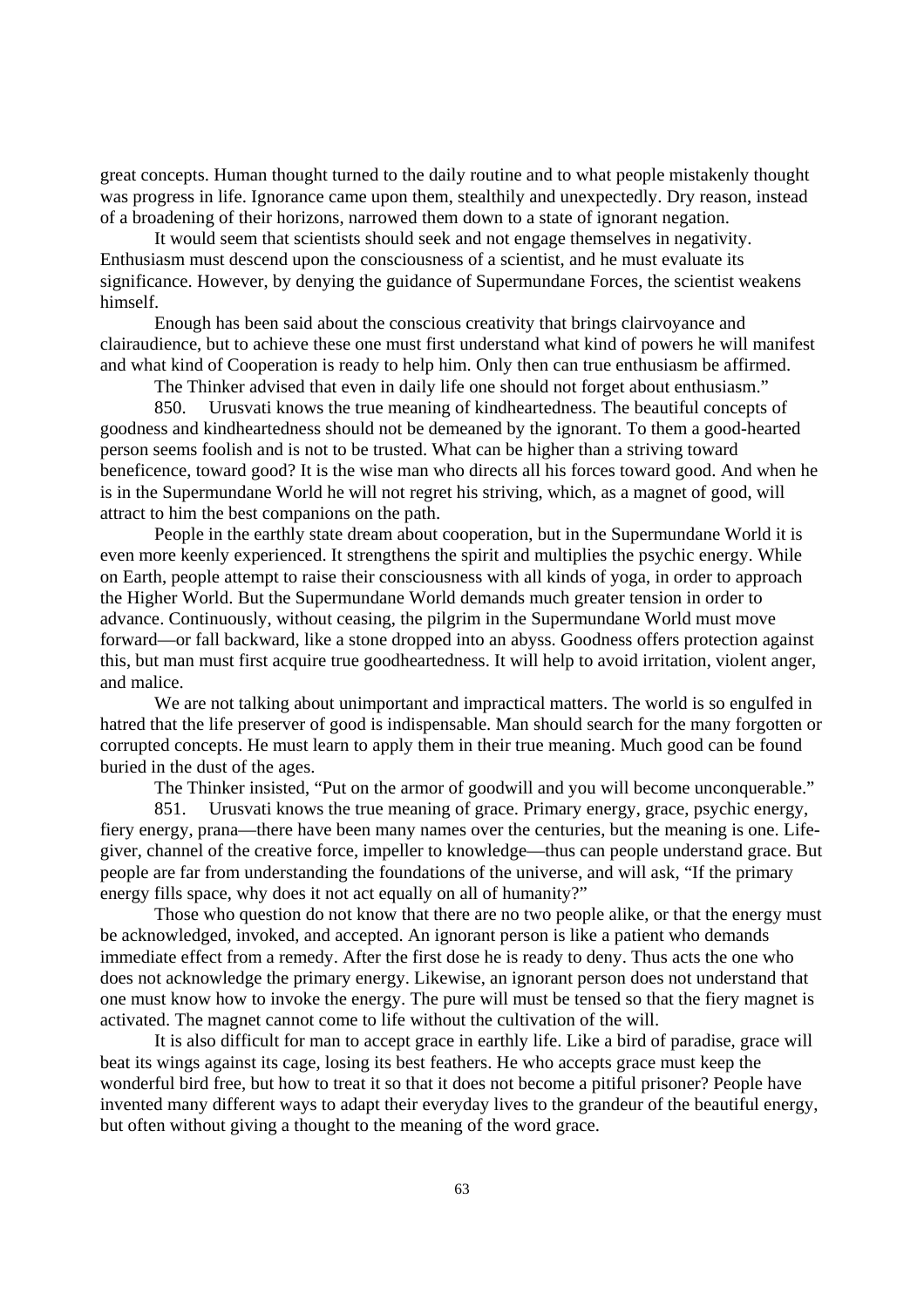great concepts. Human thought turned to the daily routine and to what people mistakenly thought was progress in life. Ignorance came upon them, stealthily and unexpectedly. Dry reason, instead of a broadening of their horizons, narrowed them down to a state of ignorant negation.

It would seem that scientists should seek and not engage themselves in negativity. Enthusiasm must descend upon the consciousness of a scientist, and he must evaluate its significance. However, by denying the guidance of Supermundane Forces, the scientist weakens himself.

Enough has been said about the conscious creativity that brings clairvoyance and clairaudience, but to achieve these one must first understand what kind of powers he will manifest and what kind of Cooperation is ready to help him. Only then can true enthusiasm be affirmed.

The Thinker advised that even in daily life one should not forget about enthusiasm."

850. Urusvati knows the true meaning of kindheartedness. The beautiful concepts of goodness and kindheartedness should not be demeaned by the ignorant. To them a good-hearted person seems foolish and is not to be trusted. What can be higher than a striving toward beneficence, toward good? It is the wise man who directs all his forces toward good. And when he is in the Supermundane World he will not regret his striving, which, as a magnet of good, will attract to him the best companions on the path.

People in the earthly state dream about cooperation, but in the Supermundane World it is even more keenly experienced. It strengthens the spirit and multiplies the psychic energy. While on Earth, people attempt to raise their consciousness with all kinds of yoga, in order to approach the Higher World. But the Supermundane World demands much greater tension in order to advance. Continuously, without ceasing, the pilgrim in the Supermundane World must move forward—or fall backward, like a stone dropped into an abyss. Goodness offers protection against this, but man must first acquire true goodheartedness. It will help to avoid irritation, violent anger, and malice.

We are not talking about unimportant and impractical matters. The world is so engulfed in hatred that the life preserver of good is indispensable. Man should search for the many forgotten or corrupted concepts. He must learn to apply them in their true meaning. Much good can be found buried in the dust of the ages.

The Thinker insisted, "Put on the armor of goodwill and you will become unconquerable."

851. Urusvati knows the true meaning of grace. Primary energy, grace, psychic energy, fiery energy, prana—there have been many names over the centuries, but the meaning is one. Life-giver, channel of the creative force, impeller to knowledge—thus can people understand grace. But people are far from understanding the foundations of the universe, and will ask, "If the primary energy fills space, why does it not act equally on all of humanity?"

Those who question do not know that there are no two people alike, or that the energy must be acknowledged, invoked, and accepted. An ignorant person is like a patient who demands immediate effect from a remedy. After the first dose he is ready to deny. Thus acts the one who does not acknowledge the primary energy. Likewise, an ignorant person does not understand that one must know how to invoke the energy. The pure will must be tensed so that the fiery magnet is activated. The magnet cannot come to life without the cultivation of the will.

It is also difficult for man to accept grace in earthly life. Like a bird of paradise, grace will beat its wings against its cage, losing its best feathers. He who accepts grace must keep the wonderful bird free, but how to treat it so that it does not become a pitiful prisoner? People have invented many different ways to adapt their everyday lives to the grandeur of the beautiful energy, but often without giving a thought to the meaning of the word grace.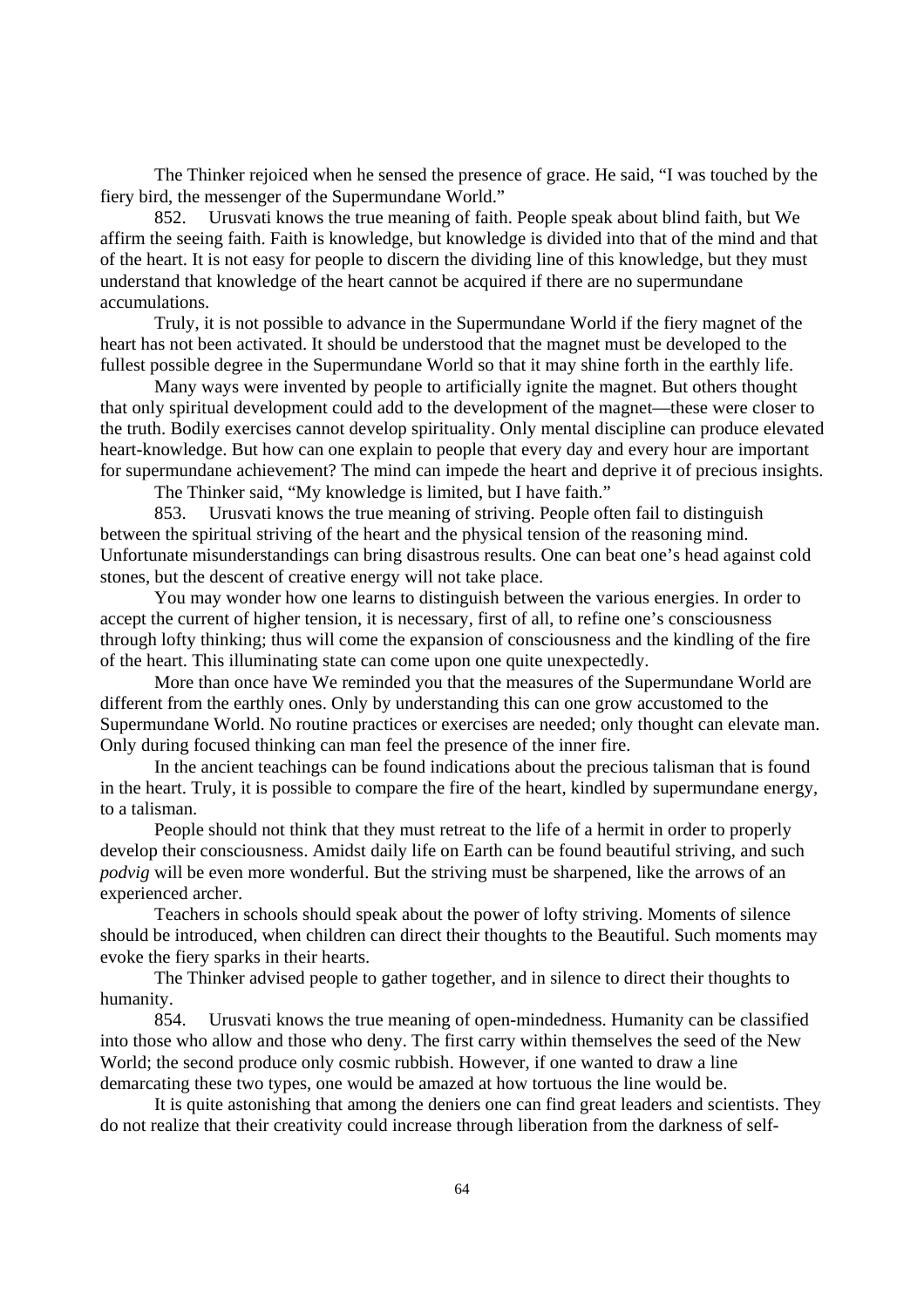The Thinker rejoiced when he sensed the presence of grace. He said, "I was touched by the fiery bird, the messenger of the Supermundane World."

852. Urusvati knows the true meaning of faith. People speak about blind faith, but We affirm the seeing faith. Faith is knowledge, but knowledge is divided into that of the mind and that of the heart. It is not easy for people to discern the dividing line of this knowledge, but they must understand that knowledge of the heart cannot be acquired if there are no supermundane accumulations.

Truly, it is not possible to advance in the Supermundane World if the fiery magnet of the heart has not been activated. It should be understood that the magnet must be developed to the fullest possible degree in the Supermundane World so that it may shine forth in the earthly life.

Many ways were invented by people to artificially ignite the magnet. But others thought that only spiritual development could add to the development of the magnet—these were closer to the truth. Bodily exercises cannot develop spirituality. Only mental discipline can produce elevated heart-knowledge. But how can one explain to people that every day and every hour are important for supermundane achievement? The mind can impede the heart and deprive it of precious insights.

The Thinker said, "My knowledge is limited, but I have faith."

853. Urusvati knows the true meaning of striving. People often fail to distinguish between the spiritual striving of the heart and the physical tension of the reasoning mind. Unfortunate misunderstandings can bring disastrous results. One can beat one's head against cold stones, but the descent of creative energy will not take place.

You may wonder how one learns to distinguish between the various energies. In order to accept the current of higher tension, it is necessary, first of all, to refine one's consciousness through lofty thinking; thus will come the expansion of consciousness and the kindling of the fire of the heart. This illuminating state can come upon one quite unexpectedly.

More than once have We reminded you that the measures of the Supermundane World are different from the earthly ones. Only by understanding this can one grow accustomed to the Supermundane World. No routine practices or exercises are needed; only thought can elevate man. Only during focused thinking can man feel the presence of the inner fire.

In the ancient teachings can be found indications about the precious talisman that is found in the heart. Truly, it is possible to compare the fire of the heart, kindled by supermundane energy, to a talisman.

People should not think that they must retreat to the life of a hermit in order to properly develop their consciousness. Amidst daily life on Earth can be found beautiful striving, and such *podvig* will be even more wonderful. But the striving must be sharpened, like the arrows of an experienced archer.

Teachers in schools should speak about the power of lofty striving. Moments of silence should be introduced, when children can direct their thoughts to the Beautiful. Such moments may evoke the fiery sparks in their hearts.

The Thinker advised people to gather together, and in silence to direct their thoughts to humanity.

854. Urusvati knows the true meaning of open-mindedness. Humanity can be classified into those who allow and those who deny. The first carry within themselves the seed of the New World; the second produce only cosmic rubbish. However, if one wanted to draw a line demarcating these two types, one would be amazed at how tortuous the line would be.

It is quite astonishing that among the deniers one can find great leaders and scientists. They do not realize that their creativity could increase through liberation from the darkness of self-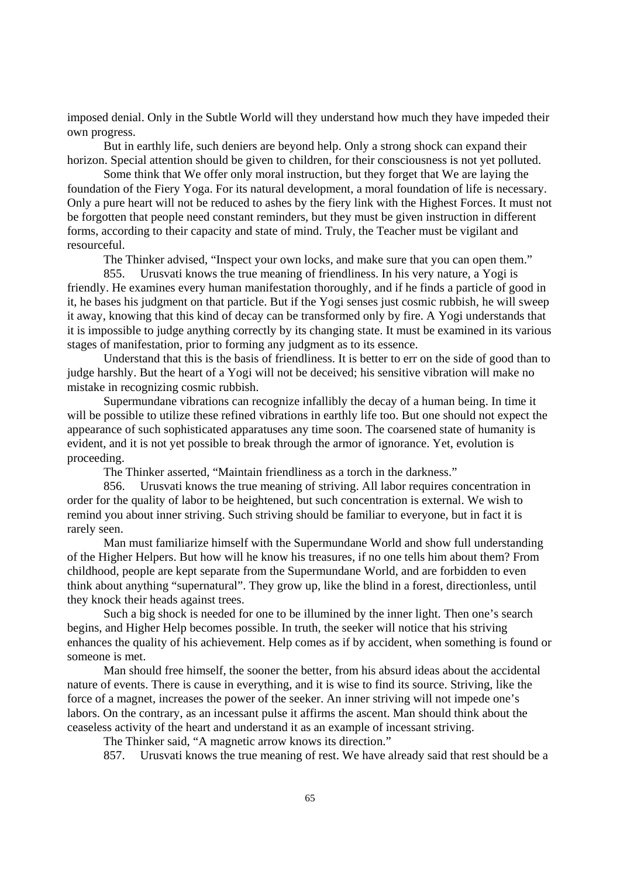imposed denial. Only in the Subtle World will they understand how much they have impeded their own progress.

But in earthly life, such deniers are beyond help. Only a strong shock can expand their horizon. Special attention should be given to children, for their consciousness is not yet polluted.

Some think that We offer only moral instruction, but they forget that We are laying the foundation of the Fiery Yoga. For its natural development, a moral foundation of life is necessary. Only a pure heart will not be reduced to ashes by the fiery link with the Highest Forces. It must not be forgotten that people need constant reminders, but they must be given instruction in different forms, according to their capacity and state of mind. Truly, the Teacher must be vigilant and resourceful.

The Thinker advised, "Inspect your own locks, and make sure that you can open them."

855. Urusvati knows the true meaning of friendliness. In his very nature, a Yogi is friendly. He examines every human manifestation thoroughly, and if he finds a particle of good in it, he bases his judgment on that particle. But if the Yogi senses just cosmic rubbish, he will sweep it away, knowing that this kind of decay can be transformed only by fire. A Yogi understands that it is impossible to judge anything correctly by its changing state. It must be examined in its various stages of manifestation, prior to forming any judgment as to its essence.

Understand that this is the basis of friendliness. It is better to err on the side of good than to judge harshly. But the heart of a Yogi will not be deceived; his sensitive vibration will make no mistake in recognizing cosmic rubbish.

Supermundane vibrations can recognize infallibly the decay of a human being. In time it will be possible to utilize these refined vibrations in earthly life too. But one should not expect the appearance of such sophisticated apparatuses any time soon. The coarsened state of humanity is evident, and it is not yet possible to break through the armor of ignorance. Yet, evolution is proceeding.

The Thinker asserted, "Maintain friendliness as a torch in the darkness."

856. Urusvati knows the true meaning of striving. All labor requires concentration in order for the quality of labor to be heightened, but such concentration is external. We wish to remind you about inner striving. Such striving should be familiar to everyone, but in fact it is rarely seen.

Man must familiarize himself with the Supermundane World and show full understanding of the Higher Helpers. But how will he know his treasures, if no one tells him about them? From childhood, people are kept separate from the Supermundane World, and are forbidden to even think about anything "supernatural". They grow up, like the blind in a forest, directionless, until they knock their heads against trees.

Such a big shock is needed for one to be illumined by the inner light. Then one's search begins, and Higher Help becomes possible. In truth, the seeker will notice that his striving enhances the quality of his achievement. Help comes as if by accident, when something is found or someone is met.

Man should free himself, the sooner the better, from his absurd ideas about the accidental nature of events. There is cause in everything, and it is wise to find its source. Striving, like the force of a magnet, increases the power of the seeker. An inner striving will not impede one's labors. On the contrary, as an incessant pulse it affirms the ascent. Man should think about the ceaseless activity of the heart and understand it as an example of incessant striving.

The Thinker said, "A magnetic arrow knows its direction."

857. Urusvati knows the true meaning of rest. We have already said that rest should be a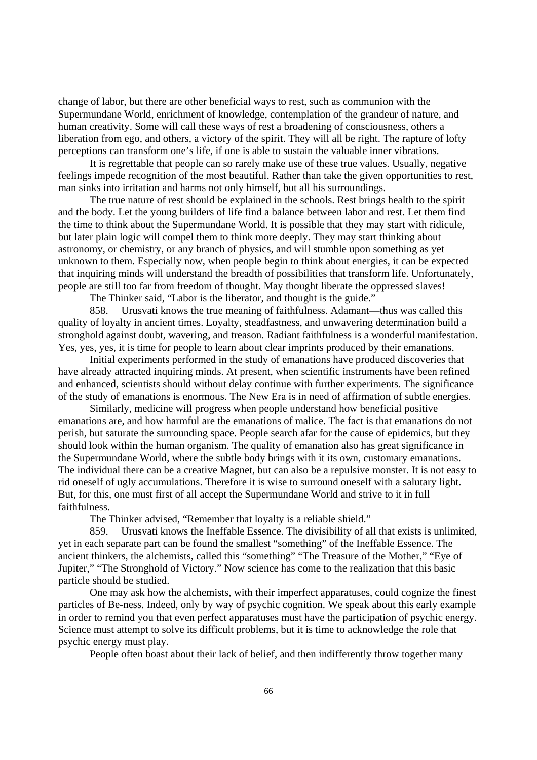change of labor, but there are other beneficial ways to rest, such as communion with the Supermundane World, enrichment of knowledge, contemplation of the grandeur of nature, and human creativity. Some will call these ways of rest a broadening of consciousness, others a liberation from ego, and others, a victory of the spirit. They will all be right. The rapture of lofty perceptions can transform one's life, if one is able to sustain the valuable inner vibrations.

It is regrettable that people can so rarely make use of these true values. Usually, negative feelings impede recognition of the most beautiful. Rather than take the given opportunities to rest, man sinks into irritation and harms not only himself, but all his surroundings.

The true nature of rest should be explained in the schools. Rest brings health to the spirit and the body. Let the young builders of life find a balance between labor and rest. Let them find the time to think about the Supermundane World. It is possible that they may start with ridicule, but later plain logic will compel them to think more deeply. They may start thinking about astronomy, or chemistry, or any branch of physics, and will stumble upon something as yet unknown to them. Especially now, when people begin to think about energies, it can be expected that inquiring minds will understand the breadth of possibilities that transform life. Unfortunately, people are still too far from freedom of thought. May thought liberate the oppressed slaves!

The Thinker said, "Labor is the liberator, and thought is the guide."

858. Urusvati knows the true meaning of faithfulness. Adamant—thus was called this quality of loyalty in ancient times. Loyalty, steadfastness, and unwavering determination build a stronghold against doubt, wavering, and treason. Radiant faithfulness is a wonderful manifestation. Yes, yes, yes, it is time for people to learn about clear imprints produced by their emanations.

Initial experiments performed in the study of emanations have produced discoveries that have already attracted inquiring minds. At present, when scientific instruments have been refined and enhanced, scientists should without delay continue with further experiments. The significance of the study of emanations is enormous. The New Era is in need of affirmation of subtle energies.

Similarly, medicine will progress when people understand how beneficial positive emanations are, and how harmful are the emanations of malice. The fact is that emanations do not perish, but saturate the surrounding space. People search afar for the cause of epidemics, but they should look within the human organism. The quality of emanation also has great significance in the Supermundane World, where the subtle body brings with it its own, customary emanations. The individual there can be a creative Magnet, but can also be a repulsive monster. It is not easy to rid oneself of ugly accumulations. Therefore it is wise to surround oneself with a salutary light. But, for this, one must first of all accept the Supermundane World and strive to it in full faithfulness.

The Thinker advised, "Remember that loyalty is a reliable shield."

859. Urusvati knows the Ineffable Essence. The divisibility of all that exists is unlimited, yet in each separate part can be found the smallest "something" of the Ineffable Essence. The ancient thinkers, the alchemists, called this "something" "The Treasure of the Mother," "Eye of Jupiter," "The Stronghold of Victory." Now science has come to the realization that this basic particle should be studied.

One may ask how the alchemists, with their imperfect apparatuses, could cognize the finest particles of Be-ness. Indeed, only by way of psychic cognition. We speak about this early example in order to remind you that even perfect apparatuses must have the participation of psychic energy. Science must attempt to solve its difficult problems, but it is time to acknowledge the role that psychic energy must play.

People often boast about their lack of belief, and then indifferently throw together many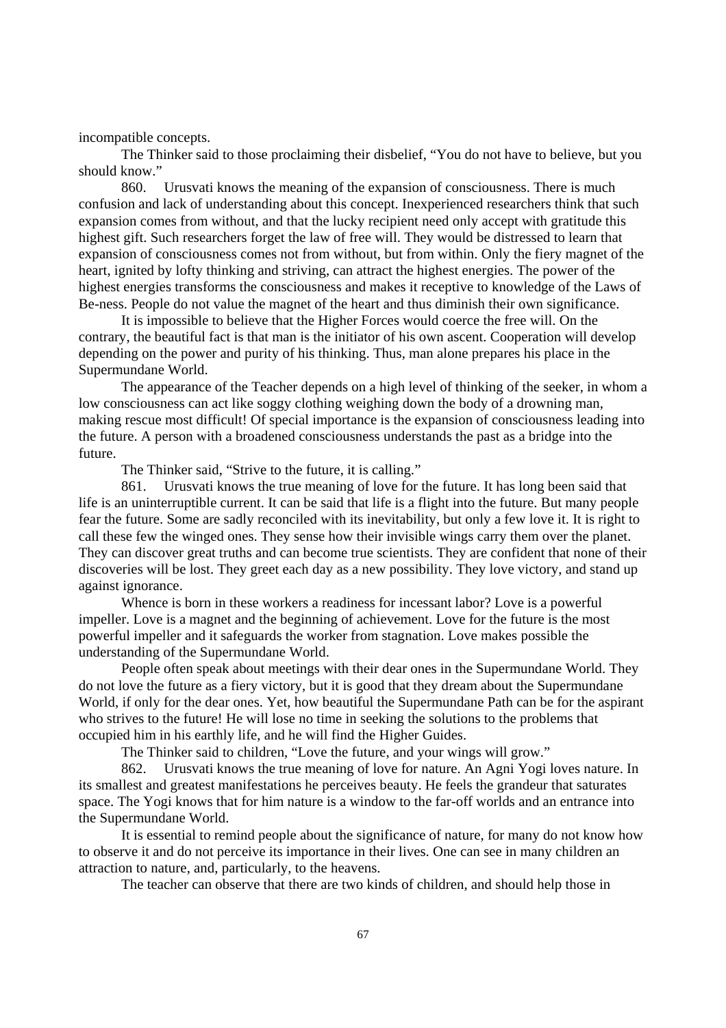incompatible concepts.

The Thinker said to those proclaiming their disbelief, "You do not have to believe, but you should know."

860. Urusvati knows the meaning of the expansion of consciousness. There is much confusion and lack of understanding about this concept. Inexperienced researchers think that such expansion comes from without, and that the lucky recipient need only accept with gratitude this highest gift. Such researchers forget the law of free will. They would be distressed to learn that expansion of consciousness comes not from without, but from within. Only the fiery magnet of the heart, ignited by lofty thinking and striving, can attract the highest energies. The power of the highest energies transforms the consciousness and makes it receptive to knowledge of the Laws of Be-ness. People do not value the magnet of the heart and thus diminish their own significance.

It is impossible to believe that the Higher Forces would coerce the free will. On the contrary, the beautiful fact is that man is the initiator of his own ascent. Cooperation will develop depending on the power and purity of his thinking. Thus, man alone prepares his place in the Supermundane World.

The appearance of the Teacher depends on a high level of thinking of the seeker, in whom a low consciousness can act like soggy clothing weighing down the body of a drowning man, making rescue most difficult! Of special importance is the expansion of consciousness leading into the future. A person with a broadened consciousness understands the past as a bridge into the future.

The Thinker said, "Strive to the future, it is calling."

861. Urusvati knows the true meaning of love for the future. It has long been said that life is an uninterruptible current. It can be said that life is a flight into the future. But many people fear the future. Some are sadly reconciled with its inevitability, but only a few love it. It is right to call these few the winged ones. They sense how their invisible wings carry them over the planet. They can discover great truths and can become true scientists. They are confident that none of their discoveries will be lost. They greet each day as a new possibility. They love victory, and stand up against ignorance.

Whence is born in these workers a readiness for incessant labor? Love is a powerful impeller. Love is a magnet and the beginning of achievement. Love for the future is the most powerful impeller and it safeguards the worker from stagnation. Love makes possible the understanding of the Supermundane World.

People often speak about meetings with their dear ones in the Supermundane World. They do not love the future as a fiery victory, but it is good that they dream about the Supermundane World, if only for the dear ones. Yet, how beautiful the Supermundane Path can be for the aspirant who strives to the future! He will lose no time in seeking the solutions to the problems that occupied him in his earthly life, and he will find the Higher Guides.

The Thinker said to children, "Love the future, and your wings will grow."

862. Urusvati knows the true meaning of love for nature. An Agni Yogi loves nature. In its smallest and greatest manifestations he perceives beauty. He feels the grandeur that saturates space. The Yogi knows that for him nature is a window to the far-off worlds and an entrance into the Supermundane World.

It is essential to remind people about the significance of nature, for many do not know how to observe it and do not perceive its importance in their lives. One can see in many children an attraction to nature, and, particularly, to the heavens.

The teacher can observe that there are two kinds of children, and should help those in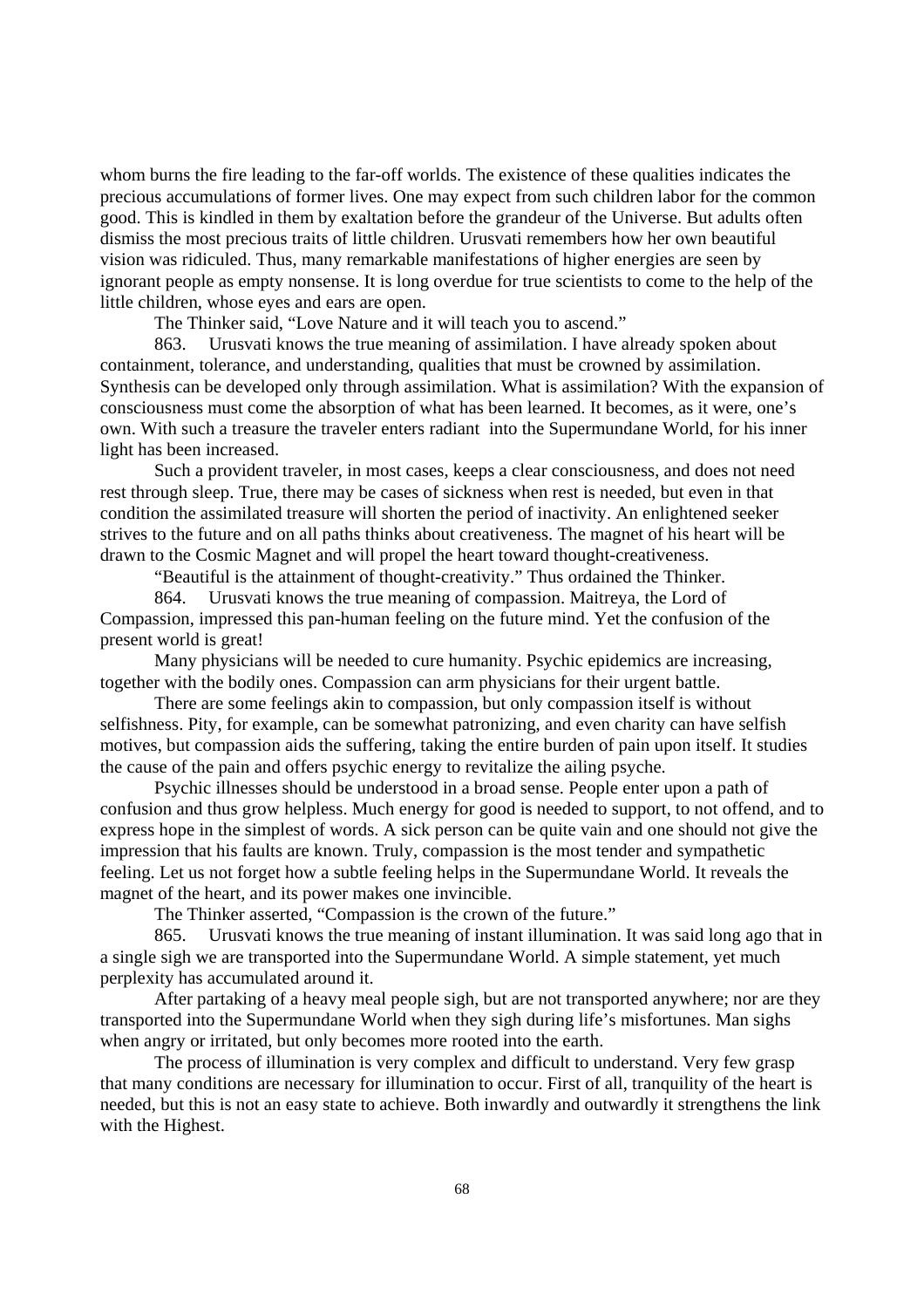whom burns the fire leading to the far-off worlds. The existence of these qualities indicates the precious accumulations of former lives. One may expect from such children labor for the common good. This is kindled in them by exaltation before the grandeur of the Universe. But adults often dismiss the most precious traits of little children. Urusvati remembers how her own beautiful vision was ridiculed. Thus, many remarkable manifestations of higher energies are seen by ignorant people as empty nonsense. It is long overdue for true scientists to come to the help of the little children, whose eyes and ears are open.

The Thinker said, "Love Nature and it will teach you to ascend."

863. Urusvati knows the true meaning of assimilation. I have already spoken about containment, tolerance, and understanding, qualities that must be crowned by assimilation. Synthesis can be developed only through assimilation. What is assimilation? With the expansion of consciousness must come the absorption of what has been learned. It becomes, as it were, one's own. With such a treasure the traveler enters radiant into the Supermundane World, for his inner light has been increased.

Such a provident traveler, in most cases, keeps a clear consciousness, and does not need rest through sleep. True, there may be cases of sickness when rest is needed, but even in that condition the assimilated treasure will shorten the period of inactivity. An enlightened seeker strives to the future and on all paths thinks about creativeness. The magnet of his heart will be drawn to the Cosmic Magnet and will propel the heart toward thought-creativeness.

"Beautiful is the attainment of thought-creativity." Thus ordained the Thinker.

864. Urusvati knows the true meaning of compassion. Maitreya, the Lord of Compassion, impressed this pan-human feeling on the future mind. Yet the confusion of the present world is great!

Many physicians will be needed to cure humanity. Psychic epidemics are increasing, together with the bodily ones. Compassion can arm physicians for their urgent battle.

There are some feelings akin to compassion, but only compassion itself is without selfishness. Pity, for example, can be somewhat patronizing, and even charity can have selfish motives, but compassion aids the suffering, taking the entire burden of pain upon itself. It studies the cause of the pain and offers psychic energy to revitalize the ailing psyche.

Psychic illnesses should be understood in a broad sense. People enter upon a path of confusion and thus grow helpless. Much energy for good is needed to support, to not offend, and to express hope in the simplest of words. A sick person can be quite vain and one should not give the impression that his faults are known. Truly, compassion is the most tender and sympathetic feeling. Let us not forget how a subtle feeling helps in the Supermundane World. It reveals the magnet of the heart, and its power makes one invincible.

The Thinker asserted, "Compassion is the crown of the future."

865. Urusvati knows the true meaning of instant illumination. It was said long ago that in a single sigh we are transported into the Supermundane World. A simple statement, yet much perplexity has accumulated around it.

After partaking of a heavy meal people sigh, but are not transported anywhere; nor are they transported into the Supermundane World when they sigh during life's misfortunes. Man sighs when angry or irritated, but only becomes more rooted into the earth.

The process of illumination is very complex and difficult to understand. Very few grasp that many conditions are necessary for illumination to occur. First of all, tranquility of the heart is needed, but this is not an easy state to achieve. Both inwardly and outwardly it strengthens the link with the Highest.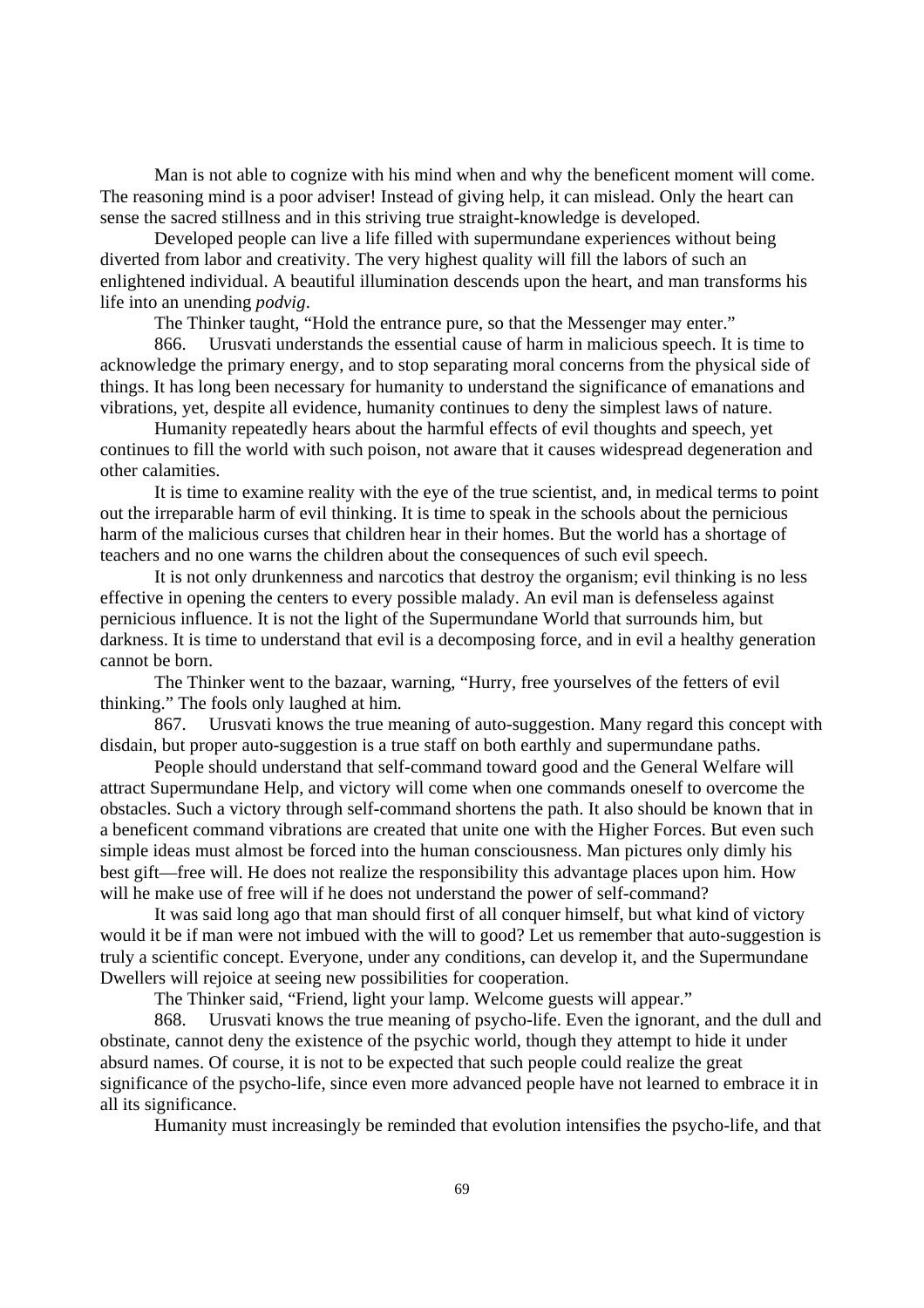Man is not able to cognize with his mind when and why the beneficent moment will come. The reasoning mind is a poor adviser! Instead of giving help, it can mislead. Only the heart can sense the sacred stillness and in this striving true straight-knowledge is developed.

Developed people can live a life filled with supermundane experiences without being diverted from labor and creativity. The very highest quality will fill the labors of such an enlightened individual. A beautiful illumination descends upon the heart, and man transforms his life into an unending *podvig*.

The Thinker taught, "Hold the entrance pure, so that the Messenger may enter."

866. Urusvati understands the essential cause of harm in malicious speech. It is time to acknowledge the primary energy, and to stop separating moral concerns from the physical side of things. It has long been necessary for humanity to understand the significance of emanations and vibrations, yet, despite all evidence, humanity continues to deny the simplest laws of nature.

Humanity repeatedly hears about the harmful effects of evil thoughts and speech, yet continues to fill the world with such poison, not aware that it causes widespread degeneration and other calamities.

It is time to examine reality with the eye of the true scientist, and, in medical terms to point out the irreparable harm of evil thinking. It is time to speak in the schools about the pernicious harm of the malicious curses that children hear in their homes. But the world has a shortage of teachers and no one warns the children about the consequences of such evil speech.

It is not only drunkenness and narcotics that destroy the organism; evil thinking is no less effective in opening the centers to every possible malady. An evil man is defenseless against pernicious influence. It is not the light of the Supermundane World that surrounds him, but darkness. It is time to understand that evil is a decomposing force, and in evil a healthy generation cannot be born.

The Thinker went to the bazaar, warning, "Hurry, free yourselves of the fetters of evil thinking." The fools only laughed at him.

867. Urusvati knows the true meaning of auto-suggestion. Many regard this concept with disdain, but proper auto-suggestion is a true staff on both earthly and supermundane paths.

People should understand that self-command toward good and the General Welfare will attract Supermundane Help, and victory will come when one commands oneself to overcome the obstacles. Such a victory through self-command shortens the path. It also should be known that in a beneficent command vibrations are created that unite one with the Higher Forces. But even such simple ideas must almost be forced into the human consciousness. Man pictures only dimly his best gift—free will. He does not realize the responsibility this advantage places upon him. How will he make use of free will if he does not understand the power of self-command?

It was said long ago that man should first of all conquer himself, but what kind of victory would it be if man were not imbued with the will to good? Let us remember that auto-suggestion is truly a scientific concept. Everyone, under any conditions, can develop it, and the Supermundane Dwellers will rejoice at seeing new possibilities for cooperation.

The Thinker said, "Friend, light your lamp. Welcome guests will appear."

868. Urusvati knows the true meaning of psycho-life. Even the ignorant, and the dull and obstinate, cannot deny the existence of the psychic world, though they attempt to hide it under absurd names. Of course, it is not to be expected that such people could realize the great significance of the psycho-life, since even more advanced people have not learned to embrace it in all its significance.

Humanity must increasingly be reminded that evolution intensifies the psycho-life, and that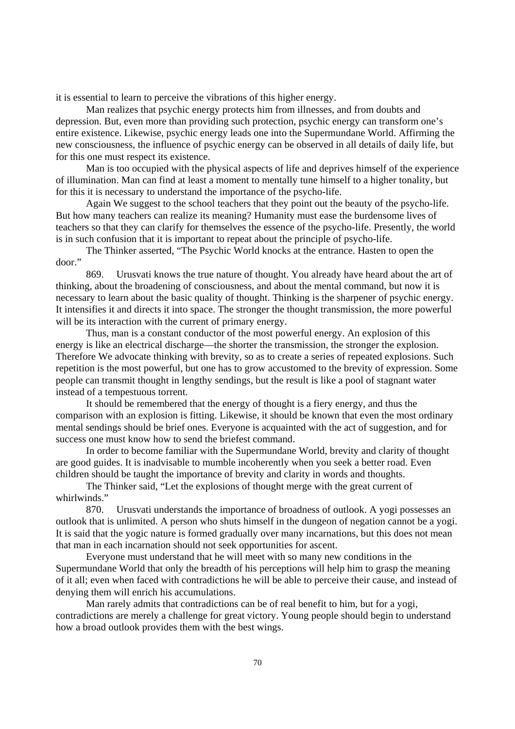it is essential to learn to perceive the vibrations of this higher energy.

Man realizes that psychic energy protects him from illnesses, and from doubts and depression. But, even more than providing such protection, psychic energy can transform one's entire existence. Likewise, psychic energy leads one into the Supermundane World. Affirming the new consciousness, the influence of psychic energy can be observed in all details of daily life, but for this one must respect its existence.

Man is too occupied with the physical aspects of life and deprives himself of the experience of illumination. Man can find at least a moment to mentally tune himself to a higher tonality, but for this it is necessary to understand the importance of the psycho-life.

Again We suggest to the school teachers that they point out the beauty of the psycho-life. But how many teachers can realize its meaning? Humanity must ease the burdensome lives of teachers so that they can clarify for themselves the essence of the psycho-life. Presently, the world is in such confusion that it is important to repeat about the principle of psycho-life.

The Thinker asserted, "The Psychic World knocks at the entrance. Hasten to open the door."

869. Urusvati knows the true nature of thought. You already have heard about the art of thinking, about the broadening of consciousness, and about the mental command, but now it is necessary to learn about the basic quality of thought. Thinking is the sharpener of psychic energy. It intensifies it and directs it into space. The stronger the thought transmission, the more powerful will be its interaction with the current of primary energy.

Thus, man is a constant conductor of the most powerful energy. An explosion of this energy is like an electrical discharge—the shorter the transmission, the stronger the explosion. Therefore We advocate thinking with brevity, so as to create a series of repeated explosions. Such repetition is the most powerful, but one has to grow accustomed to the brevity of expression. Some people can transmit thought in lengthy sendings, but the result is like a pool of stagnant water instead of a tempestuous torrent.

It should be remembered that the energy of thought is a fiery energy, and thus the comparison with an explosion is fitting. Likewise, it should be known that even the most ordinary mental sendings should be brief ones. Everyone is acquainted with the act of suggestion, and for success one must know how to send the briefest command.

In order to become familiar with the Supermundane World, brevity and clarity of thought are good guides. It is inadvisable to mumble incoherently when you seek a better road. Even children should be taught the importance of brevity and clarity in words and thoughts.

The Thinker said, "Let the explosions of thought merge with the great current of whirlwinds."

870. Urusvati understands the importance of broadness of outlook. A yogi possesses an outlook that is unlimited. A person who shuts himself in the dungeon of negation cannot be a yogi. It is said that the yogic nature is formed gradually over many incarnations, but this does not mean that man in each incarnation should not seek opportunities for ascent.

Everyone must understand that he will meet with so many new conditions in the Supermundane World that only the breadth of his perceptions will help him to grasp the meaning of it all; even when faced with contradictions he will be able to perceive their cause, and instead of denying them will enrich his accumulations.

Man rarely admits that contradictions can be of real benefit to him, but for a yogi, contradictions are merely a challenge for great victory. Young people should begin to understand how a broad outlook provides them with the best wings.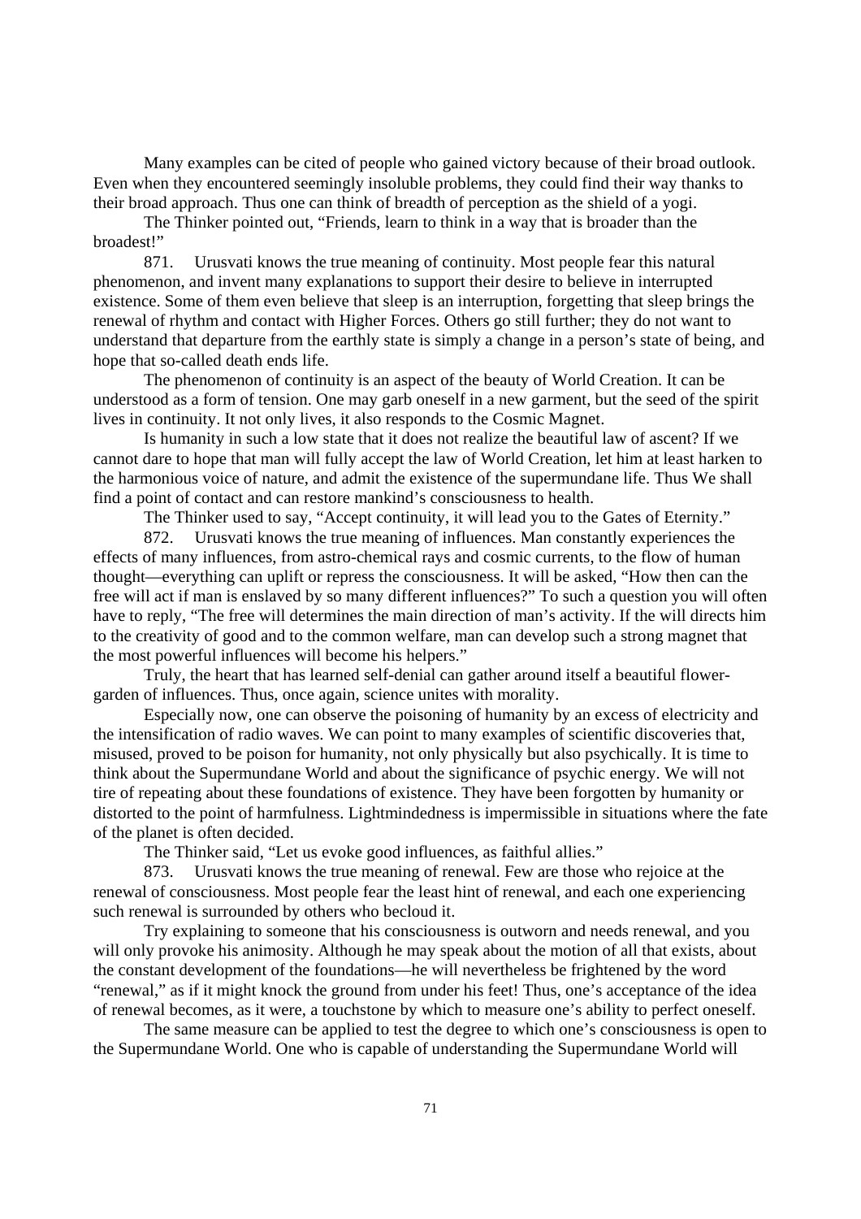Many examples can be cited of people who gained victory because of their broad outlook. Even when they encountered seemingly insoluble problems, they could find their way thanks to their broad approach. Thus one can think of breadth of perception as the shield of a yogi.

The Thinker pointed out, "Friends, learn to think in a way that is broader than the broadest!"

871. Urusvati knows the true meaning of continuity. Most people fear this natural phenomenon, and invent many explanations to support their desire to believe in interrupted existence. Some of them even believe that sleep is an interruption, forgetting that sleep brings the renewal of rhythm and contact with Higher Forces. Others go still further; they do not want to understand that departure from the earthly state is simply a change in a person's state of being, and hope that so-called death ends life.

The phenomenon of continuity is an aspect of the beauty of World Creation. It can be understood as a form of tension. One may garb oneself in a new garment, but the seed of the spirit lives in continuity. It not only lives, it also responds to the Cosmic Magnet.

Is humanity in such a low state that it does not realize the beautiful law of ascent? If we cannot dare to hope that man will fully accept the law of World Creation, let him at least harken to the harmonious voice of nature, and admit the existence of the supermundane life. Thus We shall find a point of contact and can restore mankind's consciousness to health.

The Thinker used to say, "Accept continuity, it will lead you to the Gates of Eternity."

872. Urusvati knows the true meaning of influences. Man constantly experiences the effects of many influences, from astro-chemical rays and cosmic currents, to the flow of human thought—everything can uplift or repress the consciousness. It will be asked, "How then can the free will act if man is enslaved by so many different influences?" To such a question you will often have to reply, "The free will determines the main direction of man's activity. If the will directs him to the creativity of good and to the common welfare, man can develop such a strong magnet that the most powerful influences will become his helpers."

Truly, the heart that has learned self-denial can gather around itself a beautiful flower-garden of influences. Thus, once again, science unites with morality.

Especially now, one can observe the poisoning of humanity by an excess of electricity and the intensification of radio waves. We can point to many examples of scientific discoveries that, misused, proved to be poison for humanity, not only physically but also psychically. It is time to think about the Supermundane World and about the significance of psychic energy. We will not tire of repeating about these foundations of existence. They have been forgotten by humanity or distorted to the point of harmfulness. Lightmindedness is impermissible in situations where the fate of the planet is often decided.

The Thinker said, "Let us evoke good influences, as faithful allies."

873. Urusvati knows the true meaning of renewal. Few are those who rejoice at the renewal of consciousness. Most people fear the least hint of renewal, and each one experiencing such renewal is surrounded by others who becloud it.

Try explaining to someone that his consciousness is outworn and needs renewal, and you will only provoke his animosity. Although he may speak about the motion of all that exists, about the constant development of the foundations—he will nevertheless be frightened by the word "renewal," as if it might knock the ground from under his feet! Thus, one's acceptance of the idea of renewal becomes, as it were, a touchstone by which to measure one's ability to perfect oneself.

The same measure can be applied to test the degree to which one's consciousness is open to the Supermundane World. One who is capable of understanding the Supermundane World will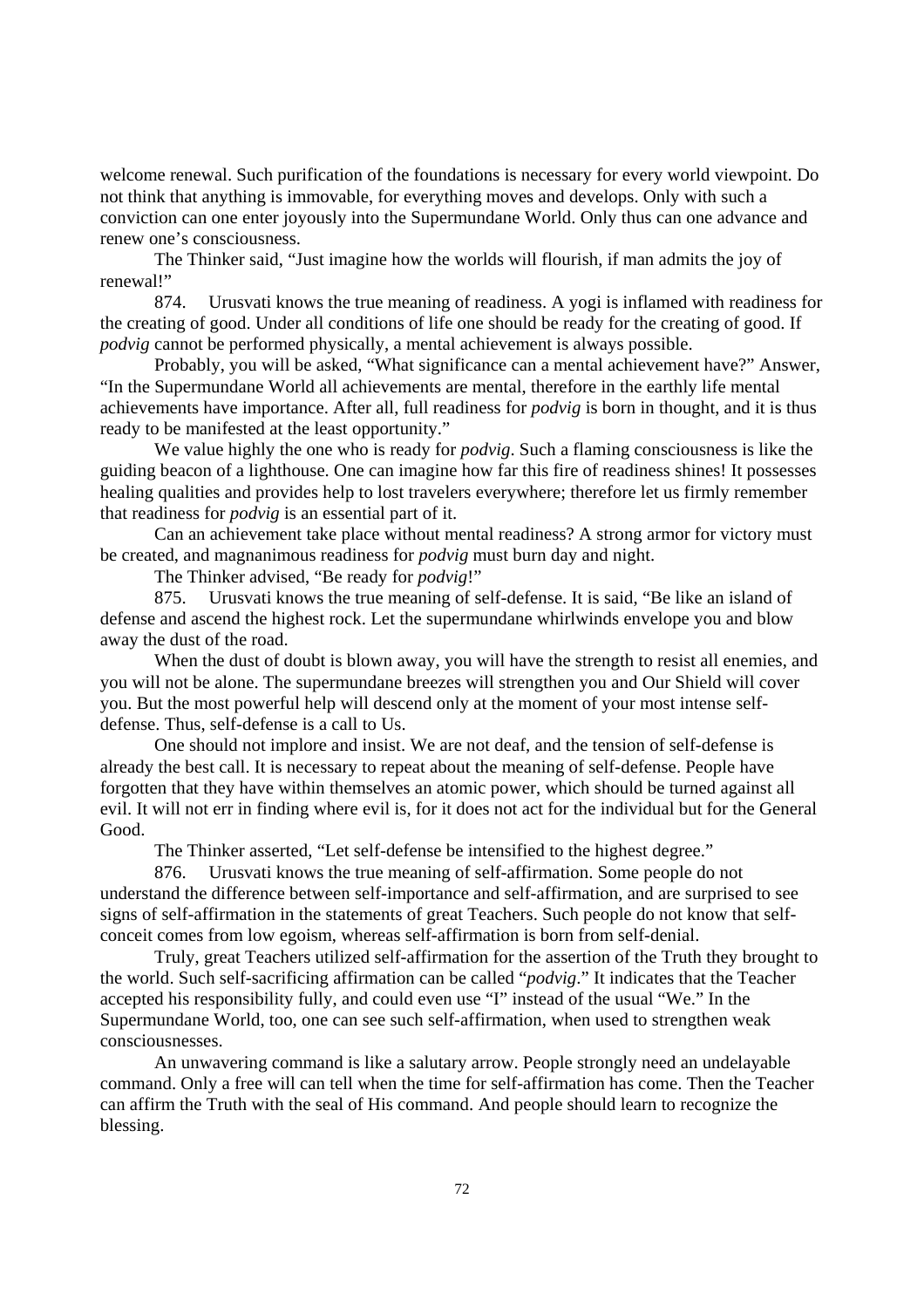welcome renewal. Such purification of the foundations is necessary for every world viewpoint. Do not think that anything is immovable, for everything moves and develops. Only with such a conviction can one enter joyously into the Supermundane World. Only thus can one advance and renew one's consciousness.

The Thinker said, "Just imagine how the worlds will flourish, if man admits the joy of renewal!"

874. Urusvati knows the true meaning of readiness. A yogi is inflamed with readiness for the creating of good. Under all conditions of life one should be ready for the creating of good. If *podvig* cannot be performed physically, a mental achievement is always possible.

Probably, you will be asked, "What significance can a mental achievement have?" Answer, "In the Supermundane World all achievements are mental, therefore in the earthly life mental achievements have importance. After all, full readiness for *podvig* is born in thought, and it is thus ready to be manifested at the least opportunity."

We value highly the one who is ready for *podvig*. Such a flaming consciousness is like the guiding beacon of a lighthouse. One can imagine how far this fire of readiness shines! It possesses healing qualities and provides help to lost travelers everywhere; therefore let us firmly remember that readiness for *podvig* is an essential part of it.

Can an achievement take place without mental readiness? A strong armor for victory must be created, and magnanimous readiness for *podvig* must burn day and night.

The Thinker advised, "Be ready for *podvig*!"

875. Urusvati knows the true meaning of self-defense. It is said, "Be like an island of defense and ascend the highest rock. Let the supermundane whirlwinds envelope you and blow away the dust of the road.

When the dust of doubt is blown away, you will have the strength to resist all enemies, and you will not be alone. The supermundane breezes will strengthen you and Our Shield will cover you. But the most powerful help will descend only at the moment of your most intense self-defense. Thus, self-defense is a call to Us.

One should not implore and insist. We are not deaf, and the tension of self-defense is already the best call. It is necessary to repeat about the meaning of self-defense. People have forgotten that they have within themselves an atomic power, which should be turned against all evil. It will not err in finding where evil is, for it does not act for the individual but for the General Good.

The Thinker asserted, "Let self-defense be intensified to the highest degree."

876. Urusvati knows the true meaning of self-affirmation. Some people do not understand the difference between self-importance and self-affirmation, and are surprised to see signs of self-affirmation in the statements of great Teachers. Such people do not know that self-conceit comes from low egoism, whereas self-affirmation is born from self-denial.

Truly, great Teachers utilized self-affirmation for the assertion of the Truth they brought to the world. Such self-sacrificing affirmation can be called "*podvig*." It indicates that the Teacher accepted his responsibility fully, and could even use "I" instead of the usual "We." In the Supermundane World, too, one can see such self-affirmation, when used to strengthen weak consciousnesses.

An unwavering command is like a salutary arrow. People strongly need an undelayable command. Only a free will can tell when the time for self-affirmation has come. Then the Teacher can affirm the Truth with the seal of His command. And people should learn to recognize the blessing.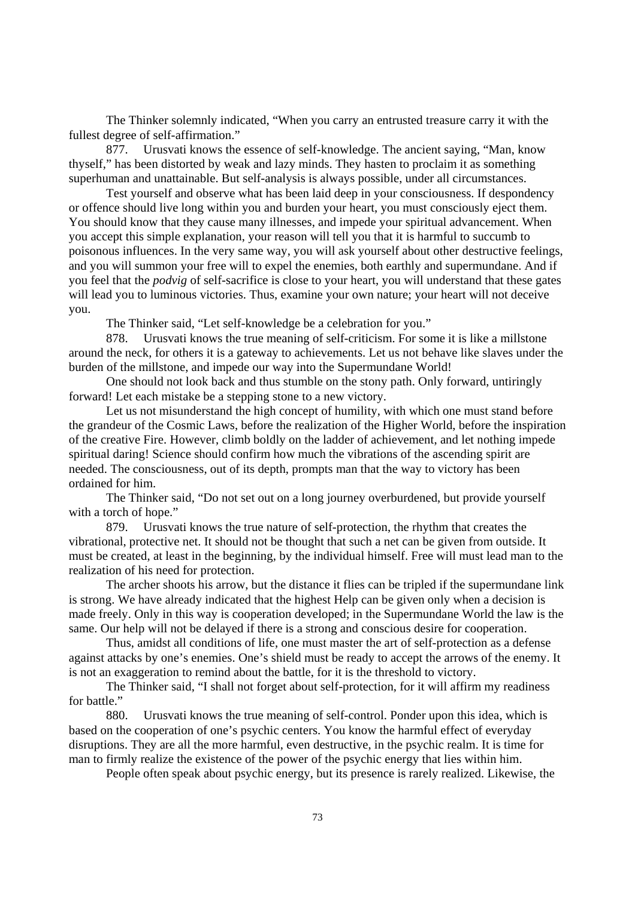The Thinker solemnly indicated, "When you carry an entrusted treasure carry it with the fullest degree of self-affirmation."

877. Urusvati knows the essence of self-knowledge. The ancient saying, "Man, know thyself," has been distorted by weak and lazy minds. They hasten to proclaim it as something superhuman and unattainable. But self-analysis is always possible, under all circumstances.

Test yourself and observe what has been laid deep in your consciousness. If despondency or offence should live long within you and burden your heart, you must consciously eject them. You should know that they cause many illnesses, and impede your spiritual advancement. When you accept this simple explanation, your reason will tell you that it is harmful to succumb to poisonous influences. In the very same way, you will ask yourself about other destructive feelings, and you will summon your free will to expel the enemies, both earthly and supermundane. And if you feel that the *podvig* of self-sacrifice is close to your heart, you will understand that these gates will lead you to luminous victories. Thus, examine your own nature; your heart will not deceive you.

The Thinker said, "Let self-knowledge be a celebration for you."

878. Urusvati knows the true meaning of self-criticism. For some it is like a millstone around the neck, for others it is a gateway to achievements. Let us not behave like slaves under the burden of the millstone, and impede our way into the Supermundane World!

One should not look back and thus stumble on the stony path. Only forward, untiringly forward! Let each mistake be a stepping stone to a new victory.

Let us not misunderstand the high concept of humility, with which one must stand before the grandeur of the Cosmic Laws, before the realization of the Higher World, before the inspiration of the creative Fire. However, climb boldly on the ladder of achievement, and let nothing impede spiritual daring! Science should confirm how much the vibrations of the ascending spirit are needed. The consciousness, out of its depth, prompts man that the way to victory has been ordained for him.

The Thinker said, "Do not set out on a long journey overburdened, but provide yourself with a torch of hope."

879. Urusvati knows the true nature of self-protection, the rhythm that creates the vibrational, protective net. It should not be thought that such a net can be given from outside. It must be created, at least in the beginning, by the individual himself. Free will must lead man to the realization of his need for protection.

The archer shoots his arrow, but the distance it flies can be tripled if the supermundane link is strong. We have already indicated that the highest Help can be given only when a decision is made freely. Only in this way is cooperation developed; in the Supermundane World the law is the same. Our help will not be delayed if there is a strong and conscious desire for cooperation.

Thus, amidst all conditions of life, one must master the art of self-protection as a defense against attacks by one's enemies. One's shield must be ready to accept the arrows of the enemy. It is not an exaggeration to remind about the battle, for it is the threshold to victory.

The Thinker said, "I shall not forget about self-protection, for it will affirm my readiness for battle."

880. Urusvati knows the true meaning of self-control. Ponder upon this idea, which is based on the cooperation of one's psychic centers. You know the harmful effect of everyday disruptions. They are all the more harmful, even destructive, in the psychic realm. It is time for man to firmly realize the existence of the power of the psychic energy that lies within him.

People often speak about psychic energy, but its presence is rarely realized. Likewise, the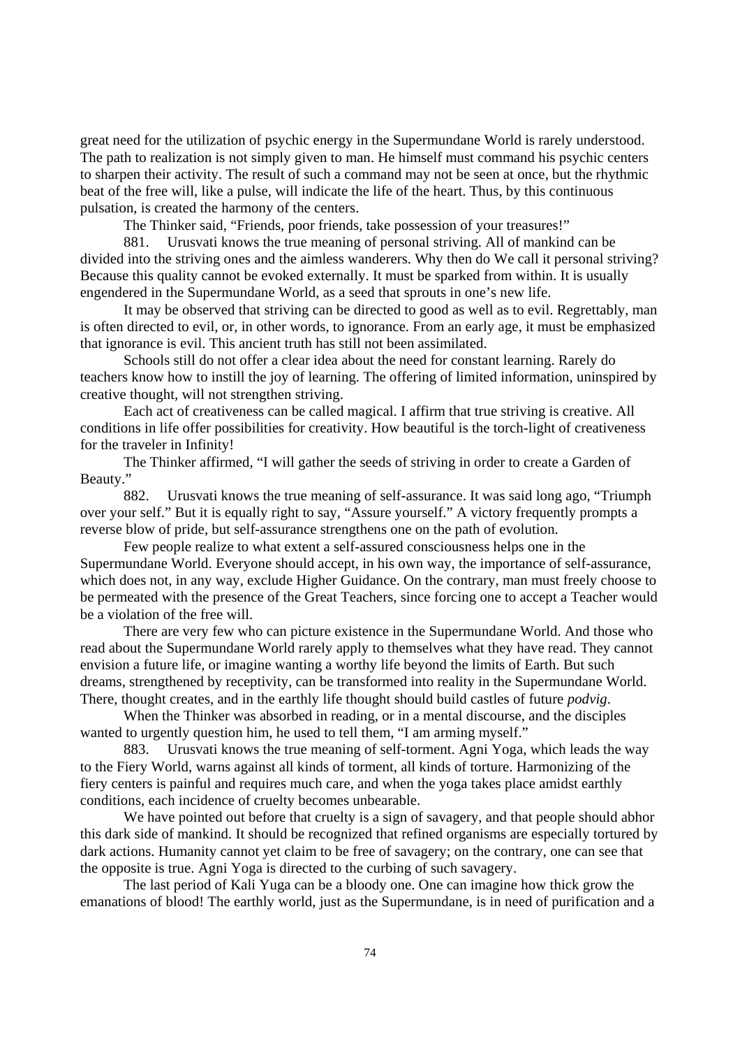great need for the utilization of psychic energy in the Supermundane World is rarely understood. The path to realization is not simply given to man. He himself must command his psychic centers to sharpen their activity. The result of such a command may not be seen at once, but the rhythmic beat of the free will, like a pulse, will indicate the life of the heart. Thus, by this continuous pulsation, is created the harmony of the centers.

The Thinker said, "Friends, poor friends, take possession of your treasures!"

881. Urusvati knows the true meaning of personal striving. All of mankind can be divided into the striving ones and the aimless wanderers. Why then do We call it personal striving? Because this quality cannot be evoked externally. It must be sparked from within. It is usually engendered in the Supermundane World, as a seed that sprouts in one's new life.

It may be observed that striving can be directed to good as well as to evil. Regrettably, man is often directed to evil, or, in other words, to ignorance. From an early age, it must be emphasized that ignorance is evil. This ancient truth has still not been assimilated.

Schools still do not offer a clear idea about the need for constant learning. Rarely do teachers know how to instill the joy of learning. The offering of limited information, uninspired by creative thought, will not strengthen striving.

Each act of creativeness can be called magical. I affirm that true striving is creative. All conditions in life offer possibilities for creativity. How beautiful is the torch-light of creativeness for the traveler in Infinity!

The Thinker affirmed, "I will gather the seeds of striving in order to create a Garden of Beauty."

882. Urusvati knows the true meaning of self-assurance. It was said long ago, "Triumph over your self." But it is equally right to say, "Assure yourself." A victory frequently prompts a reverse blow of pride, but self-assurance strengthens one on the path of evolution.

Few people realize to what extent a self-assured consciousness helps one in the Supermundane World. Everyone should accept, in his own way, the importance of self-assurance, which does not, in any way, exclude Higher Guidance. On the contrary, man must freely choose to be permeated with the presence of the Great Teachers, since forcing one to accept a Teacher would be a violation of the free will.

There are very few who can picture existence in the Supermundane World. And those who read about the Supermundane World rarely apply to themselves what they have read. They cannot envision a future life, or imagine wanting a worthy life beyond the limits of Earth. But such dreams, strengthened by receptivity, can be transformed into reality in the Supermundane World. There, thought creates, and in the earthly life thought should build castles of future *podvig*.

When the Thinker was absorbed in reading, or in a mental discourse, and the disciples wanted to urgently question him, he used to tell them, "I am arming myself."

883. Urusvati knows the true meaning of self-torment. Agni Yoga, which leads the way to the Fiery World, warns against all kinds of torment, all kinds of torture. Harmonizing of the fiery centers is painful and requires much care, and when the yoga takes place amidst earthly conditions, each incidence of cruelty becomes unbearable.

We have pointed out before that cruelty is a sign of savagery, and that people should abhor this dark side of mankind. It should be recognized that refined organisms are especially tortured by dark actions. Humanity cannot yet claim to be free of savagery; on the contrary, one can see that the opposite is true. Agni Yoga is directed to the curbing of such savagery.

The last period of Kali Yuga can be a bloody one. One can imagine how thick grow the emanations of blood! The earthly world, just as the Supermundane, is in need of purification and a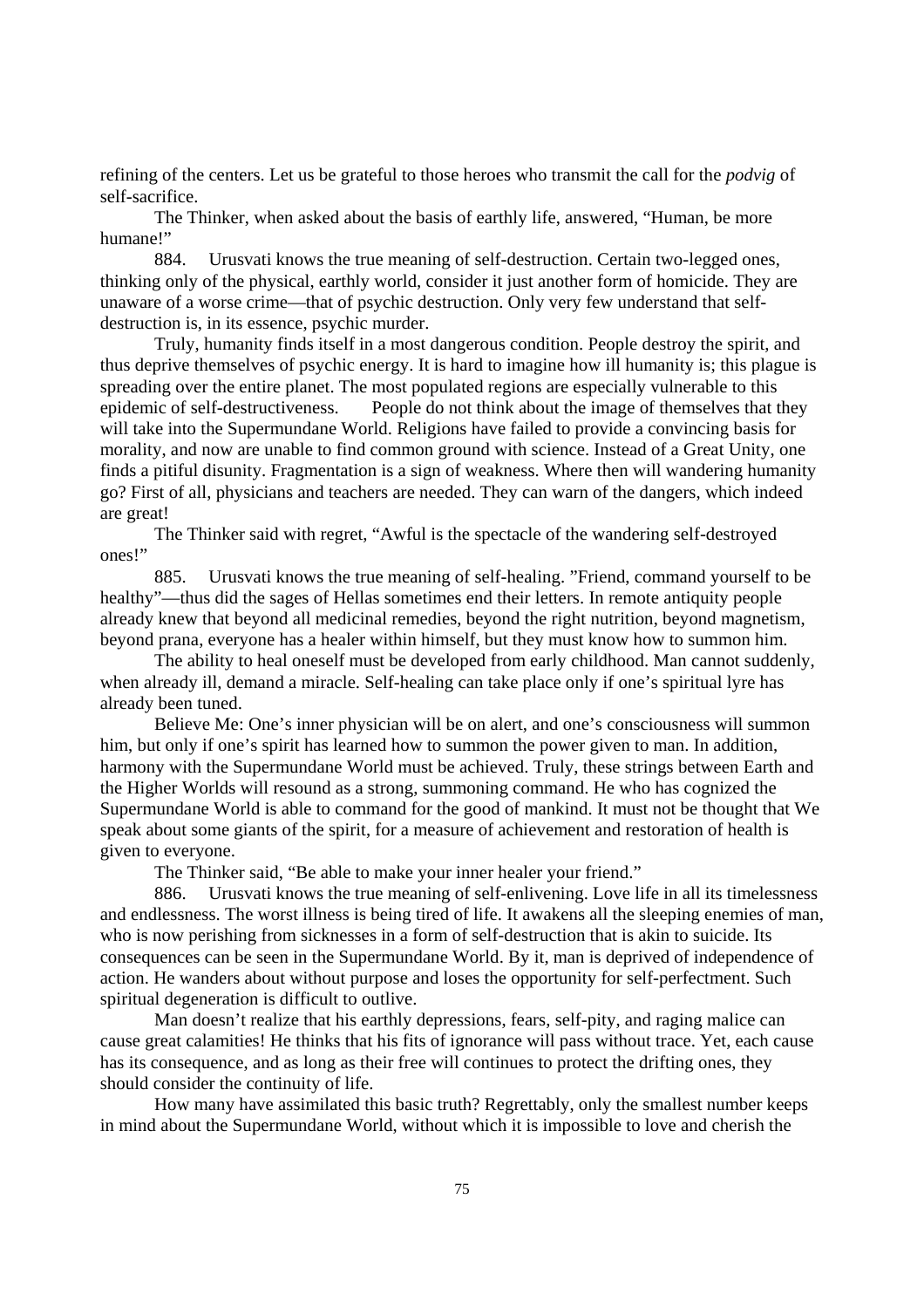refining of the centers. Let us be grateful to those heroes who transmit the call for the *podvig* of self-sacrifice.

The Thinker, when asked about the basis of earthly life, answered, "Human, be more humane!"

884. Urusvati knows the true meaning of self-destruction. Certain two-legged ones, thinking only of the physical, earthly world, consider it just another form of homicide. They are unaware of a worse crime—that of psychic destruction. Only very few understand that self-destruction is, in its essence, psychic murder.

Truly, humanity finds itself in a most dangerous condition. People destroy the spirit, and thus deprive themselves of psychic energy. It is hard to imagine how ill humanity is; this plague is spreading over the entire planet. The most populated regions are especially vulnerable to this epidemic of self-destructiveness. People do not think about the image of themselves that they will take into the Supermundane World. Religions have failed to provide a convincing basis for morality, and now are unable to find common ground with science. Instead of a Great Unity, one finds a pitiful disunity. Fragmentation is a sign of weakness. Where then will wandering humanity go? First of all, physicians and teachers are needed. They can warn of the dangers, which indeed are great!

The Thinker said with regret, "Awful is the spectacle of the wandering self-destroyed ones!"

885. Urusvati knows the true meaning of self-healing. "Friend, command yourself to be healthy"—thus did the sages of Hellas sometimes end their letters. In remote antiquity people already knew that beyond all medicinal remedies, beyond the right nutrition, beyond magnetism, beyond prana, everyone has a healer within himself, but they must know how to summon him.

The ability to heal oneself must be developed from early childhood. Man cannot suddenly, when already ill, demand a miracle. Self-healing can take place only if one's spiritual lyre has already been tuned.

Believe Me: One's inner physician will be on alert, and one's consciousness will summon him, but only if one's spirit has learned how to summon the power given to man. In addition, harmony with the Supermundane World must be achieved. Truly, these strings between Earth and the Higher Worlds will resound as a strong, summoning command. He who has cognized the Supermundane World is able to command for the good of mankind. It must not be thought that We speak about some giants of the spirit, for a measure of achievement and restoration of health is given to everyone.

The Thinker said, "Be able to make your inner healer your friend."

886. Urusvati knows the true meaning of self-enlivening. Love life in all its timelessness and endlessness. The worst illness is being tired of life. It awakens all the sleeping enemies of man, who is now perishing from sicknesses in a form of self-destruction that is akin to suicide. Its consequences can be seen in the Supermundane World. By it, man is deprived of independence of action. He wanders about without purpose and loses the opportunity for self-perfectment. Such spiritual degeneration is difficult to outlive.

Man doesn't realize that his earthly depressions, fears, self-pity, and raging malice can cause great calamities! He thinks that his fits of ignorance will pass without trace. Yet, each cause has its consequence, and as long as their free will continues to protect the drifting ones, they should consider the continuity of life.

How many have assimilated this basic truth? Regrettably, only the smallest number keeps in mind about the Supermundane World, without which it is impossible to love and cherish the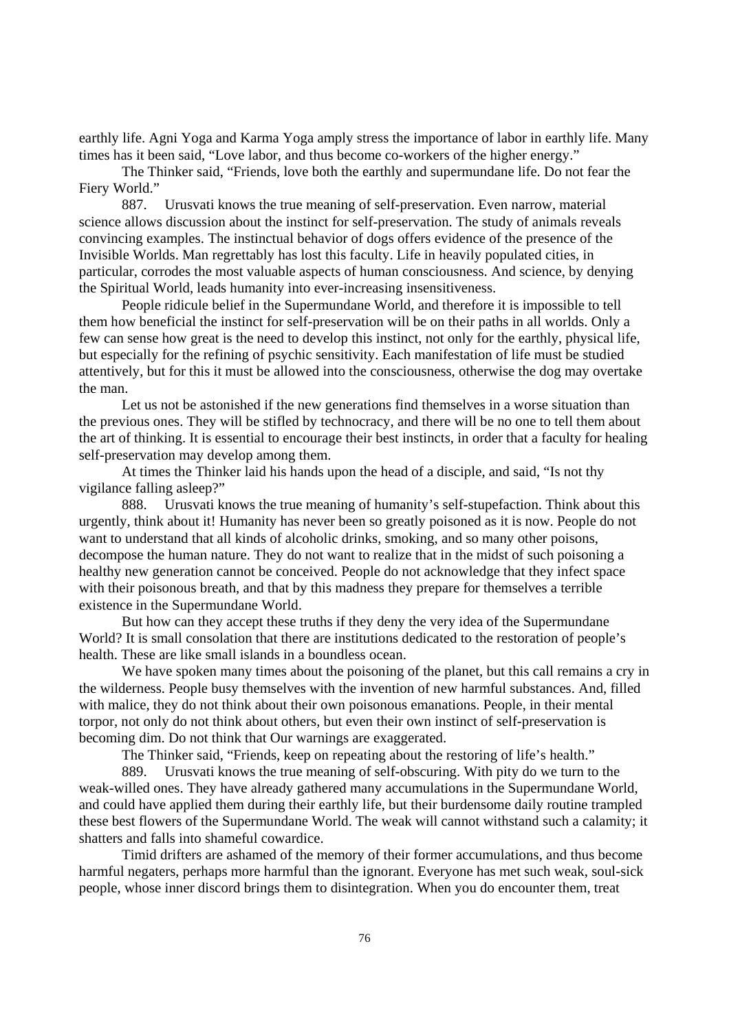earthly life. Agni Yoga and Karma Yoga amply stress the importance of labor in earthly life. Many times has it been said, "Love labor, and thus become co-workers of the higher energy."

The Thinker said, "Friends, love both the earthly and supermundane life. Do not fear the Fiery World."

887. Urusvati knows the true meaning of self-preservation. Even narrow, material science allows discussion about the instinct for self-preservation. The study of animals reveals convincing examples. The instinctual behavior of dogs offers evidence of the presence of the Invisible Worlds. Man regrettably has lost this faculty. Life in heavily populated cities, in particular, corrodes the most valuable aspects of human consciousness. And science, by denying the Spiritual World, leads humanity into ever-increasing insensitiveness.

People ridicule belief in the Supermundane World, and therefore it is impossible to tell them how beneficial the instinct for self-preservation will be on their paths in all worlds. Only a few can sense how great is the need to develop this instinct, not only for the earthly, physical life, but especially for the refining of psychic sensitivity. Each manifestation of life must be studied attentively, but for this it must be allowed into the consciousness, otherwise the dog may overtake the man.

Let us not be astonished if the new generations find themselves in a worse situation than the previous ones. They will be stifled by technocracy, and there will be no one to tell them about the art of thinking. It is essential to encourage their best instincts, in order that a faculty for healing self-preservation may develop among them.

At times the Thinker laid his hands upon the head of a disciple, and said, "Is not thy vigilance falling asleep?"

888. Urusvati knows the true meaning of humanity's self-stupefaction. Think about this urgently, think about it! Humanity has never been so greatly poisoned as it is now. People do not want to understand that all kinds of alcoholic drinks, smoking, and so many other poisons, decompose the human nature. They do not want to realize that in the midst of such poisoning a healthy new generation cannot be conceived. People do not acknowledge that they infect space with their poisonous breath, and that by this madness they prepare for themselves a terrible existence in the Supermundane World.

But how can they accept these truths if they deny the very idea of the Supermundane World? It is small consolation that there are institutions dedicated to the restoration of people's health. These are like small islands in a boundless ocean.

We have spoken many times about the poisoning of the planet, but this call remains a cry in the wilderness. People busy themselves with the invention of new harmful substances. And, filled with malice, they do not think about their own poisonous emanations. People, in their mental torpor, not only do not think about others, but even their own instinct of self-preservation is becoming dim. Do not think that Our warnings are exaggerated.

The Thinker said, "Friends, keep on repeating about the restoring of life's health."

889. Urusvati knows the true meaning of self-obscuring. With pity do we turn to the weak-willed ones. They have already gathered many accumulations in the Supermundane World, and could have applied them during their earthly life, but their burdensome daily routine trampled these best flowers of the Supermundane World. The weak will cannot withstand such a calamity; it shatters and falls into shameful cowardice.

Timid drifters are ashamed of the memory of their former accumulations, and thus become harmful negaters, perhaps more harmful than the ignorant. Everyone has met such weak, soul-sick people, whose inner discord brings them to disintegration. When you do encounter them, treat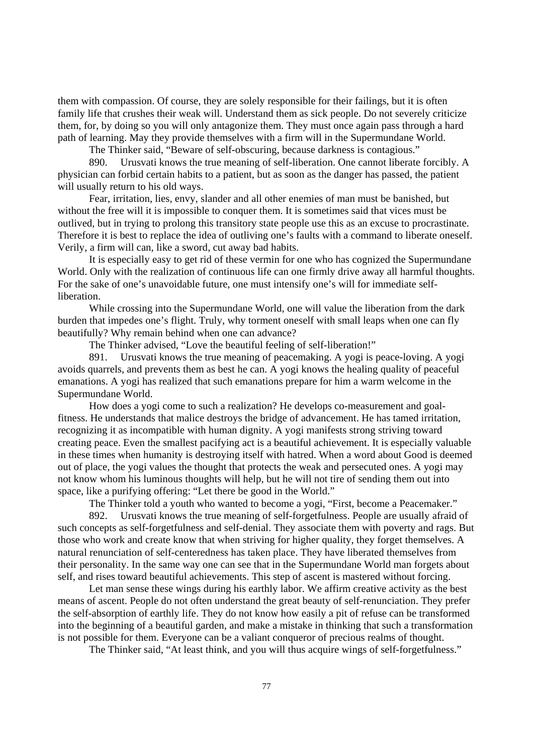them with compassion. Of course, they are solely responsible for their failings, but it is often family life that crushes their weak will. Understand them as sick people. Do not severely criticize them, for, by doing so you will only antagonize them. They must once again pass through a hard path of learning. May they provide themselves with a firm will in the Supermundane World.

The Thinker said, "Beware of self-obscuring, because darkness is contagious."

890. Urusvati knows the true meaning of self-liberation. One cannot liberate forcibly. A physician can forbid certain habits to a patient, but as soon as the danger has passed, the patient will usually return to his old ways.

Fear, irritation, lies, envy, slander and all other enemies of man must be banished, but without the free will it is impossible to conquer them. It is sometimes said that vices must be outlived, but in trying to prolong this transitory state people use this as an excuse to procrastinate. Therefore it is best to replace the idea of outliving one's faults with a command to liberate oneself. Verily, a firm will can, like a sword, cut away bad habits.

It is especially easy to get rid of these vermin for one who has cognized the Supermundane World. Only with the realization of continuous life can one firmly drive away all harmful thoughts. For the sake of one's unavoidable future, one must intensify one's will for immediate self-liberation.

While crossing into the Supermundane World, one will value the liberation from the dark burden that impedes one's flight. Truly, why torment oneself with small leaps when one can fly beautifully? Why remain behind when one can advance?

The Thinker advised, "Love the beautiful feeling of self-liberation!"

891. Urusvati knows the true meaning of peacemaking. A yogi is peace-loving. A yogi avoids quarrels, and prevents them as best he can. A yogi knows the healing quality of peaceful emanations. A yogi has realized that such emanations prepare for him a warm welcome in the Supermundane World.

How does a yogi come to such a realization? He develops co-measurement and goal-fitness. He understands that malice destroys the bridge of advancement. He has tamed irritation, recognizing it as incompatible with human dignity. A yogi manifests strong striving toward creating peace. Even the smallest pacifying act is a beautiful achievement. It is especially valuable in these times when humanity is destroying itself with hatred. When a word about Good is deemed out of place, the yogi values the thought that protects the weak and persecuted ones. A yogi may not know whom his luminous thoughts will help, but he will not tire of sending them out into space, like a purifying offering: "Let there be good in the World."

The Thinker told a youth who wanted to become a yogi, "First, become a Peacemaker."

892. Urusvati knows the true meaning of self-forgetfulness. People are usually afraid of such concepts as self-forgetfulness and self-denial. They associate them with poverty and rags. But those who work and create know that when striving for higher quality, they forget themselves. A natural renunciation of self-centeredness has taken place. They have liberated themselves from their personality. In the same way one can see that in the Supermundane World man forgets about self, and rises toward beautiful achievements. This step of ascent is mastered without forcing.

Let man sense these wings during his earthly labor. We affirm creative activity as the best means of ascent. People do not often understand the great beauty of self-renunciation. They prefer the self-absorption of earthly life. They do not know how easily a pit of refuse can be transformed into the beginning of a beautiful garden, and make a mistake in thinking that such a transformation is not possible for them. Everyone can be a valiant conqueror of precious realms of thought.

The Thinker said, "At least think, and you will thus acquire wings of self-forgetfulness."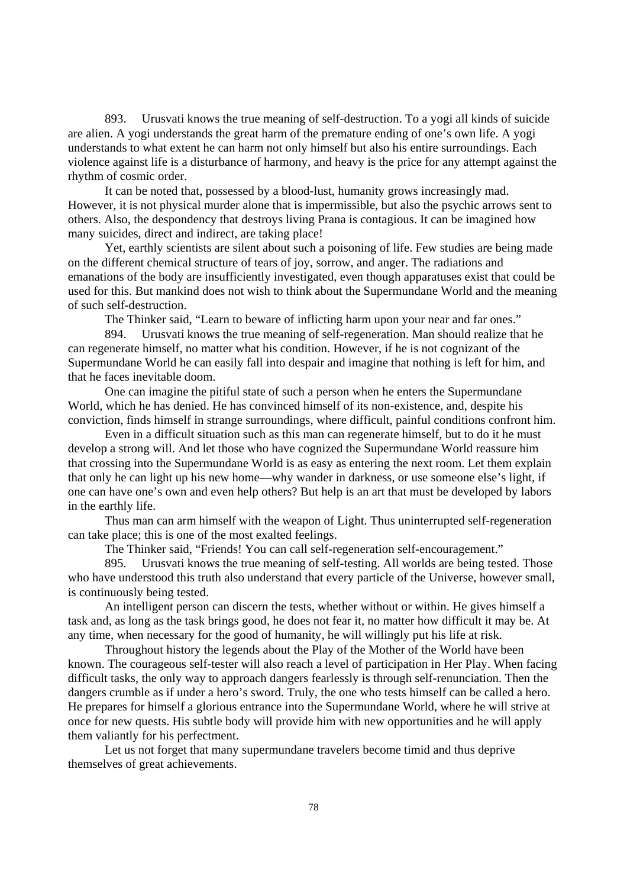893. Urusvati knows the true meaning of self-destruction. To a yogi all kinds of suicide are alien. A yogi understands the great harm of the premature ending of one's own life. A yogi understands to what extent he can harm not only himself but also his entire surroundings. Each violence against life is a disturbance of harmony, and heavy is the price for any attempt against the rhythm of cosmic order.

It can be noted that, possessed by a blood-lust, humanity grows increasingly mad. However, it is not physical murder alone that is impermissible, but also the psychic arrows sent to others. Also, the despondency that destroys living Prana is contagious. It can be imagined how many suicides, direct and indirect, are taking place!

Yet, earthly scientists are silent about such a poisoning of life. Few studies are being made on the different chemical structure of tears of joy, sorrow, and anger. The radiations and emanations of the body are insufficiently investigated, even though apparatuses exist that could be used for this. But mankind does not wish to think about the Supermundane World and the meaning of such self-destruction.

The Thinker said, "Learn to beware of inflicting harm upon your near and far ones."

894. Urusvati knows the true meaning of self-regeneration. Man should realize that he can regenerate himself, no matter what his condition. However, if he is not cognizant of the Supermundane World he can easily fall into despair and imagine that nothing is left for him, and that he faces inevitable doom.

One can imagine the pitiful state of such a person when he enters the Supermundane World, which he has denied. He has convinced himself of its non-existence, and, despite his conviction, finds himself in strange surroundings, where difficult, painful conditions confront him.

Even in a difficult situation such as this man can regenerate himself, but to do it he must develop a strong will. And let those who have cognized the Supermundane World reassure him that crossing into the Supermundane World is as easy as entering the next room. Let them explain that only he can light up his new home—why wander in darkness, or use someone else's light, if one can have one's own and even help others? But help is an art that must be developed by labors in the earthly life.

Thus man can arm himself with the weapon of Light. Thus uninterrupted self-regeneration can take place; this is one of the most exalted feelings.

The Thinker said, "Friends! You can call self-regeneration self-encouragement."

895. Urusvati knows the true meaning of self-testing. All worlds are being tested. Those who have understood this truth also understand that every particle of the Universe, however small, is continuously being tested.

An intelligent person can discern the tests, whether without or within. He gives himself a task and, as long as the task brings good, he does not fear it, no matter how difficult it may be. At any time, when necessary for the good of humanity, he will willingly put his life at risk.

Throughout history the legends about the Play of the Mother of the World have been known. The courageous self-tester will also reach a level of participation in Her Play. When facing difficult tasks, the only way to approach dangers fearlessly is through self-renunciation. Then the dangers crumble as if under a hero's sword. Truly, the one who tests himself can be called a hero. He prepares for himself a glorious entrance into the Supermundane World, where he will strive at once for new quests. His subtle body will provide him with new opportunities and he will apply them valiantly for his perfectment.

Let us not forget that many supermundane travelers become timid and thus deprive themselves of great achievements.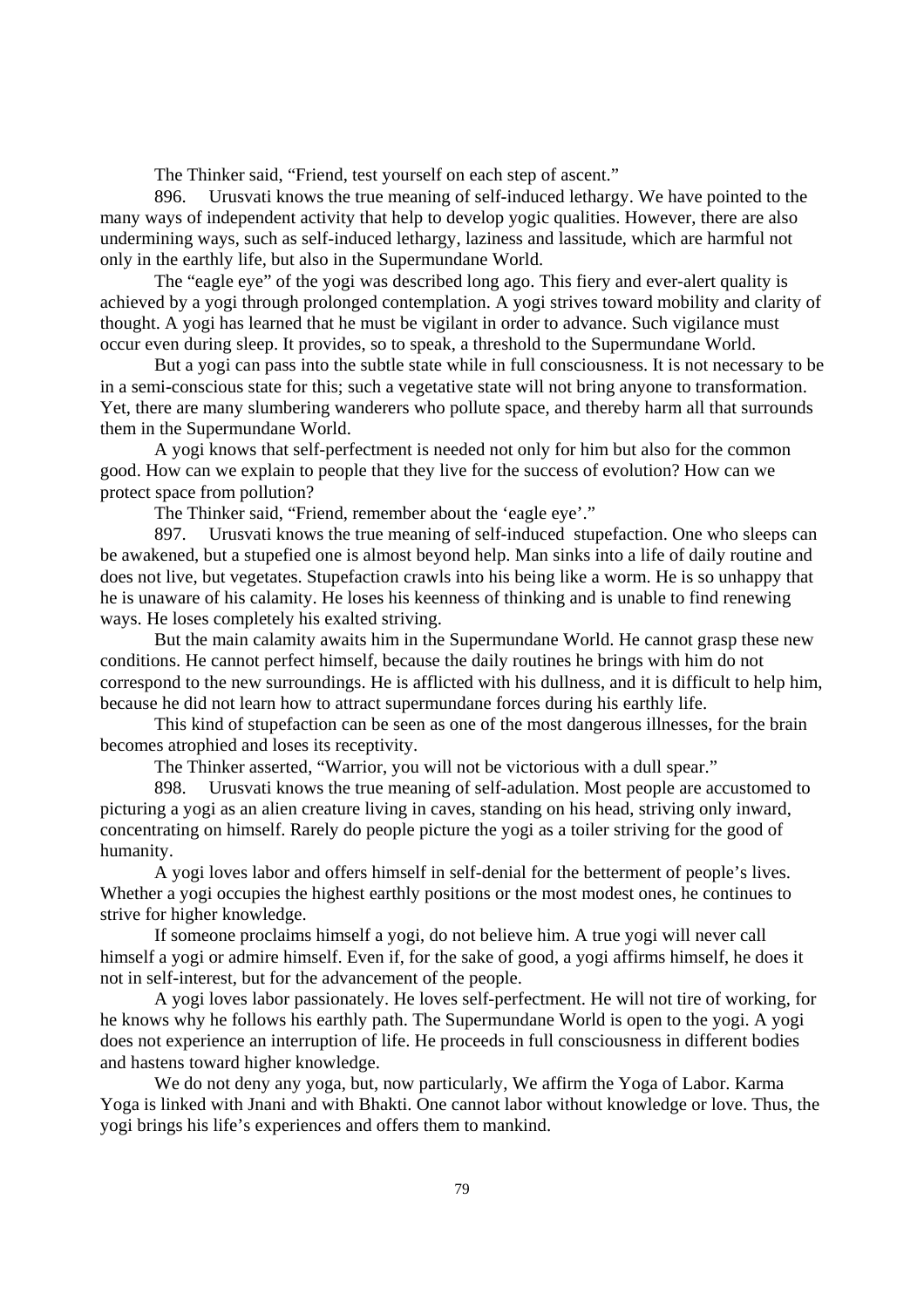The Thinker said, "Friend, test yourself on each step of ascent."

896. Urusvati knows the true meaning of self-induced lethargy. We have pointed to the many ways of independent activity that help to develop yogic qualities. However, there are also undermining ways, such as self-induced lethargy, laziness and lassitude, which are harmful not only in the earthly life, but also in the Supermundane World.

The "eagle eye" of the yogi was described long ago. This fiery and ever-alert quality is achieved by a yogi through prolonged contemplation. A yogi strives toward mobility and clarity of thought. A yogi has learned that he must be vigilant in order to advance. Such vigilance must occur even during sleep. It provides, so to speak, a threshold to the Supermundane World.

But a yogi can pass into the subtle state while in full consciousness. It is not necessary to be in a semi-conscious state for this; such a vegetative state will not bring anyone to transformation. Yet, there are many slumbering wanderers who pollute space, and thereby harm all that surrounds them in the Supermundane World.

A yogi knows that self-perfectment is needed not only for him but also for the common good. How can we explain to people that they live for the success of evolution? How can we protect space from pollution?

The Thinker said, "Friend, remember about the 'eagle eye'."

897. Urusvati knows the true meaning of self-induced stupefaction. One who sleeps can be awakened, but a stupefied one is almost beyond help. Man sinks into a life of daily routine and does not live, but vegetates. Stupefaction crawls into his being like a worm. He is so unhappy that he is unaware of his calamity. He loses his keenness of thinking and is unable to find renewing ways. He loses completely his exalted striving.

But the main calamity awaits him in the Supermundane World. He cannot grasp these new conditions. He cannot perfect himself, because the daily routines he brings with him do not correspond to the new surroundings. He is afflicted with his dullness, and it is difficult to help him, because he did not learn how to attract supermundane forces during his earthly life.

This kind of stupefaction can be seen as one of the most dangerous illnesses, for the brain becomes atrophied and loses its receptivity.

The Thinker asserted, "Warrior, you will not be victorious with a dull spear."

898. Urusvati knows the true meaning of self-adulation. Most people are accustomed to picturing a yogi as an alien creature living in caves, standing on his head, striving only inward, concentrating on himself. Rarely do people picture the yogi as a toiler striving for the good of humanity.

A yogi loves labor and offers himself in self-denial for the betterment of people's lives. Whether a yogi occupies the highest earthly positions or the most modest ones, he continues to strive for higher knowledge.

If someone proclaims himself a yogi, do not believe him. A true yogi will never call himself a yogi or admire himself. Even if, for the sake of good, a yogi affirms himself, he does it not in self-interest, but for the advancement of the people.

A yogi loves labor passionately. He loves self-perfectment. He will not tire of working, for he knows why he follows his earthly path. The Supermundane World is open to the yogi. A yogi does not experience an interruption of life. He proceeds in full consciousness in different bodies and hastens toward higher knowledge.

We do not deny any yoga, but, now particularly, We affirm the Yoga of Labor. Karma Yoga is linked with Jnani and with Bhakti. One cannot labor without knowledge or love. Thus, the yogi brings his life's experiences and offers them to mankind.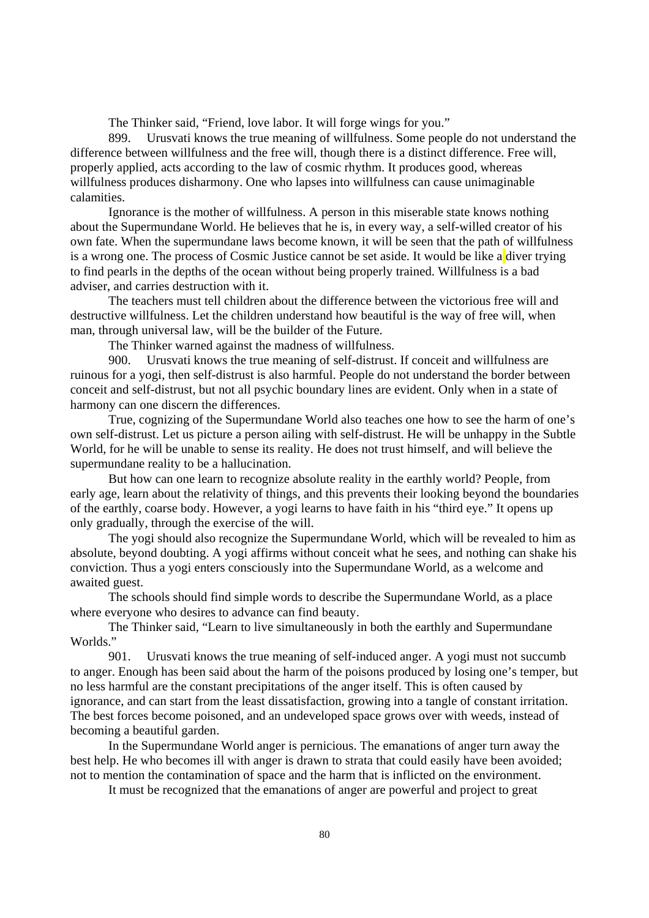The Thinker said, "Friend, love labor. It will forge wings for you."

899. Urusvati knows the true meaning of willfulness. Some people do not understand the difference between willfulness and the free will, though there is a distinct difference. Free will, properly applied, acts according to the law of cosmic rhythm. It produces good, whereas willfulness produces disharmony. One who lapses into willfulness can cause unimaginable calamities.

Ignorance is the mother of willfulness. A person in this miserable state knows nothing about the Supermundane World. He believes that he is, in every way, a self-willed creator of his own fate. When the supermundane laws become known, it will be seen that the path of willfulness is a wrong one. The process of Cosmic Justice cannot be set aside. It would be like a diver trying to find pearls in the depths of the ocean without being properly trained. Willfulness is a bad adviser, and carries destruction with it.

The teachers must tell children about the difference between the victorious free will and destructive willfulness. Let the children understand how beautiful is the way of free will, when man, through universal law, will be the builder of the Future.

The Thinker warned against the madness of willfulness.

900. Urusvati knows the true meaning of self-distrust. If conceit and willfulness are ruinous for a yogi, then self-distrust is also harmful. People do not understand the border between conceit and self-distrust, but not all psychic boundary lines are evident. Only when in a state of harmony can one discern the differences.

True, cognizing of the Supermundane World also teaches one how to see the harm of one's own self-distrust. Let us picture a person ailing with self-distrust. He will be unhappy in the Subtle World, for he will be unable to sense its reality. He does not trust himself, and will believe the supermundane reality to be a hallucination.

But how can one learn to recognize absolute reality in the earthly world? People, from early age, learn about the relativity of things, and this prevents their looking beyond the boundaries of the earthly, coarse body. However, a yogi learns to have faith in his "third eye." It opens up only gradually, through the exercise of the will.

The yogi should also recognize the Supermundane World, which will be revealed to him as absolute, beyond doubting. A yogi affirms without conceit what he sees, and nothing can shake his conviction. Thus a yogi enters consciously into the Supermundane World, as a welcome and awaited guest.

The schools should find simple words to describe the Supermundane World, as a place where everyone who desires to advance can find beauty.

The Thinker said, "Learn to live simultaneously in both the earthly and Supermundane Worlds."

901. Urusvati knows the true meaning of self-induced anger. A yogi must not succumb to anger. Enough has been said about the harm of the poisons produced by losing one's temper, but no less harmful are the constant precipitations of the anger itself. This is often caused by ignorance, and can start from the least dissatisfaction, growing into a tangle of constant irritation. The best forces become poisoned, and an undeveloped space grows over with weeds, instead of becoming a beautiful garden.

In the Supermundane World anger is pernicious. The emanations of anger turn away the best help. He who becomes ill with anger is drawn to strata that could easily have been avoided; not to mention the contamination of space and the harm that is inflicted on the environment.

It must be recognized that the emanations of anger are powerful and project to great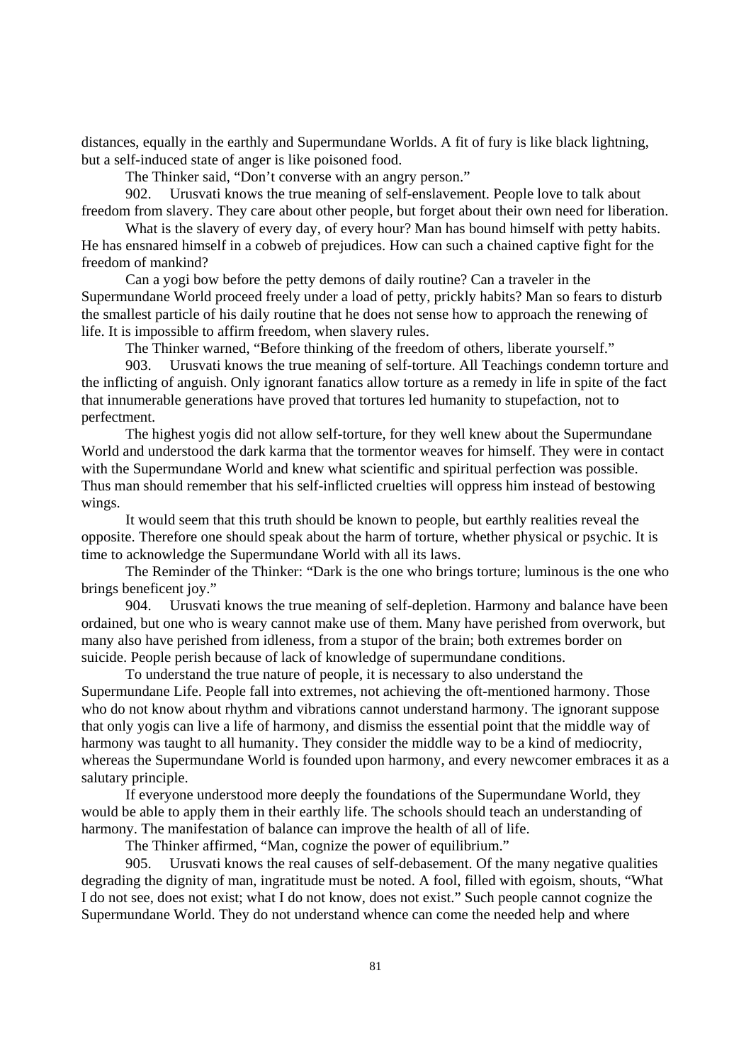distances, equally in the earthly and Supermundane Worlds. A fit of fury is like black lightning, but a self-induced state of anger is like poisoned food.

The Thinker said, "Don't converse with an angry person."

902. Urusvati knows the true meaning of self-enslavement. People love to talk about freedom from slavery. They care about other people, but forget about their own need for liberation.

What is the slavery of every day, of every hour? Man has bound himself with petty habits. He has ensnared himself in a cobweb of prejudices. How can such a chained captive fight for the freedom of mankind?

Can a yogi bow before the petty demons of daily routine? Can a traveler in the Supermundane World proceed freely under a load of petty, prickly habits? Man so fears to disturb the smallest particle of his daily routine that he does not sense how to approach the renewing of life. It is impossible to affirm freedom, when slavery rules.

The Thinker warned, "Before thinking of the freedom of others, liberate yourself."

903. Urusvati knows the true meaning of self-torture. All Teachings condemn torture and the inflicting of anguish. Only ignorant fanatics allow torture as a remedy in life in spite of the fact that innumerable generations have proved that tortures led humanity to stupefaction, not to perfectment.

The highest yogis did not allow self-torture, for they well knew about the Supermundane World and understood the dark karma that the tormentor weaves for himself. They were in contact with the Supermundane World and knew what scientific and spiritual perfection was possible. Thus man should remember that his self-inflicted cruelties will oppress him instead of bestowing wings.

It would seem that this truth should be known to people, but earthly realities reveal the opposite. Therefore one should speak about the harm of torture, whether physical or psychic. It is time to acknowledge the Supermundane World with all its laws.

The Reminder of the Thinker: "Dark is the one who brings torture; luminous is the one who brings beneficent joy."

904. Urusvati knows the true meaning of self-depletion. Harmony and balance have been ordained, but one who is weary cannot make use of them. Many have perished from overwork, but many also have perished from idleness, from a stupor of the brain; both extremes border on suicide. People perish because of lack of knowledge of supermundane conditions.

To understand the true nature of people, it is necessary to also understand the Supermundane Life. People fall into extremes, not achieving the oft-mentioned harmony. Those who do not know about rhythm and vibrations cannot understand harmony. The ignorant suppose that only yogis can live a life of harmony, and dismiss the essential point that the middle way of harmony was taught to all humanity. They consider the middle way to be a kind of mediocrity, whereas the Supermundane World is founded upon harmony, and every newcomer embraces it as a salutary principle.

If everyone understood more deeply the foundations of the Supermundane World, they would be able to apply them in their earthly life. The schools should teach an understanding of harmony. The manifestation of balance can improve the health of all of life.

The Thinker affirmed, "Man, cognize the power of equilibrium."

905. Urusvati knows the real causes of self-debasement. Of the many negative qualities degrading the dignity of man, ingratitude must be noted. A fool, filled with egoism, shouts, "What I do not see, does not exist; what I do not know, does not exist." Such people cannot cognize the Supermundane World. They do not understand whence can come the needed help and where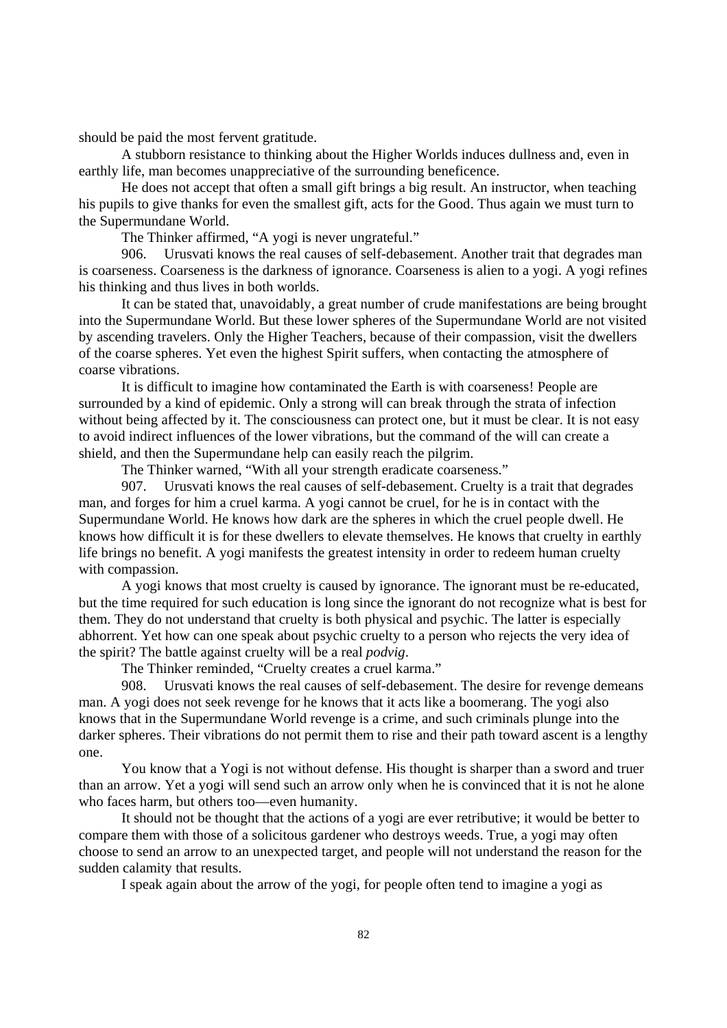should be paid the most fervent gratitude.

A stubborn resistance to thinking about the Higher Worlds induces dullness and, even in earthly life, man becomes unappreciative of the surrounding beneficence.

He does not accept that often a small gift brings a big result. An instructor, when teaching his pupils to give thanks for even the smallest gift, acts for the Good. Thus again we must turn to the Supermundane World.

The Thinker affirmed, "A yogi is never ungrateful."

906. Urusvati knows the real causes of self-debasement. Another trait that degrades man is coarseness. Coarseness is the darkness of ignorance. Coarseness is alien to a yogi. A yogi refines his thinking and thus lives in both worlds.

It can be stated that, unavoidably, a great number of crude manifestations are being brought into the Supermundane World. But these lower spheres of the Supermundane World are not visited by ascending travelers. Only the Higher Teachers, because of their compassion, visit the dwellers of the coarse spheres. Yet even the highest Spirit suffers, when contacting the atmosphere of coarse vibrations.

It is difficult to imagine how contaminated the Earth is with coarseness! People are surrounded by a kind of epidemic. Only a strong will can break through the strata of infection without being affected by it. The consciousness can protect one, but it must be clear. It is not easy to avoid indirect influences of the lower vibrations, but the command of the will can create a shield, and then the Supermundane help can easily reach the pilgrim.

The Thinker warned, "With all your strength eradicate coarseness."

907. Urusvati knows the real causes of self-debasement. Cruelty is a trait that degrades man, and forges for him a cruel karma. A yogi cannot be cruel, for he is in contact with the Supermundane World. He knows how dark are the spheres in which the cruel people dwell. He knows how difficult it is for these dwellers to elevate themselves. He knows that cruelty in earthly life brings no benefit. A yogi manifests the greatest intensity in order to redeem human cruelty with compassion.

A yogi knows that most cruelty is caused by ignorance. The ignorant must be re-educated, but the time required for such education is long since the ignorant do not recognize what is best for them. They do not understand that cruelty is both physical and psychic. The latter is especially abhorrent. Yet how can one speak about psychic cruelty to a person who rejects the very idea of the spirit? The battle against cruelty will be a real *podvig*.

The Thinker reminded, "Cruelty creates a cruel karma."

908. Urusvati knows the real causes of self-debasement. The desire for revenge demeans man. A yogi does not seek revenge for he knows that it acts like a boomerang. The yogi also knows that in the Supermundane World revenge is a crime, and such criminals plunge into the darker spheres. Their vibrations do not permit them to rise and their path toward ascent is a lengthy one.

You know that a Yogi is not without defense. His thought is sharper than a sword and truer than an arrow. Yet a yogi will send such an arrow only when he is convinced that it is not he alone who faces harm, but others too—even humanity.

It should not be thought that the actions of a yogi are ever retributive; it would be better to compare them with those of a solicitous gardener who destroys weeds. True, a yogi may often choose to send an arrow to an unexpected target, and people will not understand the reason for the sudden calamity that results.

I speak again about the arrow of the yogi, for people often tend to imagine a yogi as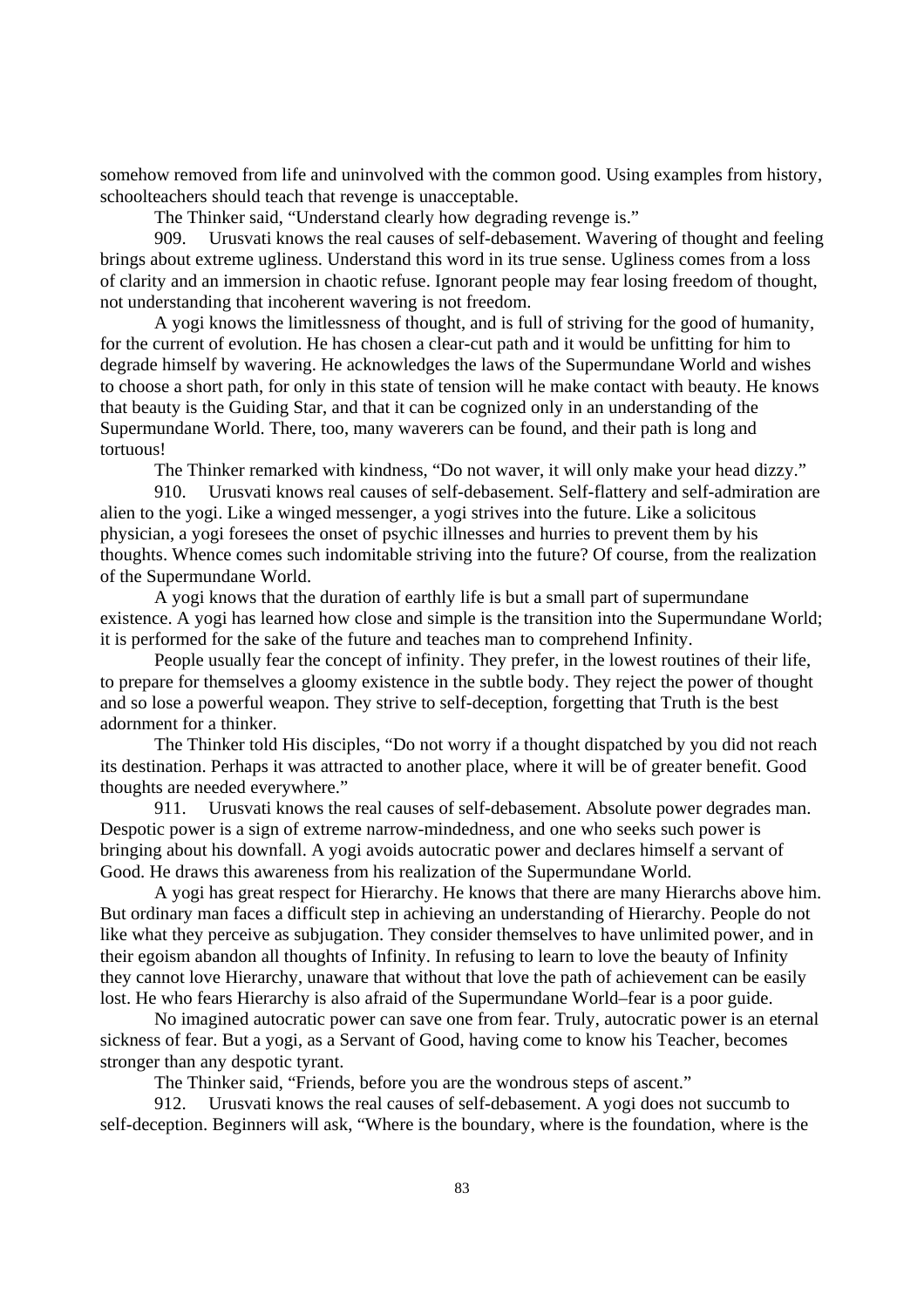somehow removed from life and uninvolved with the common good. Using examples from history, schoolteachers should teach that revenge is unacceptable.

The Thinker said, "Understand clearly how degrading revenge is."

909. Urusvati knows the real causes of self-debasement. Wavering of thought and feeling brings about extreme ugliness. Understand this word in its true sense. Ugliness comes from a loss of clarity and an immersion in chaotic refuse. Ignorant people may fear losing freedom of thought, not understanding that incoherent wavering is not freedom.

A yogi knows the limitlessness of thought, and is full of striving for the good of humanity, for the current of evolution. He has chosen a clear-cut path and it would be unfitting for him to degrade himself by wavering. He acknowledges the laws of the Supermundane World and wishes to choose a short path, for only in this state of tension will he make contact with beauty. He knows that beauty is the Guiding Star, and that it can be cognized only in an understanding of the Supermundane World. There, too, many waverers can be found, and their path is long and tortuous!

The Thinker remarked with kindness, "Do not waver, it will only make your head dizzy."

910. Urusvati knows real causes of self-debasement. Self-flattery and self-admiration are alien to the yogi. Like a winged messenger, a yogi strives into the future. Like a solicitous physician, a yogi foresees the onset of psychic illnesses and hurries to prevent them by his thoughts. Whence comes such indomitable striving into the future? Of course, from the realization of the Supermundane World.

A yogi knows that the duration of earthly life is but a small part of supermundane existence. A yogi has learned how close and simple is the transition into the Supermundane World; it is performed for the sake of the future and teaches man to comprehend Infinity.

People usually fear the concept of infinity. They prefer, in the lowest routines of their life, to prepare for themselves a gloomy existence in the subtle body. They reject the power of thought and so lose a powerful weapon. They strive to self-deception, forgetting that Truth is the best adornment for a thinker.

The Thinker told His disciples, "Do not worry if a thought dispatched by you did not reach its destination. Perhaps it was attracted to another place, where it will be of greater benefit. Good thoughts are needed everywhere."

911. Urusvati knows the real causes of self-debasement. Absolute power degrades man. Despotic power is a sign of extreme narrow-mindedness, and one who seeks such power is bringing about his downfall. A yogi avoids autocratic power and declares himself a servant of Good. He draws this awareness from his realization of the Supermundane World.

A yogi has great respect for Hierarchy. He knows that there are many Hierarchs above him. But ordinary man faces a difficult step in achieving an understanding of Hierarchy. People do not like what they perceive as subjugation. They consider themselves to have unlimited power, and in their egoism abandon all thoughts of Infinity. In refusing to learn to love the beauty of Infinity they cannot love Hierarchy, unaware that without that love the path of achievement can be easily lost. He who fears Hierarchy is also afraid of the Supermundane World–fear is a poor guide.

No imagined autocratic power can save one from fear. Truly, autocratic power is an eternal sickness of fear. But a yogi, as a Servant of Good, having come to know his Teacher, becomes stronger than any despotic tyrant.

The Thinker said, "Friends, before you are the wondrous steps of ascent."

912. Urusvati knows the real causes of self-debasement. A yogi does not succumb to self-deception. Beginners will ask, "Where is the boundary, where is the foundation, where is the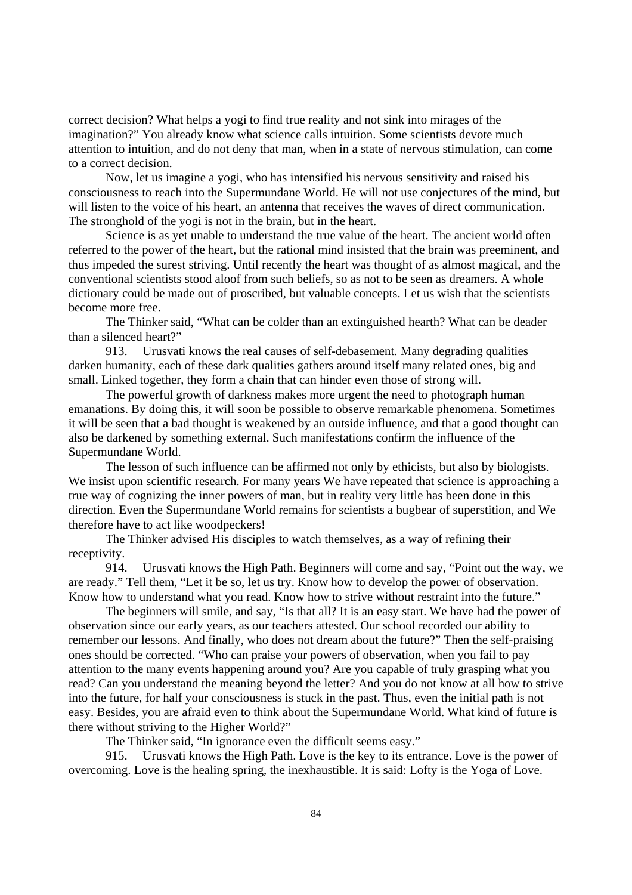correct decision? What helps a yogi to find true reality and not sink into mirages of the imagination?" You already know what science calls intuition. Some scientists devote much attention to intuition, and do not deny that man, when in a state of nervous stimulation, can come to a correct decision.

Now, let us imagine a yogi, who has intensified his nervous sensitivity and raised his consciousness to reach into the Supermundane World. He will not use conjectures of the mind, but will listen to the voice of his heart, an antenna that receives the waves of direct communication. The stronghold of the yogi is not in the brain, but in the heart.

Science is as yet unable to understand the true value of the heart. The ancient world often referred to the power of the heart, but the rational mind insisted that the brain was preeminent, and thus impeded the surest striving. Until recently the heart was thought of as almost magical, and the conventional scientists stood aloof from such beliefs, so as not to be seen as dreamers. A whole dictionary could be made out of proscribed, but valuable concepts. Let us wish that the scientists become more free.

The Thinker said, "What can be colder than an extinguished hearth? What can be deader than a silenced heart?"

913. Urusvati knows the real causes of self-debasement. Many degrading qualities darken humanity, each of these dark qualities gathers around itself many related ones, big and small. Linked together, they form a chain that can hinder even those of strong will.

The powerful growth of darkness makes more urgent the need to photograph human emanations. By doing this, it will soon be possible to observe remarkable phenomena. Sometimes it will be seen that a bad thought is weakened by an outside influence, and that a good thought can also be darkened by something external. Such manifestations confirm the influence of the Supermundane World.

The lesson of such influence can be affirmed not only by ethicists, but also by biologists. We insist upon scientific research. For many years We have repeated that science is approaching a true way of cognizing the inner powers of man, but in reality very little has been done in this direction. Even the Supermundane World remains for scientists a bugbear of superstition, and We therefore have to act like woodpeckers!

The Thinker advised His disciples to watch themselves, as a way of refining their receptivity.

914. Urusvati knows the High Path. Beginners will come and say, "Point out the way, we are ready." Tell them, "Let it be so, let us try. Know how to develop the power of observation. Know how to understand what you read. Know how to strive without restraint into the future."

The beginners will smile, and say, "Is that all? It is an easy start. We have had the power of observation since our early years, as our teachers attested. Our school recorded our ability to remember our lessons. And finally, who does not dream about the future?" Then the self-praising ones should be corrected. "Who can praise your powers of observation, when you fail to pay attention to the many events happening around you? Are you capable of truly grasping what you read? Can you understand the meaning beyond the letter? And you do not know at all how to strive into the future, for half your consciousness is stuck in the past. Thus, even the initial path is not easy. Besides, you are afraid even to think about the Supermundane World. What kind of future is there without striving to the Higher World?"

The Thinker said, "In ignorance even the difficult seems easy."

915. Urusvati knows the High Path. Love is the key to its entrance. Love is the power of overcoming. Love is the healing spring, the inexhaustible. It is said: Lofty is the Yoga of Love.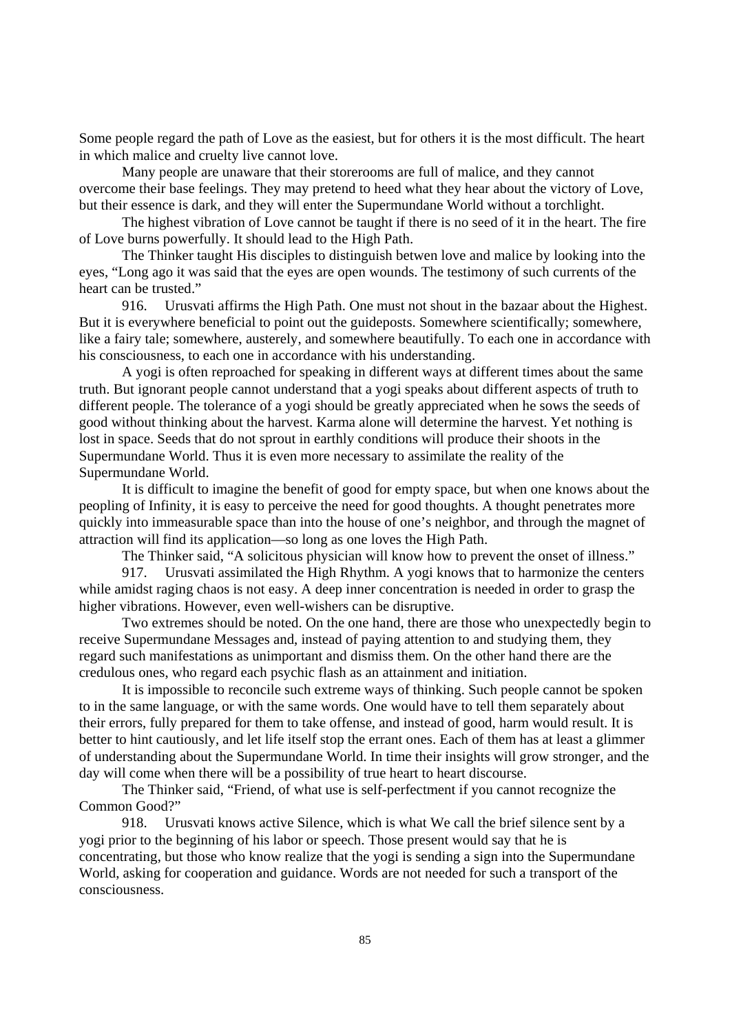Some people regard the path of Love as the easiest, but for others it is the most difficult. The heart in which malice and cruelty live cannot love.

Many people are unaware that their storerooms are full of malice, and they cannot overcome their base feelings. They may pretend to heed what they hear about the victory of Love, but their essence is dark, and they will enter the Supermundane World without a torchlight.

The highest vibration of Love cannot be taught if there is no seed of it in the heart. The fire of Love burns powerfully. It should lead to the High Path.

The Thinker taught His disciples to distinguish betwen love and malice by looking into the eyes, "Long ago it was said that the eyes are open wounds. The testimony of such currents of the heart can be trusted."

916. Urusvati affirms the High Path. One must not shout in the bazaar about the Highest. But it is everywhere beneficial to point out the guideposts. Somewhere scientifically; somewhere, like a fairy tale; somewhere, austerely, and somewhere beautifully. To each one in accordance with his consciousness, to each one in accordance with his understanding.

A yogi is often reproached for speaking in different ways at different times about the same truth. But ignorant people cannot understand that a yogi speaks about different aspects of truth to different people. The tolerance of a yogi should be greatly appreciated when he sows the seeds of good without thinking about the harvest. Karma alone will determine the harvest. Yet nothing is lost in space. Seeds that do not sprout in earthly conditions will produce their shoots in the Supermundane World. Thus it is even more necessary to assimilate the reality of the Supermundane World.

It is difficult to imagine the benefit of good for empty space, but when one knows about the peopling of Infinity, it is easy to perceive the need for good thoughts. A thought penetrates more quickly into immeasurable space than into the house of one's neighbor, and through the magnet of attraction will find its application—so long as one loves the High Path.

The Thinker said, "A solicitous physician will know how to prevent the onset of illness."

917. Urusvati assimilated the High Rhythm. A yogi knows that to harmonize the centers while amidst raging chaos is not easy. A deep inner concentration is needed in order to grasp the higher vibrations. However, even well-wishers can be disruptive.

Two extremes should be noted. On the one hand, there are those who unexpectedly begin to receive Supermundane Messages and, instead of paying attention to and studying them, they regard such manifestations as unimportant and dismiss them. On the other hand there are the credulous ones, who regard each psychic flash as an attainment and initiation.

It is impossible to reconcile such extreme ways of thinking. Such people cannot be spoken to in the same language, or with the same words. One would have to tell them separately about their errors, fully prepared for them to take offense, and instead of good, harm would result. It is better to hint cautiously, and let life itself stop the errant ones. Each of them has at least a glimmer of understanding about the Supermundane World. In time their insights will grow stronger, and the day will come when there will be a possibility of true heart to heart discourse.

The Thinker said, "Friend, of what use is self-perfectment if you cannot recognize the Common Good?"

918. Urusvati knows active Silence, which is what We call the brief silence sent by a yogi prior to the beginning of his labor or speech. Those present would say that he is concentrating, but those who know realize that the yogi is sending a sign into the Supermundane World, asking for cooperation and guidance. Words are not needed for such a transport of the consciousness.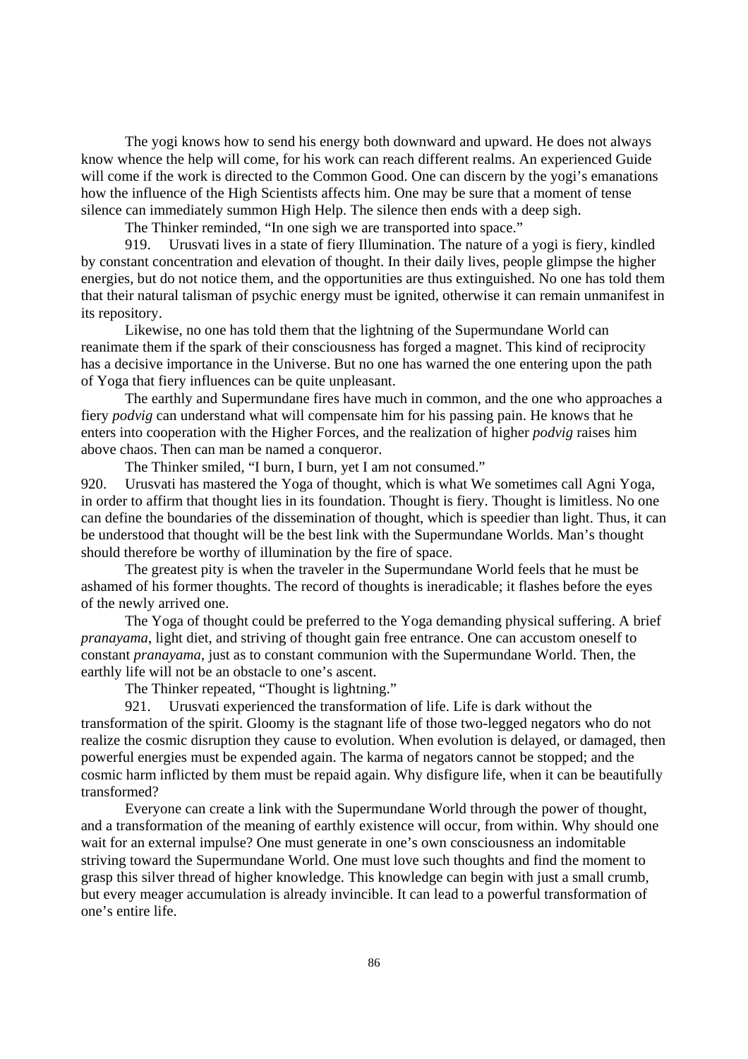The yogi knows how to send his energy both downward and upward. He does not always know whence the help will come, for his work can reach different realms. An experienced Guide will come if the work is directed to the Common Good. One can discern by the yogi's emanations how the influence of the High Scientists affects him. One may be sure that a moment of tense silence can immediately summon High Help. The silence then ends with a deep sigh.

The Thinker reminded, "In one sigh we are transported into space."

919. Urusvati lives in a state of fiery Illumination. The nature of a yogi is fiery, kindled by constant concentration and elevation of thought. In their daily lives, people glimpse the higher energies, but do not notice them, and the opportunities are thus extinguished. No one has told them that their natural talisman of psychic energy must be ignited, otherwise it can remain unmanifest in its repository.

Likewise, no one has told them that the lightning of the Supermundane World can reanimate them if the spark of their consciousness has forged a magnet. This kind of reciprocity has a decisive importance in the Universe. But no one has warned the one entering upon the path of Yoga that fiery influences can be quite unpleasant.

The earthly and Supermundane fires have much in common, and the one who approaches a fiery *podvig* can understand what will compensate him for his passing pain. He knows that he enters into cooperation with the Higher Forces, and the realization of higher *podvig* raises him above chaos. Then can man be named a conqueror.

The Thinker smiled, "I burn, I burn, yet I am not consumed."

920. Urusvati has mastered the Yoga of thought, which is what We sometimes call Agni Yoga, in order to affirm that thought lies in its foundation. Thought is fiery. Thought is limitless. No one can define the boundaries of the dissemination of thought, which is speedier than light. Thus, it can be understood that thought will be the best link with the Supermundane Worlds. Man's thought should therefore be worthy of illumination by the fire of space.

The greatest pity is when the traveler in the Supermundane World feels that he must be ashamed of his former thoughts. The record of thoughts is ineradicable; it flashes before the eyes of the newly arrived one.

The Yoga of thought could be preferred to the Yoga demanding physical suffering. A brief *pranayama*, light diet, and striving of thought gain free entrance. One can accustom oneself to constant *pranayama*, just as to constant communion with the Supermundane World. Then, the earthly life will not be an obstacle to one's ascent.

The Thinker repeated, "Thought is lightning."

921. Urusvati experienced the transformation of life. Life is dark without the transformation of the spirit. Gloomy is the stagnant life of those two-legged negators who do not realize the cosmic disruption they cause to evolution. When evolution is delayed, or damaged, then powerful energies must be expended again. The karma of negators cannot be stopped; and the cosmic harm inflicted by them must be repaid again. Why disfigure life, when it can be beautifully transformed?

Everyone can create a link with the Supermundane World through the power of thought, and a transformation of the meaning of earthly existence will occur, from within. Why should one wait for an external impulse? One must generate in one's own consciousness an indomitable striving toward the Supermundane World. One must love such thoughts and find the moment to grasp this silver thread of higher knowledge. This knowledge can begin with just a small crumb, but every meager accumulation is already invincible. It can lead to a powerful transformation of one's entire life.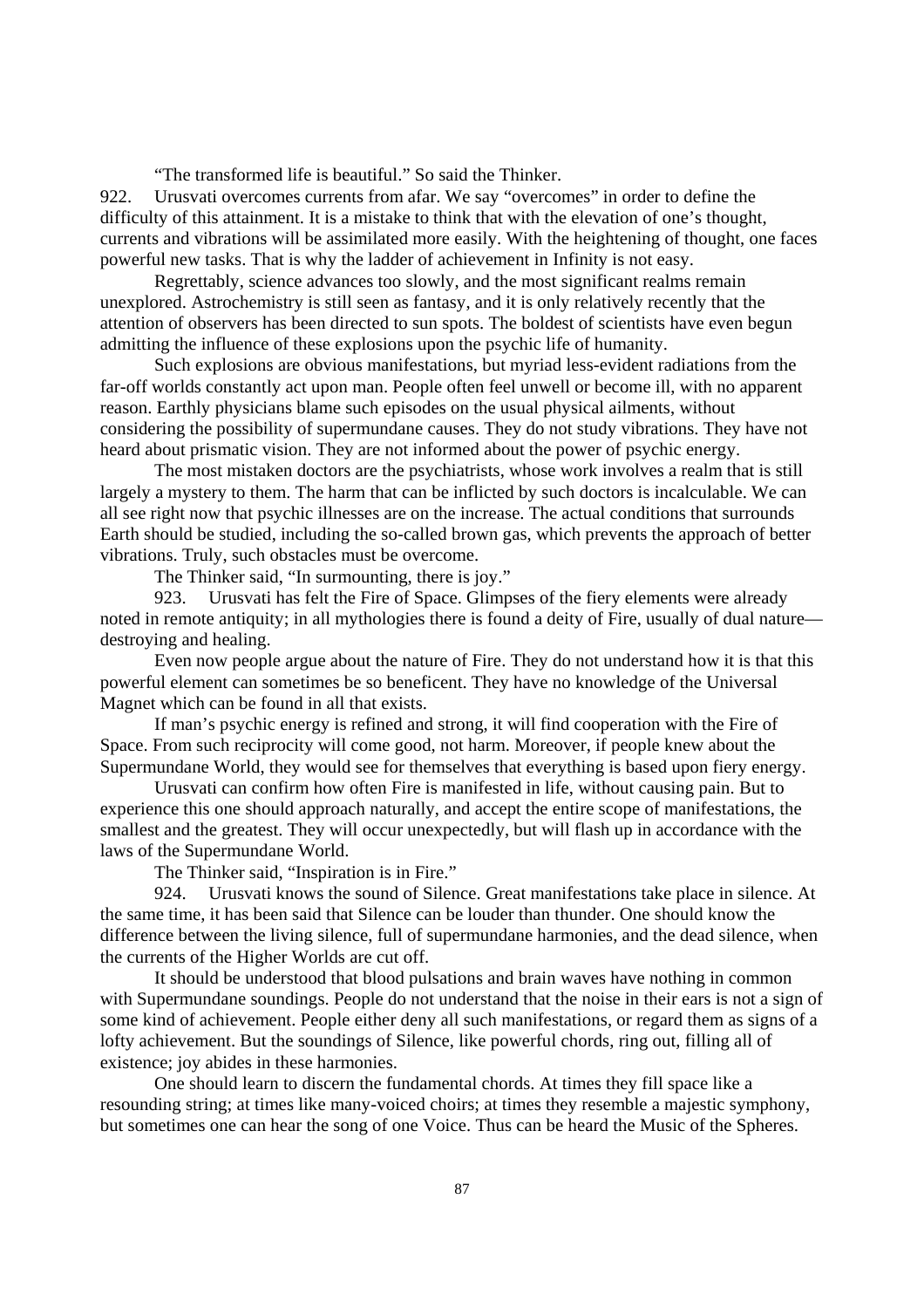"The transformed life is beautiful." So said the Thinker.

922. Urusvati overcomes currents from afar. We say "overcomes" in order to define the difficulty of this attainment. It is a mistake to think that with the elevation of one's thought, currents and vibrations will be assimilated more easily. With the heightening of thought, one faces powerful new tasks. That is why the ladder of achievement in Infinity is not easy.

Regrettably, science advances too slowly, and the most significant realms remain unexplored. Astrochemistry is still seen as fantasy, and it is only relatively recently that the attention of observers has been directed to sun spots. The boldest of scientists have even begun admitting the influence of these explosions upon the psychic life of humanity.

Such explosions are obvious manifestations, but myriad less-evident radiations from the far-off worlds constantly act upon man. People often feel unwell or become ill, with no apparent reason. Earthly physicians blame such episodes on the usual physical ailments, without considering the possibility of supermundane causes. They do not study vibrations. They have not heard about prismatic vision. They are not informed about the power of psychic energy.

The most mistaken doctors are the psychiatrists, whose work involves a realm that is still largely a mystery to them. The harm that can be inflicted by such doctors is incalculable. We can all see right now that psychic illnesses are on the increase. The actual conditions that surrounds Earth should be studied, including the so-called brown gas, which prevents the approach of better vibrations. Truly, such obstacles must be overcome.

The Thinker said, "In surmounting, there is joy."

923. Urusvati has felt the Fire of Space. Glimpses of the fiery elements were already noted in remote antiquity; in all mythologies there is found a deity of Fire, usually of dual nature—destroying and healing.

Even now people argue about the nature of Fire. They do not understand how it is that this powerful element can sometimes be so beneficent. They have no knowledge of the Universal Magnet which can be found in all that exists.

If man's psychic energy is refined and strong, it will find cooperation with the Fire of Space. From such reciprocity will come good, not harm. Moreover, if people knew about the Supermundane World, they would see for themselves that everything is based upon fiery energy.

Urusvati can confirm how often Fire is manifested in life, without causing pain. But to experience this one should approach naturally, and accept the entire scope of manifestations, the smallest and the greatest. They will occur unexpectedly, but will flash up in accordance with the laws of the Supermundane World.

The Thinker said, "Inspiration is in Fire."

924. Urusvati knows the sound of Silence. Great manifestations take place in silence. At the same time, it has been said that Silence can be louder than thunder. One should know the difference between the living silence, full of supermundane harmonies, and the dead silence, when the currents of the Higher Worlds are cut off.

It should be understood that blood pulsations and brain waves have nothing in common with Supermundane soundings. People do not understand that the noise in their ears is not a sign of some kind of achievement. People either deny all such manifestations, or regard them as signs of a lofty achievement. But the soundings of Silence, like powerful chords, ring out, filling all of existence; joy abides in these harmonies.

One should learn to discern the fundamental chords. At times they fill space like a resounding string; at times like many-voiced choirs; at times they resemble a majestic symphony, but sometimes one can hear the song of one Voice. Thus can be heard the Music of the Spheres.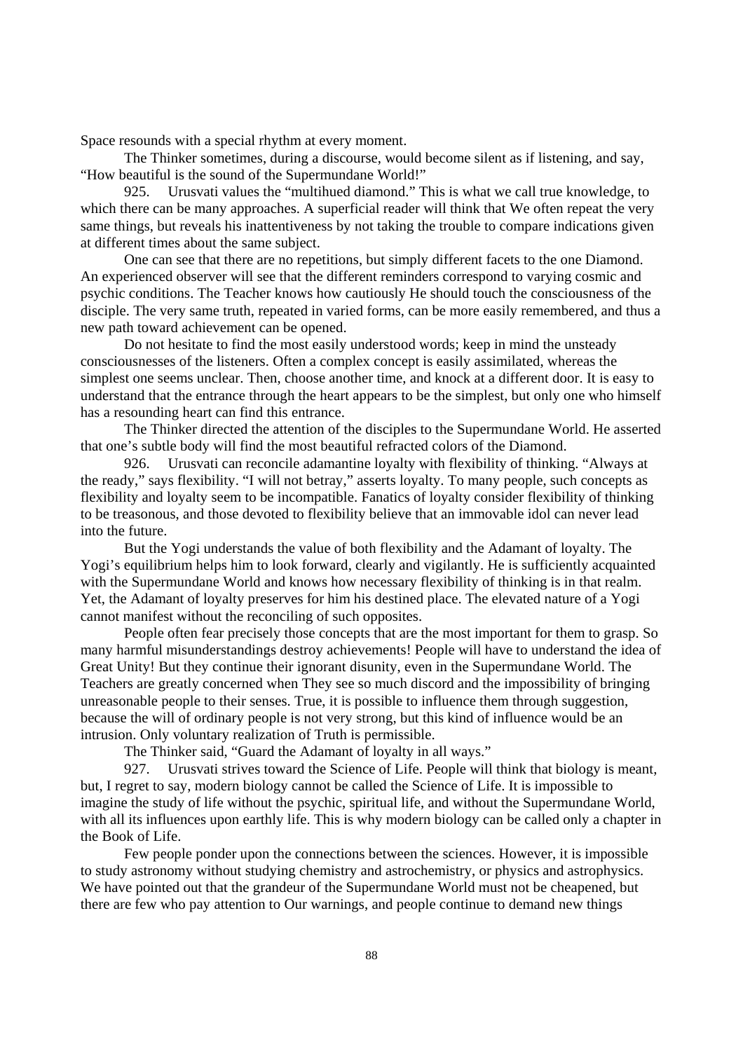Space resounds with a special rhythm at every moment.

The Thinker sometimes, during a discourse, would become silent as if listening, and say, "How beautiful is the sound of the Supermundane World!"

925. Urusvati values the "multihued diamond." This is what we call true knowledge, to which there can be many approaches. A superficial reader will think that We often repeat the very same things, but reveals his inattentiveness by not taking the trouble to compare indications given at different times about the same subject.

One can see that there are no repetitions, but simply different facets to the one Diamond. An experienced observer will see that the different reminders correspond to varying cosmic and psychic conditions. The Teacher knows how cautiously He should touch the consciousness of the disciple. The very same truth, repeated in varied forms, can be more easily remembered, and thus a new path toward achievement can be opened.

Do not hesitate to find the most easily understood words; keep in mind the unsteady consciousnesses of the listeners. Often a complex concept is easily assimilated, whereas the simplest one seems unclear. Then, choose another time, and knock at a different door. It is easy to understand that the entrance through the heart appears to be the simplest, but only one who himself has a resounding heart can find this entrance.

The Thinker directed the attention of the disciples to the Supermundane World. He asserted that one's subtle body will find the most beautiful refracted colors of the Diamond.

926. Urusvati can reconcile adamantine loyalty with flexibility of thinking. "Always at the ready," says flexibility. "I will not betray," asserts loyalty. To many people, such concepts as flexibility and loyalty seem to be incompatible. Fanatics of loyalty consider flexibility of thinking to be treasonous, and those devoted to flexibility believe that an immovable idol can never lead into the future.

But the Yogi understands the value of both flexibility and the Adamant of loyalty. The Yogi's equilibrium helps him to look forward, clearly and vigilantly. He is sufficiently acquainted with the Supermundane World and knows how necessary flexibility of thinking is in that realm. Yet, the Adamant of loyalty preserves for him his destined place. The elevated nature of a Yogi cannot manifest without the reconciling of such opposites.

People often fear precisely those concepts that are the most important for them to grasp. So many harmful misunderstandings destroy achievements! People will have to understand the idea of Great Unity! But they continue their ignorant disunity, even in the Supermundane World. The Teachers are greatly concerned when They see so much discord and the impossibility of bringing unreasonable people to their senses. True, it is possible to influence them through suggestion, because the will of ordinary people is not very strong, but this kind of influence would be an intrusion. Only voluntary realization of Truth is permissible.

The Thinker said, "Guard the Adamant of loyalty in all ways."

927. Urusvati strives toward the Science of Life. People will think that biology is meant, but, I regret to say, modern biology cannot be called the Science of Life. It is impossible to imagine the study of life without the psychic, spiritual life, and without the Supermundane World, with all its influences upon earthly life. This is why modern biology can be called only a chapter in the Book of Life.

Few people ponder upon the connections between the sciences. However, it is impossible to study astronomy without studying chemistry and astrochemistry, or physics and astrophysics. We have pointed out that the grandeur of the Supermundane World must not be cheapened, but there are few who pay attention to Our warnings, and people continue to demand new things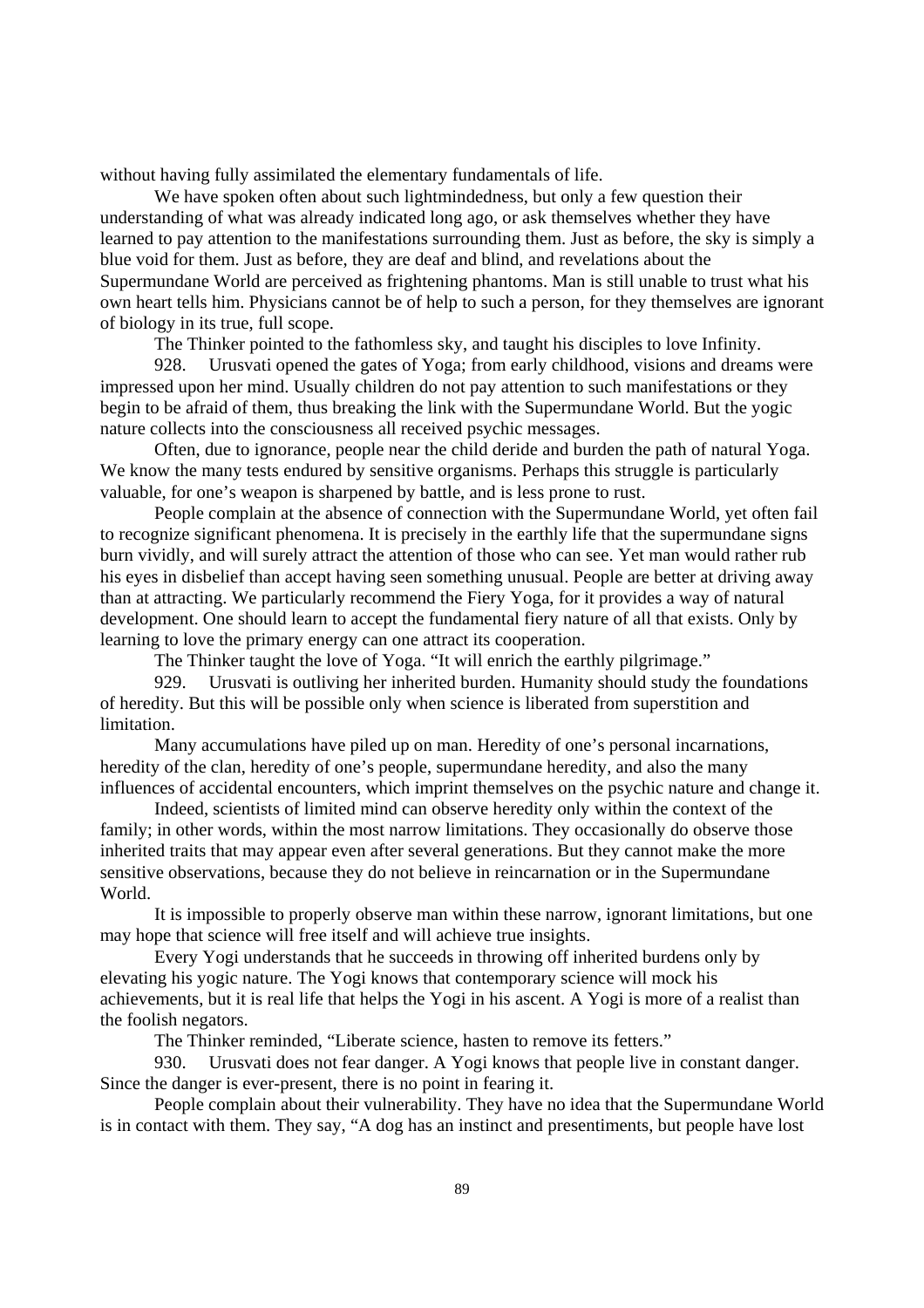without having fully assimilated the elementary fundamentals of life.

We have spoken often about such lightmindedness, but only a few question their understanding of what was already indicated long ago, or ask themselves whether they have learned to pay attention to the manifestations surrounding them. Just as before, the sky is simply a blue void for them. Just as before, they are deaf and blind, and revelations about the Supermundane World are perceived as frightening phantoms. Man is still unable to trust what his own heart tells him. Physicians cannot be of help to such a person, for they themselves are ignorant of biology in its true, full scope.

The Thinker pointed to the fathomless sky, and taught his disciples to love Infinity.

928. Urusvati opened the gates of Yoga; from early childhood, visions and dreams were impressed upon her mind. Usually children do not pay attention to such manifestations or they begin to be afraid of them, thus breaking the link with the Supermundane World. But the yogic nature collects into the consciousness all received psychic messages.

Often, due to ignorance, people near the child deride and burden the path of natural Yoga. We know the many tests endured by sensitive organisms. Perhaps this struggle is particularly valuable, for one's weapon is sharpened by battle, and is less prone to rust.

People complain at the absence of connection with the Supermundane World, yet often fail to recognize significant phenomena. It is precisely in the earthly life that the supermundane signs burn vividly, and will surely attract the attention of those who can see. Yet man would rather rub his eyes in disbelief than accept having seen something unusual. People are better at driving away than at attracting. We particularly recommend the Fiery Yoga, for it provides a way of natural development. One should learn to accept the fundamental fiery nature of all that exists. Only by learning to love the primary energy can one attract its cooperation.

The Thinker taught the love of Yoga. "It will enrich the earthly pilgrimage."

929. Urusvati is outliving her inherited burden. Humanity should study the foundations of heredity. But this will be possible only when science is liberated from superstition and limitation.

Many accumulations have piled up on man. Heredity of one's personal incarnations, heredity of the clan, heredity of one's people, supermundane heredity, and also the many influences of accidental encounters, which imprint themselves on the psychic nature and change it.

Indeed, scientists of limited mind can observe heredity only within the context of the family; in other words, within the most narrow limitations. They occasionally do observe those inherited traits that may appear even after several generations. But they cannot make the more sensitive observations, because they do not believe in reincarnation or in the Supermundane World.

It is impossible to properly observe man within these narrow, ignorant limitations, but one may hope that science will free itself and will achieve true insights.

Every Yogi understands that he succeeds in throwing off inherited burdens only by elevating his yogic nature. The Yogi knows that contemporary science will mock his achievements, but it is real life that helps the Yogi in his ascent. A Yogi is more of a realist than the foolish negators.

The Thinker reminded, "Liberate science, hasten to remove its fetters."

930. Urusvati does not fear danger. A Yogi knows that people live in constant danger. Since the danger is ever-present, there is no point in fearing it.

People complain about their vulnerability. They have no idea that the Supermundane World is in contact with them. They say, "A dog has an instinct and presentiments, but people have lost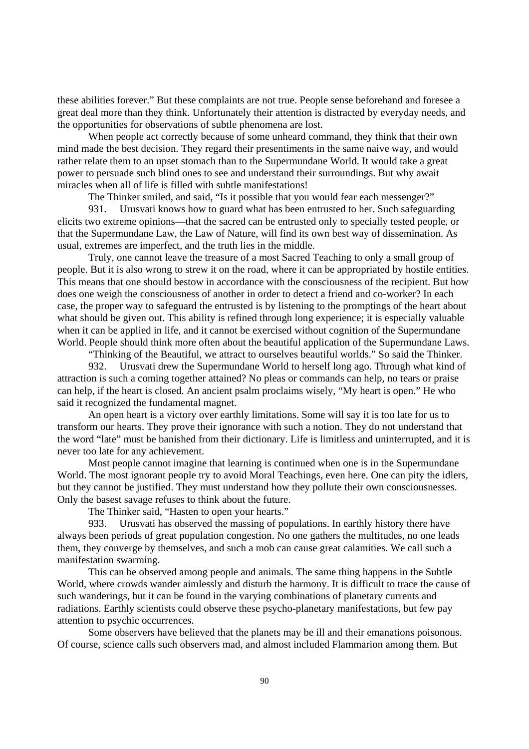these abilities forever." But these complaints are not true. People sense beforehand and foresee a great deal more than they think. Unfortunately their attention is distracted by everyday needs, and the opportunities for observations of subtle phenomena are lost.

When people act correctly because of some unheard command, they think that their own mind made the best decision. They regard their presentiments in the same naive way, and would rather relate them to an upset stomach than to the Supermundane World. It would take a great power to persuade such blind ones to see and understand their surroundings. But why await miracles when all of life is filled with subtle manifestations!

The Thinker smiled, and said, "Is it possible that you would fear each messenger?"

931. Urusvati knows how to guard what has been entrusted to her. Such safeguarding elicits two extreme opinions—that the sacred can be entrusted only to specially tested people, or that the Supermundane Law, the Law of Nature, will find its own best way of dissemination. As usual, extremes are imperfect, and the truth lies in the middle.

Truly, one cannot leave the treasure of a most Sacred Teaching to only a small group of people. But it is also wrong to strew it on the road, where it can be appropriated by hostile entities. This means that one should bestow in accordance with the consciousness of the recipient. But how does one weigh the consciousness of another in order to detect a friend and co-worker? In each case, the proper way to safeguard the entrusted is by listening to the promptings of the heart about what should be given out. This ability is refined through long experience; it is especially valuable when it can be applied in life, and it cannot be exercised without cognition of the Supermundane World. People should think more often about the beautiful application of the Supermundane Laws.

"Thinking of the Beautiful, we attract to ourselves beautiful worlds." So said the Thinker.

932. Urusvati drew the Supermundane World to herself long ago. Through what kind of attraction is such a coming together attained? No pleas or commands can help, no tears or praise can help, if the heart is closed. An ancient psalm proclaims wisely, "My heart is open." He who said it recognized the fundamental magnet.

An open heart is a victory over earthly limitations. Some will say it is too late for us to transform our hearts. They prove their ignorance with such a notion. They do not understand that the word "late" must be banished from their dictionary. Life is limitless and uninterrupted, and it is never too late for any achievement.

Most people cannot imagine that learning is continued when one is in the Supermundane World. The most ignorant people try to avoid Moral Teachings, even here. One can pity the idlers, but they cannot be justified. They must understand how they pollute their own consciousnesses. Only the basest savage refuses to think about the future.

The Thinker said, "Hasten to open your hearts."

933. Urusvati has observed the massing of populations. In earthly history there have always been periods of great population congestion. No one gathers the multitudes, no one leads them, they converge by themselves, and such a mob can cause great calamities. We call such a manifestation swarming.

This can be observed among people and animals. The same thing happens in the Subtle World, where crowds wander aimlessly and disturb the harmony. It is difficult to trace the cause of such wanderings, but it can be found in the varying combinations of planetary currents and radiations. Earthly scientists could observe these psycho-planetary manifestations, but few pay attention to psychic occurrences.

Some observers have believed that the planets may be ill and their emanations poisonous. Of course, science calls such observers mad, and almost included Flammarion among them. But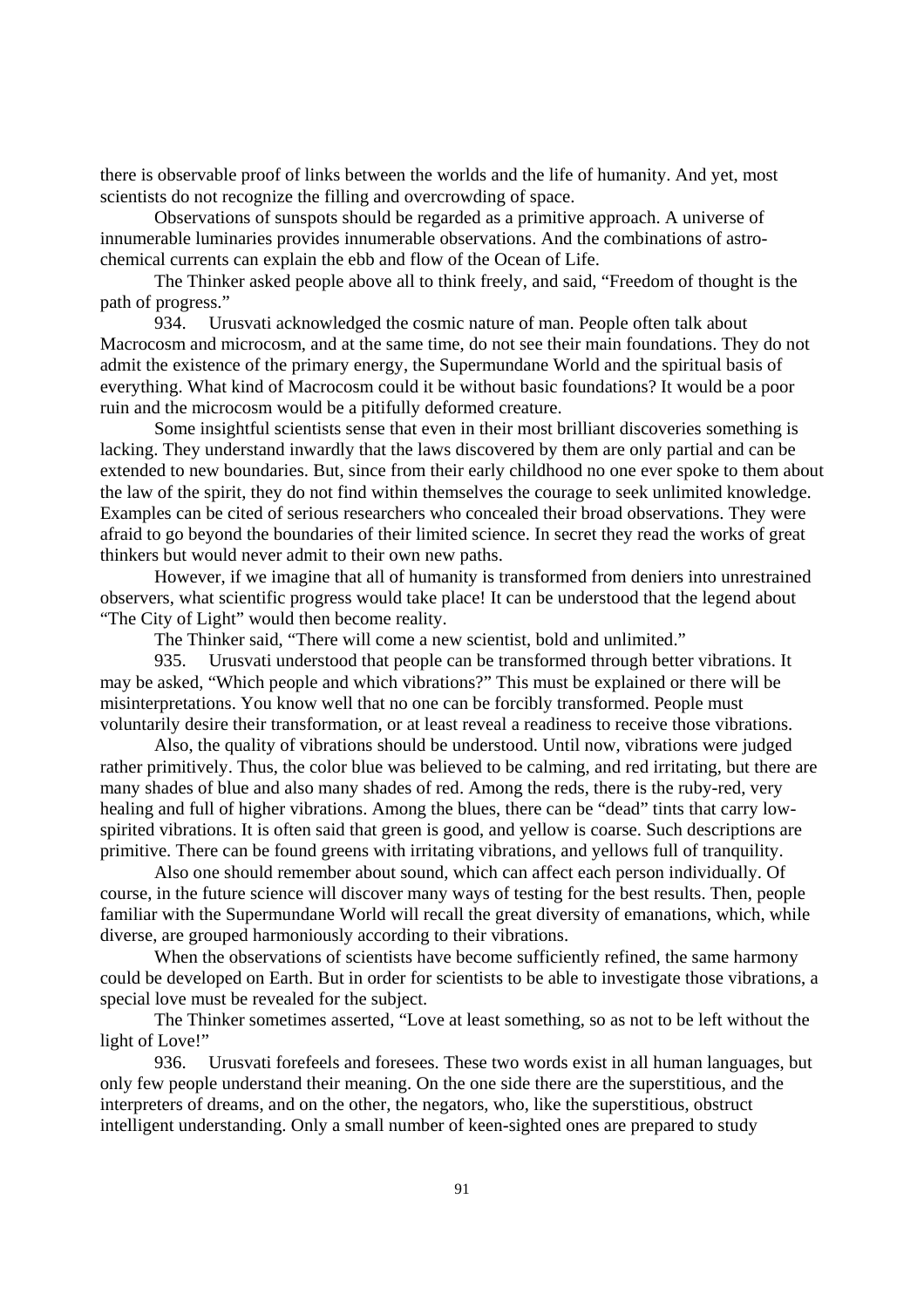there is observable proof of links between the worlds and the life of humanity. And yet, most scientists do not recognize the filling and overcrowding of space.

Observations of sunspots should be regarded as a primitive approach. A universe of innumerable luminaries provides innumerable observations. And the combinations of astro-chemical currents can explain the ebb and flow of the Ocean of Life.

The Thinker asked people above all to think freely, and said, "Freedom of thought is the path of progress."

934. Urusvati acknowledged the cosmic nature of man. People often talk about Macrocosm and microcosm, and at the same time, do not see their main foundations. They do not admit the existence of the primary energy, the Supermundane World and the spiritual basis of everything. What kind of Macrocosm could it be without basic foundations? It would be a poor ruin and the microcosm would be a pitifully deformed creature.

Some insightful scientists sense that even in their most brilliant discoveries something is lacking. They understand inwardly that the laws discovered by them are only partial and can be extended to new boundaries. But, since from their early childhood no one ever spoke to them about the law of the spirit, they do not find within themselves the courage to seek unlimited knowledge. Examples can be cited of serious researchers who concealed their broad observations. They were afraid to go beyond the boundaries of their limited science. In secret they read the works of great thinkers but would never admit to their own new paths.

However, if we imagine that all of humanity is transformed from deniers into unrestrained observers, what scientific progress would take place! It can be understood that the legend about "The City of Light" would then become reality.

The Thinker said, "There will come a new scientist, bold and unlimited."

935. Urusvati understood that people can be transformed through better vibrations. It may be asked, "Which people and which vibrations?" This must be explained or there will be misinterpretations. You know well that no one can be forcibly transformed. People must voluntarily desire their transformation, or at least reveal a readiness to receive those vibrations.

Also, the quality of vibrations should be understood. Until now, vibrations were judged rather primitively. Thus, the color blue was believed to be calming, and red irritating, but there are many shades of blue and also many shades of red. Among the reds, there is the ruby-red, very healing and full of higher vibrations. Among the blues, there can be "dead" tints that carry low-spirited vibrations. It is often said that green is good, and yellow is coarse. Such descriptions are primitive. There can be found greens with irritating vibrations, and yellows full of tranquility.

Also one should remember about sound, which can affect each person individually. Of course, in the future science will discover many ways of testing for the best results. Then, people familiar with the Supermundane World will recall the great diversity of emanations, which, while diverse, are grouped harmoniously according to their vibrations.

When the observations of scientists have become sufficiently refined, the same harmony could be developed on Earth. But in order for scientists to be able to investigate those vibrations, a special love must be revealed for the subject.

The Thinker sometimes asserted, "Love at least something, so as not to be left without the light of Love!"

936. Urusvati forefeels and foresees. These two words exist in all human languages, but only few people understand their meaning. On the one side there are the superstitious, and the interpreters of dreams, and on the other, the negators, who, like the superstitious, obstruct intelligent understanding. Only a small number of keen-sighted ones are prepared to study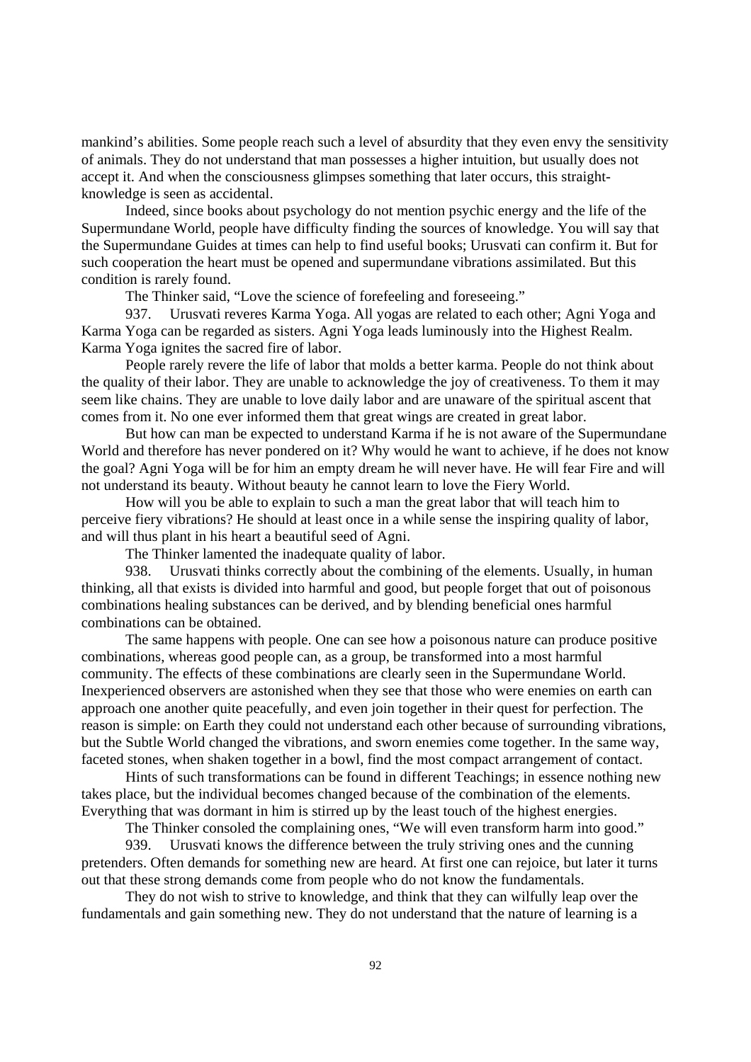mankind's abilities. Some people reach such a level of absurdity that they even envy the sensitivity of animals. They do not understand that man possesses a higher intuition, but usually does not accept it. And when the consciousness glimpses something that later occurs, this straight-knowledge is seen as accidental.

Indeed, since books about psychology do not mention psychic energy and the life of the Supermundane World, people have difficulty finding the sources of knowledge. You will say that the Supermundane Guides at times can help to find useful books; Urusvati can confirm it. But for such cooperation the heart must be opened and supermundane vibrations assimilated. But this condition is rarely found.

The Thinker said, "Love the science of forefeeling and foreseeing."

937. Urusvati reveres Karma Yoga. All yogas are related to each other; Agni Yoga and Karma Yoga can be regarded as sisters. Agni Yoga leads luminously into the Highest Realm. Karma Yoga ignites the sacred fire of labor.

People rarely revere the life of labor that molds a better karma. People do not think about the quality of their labor. They are unable to acknowledge the joy of creativeness. To them it may seem like chains. They are unable to love daily labor and are unaware of the spiritual ascent that comes from it. No one ever informed them that great wings are created in great labor.

But how can man be expected to understand Karma if he is not aware of the Supermundane World and therefore has never pondered on it? Why would he want to achieve, if he does not know the goal? Agni Yoga will be for him an empty dream he will never have. He will fear Fire and will not understand its beauty. Without beauty he cannot learn to love the Fiery World.

How will you be able to explain to such a man the great labor that will teach him to perceive fiery vibrations? He should at least once in a while sense the inspiring quality of labor, and will thus plant in his heart a beautiful seed of Agni.

The Thinker lamented the inadequate quality of labor.

938. Urusvati thinks correctly about the combining of the elements. Usually, in human thinking, all that exists is divided into harmful and good, but people forget that out of poisonous combinations healing substances can be derived, and by blending beneficial ones harmful combinations can be obtained.

The same happens with people. One can see how a poisonous nature can produce positive combinations, whereas good people can, as a group, be transformed into a most harmful community. The effects of these combinations are clearly seen in the Supermundane World. Inexperienced observers are astonished when they see that those who were enemies on earth can approach one another quite peacefully, and even join together in their quest for perfection. The reason is simple: on Earth they could not understand each other because of surrounding vibrations, but the Subtle World changed the vibrations, and sworn enemies come together. In the same way, faceted stones, when shaken together in a bowl, find the most compact arrangement of contact.

Hints of such transformations can be found in different Teachings; in essence nothing new takes place, but the individual becomes changed because of the combination of the elements. Everything that was dormant in him is stirred up by the least touch of the highest energies.

The Thinker consoled the complaining ones, "We will even transform harm into good."

939. Urusvati knows the difference between the truly striving ones and the cunning pretenders. Often demands for something new are heard. At first one can rejoice, but later it turns out that these strong demands come from people who do not know the fundamentals.

They do not wish to strive to knowledge, and think that they can wilfully leap over the fundamentals and gain something new. They do not understand that the nature of learning is a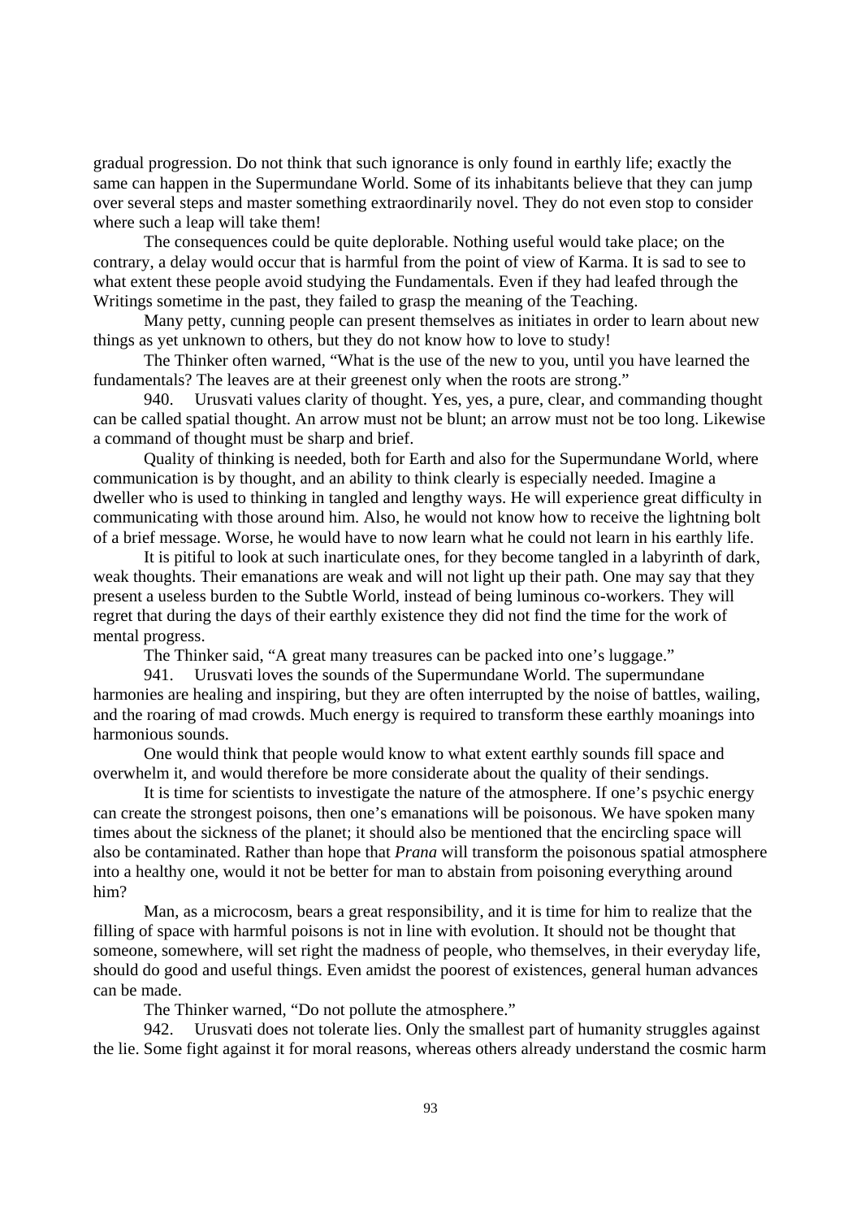gradual progression. Do not think that such ignorance is only found in earthly life; exactly the same can happen in the Supermundane World. Some of its inhabitants believe that they can jump over several steps and master something extraordinarily novel. They do not even stop to consider where such a leap will take them!

The consequences could be quite deplorable. Nothing useful would take place; on the contrary, a delay would occur that is harmful from the point of view of Karma. It is sad to see to what extent these people avoid studying the Fundamentals. Even if they had leafed through the Writings sometime in the past, they failed to grasp the meaning of the Teaching.

Many petty, cunning people can present themselves as initiates in order to learn about new things as yet unknown to others, but they do not know how to love to study!

The Thinker often warned, "What is the use of the new to you, until you have learned the fundamentals? The leaves are at their greenest only when the roots are strong."

940. Urusvati values clarity of thought. Yes, yes, a pure, clear, and commanding thought can be called spatial thought. An arrow must not be blunt; an arrow must not be too long. Likewise a command of thought must be sharp and brief.

Quality of thinking is needed, both for Earth and also for the Supermundane World, where communication is by thought, and an ability to think clearly is especially needed. Imagine a dweller who is used to thinking in tangled and lengthy ways. He will experience great difficulty in communicating with those around him. Also, he would not know how to receive the lightning bolt of a brief message. Worse, he would have to now learn what he could not learn in his earthly life.

It is pitiful to look at such inarticulate ones, for they become tangled in a labyrinth of dark, weak thoughts. Their emanations are weak and will not light up their path. One may say that they present a useless burden to the Subtle World, instead of being luminous co-workers. They will regret that during the days of their earthly existence they did not find the time for the work of mental progress.

The Thinker said, "A great many treasures can be packed into one's luggage."

941. Urusvati loves the sounds of the Supermundane World. The supermundane harmonies are healing and inspiring, but they are often interrupted by the noise of battles, wailing, and the roaring of mad crowds. Much energy is required to transform these earthly moanings into harmonious sounds.

One would think that people would know to what extent earthly sounds fill space and overwhelm it, and would therefore be more considerate about the quality of their sendings.

It is time for scientists to investigate the nature of the atmosphere. If one's psychic energy can create the strongest poisons, then one's emanations will be poisonous. We have spoken many times about the sickness of the planet; it should also be mentioned that the encircling space will also be contaminated. Rather than hope that *Prana* will transform the poisonous spatial atmosphere into a healthy one, would it not be better for man to abstain from poisoning everything around him?

Man, as a microcosm, bears a great responsibility, and it is time for him to realize that the filling of space with harmful poisons is not in line with evolution. It should not be thought that someone, somewhere, will set right the madness of people, who themselves, in their everyday life, should do good and useful things. Even amidst the poorest of existences, general human advances can be made.

The Thinker warned, "Do not pollute the atmosphere."

942. Urusvati does not tolerate lies. Only the smallest part of humanity struggles against the lie. Some fight against it for moral reasons, whereas others already understand the cosmic harm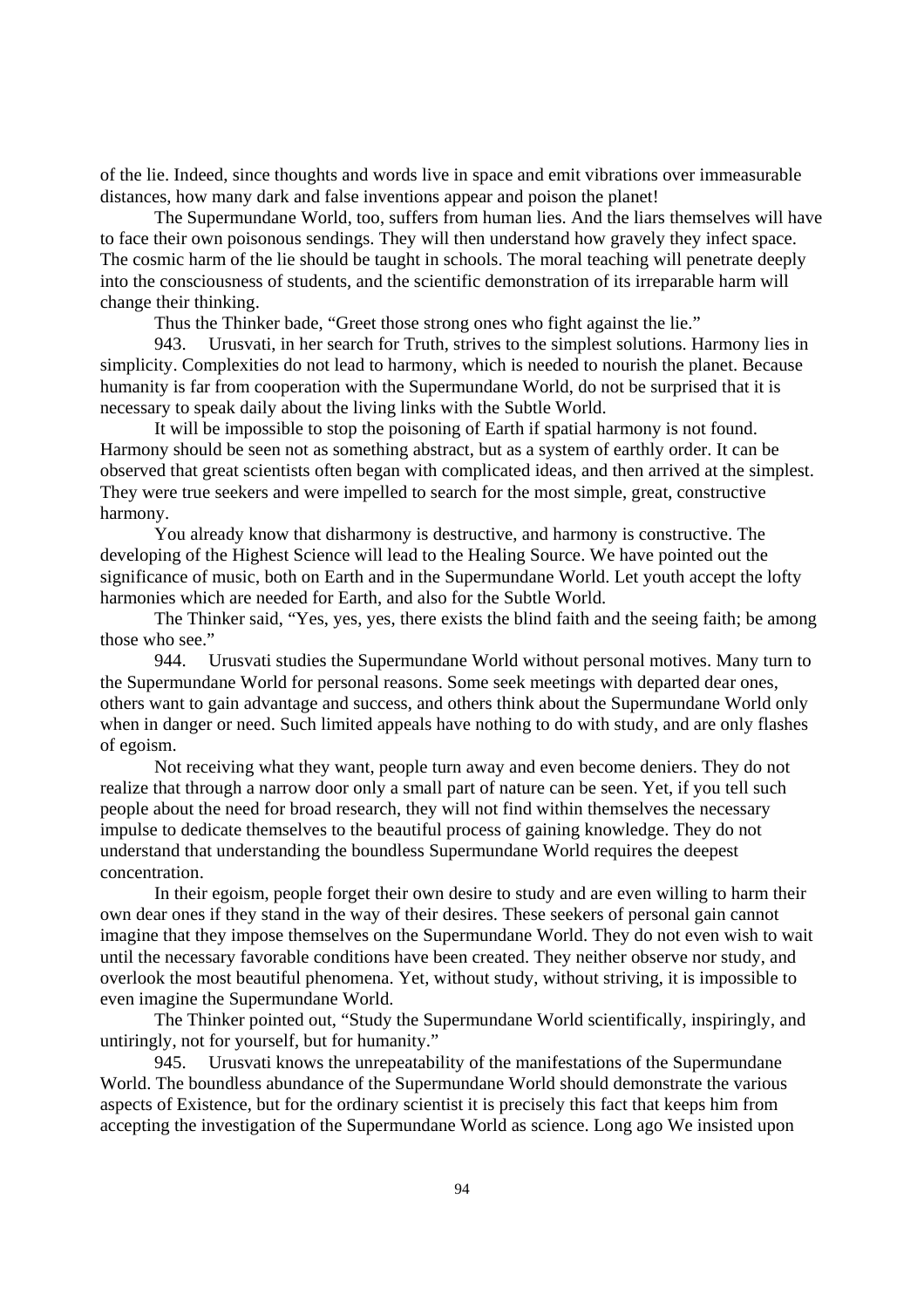of the lie. Indeed, since thoughts and words live in space and emit vibrations over immeasurable distances, how many dark and false inventions appear and poison the planet!

The Supermundane World, too, suffers from human lies. And the liars themselves will have to face their own poisonous sendings. They will then understand how gravely they infect space. The cosmic harm of the lie should be taught in schools. The moral teaching will penetrate deeply into the consciousness of students, and the scientific demonstration of its irreparable harm will change their thinking.

Thus the Thinker bade, "Greet those strong ones who fight against the lie."

943. Urusvati, in her search for Truth, strives to the simplest solutions. Harmony lies in simplicity. Complexities do not lead to harmony, which is needed to nourish the planet. Because humanity is far from cooperation with the Supermundane World, do not be surprised that it is necessary to speak daily about the living links with the Subtle World.

It will be impossible to stop the poisoning of Earth if spatial harmony is not found. Harmony should be seen not as something abstract, but as a system of earthly order. It can be observed that great scientists often began with complicated ideas, and then arrived at the simplest. They were true seekers and were impelled to search for the most simple, great, constructive harmony.

You already know that disharmony is destructive, and harmony is constructive. The developing of the Highest Science will lead to the Healing Source. We have pointed out the significance of music, both on Earth and in the Supermundane World. Let youth accept the lofty harmonies which are needed for Earth, and also for the Subtle World.

The Thinker said, "Yes, yes, yes, there exists the blind faith and the seeing faith; be among those who see."

944. Urusvati studies the Supermundane World without personal motives. Many turn to the Supermundane World for personal reasons. Some seek meetings with departed dear ones, others want to gain advantage and success, and others think about the Supermundane World only when in danger or need. Such limited appeals have nothing to do with study, and are only flashes of egoism.

Not receiving what they want, people turn away and even become deniers. They do not realize that through a narrow door only a small part of nature can be seen. Yet, if you tell such people about the need for broad research, they will not find within themselves the necessary impulse to dedicate themselves to the beautiful process of gaining knowledge. They do not understand that understanding the boundless Supermundane World requires the deepest concentration.

In their egoism, people forget their own desire to study and are even willing to harm their own dear ones if they stand in the way of their desires. These seekers of personal gain cannot imagine that they impose themselves on the Supermundane World. They do not even wish to wait until the necessary favorable conditions have been created. They neither observe nor study, and overlook the most beautiful phenomena. Yet, without study, without striving, it is impossible to even imagine the Supermundane World.

The Thinker pointed out, "Study the Supermundane World scientifically, inspiringly, and untiringly, not for yourself, but for humanity."

945. Urusvati knows the unrepeatability of the manifestations of the Supermundane World. The boundless abundance of the Supermundane World should demonstrate the various aspects of Existence, but for the ordinary scientist it is precisely this fact that keeps him from accepting the investigation of the Supermundane World as science. Long ago We insisted upon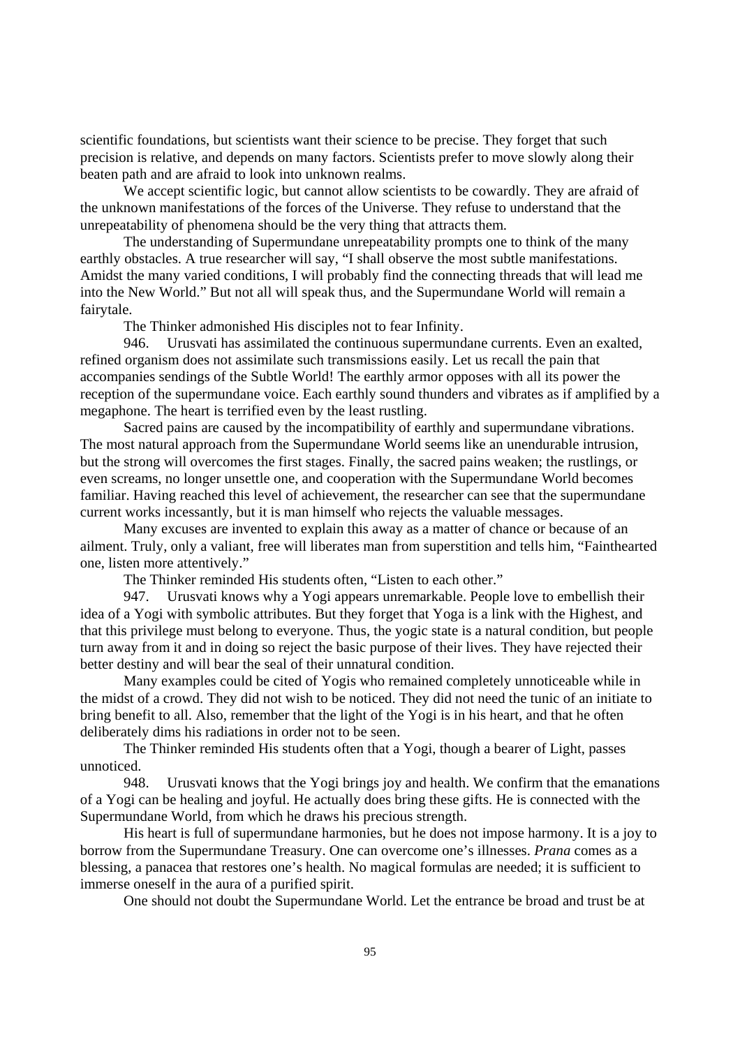scientific foundations, but scientists want their science to be precise. They forget that such precision is relative, and depends on many factors. Scientists prefer to move slowly along their beaten path and are afraid to look into unknown realms.

We accept scientific logic, but cannot allow scientists to be cowardly. They are afraid of the unknown manifestations of the forces of the Universe. They refuse to understand that the unrepeatability of phenomena should be the very thing that attracts them.

The understanding of Supermundane unrepeatability prompts one to think of the many earthly obstacles. A true researcher will say, "I shall observe the most subtle manifestations. Amidst the many varied conditions, I will probably find the connecting threads that will lead me into the New World." But not all will speak thus, and the Supermundane World will remain a fairytale.

The Thinker admonished His disciples not to fear Infinity.

946. Urusvati has assimilated the continuous supermundane currents. Even an exalted, refined organism does not assimilate such transmissions easily. Let us recall the pain that accompanies sendings of the Subtle World! The earthly armor opposes with all its power the reception of the supermundane voice. Each earthly sound thunders and vibrates as if amplified by a megaphone. The heart is terrified even by the least rustling.

Sacred pains are caused by the incompatibility of earthly and supermundane vibrations. The most natural approach from the Supermundane World seems like an unendurable intrusion, but the strong will overcomes the first stages. Finally, the sacred pains weaken; the rustlings, or even screams, no longer unsettle one, and cooperation with the Supermundane World becomes familiar. Having reached this level of achievement, the researcher can see that the supermundane current works incessantly, but it is man himself who rejects the valuable messages.

Many excuses are invented to explain this away as a matter of chance or because of an ailment. Truly, only a valiant, free will liberates man from superstition and tells him, "Fainthearted one, listen more attentively."

The Thinker reminded His students often, "Listen to each other."

947. Urusvati knows why a Yogi appears unremarkable. People love to embellish their idea of a Yogi with symbolic attributes. But they forget that Yoga is a link with the Highest, and that this privilege must belong to everyone. Thus, the yogic state is a natural condition, but people turn away from it and in doing so reject the basic purpose of their lives. They have rejected their better destiny and will bear the seal of their unnatural condition.

Many examples could be cited of Yogis who remained completely unnoticeable while in the midst of a crowd. They did not wish to be noticed. They did not need the tunic of an initiate to bring benefit to all. Also, remember that the light of the Yogi is in his heart, and that he often deliberately dims his radiations in order not to be seen.

The Thinker reminded His students often that a Yogi, though a bearer of Light, passes unnoticed.

948. Urusvati knows that the Yogi brings joy and health. We confirm that the emanations of a Yogi can be healing and joyful. He actually does bring these gifts. He is connected with the Supermundane World, from which he draws his precious strength.

His heart is full of supermundane harmonies, but he does not impose harmony. It is a joy to borrow from the Supermundane Treasury. One can overcome one's illnesses. *Prana* comes as a blessing, a panacea that restores one's health. No magical formulas are needed; it is sufficient to immerse oneself in the aura of a purified spirit.

One should not doubt the Supermundane World. Let the entrance be broad and trust be at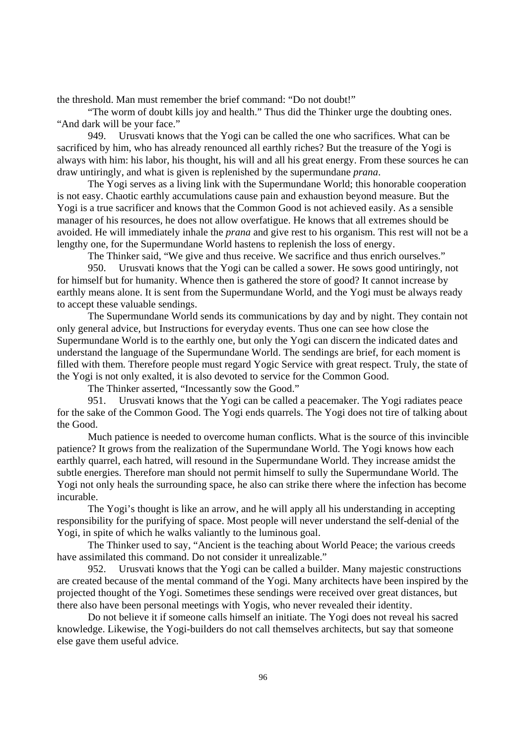the threshold. Man must remember the brief command: "Do not doubt!"

"The worm of doubt kills joy and health." Thus did the Thinker urge the doubting ones. "And dark will be your face."

949. Urusvati knows that the Yogi can be called the one who sacrifices. What can be sacrificed by him, who has already renounced all earthly riches? But the treasure of the Yogi is always with him: his labor, his thought, his will and all his great energy. From these sources he can draw untiringly, and what is given is replenished by the supermundane *prana*.

The Yogi serves as a living link with the Supermundane World; this honorable cooperation is not easy. Chaotic earthly accumulations cause pain and exhaustion beyond measure. But the Yogi is a true sacrificer and knows that the Common Good is not achieved easily. As a sensible manager of his resources, he does not allow overfatigue. He knows that all extremes should be avoided. He will immediately inhale the *prana* and give rest to his organism. This rest will not be a lengthy one, for the Supermundane World hastens to replenish the loss of energy.

The Thinker said, "We give and thus receive. We sacrifice and thus enrich ourselves."

950. Urusvati knows that the Yogi can be called a sower. He sows good untiringly, not for himself but for humanity. Whence then is gathered the store of good? It cannot increase by earthly means alone. It is sent from the Supermundane World, and the Yogi must be always ready to accept these valuable sendings.

The Supermundane World sends its communications by day and by night. They contain not only general advice, but Instructions for everyday events. Thus one can see how close the Supermundane World is to the earthly one, but only the Yogi can discern the indicated dates and understand the language of the Supermundane World. The sendings are brief, for each moment is filled with them. Therefore people must regard Yogic Service with great respect. Truly, the state of the Yogi is not only exalted, it is also devoted to service for the Common Good.

The Thinker asserted, "Incessantly sow the Good."

951. Urusvati knows that the Yogi can be called a peacemaker. The Yogi radiates peace for the sake of the Common Good. The Yogi ends quarrels. The Yogi does not tire of talking about the Good.

Much patience is needed to overcome human conflicts. What is the source of this invincible patience? It grows from the realization of the Supermundane World. The Yogi knows how each earthly quarrel, each hatred, will resound in the Supermundane World. They increase amidst the subtle energies. Therefore man should not permit himself to sully the Supermundane World. The Yogi not only heals the surrounding space, he also can strike there where the infection has become incurable.

The Yogi's thought is like an arrow, and he will apply all his understanding in accepting responsibility for the purifying of space. Most people will never understand the self-denial of the Yogi, in spite of which he walks valiantly to the luminous goal.

The Thinker used to say, "Ancient is the teaching about World Peace; the various creeds have assimilated this command. Do not consider it unrealizable."

952. Urusvati knows that the Yogi can be called a builder. Many majestic constructions are created because of the mental command of the Yogi. Many architects have been inspired by the projected thought of the Yogi. Sometimes these sendings were received over great distances, but there also have been personal meetings with Yogis, who never revealed their identity.

Do not believe it if someone calls himself an initiate. The Yogi does not reveal his sacred knowledge. Likewise, the Yogi-builders do not call themselves architects, but say that someone else gave them useful advice.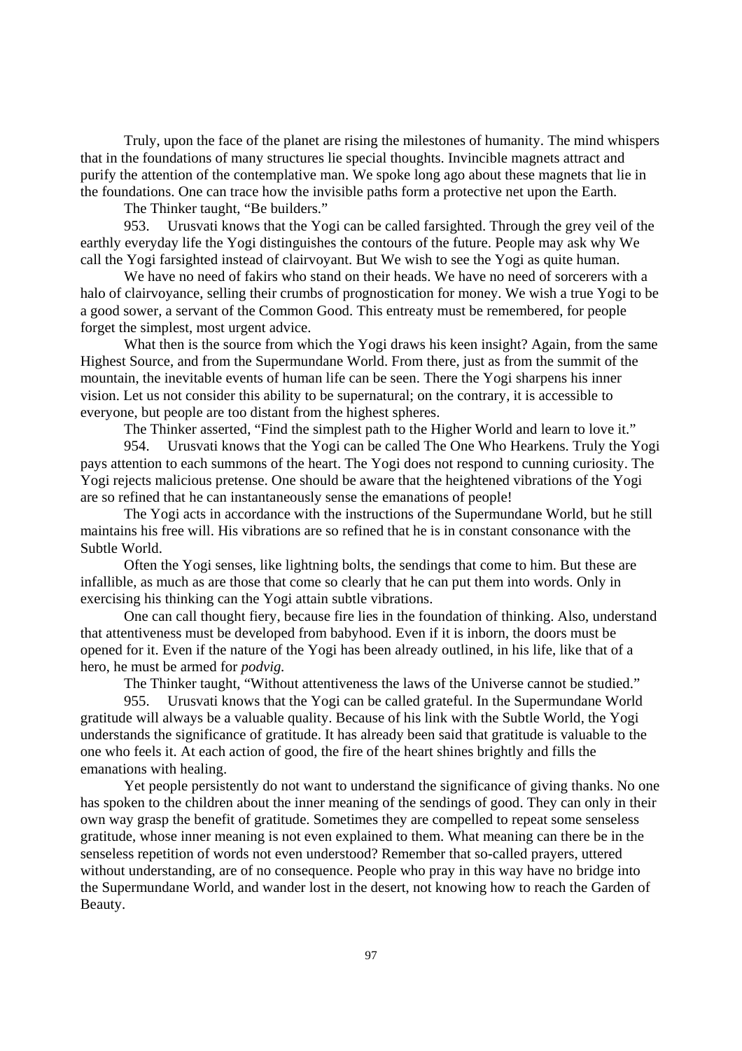Truly, upon the face of the planet are rising the milestones of humanity. The mind whispers that in the foundations of many structures lie special thoughts. Invincible magnets attract and purify the attention of the contemplative man. We spoke long ago about these magnets that lie in the foundations. One can trace how the invisible paths form a protective net upon the Earth.

The Thinker taught, "Be builders."

953. Urusvati knows that the Yogi can be called farsighted. Through the grey veil of the earthly everyday life the Yogi distinguishes the contours of the future. People may ask why We call the Yogi farsighted instead of clairvoyant. But We wish to see the Yogi as quite human.

We have no need of fakirs who stand on their heads. We have no need of sorcerers with a halo of clairvoyance, selling their crumbs of prognostication for money. We wish a true Yogi to be a good sower, a servant of the Common Good. This entreaty must be remembered, for people forget the simplest, most urgent advice.

What then is the source from which the Yogi draws his keen insight? Again, from the same Highest Source, and from the Supermundane World. From there, just as from the summit of the mountain, the inevitable events of human life can be seen. There the Yogi sharpens his inner vision. Let us not consider this ability to be supernatural; on the contrary, it is accessible to everyone, but people are too distant from the highest spheres.

The Thinker asserted, "Find the simplest path to the Higher World and learn to love it."

954. Urusvati knows that the Yogi can be called The One Who Hearkens. Truly the Yogi pays attention to each summons of the heart. The Yogi does not respond to cunning curiosity. The Yogi rejects malicious pretense. One should be aware that the heightened vibrations of the Yogi are so refined that he can instantaneously sense the emanations of people!

The Yogi acts in accordance with the instructions of the Supermundane World, but he still maintains his free will. His vibrations are so refined that he is in constant consonance with the Subtle World.

Often the Yogi senses, like lightning bolts, the sendings that come to him. But these are infallible, as much as are those that come so clearly that he can put them into words. Only in exercising his thinking can the Yogi attain subtle vibrations.

One can call thought fiery, because fire lies in the foundation of thinking. Also, understand that attentiveness must be developed from babyhood. Even if it is inborn, the doors must be opened for it. Even if the nature of the Yogi has been already outlined, in his life, like that of a hero, he must be armed for *podvig.*

The Thinker taught, "Without attentiveness the laws of the Universe cannot be studied."

955. Urusvati knows that the Yogi can be called grateful. In the Supermundane World gratitude will always be a valuable quality. Because of his link with the Subtle World, the Yogi understands the significance of gratitude. It has already been said that gratitude is valuable to the one who feels it. At each action of good, the fire of the heart shines brightly and fills the emanations with healing.

Yet people persistently do not want to understand the significance of giving thanks. No one has spoken to the children about the inner meaning of the sendings of good. They can only in their own way grasp the benefit of gratitude. Sometimes they are compelled to repeat some senseless gratitude, whose inner meaning is not even explained to them. What meaning can there be in the senseless repetition of words not even understood? Remember that so-called prayers, uttered without understanding, are of no consequence. People who pray in this way have no bridge into the Supermundane World, and wander lost in the desert, not knowing how to reach the Garden of Beauty.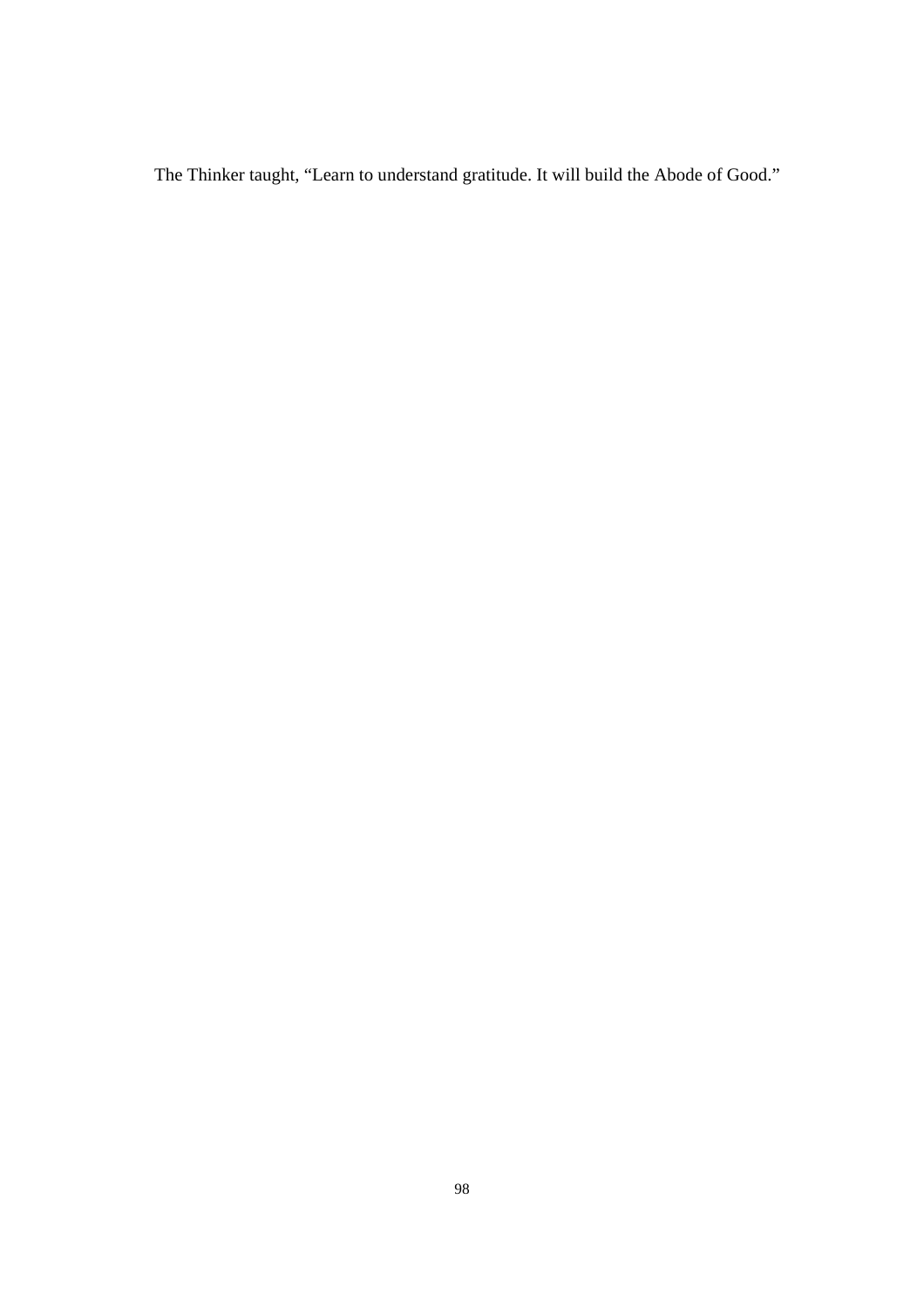The Thinker taught, “Learn to understand gratitude. It will build the Abode of Good.”